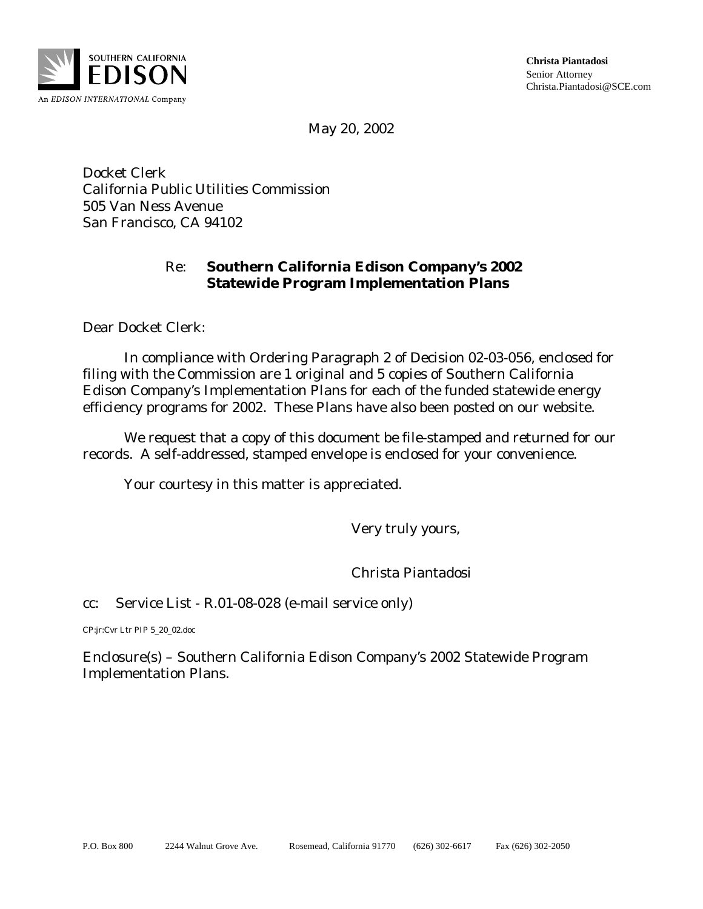SOUTHERN CALIFORNIA
EDISON
An *EDISON INTERNATIONAL* Company

**Christa Piantadosi**
Senior Attorney
Christa.Piantadosi@SCE.com

May 20, 2002

Docket Clerk
California Public Utilities Commission
505 Van Ness Avenue
San Francisco, CA 94102

Re: **Southern California Edison Company's 2002 Statewide Program Implementation Plans**

Dear Docket Clerk:

In compliance with Ordering Paragraph 2 of Decision 02-03-056, enclosed for filing with the Commission are 1 original and 5 copies of Southern California Edison Company's Implementation Plans for each of the funded statewide energy efficiency programs for 2002. These Plans have also been posted on our website.

We request that a copy of this document be file-stamped and returned for our records. A self-addressed, stamped envelope is enclosed for your convenience.

Your courtesy in this matter is appreciated.

Very truly yours,

Christa Piantadosi

cc: Service List - R.01-08-028 (e-mail service only)

CP:jr:Cvr Ltr PIP 5_20_02.doc

Enclosure(s) – Southern California Edison Company's 2002 Statewide Program Implementation Plans.

P.O. Box 800 2244 Walnut Grove Ave. Rosemead, California 91770 (626) 302-6617 Fax (626) 302-2050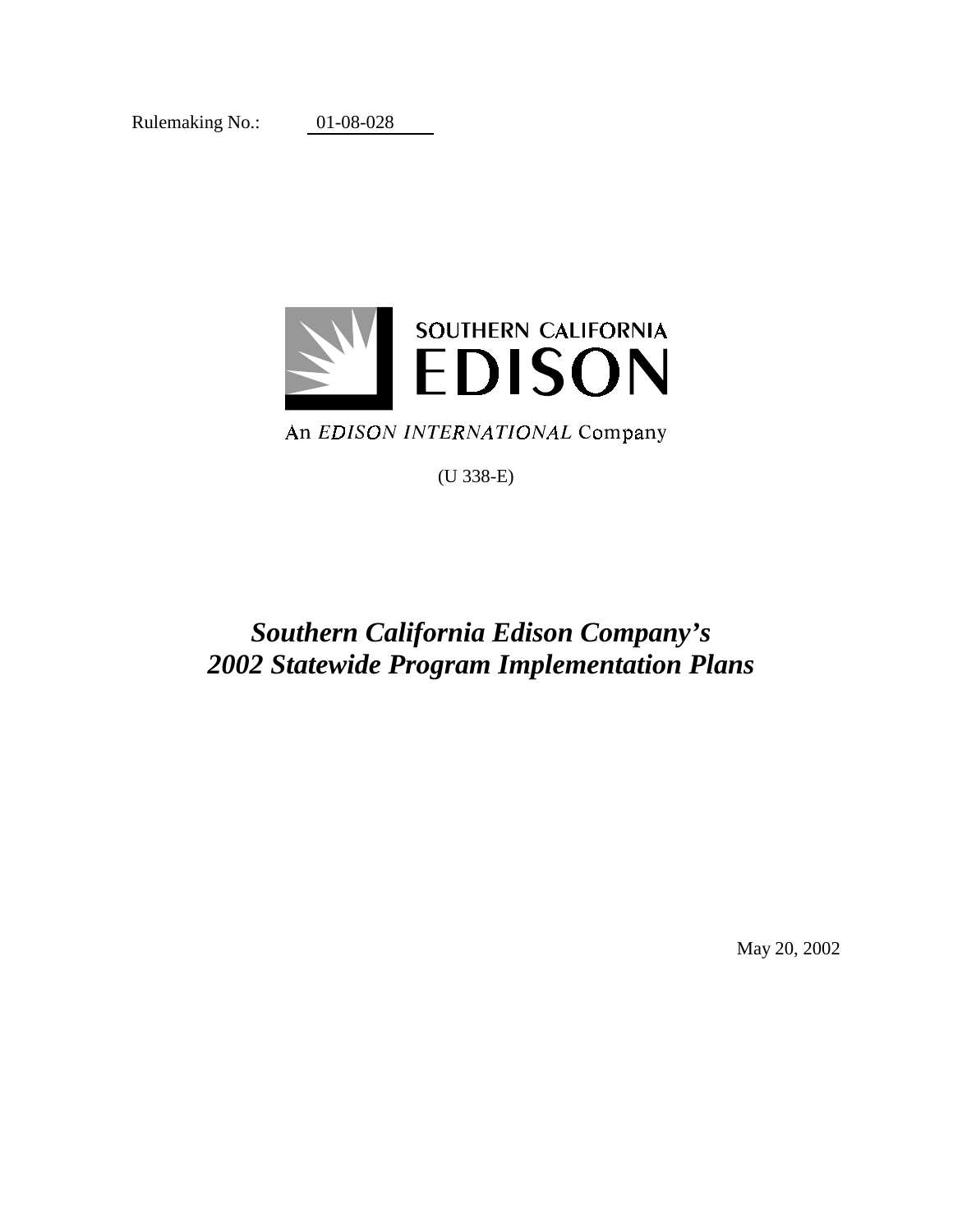Rulemaking No.: 01-08-028

SOUTHERN CALIFORNIA
EDISON

An *EDISON INTERNATIONAL* Company

(U 338-E)

# *Southern California Edison Company's 2002 Statewide Program Implementation Plans*

May 20, 2002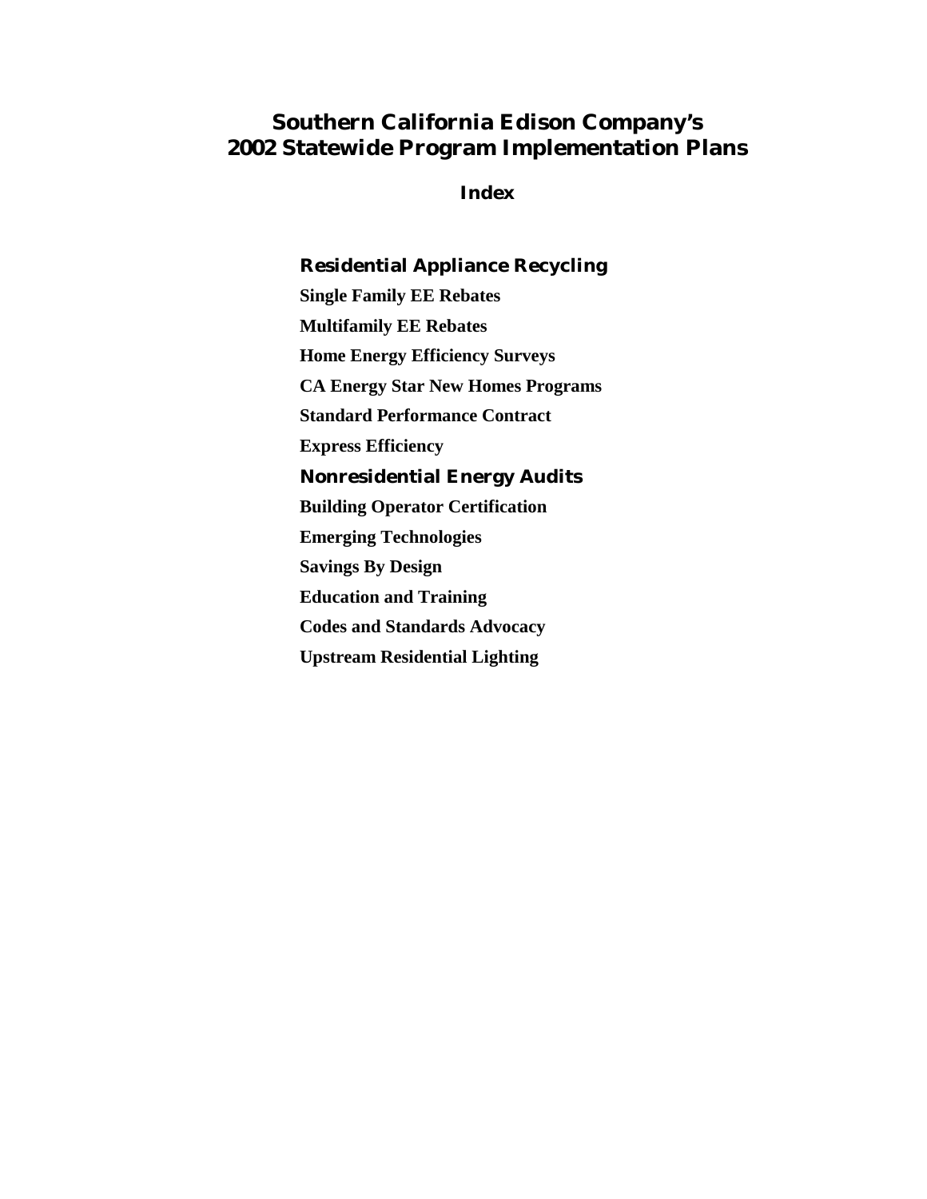# Southern California Edison Company's
# 2002 Statewide Program Implementation Plans

## Index

**Residential Appliance Recycling**

**Single Family EE Rebates**

**Multifamily EE Rebates**

**Home Energy Efficiency Surveys**

**CA Energy Star New Homes Programs**

**Standard Performance Contract**

**Express Efficiency**

**Nonresidential Energy Audits**

**Building Operator Certification**

**Emerging Technologies**

**Savings By Design**

**Education and Training**

**Codes and Standards Advocacy**

**Upstream Residential Lighting**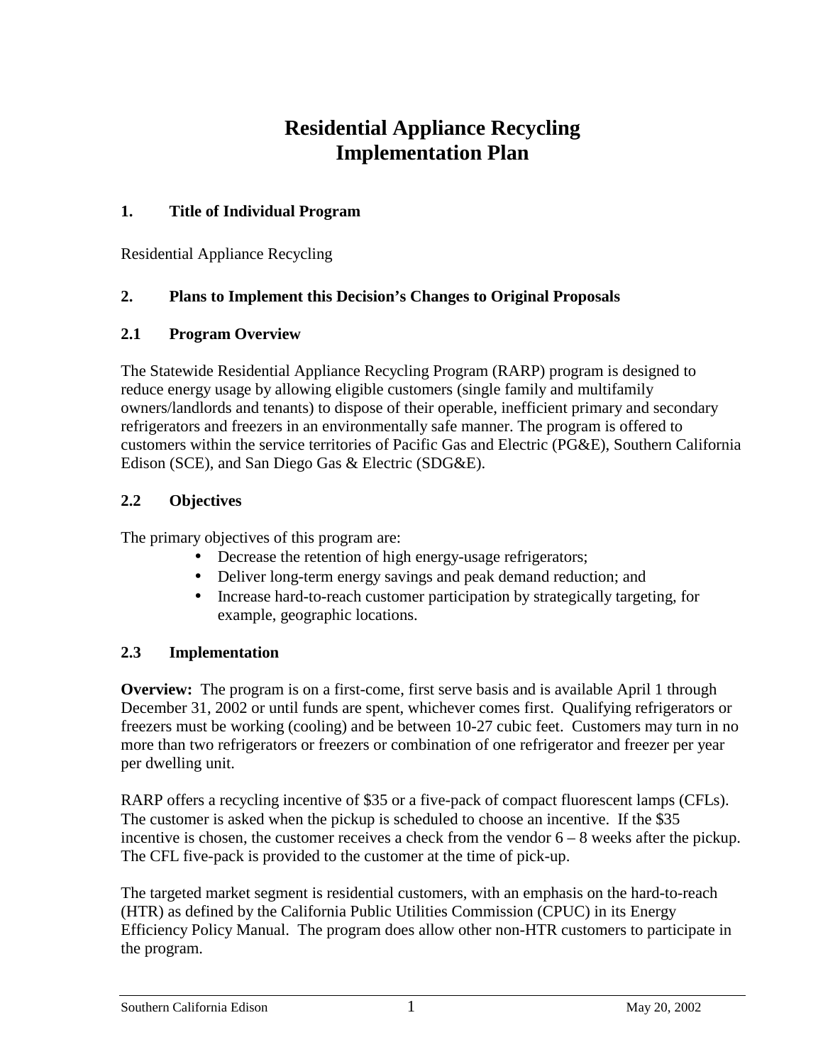# Residential Appliance Recycling Implementation Plan

## 1. Title of Individual Program

Residential Appliance Recycling

## 2. Plans to Implement this Decision's Changes to Original Proposals

### 2.1 Program Overview

The Statewide Residential Appliance Recycling Program (RARP) program is designed to reduce energy usage by allowing eligible customers (single family and multifamily owners/landlords and tenants) to dispose of their operable, inefficient primary and secondary refrigerators and freezers in an environmentally safe manner. The program is offered to customers within the service territories of Pacific Gas and Electric (PG&E), Southern California Edison (SCE), and San Diego Gas & Electric (SDG&E).

### 2.2 Objectives

The primary objectives of this program are:

- Decrease the retention of high energy-usage refrigerators;
- Deliver long-term energy savings and peak demand reduction; and
- Increase hard-to-reach customer participation by strategically targeting, for example, geographic locations.

### 2.3 Implementation

**Overview:** The program is on a first-come, first serve basis and is available April 1 through December 31, 2002 or until funds are spent, whichever comes first. Qualifying refrigerators or freezers must be working (cooling) and be between 10-27 cubic feet. Customers may turn in no more than two refrigerators or freezers or combination of one refrigerator and freezer per year per dwelling unit.

RARP offers a recycling incentive of $35 or a five-pack of compact fluorescent lamps (CFLs). The customer is asked when the pickup is scheduled to choose an incentive. If the $35 incentive is chosen, the customer receives a check from the vendor 6 – 8 weeks after the pickup. The CFL five-pack is provided to the customer at the time of pick-up.

The targeted market segment is residential customers, with an emphasis on the hard-to-reach (HTR) as defined by the California Public Utilities Commission (CPUC) in its Energy Efficiency Policy Manual. The program does allow other non-HTR customers to participate in the program.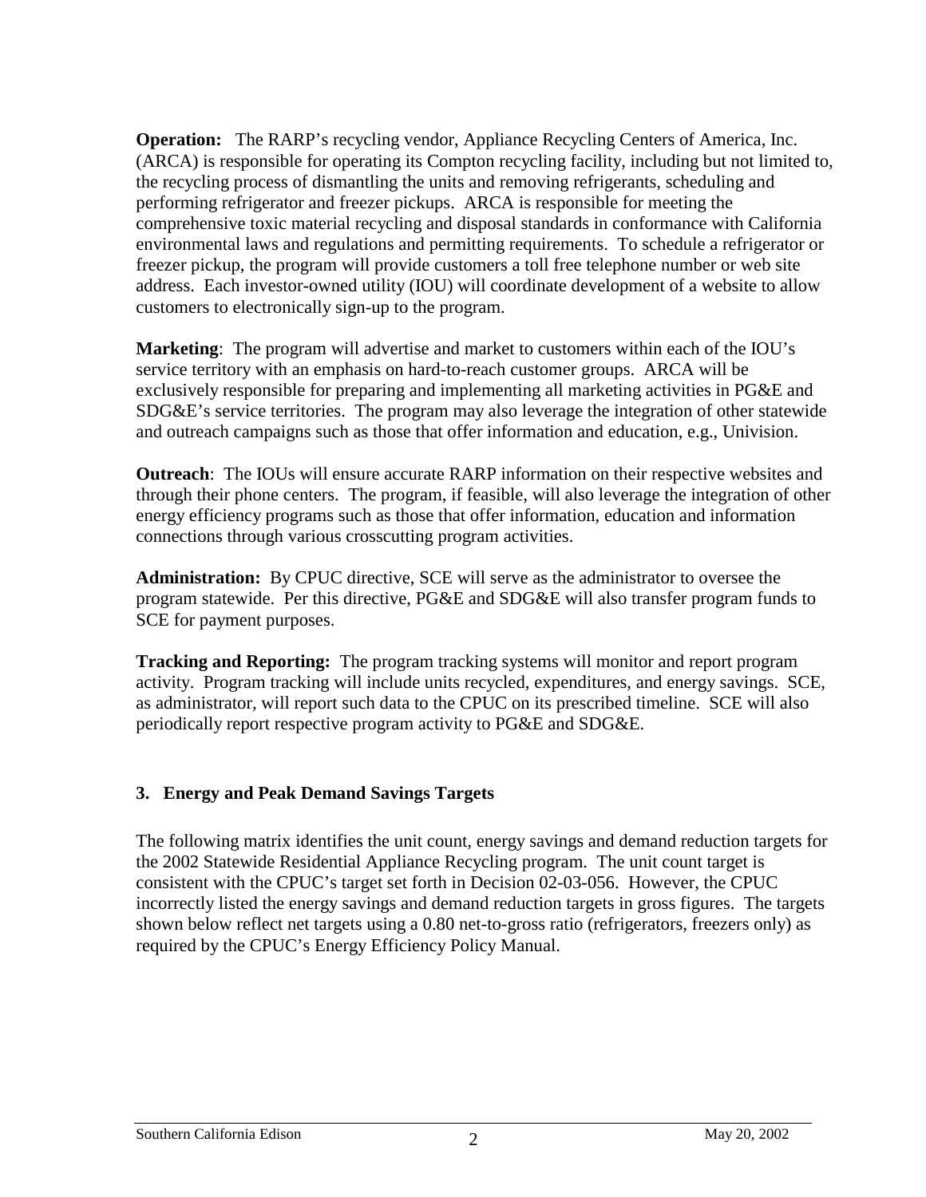**Operation:** The RARP's recycling vendor, Appliance Recycling Centers of America, Inc. (ARCA) is responsible for operating its Compton recycling facility, including but not limited to, the recycling process of dismantling the units and removing refrigerants, scheduling and performing refrigerator and freezer pickups. ARCA is responsible for meeting the comprehensive toxic material recycling and disposal standards in conformance with California environmental laws and regulations and permitting requirements. To schedule a refrigerator or freezer pickup, the program will provide customers a toll free telephone number or web site address. Each investor-owned utility (IOU) will coordinate development of a website to allow customers to electronically sign-up to the program.

**Marketing**: The program will advertise and market to customers within each of the IOU's service territory with an emphasis on hard-to-reach customer groups. ARCA will be exclusively responsible for preparing and implementing all marketing activities in PG&E and SDG&E's service territories. The program may also leverage the integration of other statewide and outreach campaigns such as those that offer information and education, e.g., Univision.

**Outreach**: The IOUs will ensure accurate RARP information on their respective websites and through their phone centers. The program, if feasible, will also leverage the integration of other energy efficiency programs such as those that offer information, education and information connections through various crosscutting program activities.

**Administration:** By CPUC directive, SCE will serve as the administrator to oversee the program statewide. Per this directive, PG&E and SDG&E will also transfer program funds to SCE for payment purposes.

**Tracking and Reporting:** The program tracking systems will monitor and report program activity. Program tracking will include units recycled, expenditures, and energy savings. SCE, as administrator, will report such data to the CPUC on its prescribed timeline. SCE will also periodically report respective program activity to PG&E and SDG&E.

## 3. Energy and Peak Demand Savings Targets

The following matrix identifies the unit count, energy savings and demand reduction targets for the 2002 Statewide Residential Appliance Recycling program. The unit count target is consistent with the CPUC's target set forth in Decision 02-03-056. However, the CPUC incorrectly listed the energy savings and demand reduction targets in gross figures. The targets shown below reflect net targets using a 0.80 net-to-gross ratio (refrigerators, freezers only) as required by the CPUC's Energy Efficiency Policy Manual.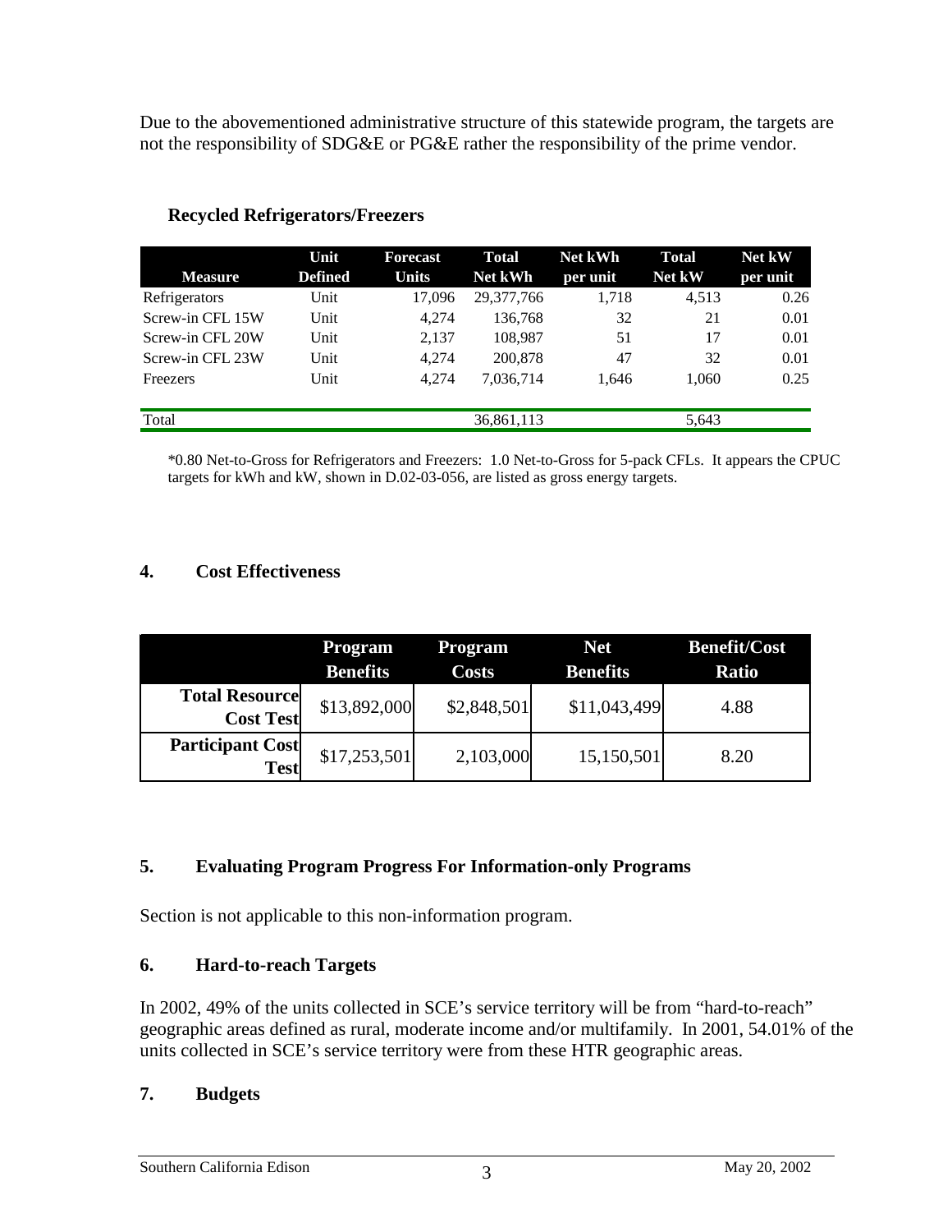Due to the abovementioned administrative structure of this statewide program, the targets are not the responsibility of SDG&E or PG&E rather the responsibility of the prime vendor.

**Recycled Refrigerators/Freezers**

| Measure | Unit Defined | Forecast Units | Total Net kWh | Net kWh per unit | Total Net kW | Net kW per unit |
|---|---|---|---|---|---|---|
| Refrigerators | Unit | 17,096 | 29,377,766 | 1,718 | 4,513 | 0.26 |
| Screw-in CFL 15W | Unit | 4,274 | 136,768 | 32 | 21 | 0.01 |
| Screw-in CFL 20W | Unit | 2,137 | 108,987 | 51 | 17 | 0.01 |
| Screw-in CFL 23W | Unit | 4,274 | 200,878 | 47 | 32 | 0.01 |
| Freezers | Unit | 4,274 | 7,036,714 | 1,646 | 1,060 | 0.25 |
| Total | | | 36,861,113 | | 5,643 | |

*0.80 Net-to-Gross for Refrigerators and Freezers: 1.0 Net-to-Gross for 5-pack CFLs. It appears the CPUC targets for kWh and kW, shown in D.02-03-056, are listed as gross energy targets.

## 4. Cost Effectiveness

| | Program Benefits | Program Costs | Net Benefits | Benefit/Cost Ratio |
|---|---|---|---|---|
| **Total Resource Cost Test** | $13,892,000 | $2,848,501 | $11,043,499 | 4.88 |
| **Participant Cost Test** | $17,253,501 | 2,103,000 | 15,150,501 | 8.20 |

## 5. Evaluating Program Progress For Information-only Programs

Section is not applicable to this non-information program.

## 6. Hard-to-reach Targets

In 2002, 49% of the units collected in SCE's service territory will be from "hard-to-reach" geographic areas defined as rural, moderate income and/or multifamily. In 2001, 54.01% of the units collected in SCE's service territory were from these HTR geographic areas.

## 7. Budgets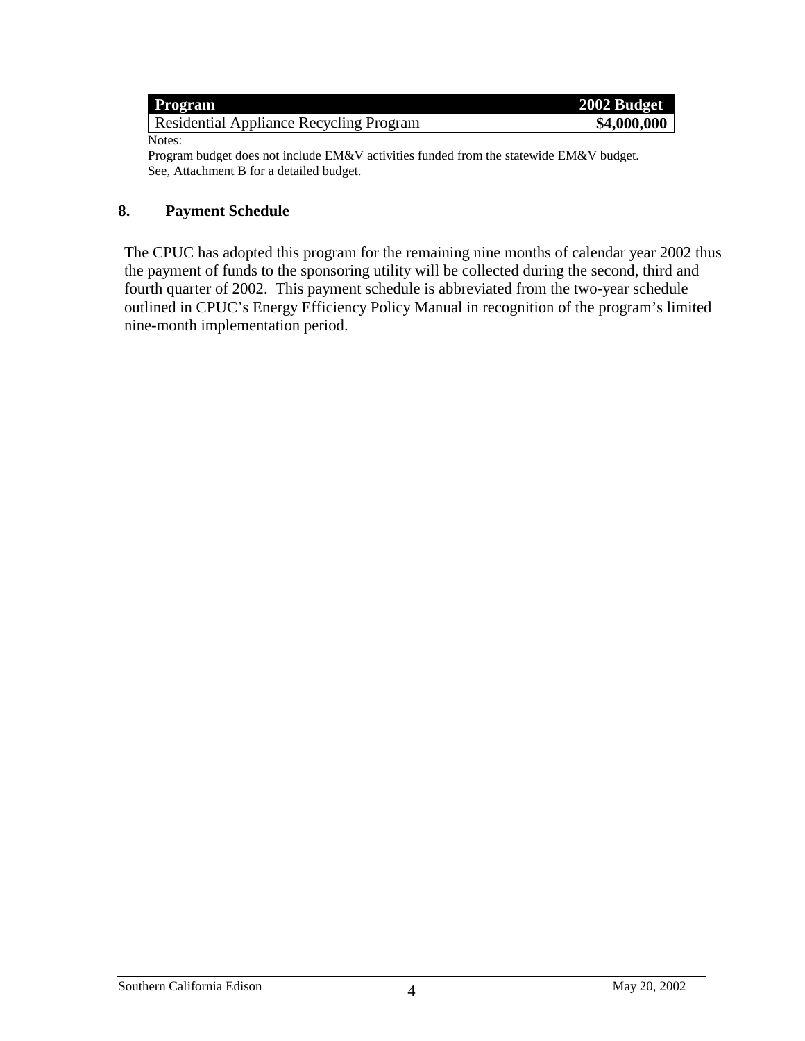| Program | 2002 Budget |
| --- | --- |
| Residential Appliance Recycling Program | **$4,000,000** |

Notes:

Program budget does not include EM&V activities funded from the statewide EM&V budget.
See, Attachment B for a detailed budget.

## 8. Payment Schedule

The CPUC has adopted this program for the remaining nine months of calendar year 2002 thus the payment of funds to the sponsoring utility will be collected during the second, third and fourth quarter of 2002. This payment schedule is abbreviated from the two-year schedule outlined in CPUC's Energy Efficiency Policy Manual in recognition of the program's limited nine-month implementation period.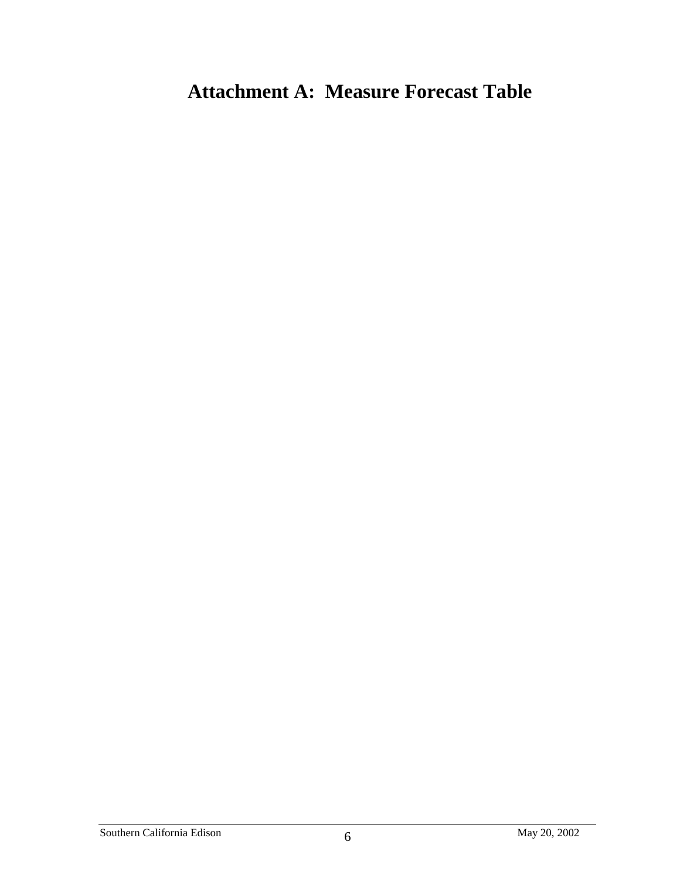# Attachment A:  Measure Forecast Table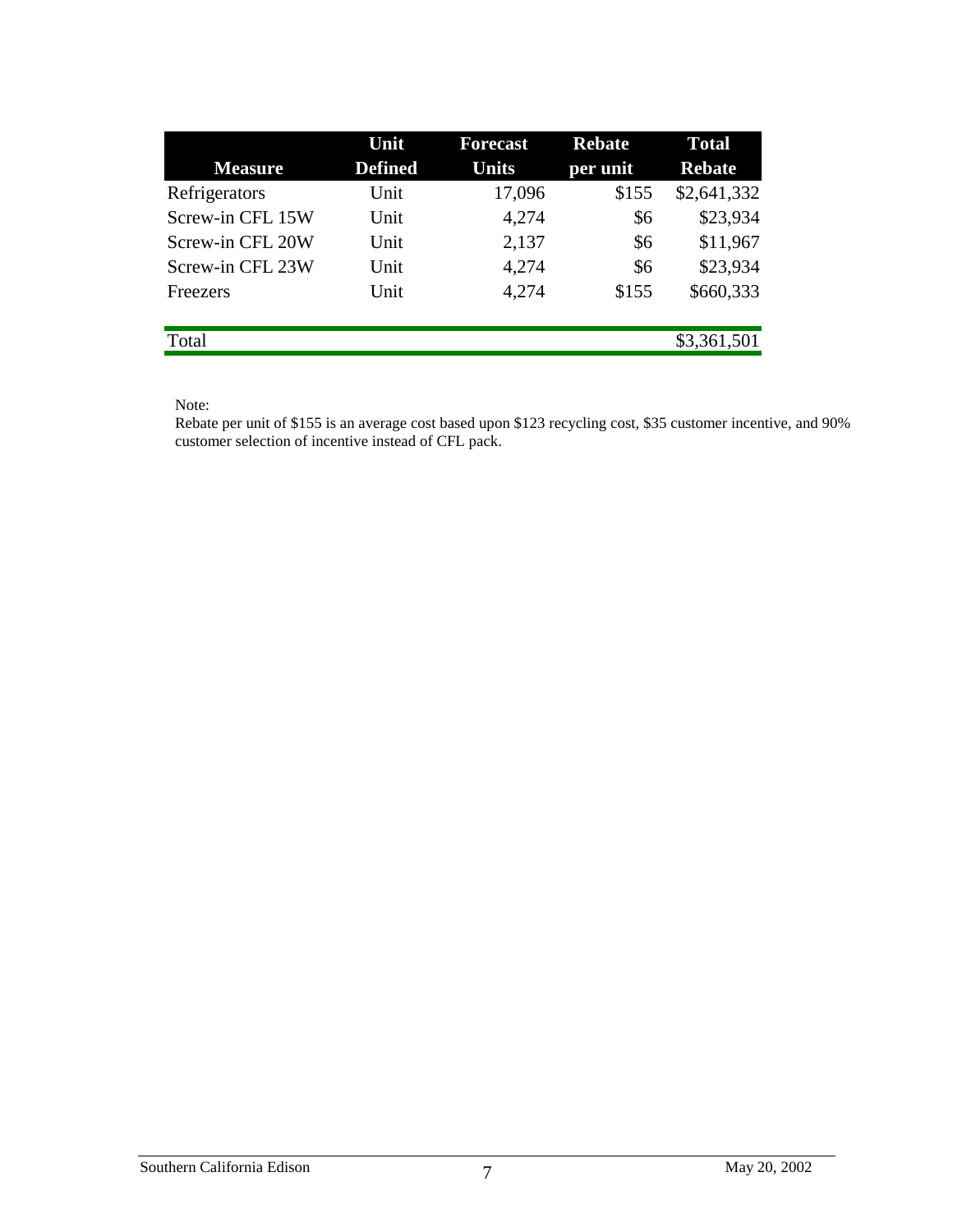| Measure | Unit Defined | Forecast Units | Rebate per unit | Total Rebate |
|---|---|---|---|---|
| Refrigerators | Unit | 17,096 | $155 | $2,641,332 |
| Screw-in CFL 15W | Unit | 4,274 | $6 | $23,934 |
| Screw-in CFL 20W | Unit | 2,137 | $6 | $11,967 |
| Screw-in CFL 23W | Unit | 4,274 | $6 | $23,934 |
| Freezers | Unit | 4,274 | $155 | $660,333 |
| Total | | | | $3,361,501 |

Note:
Rebate per unit of $155 is an average cost based upon $123 recycling cost, $35 customer incentive, and 90% customer selection of incentive instead of CFL pack.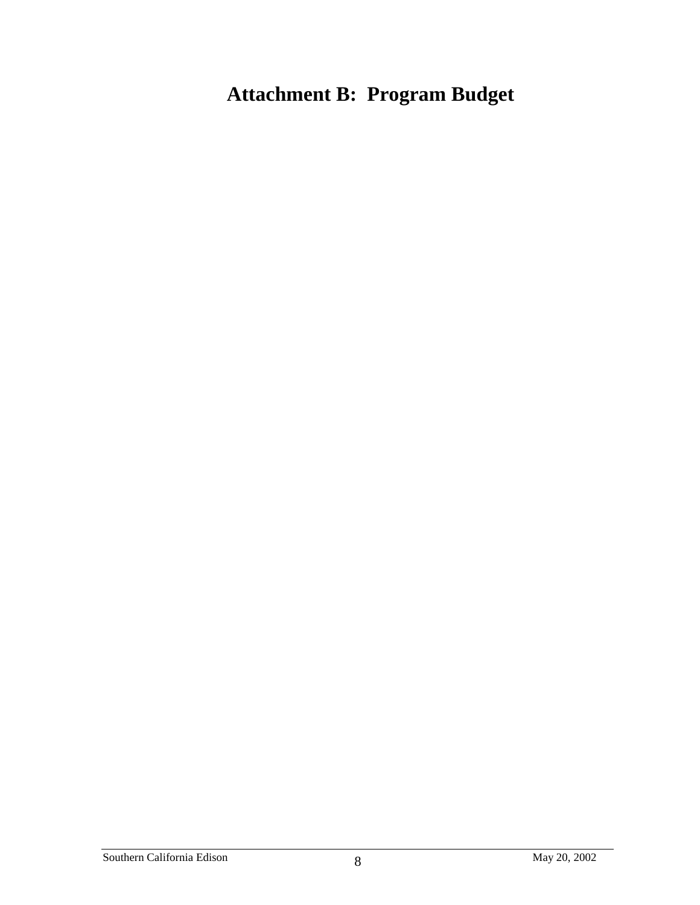# Attachment B: Program Budget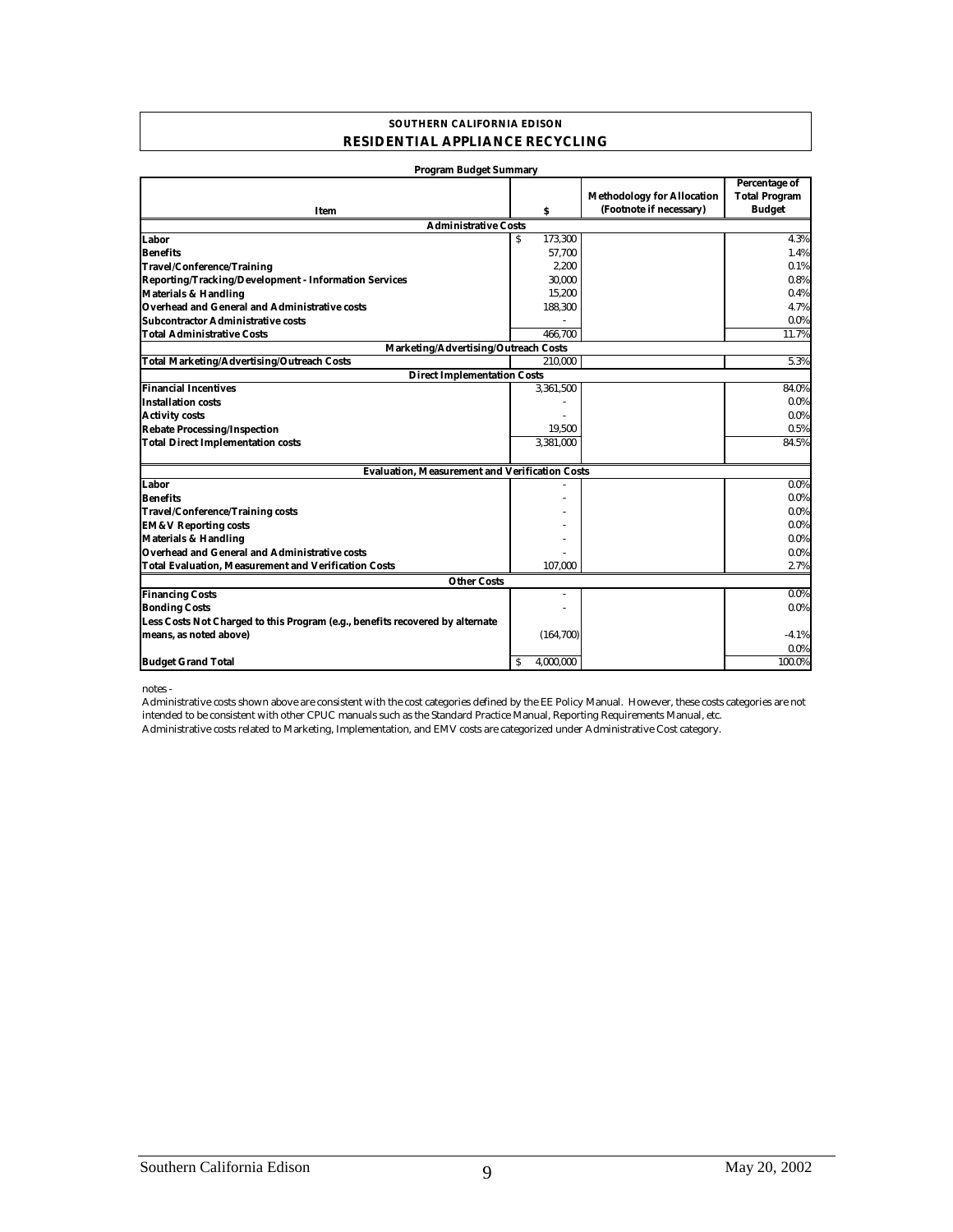**SOUTHERN CALIFORNIA EDISON**

**RESIDENTIAL APPLIANCE RECYCLING**

**Program Budget Summary**

| Item | $ | Methodology for Allocation (Footnote if necessary) | Percentage of Total Program Budget |
|---|---|---|---|
| **Administrative Costs** | | | |
| **Labor** | $ 173,300 | | 4.3% |
| **Benefits** | 57,700 | | 1.4% |
| **Travel/Conference/Training** | 2,200 | | 0.1% |
| **Reporting/Tracking/Development - Information Services** | 30,000 | | 0.8% |
| **Materials & Handling** | 15,200 | | 0.4% |
| **Overhead and General and Administrative costs** | 188,300 | | 4.7% |
| **Subcontractor Administrative costs** | - | | 0.0% |
| **Total Administrative Costs** | 466,700 | | 11.7% |
| **Marketing/Advertising/Outreach Costs** | | | |
| **Total Marketing/Advertising/Outreach Costs** | 210,000 | | 5.3% |
| **Direct Implementation Costs** | | | |
| **Financial Incentives** | 3,361,500 | | 84.0% |
| **Installation costs** | - | | 0.0% |
| **Activity costs** | - | | 0.0% |
| **Rebate Processing/Inspection** | 19,500 | | 0.5% |
| **Total Direct Implementation costs** | 3,381,000 | | 84.5% |
| **Evaluation, Measurement and Verification Costs** | | | |
| **Labor** | - | | 0.0% |
| **Benefits** | - | | 0.0% |
| **Travel/Conference/Training costs** | - | | 0.0% |
| **EM&V Reporting costs** | - | | 0.0% |
| **Materials & Handling** | - | | 0.0% |
| **Overhead and General and Administrative costs** | - | | 0.0% |
| **Total Evaluation, Measurement and Verification Costs** | 107,000 | | 2.7% |
| **Other Costs** | | | |
| **Financing Costs** | - | | 0.0% |
| **Bonding Costs** | - | | 0.0% |
| **Less Costs Not Charged to this Program (e.g., benefits recovered by alternate means, as noted above)** | (164,700) | | -4.1% |
| | | | 0.0% |
| **Budget Grand Total** | $ 4,000,000 | | 100.0% |

notes -

Administrative costs shown above are consistent with the cost categories defined by the EE Policy Manual. However, these costs categories are not intended to be consistent with other CPUC manuals such as the Standard Practice Manual, Reporting Requirements Manual, etc.

Administrative costs related to Marketing, Implementation, and EMV costs are categorized under Administrative Cost category.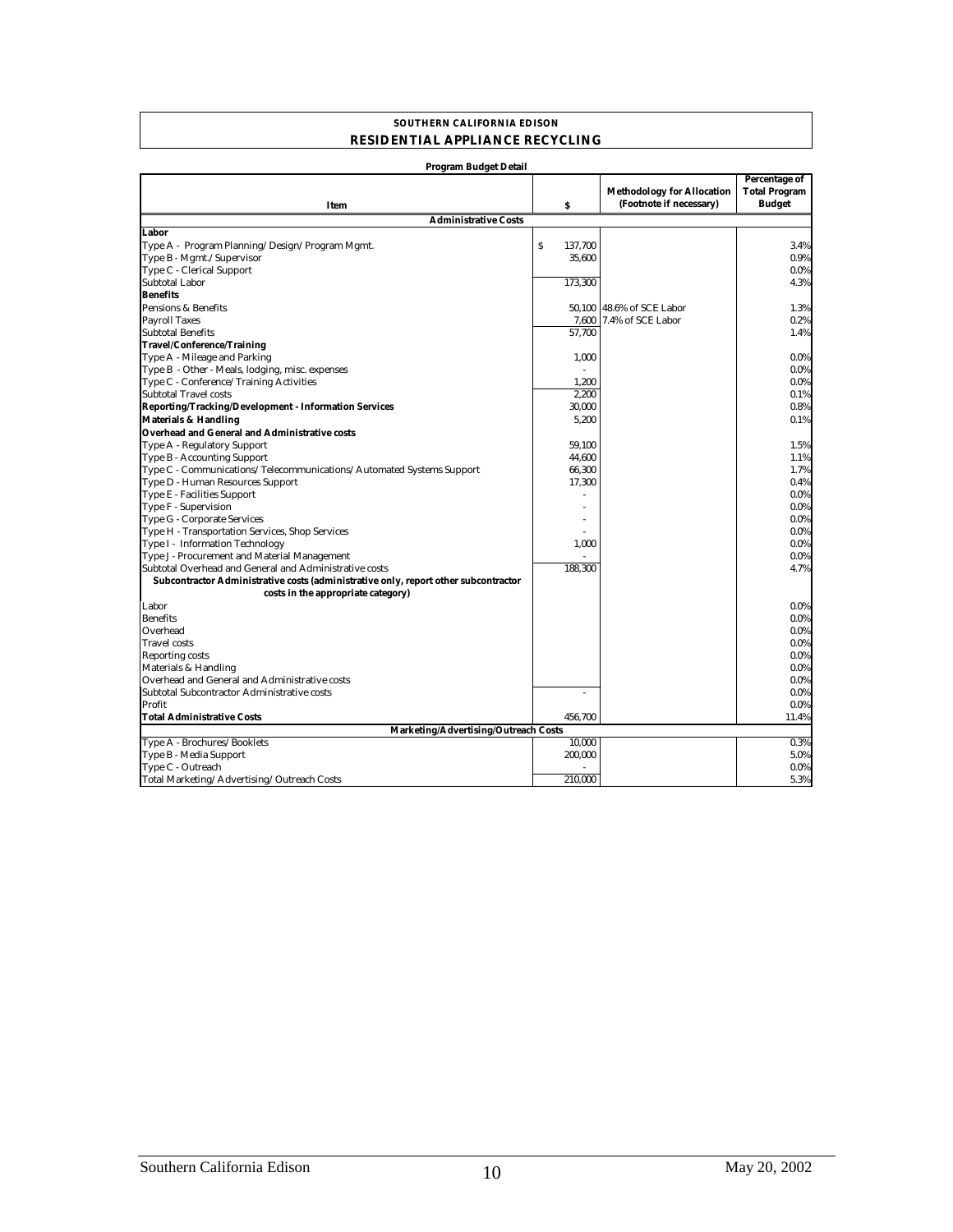**SOUTHERN CALIFORNIA EDISON**
**RESIDENTIAL APPLIANCE RECYCLING**

**Program Budget Detail**

| Item | $ | Methodology for Allocation (Footnote if necessary) | Percentage of Total Program Budget |
|---|---|---|---|
| **Administrative Costs** | | | |
| **Labor** | | | |
| Type A - Program Planning/Design/Program Mgmt. | $ 137,700 | | 3.4% |
| Type B - Mgmt./Supervisor | 35,600 | | 0.9% |
| Type C - Clerical Support | | | 0.0% |
| Subtotal Labor | 173,300 | | 4.3% |
| **Benefits** | | | |
| Pensions & Benefits | 50,100 | 48.6% of SCE Labor | 1.3% |
| Payroll Taxes | 7,600 | 7.4% of SCE Labor | 0.2% |
| Subtotal Benefits | 57,700 | | 1.4% |
| **Travel/Conference/Training** | | | |
| Type A - Mileage and Parking | 1,000 | | 0.0% |
| Type B - Other - Meals, lodging, misc. expenses | - | | 0.0% |
| Type C - Conference/Training Activities | 1,200 | | 0.0% |
| Subtotal Travel costs | 2,200 | | 0.1% |
| **Reporting/Tracking/Development - Information Services** | 30,000 | | 0.8% |
| **Materials & Handling** | 5,200 | | 0.1% |
| **Overhead and General and Administrative costs** | | | |
| Type A - Regulatory Support | 59,100 | | 1.5% |
| Type B - Accounting Support | 44,600 | | 1.1% |
| Type C - Communications/Telecommunications/Automated Systems Support | 66,300 | | 1.7% |
| Type D - Human Resources Support | 17,300 | | 0.4% |
| Type E - Facilities Support | - | | 0.0% |
| Type F - Supervision | - | | 0.0% |
| Type G - Corporate Services | - | | 0.0% |
| Type H - Transportation Services, Shop Services | - | | 0.0% |
| Type I - Information Technology | 1,000 | | 0.0% |
| Type J - Procurement and Material Management | - | | 0.0% |
| Subtotal Overhead and General and Administrative costs | 188,300 | | 4.7% |
| **Subcontractor Administrative costs (administrative only, report other subcontractor costs in the appropriate category)** | | | |
| Labor | | | 0.0% |
| Benefits | | | 0.0% |
| Overhead | | | 0.0% |
| Travel costs | | | 0.0% |
| Reporting costs | | | 0.0% |
| Materials & Handling | | | 0.0% |
| Overhead and General and Administrative costs | | | 0.0% |
| Subtotal Subcontractor Administrative costs | - | | 0.0% |
| Profit | | | 0.0% |
| **Total Administrative Costs** | 456,700 | | 11.4% |
| **Marketing/Advertising/Outreach Costs** | | | |
| Type A - Brochures/Booklets | 10,000 | | 0.3% |
| Type B - Media Support | 200,000 | | 5.0% |
| Type C - Outreach | - | | 0.0% |
| Total Marketing/Advertising/Outreach Costs | 210,000 | | 5.3% |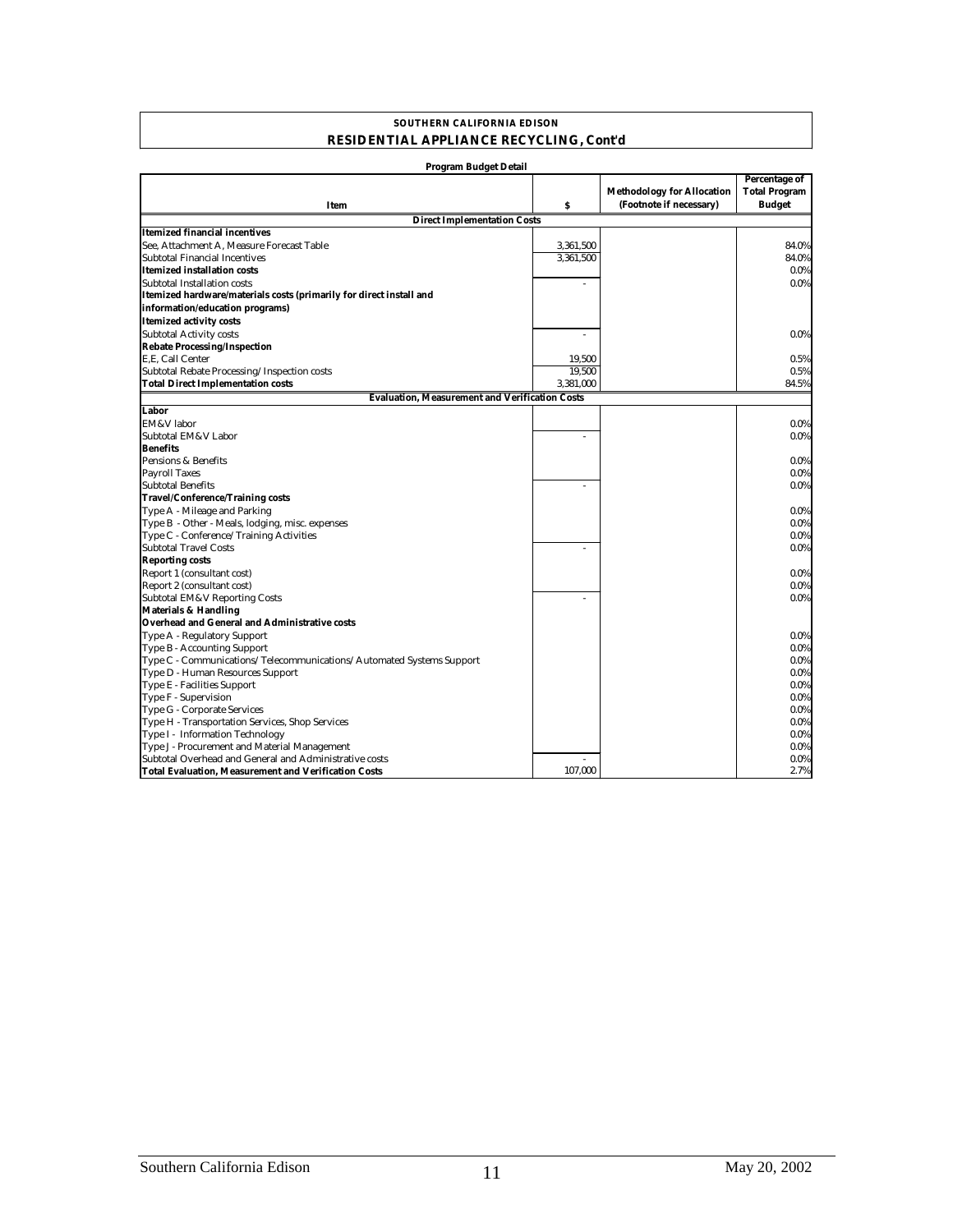**SOUTHERN CALIFORNIA EDISON**

**RESIDENTIAL APPLIANCE RECYCLING, Cont'd**

**Program Budget Detail**

| Item | $ | Methodology for Allocation (Footnote if necessary) | Percentage of Total Program Budget |
|---|---|---|---|
| **Direct Implementation Costs** | | | |
| **Itemized financial incentives** | | | |
| See, Attachment A, Measure Forecast Table | 3,361,500 | | 84.0% |
| Subtotal Financial Incentives | 3,361,500 | | 84.0% |
| **Itemized installation costs** | | | 0.0% |
| Subtotal Installation costs | - | | 0.0% |
| **Itemized hardware/materials costs (primarily for direct install and information/education programs)** | | | |
| **Itemized activity costs** | | | |
| Subtotal Activity costs | - | | 0.0% |
| **Rebate Processing/Inspection** | | | |
| E,E, Call Center | 19,500 | | 0.5% |
| Subtotal Rebate Processing/ Inspection costs | 19,500 | | 0.5% |
| **Total Direct Implementation costs** | 3,381,000 | | 84.5% |
| **Evaluation, Measurement and Verification Costs** | | | |
| **Labor** | | | |
| EM&V labor | | | 0.0% |
| Subtotal EM&V Labor | - | | 0.0% |
| **Benefits** | | | |
| Pensions & Benefits | | | 0.0% |
| Payroll Taxes | | | 0.0% |
| Subtotal Benefits | - | | 0.0% |
| **Travel/Conference/Training costs** | | | |
| Type A - Mileage and Parking | | | 0.0% |
| Type B - Other - Meals, lodging, misc. expenses | | | 0.0% |
| Type C - Conference/ Training Activities | | | 0.0% |
| Subtotal Travel Costs | - | | 0.0% |
| **Reporting costs** | | | |
| Report 1 (consultant cost) | | | 0.0% |
| Report 2 (consultant cost) | | | 0.0% |
| Subtotal EM&V Reporting Costs | - | | 0.0% |
| **Materials & Handling** | | | |
| **Overhead and General and Administrative costs** | | | |
| Type A - Regulatory Support | | | 0.0% |
| Type B - Accounting Support | | | 0.0% |
| Type C - Communications/ Telecommunications/ Automated Systems Support | | | 0.0% |
| Type D - Human Resources Support | | | 0.0% |
| Type E - Facilities Support | | | 0.0% |
| Type F - Supervision | | | 0.0% |
| Type G - Corporate Services | | | 0.0% |
| Type H - Transportation Services, Shop Services | | | 0.0% |
| Type I - Information Technology | | | 0.0% |
| Type J - Procurement and Material Management | | | 0.0% |
| Subtotal Overhead and General and Administrative costs | - | | 0.0% |
| **Total Evaluation, Measurement and Verification Costs** | 107,000 | | 2.7% |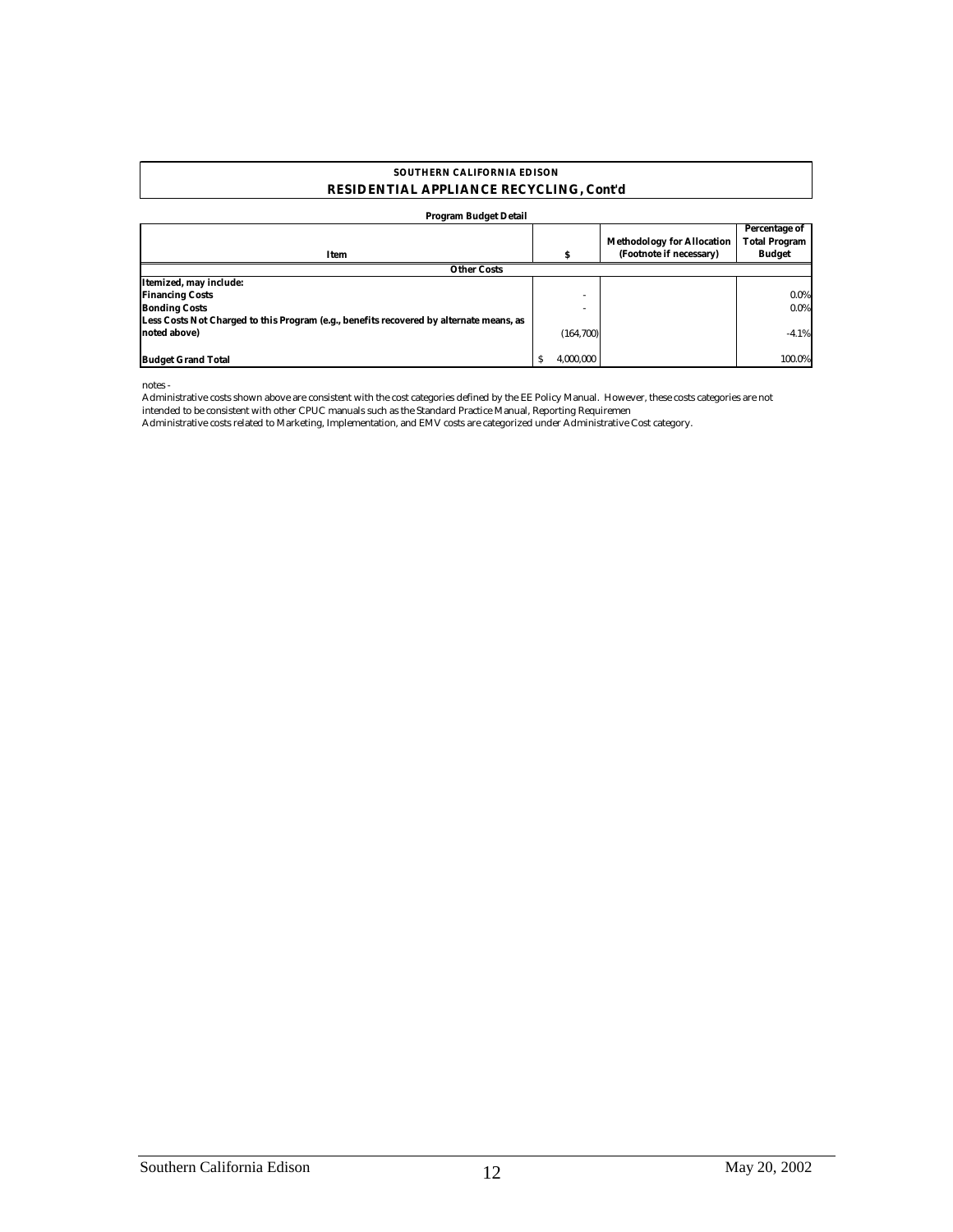**SOUTHERN CALIFORNIA EDISON**

**RESIDENTIAL APPLIANCE RECYCLING, Cont'd**

**Program Budget Detail**

| Item | $ | Methodology for Allocation (Footnote if necessary) | Percentage of Total Program Budget |
|---|---|---|---|
| **Other Costs** | | | |
| **Itemized, may include:** | | | |
| **Financing Costs** | - | | 0.0% |
| **Bonding Costs** | - | | 0.0% |
| **Less Costs Not Charged to this Program (e.g., benefits recovered by alternate means, as noted above)** | (164,700) | | -4.1% |
| **Budget Grand Total** | $ 4,000,000 | | 100.0% |

notes -

Administrative costs shown above are consistent with the cost categories defined by the EE Policy Manual. However, these costs categories are not intended to be consistent with other CPUC manuals such as the Standard Practice Manual, Reporting Requiremen

Administrative costs related to Marketing, Implementation, and EMV costs are categorized under Administrative Cost category.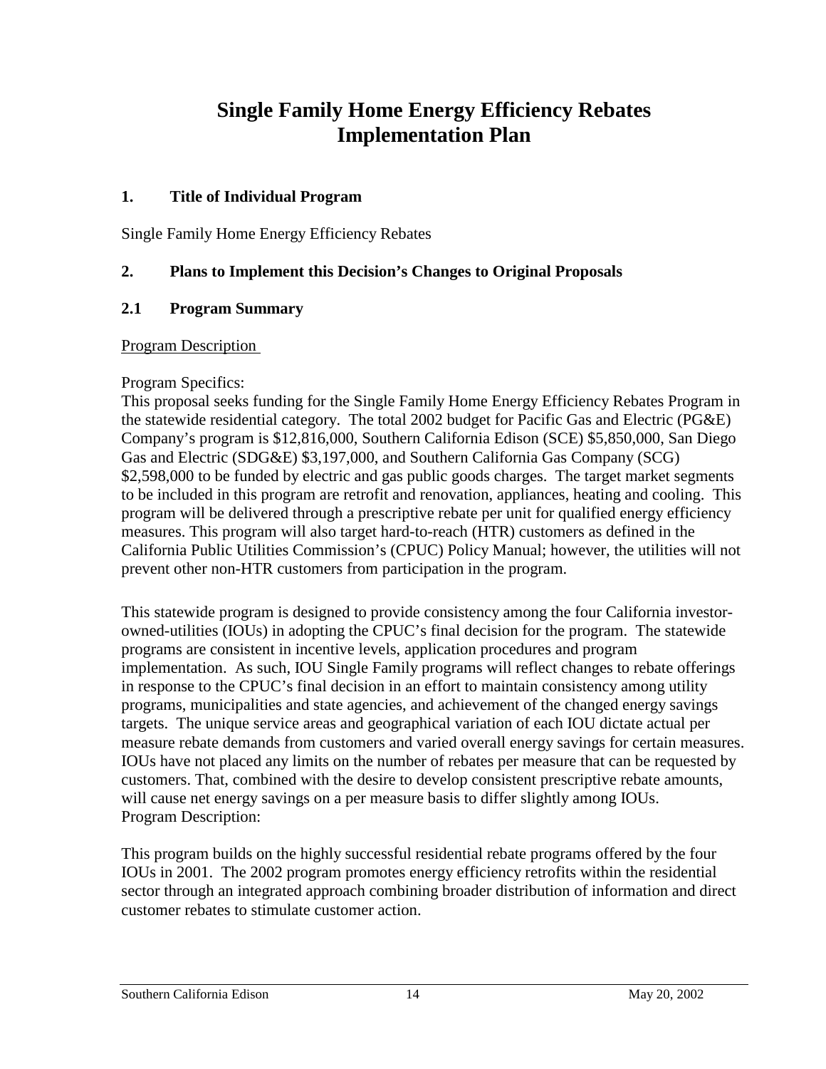# Single Family Home Energy Efficiency Rebates Implementation Plan

## 1. Title of Individual Program

Single Family Home Energy Efficiency Rebates

## 2. Plans to Implement this Decision's Changes to Original Proposals

### 2.1 Program Summary

Program Description

Program Specifics:
This proposal seeks funding for the Single Family Home Energy Efficiency Rebates Program in the statewide residential category. The total 2002 budget for Pacific Gas and Electric (PG&E) Company's program is $12,816,000, Southern California Edison (SCE) $5,850,000, San Diego Gas and Electric (SDG&E) $3,197,000, and Southern California Gas Company (SCG) $2,598,000 to be funded by electric and gas public goods charges. The target market segments to be included in this program are retrofit and renovation, appliances, heating and cooling. This program will be delivered through a prescriptive rebate per unit for qualified energy efficiency measures. This program will also target hard-to-reach (HTR) customers as defined in the California Public Utilities Commission's (CPUC) Policy Manual; however, the utilities will not prevent other non-HTR customers from participation in the program.

This statewide program is designed to provide consistency among the four California investor-owned-utilities (IOUs) in adopting the CPUC's final decision for the program. The statewide programs are consistent in incentive levels, application procedures and program implementation. As such, IOU Single Family programs will reflect changes to rebate offerings in response to the CPUC's final decision in an effort to maintain consistency among utility programs, municipalities and state agencies, and achievement of the changed energy savings targets. The unique service areas and geographical variation of each IOU dictate actual per measure rebate demands from customers and varied overall energy savings for certain measures. IOUs have not placed any limits on the number of rebates per measure that can be requested by customers. That, combined with the desire to develop consistent prescriptive rebate amounts, will cause net energy savings on a per measure basis to differ slightly among IOUs.
Program Description:

This program builds on the highly successful residential rebate programs offered by the four IOUs in 2001. The 2002 program promotes energy efficiency retrofits within the residential sector through an integrated approach combining broader distribution of information and direct customer rebates to stimulate customer action.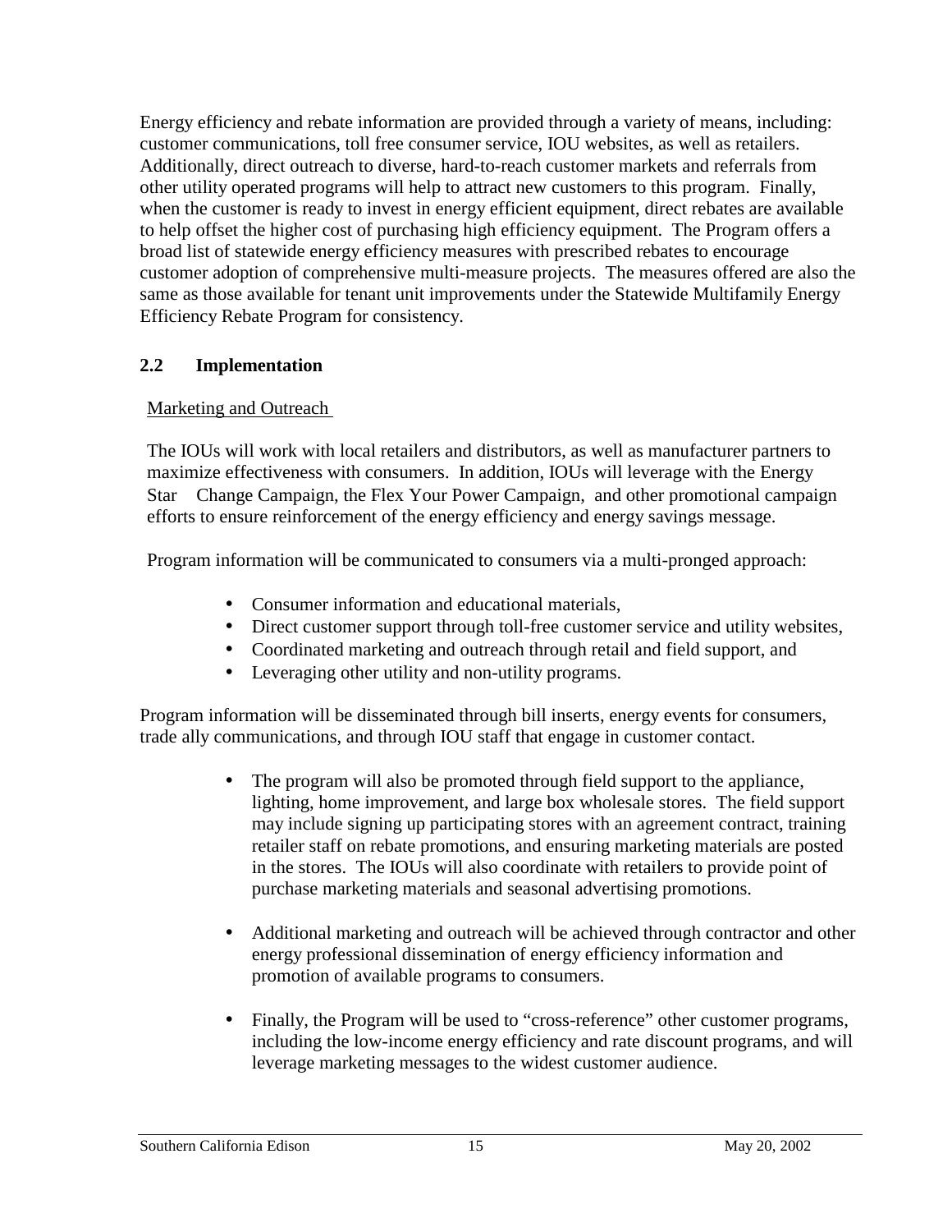Energy efficiency and rebate information are provided through a variety of means, including: customer communications, toll free consumer service, IOU websites, as well as retailers. Additionally, direct outreach to diverse, hard-to-reach customer markets and referrals from other utility operated programs will help to attract new customers to this program. Finally, when the customer is ready to invest in energy efficient equipment, direct rebates are available to help offset the higher cost of purchasing high efficiency equipment. The Program offers a broad list of statewide energy efficiency measures with prescribed rebates to encourage customer adoption of comprehensive multi-measure projects. The measures offered are also the same as those available for tenant unit improvements under the Statewide Multifamily Energy Efficiency Rebate Program for consistency.

## 2.2 Implementation

Marketing and Outreach

The IOUs will work with local retailers and distributors, as well as manufacturer partners to maximize effectiveness with consumers. In addition, IOUs will leverage with the Energy Star Change Campaign, the Flex Your Power Campaign, and other promotional campaign efforts to ensure reinforcement of the energy efficiency and energy savings message.

Program information will be communicated to consumers via a multi-pronged approach:

- Consumer information and educational materials,
- Direct customer support through toll-free customer service and utility websites,
- Coordinated marketing and outreach through retail and field support, and
- Leveraging other utility and non-utility programs.

Program information will be disseminated through bill inserts, energy events for consumers, trade ally communications, and through IOU staff that engage in customer contact.

- The program will also be promoted through field support to the appliance, lighting, home improvement, and large box wholesale stores. The field support may include signing up participating stores with an agreement contract, training retailer staff on rebate promotions, and ensuring marketing materials are posted in the stores. The IOUs will also coordinate with retailers to provide point of purchase marketing materials and seasonal advertising promotions.

- Additional marketing and outreach will be achieved through contractor and other energy professional dissemination of energy efficiency information and promotion of available programs to consumers.

- Finally, the Program will be used to "cross-reference" other customer programs, including the low-income energy efficiency and rate discount programs, and will leverage marketing messages to the widest customer audience.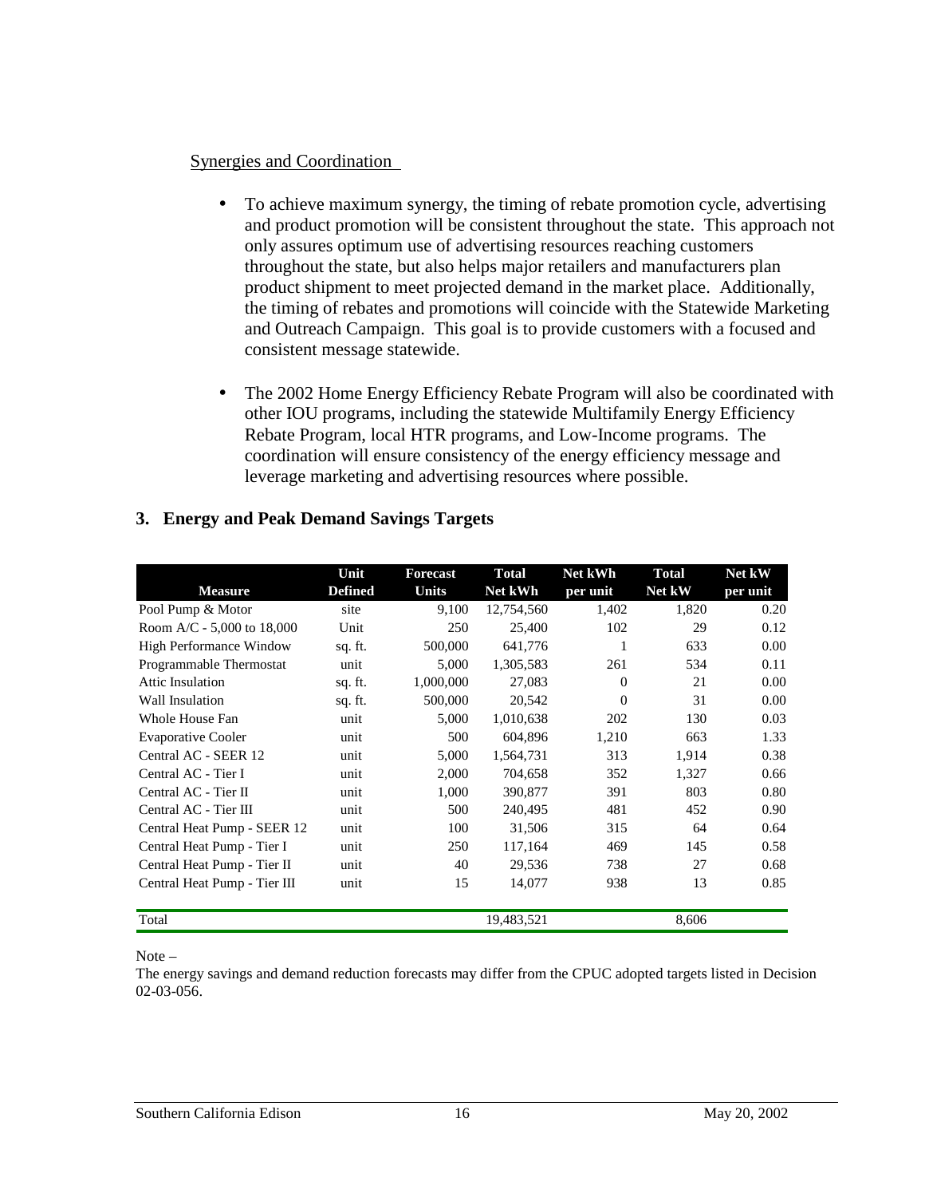Synergies and Coordination

- To achieve maximum synergy, the timing of rebate promotion cycle, advertising and product promotion will be consistent throughout the state. This approach not only assures optimum use of advertising resources reaching customers throughout the state, but also helps major retailers and manufacturers plan product shipment to meet projected demand in the market place. Additionally, the timing of rebates and promotions will coincide with the Statewide Marketing and Outreach Campaign. This goal is to provide customers with a focused and consistent message statewide.

- The 2002 Home Energy Efficiency Rebate Program will also be coordinated with other IOU programs, including the statewide Multifamily Energy Efficiency Rebate Program, local HTR programs, and Low-Income programs. The coordination will ensure consistency of the energy efficiency message and leverage marketing and advertising resources where possible.

## 3. Energy and Peak Demand Savings Targets

| Measure | Unit Defined | Forecast Units | Total Net kWh | Net kWh per unit | Total Net kW | Net kW per unit |
|---|---|---|---|---|---|---|
| Pool Pump & Motor | site | 9,100 | 12,754,560 | 1,402 | 1,820 | 0.20 |
| Room A/C - 5,000 to 18,000 | Unit | 250 | 25,400 | 102 | 29 | 0.12 |
| High Performance Window | sq. ft. | 500,000 | 641,776 | 1 | 633 | 0.00 |
| Programmable Thermostat | unit | 5,000 | 1,305,583 | 261 | 534 | 0.11 |
| Attic Insulation | sq. ft. | 1,000,000 | 27,083 | 0 | 21 | 0.00 |
| Wall Insulation | sq. ft. | 500,000 | 20,542 | 0 | 31 | 0.00 |
| Whole House Fan | unit | 5,000 | 1,010,638 | 202 | 130 | 0.03 |
| Evaporative Cooler | unit | 500 | 604,896 | 1,210 | 663 | 1.33 |
| Central AC - SEER 12 | unit | 5,000 | 1,564,731 | 313 | 1,914 | 0.38 |
| Central AC - Tier I | unit | 2,000 | 704,658 | 352 | 1,327 | 0.66 |
| Central AC - Tier II | unit | 1,000 | 390,877 | 391 | 803 | 0.80 |
| Central AC - Tier III | unit | 500 | 240,495 | 481 | 452 | 0.90 |
| Central Heat Pump - SEER 12 | unit | 100 | 31,506 | 315 | 64 | 0.64 |
| Central Heat Pump - Tier I | unit | 250 | 117,164 | 469 | 145 | 0.58 |
| Central Heat Pump - Tier II | unit | 40 | 29,536 | 738 | 27 | 0.68 |
| Central Heat Pump - Tier III | unit | 15 | 14,077 | 938 | 13 | 0.85 |
| Total | | | 19,483,521 | | 8,606 | |

Note –

The energy savings and demand reduction forecasts may differ from the CPUC adopted targets listed in Decision 02-03-056.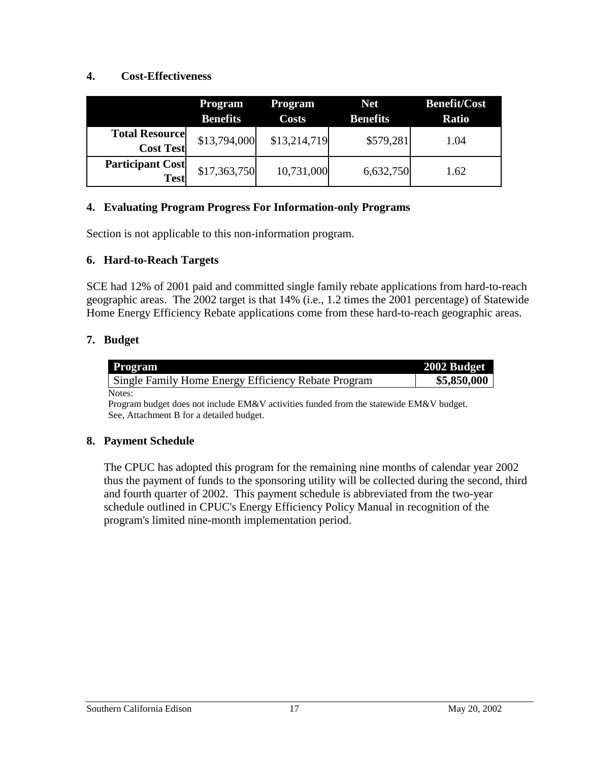## 4. Cost-Effectiveness

| | Program Benefits | Program Costs | Net Benefits | Benefit/Cost Ratio |
|---|---|---|---|---|
| **Total Resource Cost Test** | $13,794,000 | $13,214,719 | $579,281 | 1.04 |
| **Participant Cost Test** | $17,363,750 | 10,731,000 | 6,632,750 | 1.62 |

## 4. Evaluating Program Progress For Information-only Programs

Section is not applicable to this non-information program.

## 6. Hard-to-Reach Targets

SCE had 12% of 2001 paid and committed single family rebate applications from hard-to-reach geographic areas. The 2002 target is that 14% (i.e., 1.2 times the 2001 percentage) of Statewide Home Energy Efficiency Rebate applications come from these hard-to-reach geographic areas.

## 7. Budget

| Program | 2002 Budget |
|---|---|
| Single Family Home Energy Efficiency Rebate Program | **$5,850,000** |

Notes:
Program budget does not include EM&V activities funded from the statewide EM&V budget.
See, Attachment B for a detailed budget.

## 8. Payment Schedule

The CPUC has adopted this program for the remaining nine months of calendar year 2002 thus the payment of funds to the sponsoring utility will be collected during the second, third and fourth quarter of 2002. This payment schedule is abbreviated from the two-year schedule outlined in CPUC's Energy Efficiency Policy Manual in recognition of the program's limited nine-month implementation period.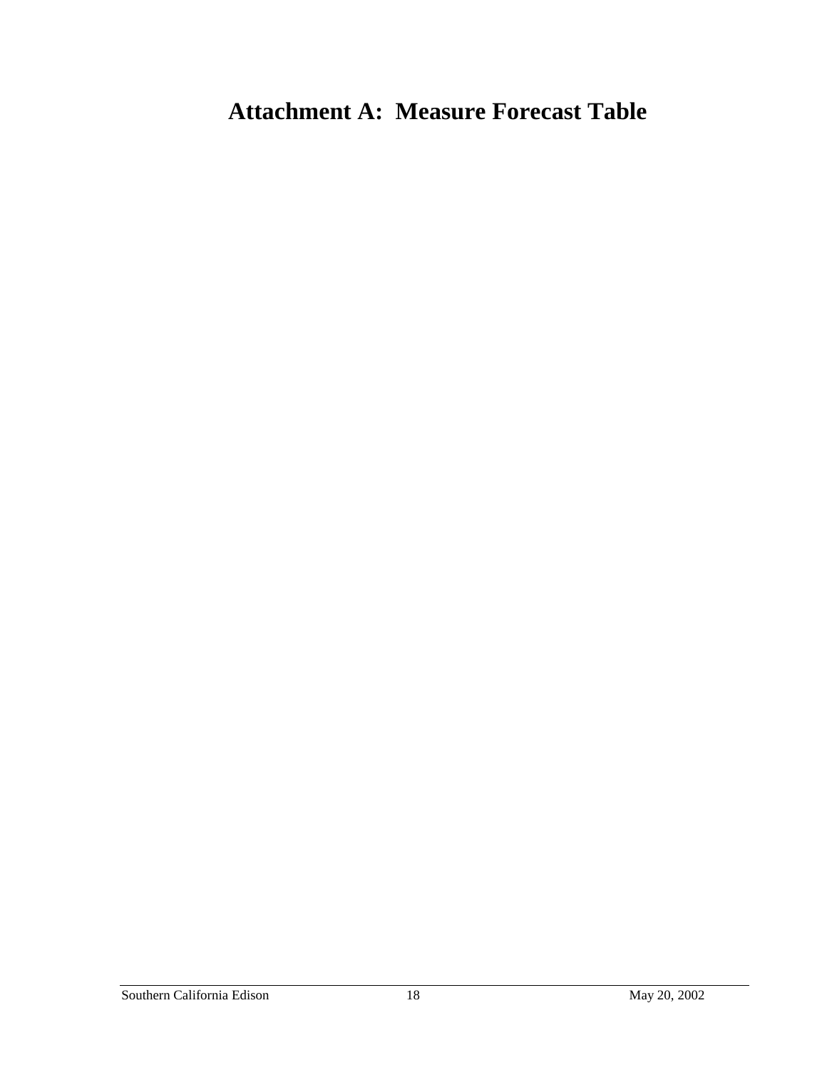# Attachment A: Measure Forecast Table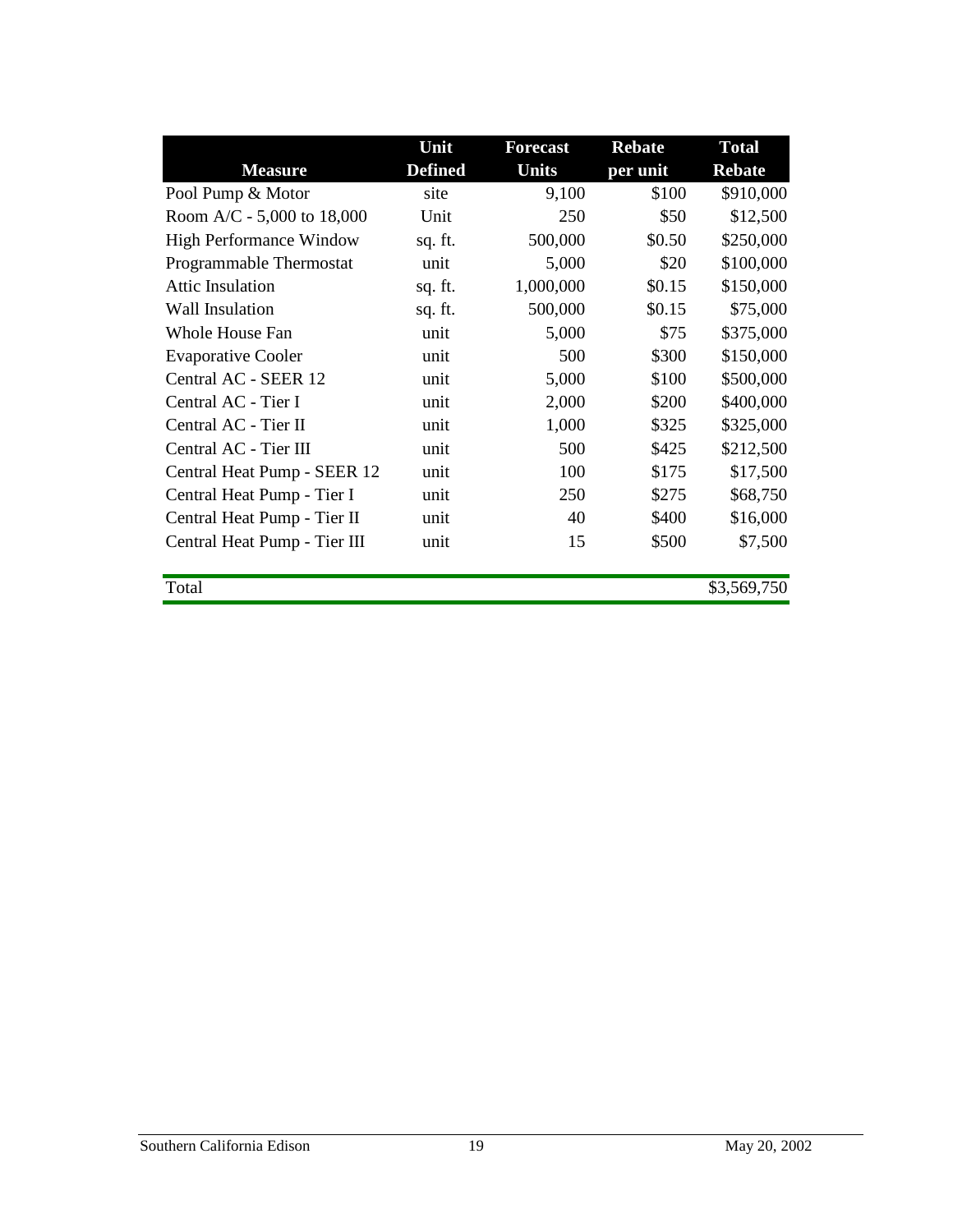| Measure | Unit Defined | Forecast Units | Rebate per unit | Total Rebate |
|---|---|---|---|---|
| Pool Pump & Motor | site | 9,100 | $100 | $910,000 |
| Room A/C - 5,000 to 18,000 | Unit | 250 | $50 | $12,500 |
| High Performance Window | sq. ft. | 500,000 | $0.50 | $250,000 |
| Programmable Thermostat | unit | 5,000 | $20 | $100,000 |
| Attic Insulation | sq. ft. | 1,000,000 | $0.15 | $150,000 |
| Wall Insulation | sq. ft. | 500,000 | $0.15 | $75,000 |
| Whole House Fan | unit | 5,000 | $75 | $375,000 |
| Evaporative Cooler | unit | 500 | $300 | $150,000 |
| Central AC - SEER 12 | unit | 5,000 | $100 | $500,000 |
| Central AC - Tier I | unit | 2,000 | $200 | $400,000 |
| Central AC - Tier II | unit | 1,000 | $325 | $325,000 |
| Central AC - Tier III | unit | 500 | $425 | $212,500 |
| Central Heat Pump - SEER 12 | unit | 100 | $175 | $17,500 |
| Central Heat Pump - Tier I | unit | 250 | $275 | $68,750 |
| Central Heat Pump - Tier II | unit | 40 | $400 | $16,000 |
| Central Heat Pump - Tier III | unit | 15 | $500 | $7,500 |
| Total | | | | $3,569,750 |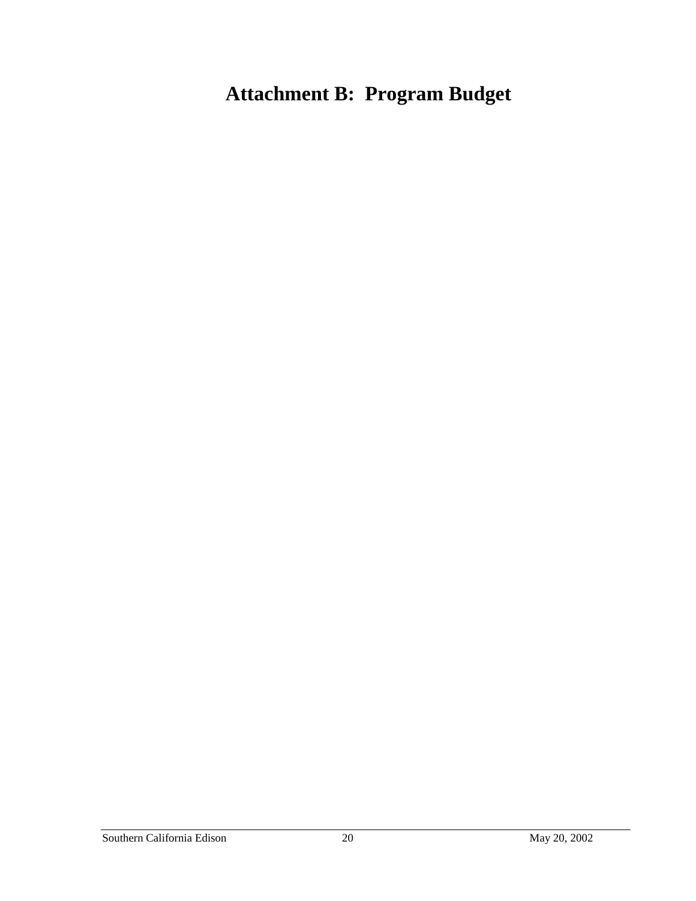# Attachment B: Program Budget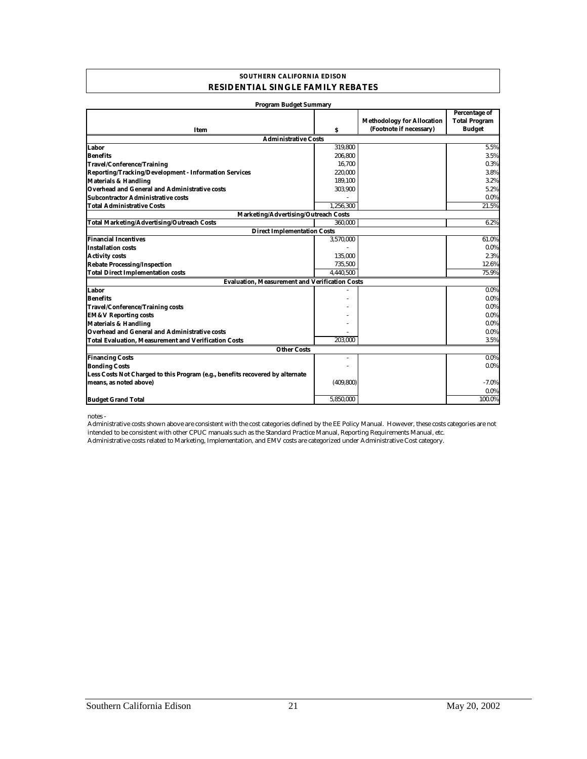**SOUTHERN CALIFORNIA EDISON**

**RESIDENTIAL SINGLE FAMILY REBATES**

**Program Budget Summary**

| Item | $ | Methodology for Allocation (Footnote if necessary) | Percentage of Total Program Budget |
|---|---|---|---|
| **Administrative Costs** | | | |
| **Labor** | 319,800 | | 5.5% |
| **Benefits** | 206,800 | | 3.5% |
| **Travel/Conference/Training** | 16,700 | | 0.3% |
| **Reporting/Tracking/Development - Information Services** | 220,000 | | 3.8% |
| **Materials & Handling** | 189,100 | | 3.2% |
| **Overhead and General and Administrative costs** | 303,900 | | 5.2% |
| **Subcontractor Administrative costs** | - | | 0.0% |
| **Total Administrative Costs** | 1,256,300 | | 21.5% |
| **Marketing/Advertising/Outreach Costs** | | | |
| **Total Marketing/Advertising/Outreach Costs** | 360,000 | | 6.2% |
| **Direct Implementation Costs** | | | |
| **Financial Incentives** | 3,570,000 | | 61.0% |
| **Installation costs** | - | | 0.0% |
| **Activity costs** | 135,000 | | 2.3% |
| **Rebate Processing/Inspection** | 735,500 | | 12.6% |
| **Total Direct Implementation costs** | 4,440,500 | | 75.9% |
| **Evaluation, Measurement and Verification Costs** | | | |
| **Labor** | - | | 0.0% |
| **Benefits** | - | | 0.0% |
| **Travel/Conference/Training costs** | - | | 0.0% |
| **EM&V Reporting costs** | - | | 0.0% |
| **Materials & Handling** | - | | 0.0% |
| **Overhead and General and Administrative costs** | - | | 0.0% |
| **Total Evaluation, Measurement and Verification Costs** | 203,000 | | 3.5% |
| **Other Costs** | | | |
| **Financing Costs** | - | | 0.0% |
| **Bonding Costs** | - | | 0.0% |
| **Less Costs Not Charged to this Program (e.g., benefits recovered by alternate means, as noted above)** | (409,800) | | -7.0% |
| | | | 0.0% |
| **Budget Grand Total** | 5,850,000 | | 100.0% |

notes -

Administrative costs shown above are consistent with the cost categories defined by the EE Policy Manual. However, these costs categories are not intended to be consistent with other CPUC manuals such as the Standard Practice Manual, Reporting Requirements Manual, etc.

Administrative costs related to Marketing, Implementation, and EMV costs are categorized under Administrative Cost category.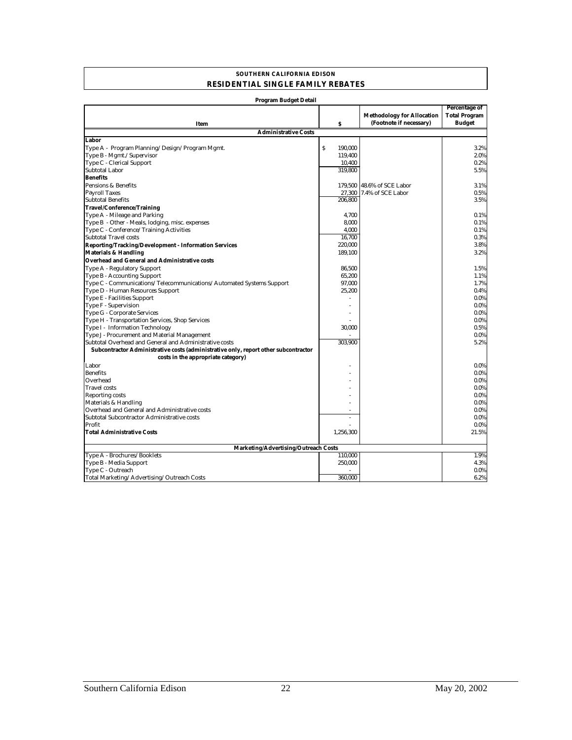**SOUTHERN CALIFORNIA EDISON**

**RESIDENTIAL SINGLE FAMILY REBATES**

**Program Budget Detail**

| Item | $ | Methodology for Allocation (Footnote if necessary) | Percentage of Total Program Budget |
|---|---|---|---|
| **Administrative Costs** | | | |
| **Labor** | | | |
| Type A - Program Planning/Design/Program Mgmt. | $ 190,000 | | 3.2% |
| Type B - Mgmt./Supervisor | 119,400 | | 2.0% |
| Type C - Clerical Support | 10,400 | | 0.2% |
| Subtotal Labor | 319,800 | | 5.5% |
| **Benefits** | | | |
| Pensions & Benefits | 179,500 | 48.6% of SCE Labor | 3.1% |
| Payroll Taxes | 27,300 | 7.4% of SCE Labor | 0.5% |
| Subtotal Benefits | 206,800 | | 3.5% |
| **Travel/Conference/Training** | | | |
| Type A - Mileage and Parking | 4,700 | | 0.1% |
| Type B - Other - Meals, lodging, misc. expenses | 8,000 | | 0.1% |
| Type C - Conference/Training Activities | 4,000 | | 0.1% |
| Subtotal Travel costs | 16,700 | | 0.3% |
| **Reporting/Tracking/Development - Information Services** | 220,000 | | 3.8% |
| **Materials & Handling** | 189,100 | | 3.2% |
| **Overhead and General and Administrative costs** | | | |
| Type A - Regulatory Support | 86,500 | | 1.5% |
| Type B - Accounting Support | 65,200 | | 1.1% |
| Type C - Communications/Telecommunications/Automated Systems Support | 97,000 | | 1.7% |
| Type D - Human Resources Support | 25,200 | | 0.4% |
| Type E - Facilities Support | - | | 0.0% |
| Type F - Supervision | - | | 0.0% |
| Type G - Corporate Services | - | | 0.0% |
| Type H - Transportation Services, Shop Services | - | | 0.0% |
| Type I - Information Technology | 30,000 | | 0.5% |
| Type J - Procurement and Material Management | - | | 0.0% |
| Subtotal Overhead and General and Administrative costs | 303,900 | | 5.2% |
| **Subcontractor Administrative costs (administrative only, report other subcontractor costs in the appropriate category)** | | | |
| Labor | - | | 0.0% |
| Benefits | - | | 0.0% |
| Overhead | - | | 0.0% |
| Travel costs | - | | 0.0% |
| Reporting costs | - | | 0.0% |
| Materials & Handling | - | | 0.0% |
| Overhead and General and Administrative costs | - | | 0.0% |
| Subtotal Subcontractor Administrative costs | - | | 0.0% |
| Profit | - | | 0.0% |
| **Total Administrative Costs** | 1,256,300 | | 21.5% |
| **Marketing/Advertising/Outreach Costs** | | | |
| Type A - Brochures/Booklets | 110,000 | | 1.9% |
| Type B - Media Support | 250,000 | | 4.3% |
| Type C - Outreach | - | | 0.0% |
| Total Marketing/Advertising/Outreach Costs | 360,000 | | 6.2% |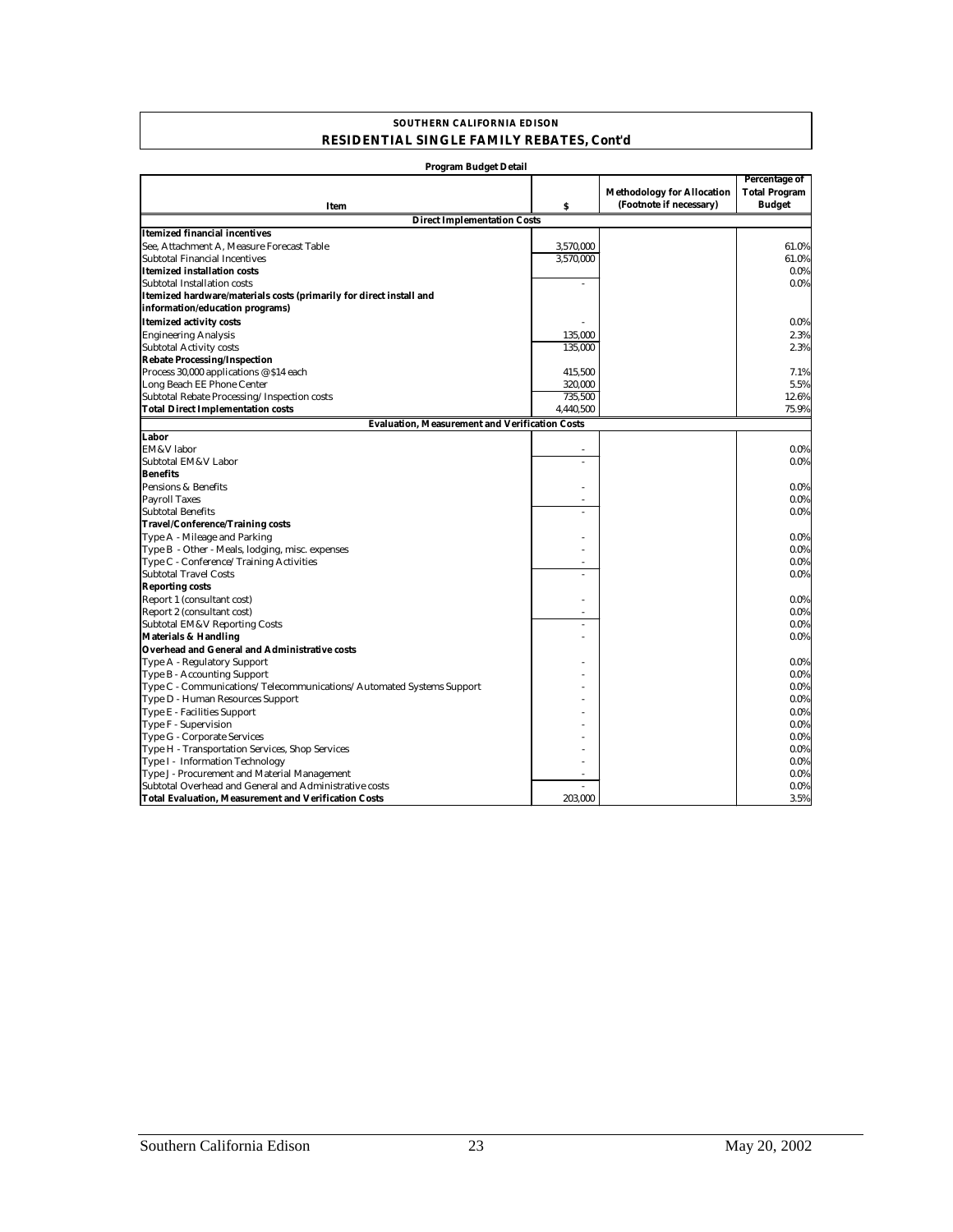**SOUTHERN CALIFORNIA EDISON**

**RESIDENTIAL SINGLE FAMILY REBATES, Cont'd**

**Program Budget Detail**

| Item | $ | Methodology for Allocation (Footnote if necessary) | Percentage of Total Program Budget |
|---|---|---|---|
| **Direct Implementation Costs** | | | |
| **Itemized financial incentives** | | | |
| See, Attachment A, Measure Forecast Table | 3,570,000 | | 61.0% |
| Subtotal Financial Incentives | 3,570,000 | | 61.0% |
| **Itemized installation costs** | | | 0.0% |
| Subtotal Installation costs | - | | 0.0% |
| **Itemized hardware/materials costs (primarily for direct install and information/education programs)** | | | |
| **Itemized activity costs** | - | | 0.0% |
| Engineering Analysis | 135,000 | | 2.3% |
| Subtotal Activity costs | 135,000 | | 2.3% |
| **Rebate Processing/Inspection** | | | |
| Process 30,000 applications @ $14 each | 415,500 | | 7.1% |
| Long Beach EE Phone Center | 320,000 | | 5.5% |
| Subtotal Rebate Processing/ Inspection costs | 735,500 | | 12.6% |
| **Total Direct Implementation costs** | 4,440,500 | | 75.9% |
| **Evaluation, Measurement and Verification Costs** | | | |
| **Labor** | | | |
| EM&V labor | - | | 0.0% |
| Subtotal EM&V Labor | - | | 0.0% |
| **Benefits** | | | |
| Pensions & Benefits | - | | 0.0% |
| Payroll Taxes | - | | 0.0% |
| Subtotal Benefits | - | | 0.0% |
| **Travel/Conference/Training costs** | | | |
| Type A - Mileage and Parking | - | | 0.0% |
| Type B - Other - Meals, lodging, misc. expenses | - | | 0.0% |
| Type C - Conference/ Training Activities | - | | 0.0% |
| Subtotal Travel Costs | - | | 0.0% |
| **Reporting costs** | | | |
| Report 1 (consultant cost) | - | | 0.0% |
| Report 2 (consultant cost) | - | | 0.0% |
| Subtotal EM&V Reporting Costs | - | | 0.0% |
| **Materials & Handling** | - | | 0.0% |
| **Overhead and General and Administrative costs** | | | |
| Type A - Regulatory Support | - | | 0.0% |
| Type B - Accounting Support | - | | 0.0% |
| Type C - Communications/ Telecommunications/ Automated Systems Support | - | | 0.0% |
| Type D - Human Resources Support | - | | 0.0% |
| Type E - Facilities Support | - | | 0.0% |
| Type F - Supervision | - | | 0.0% |
| Type G - Corporate Services | - | | 0.0% |
| Type H - Transportation Services, Shop Services | - | | 0.0% |
| Type I - Information Technology | - | | 0.0% |
| Type J - Procurement and Material Management | - | | 0.0% |
| Subtotal Overhead and General and Administrative costs | - | | 0.0% |
| **Total Evaluation, Measurement and Verification Costs** | 203,000 | | 3.5% |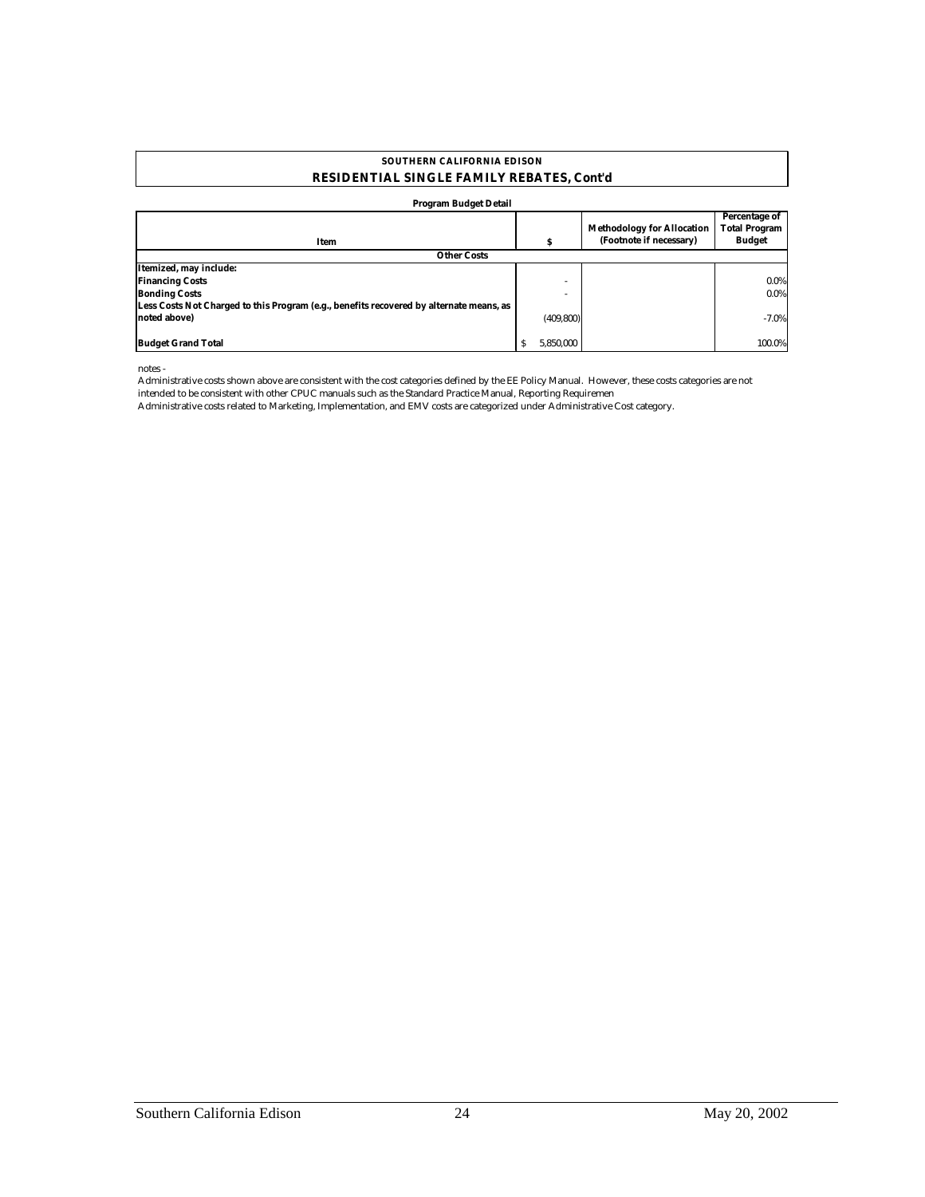**SOUTHERN CALIFORNIA EDISON**

## RESIDENTIAL SINGLE FAMILY REBATES, Cont'd

**Program Budget Detail**

| Item | $ | Methodology for Allocation (Footnote if necessary) | Percentage of Total Program Budget |
|---|---|---|---|
| **Other Costs** | | | |
| **Itemized, may include:** | | | |
| **Financing Costs** | - | | 0.0% |
| **Bonding Costs** | - | | 0.0% |
| **Less Costs Not Charged to this Program (e.g., benefits recovered by alternate means, as noted above)** | (409,800) | | -7.0% |
| **Budget Grand Total** | $ 5,850,000 | | 100.0% |

notes -

Administrative costs shown above are consistent with the cost categories defined by the EE Policy Manual. However, these costs categories are not intended to be consistent with other CPUC manuals such as the Standard Practice Manual, Reporting Requiremen

Administrative costs related to Marketing, Implementation, and EMV costs are categorized under Administrative Cost category.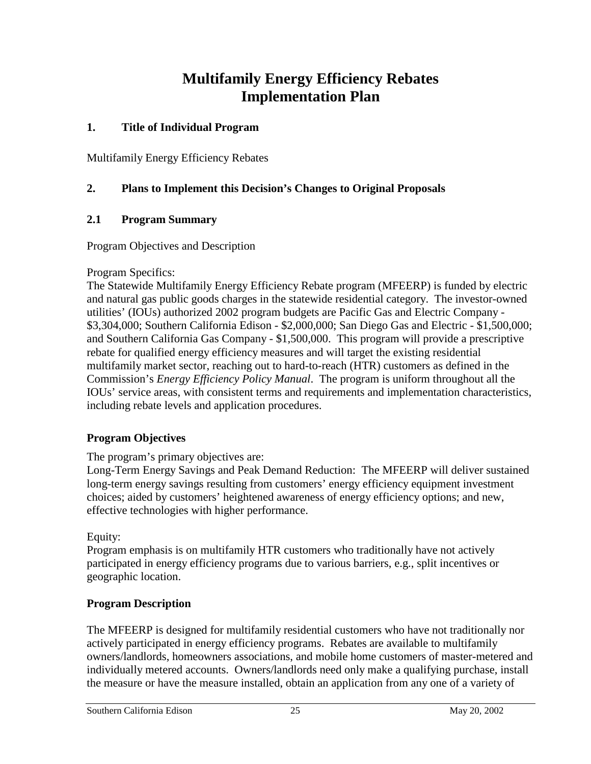# Multifamily Energy Efficiency Rebates Implementation Plan

## 1. Title of Individual Program

Multifamily Energy Efficiency Rebates

## 2. Plans to Implement this Decision's Changes to Original Proposals

### 2.1 Program Summary

Program Objectives and Description

Program Specifics:
The Statewide Multifamily Energy Efficiency Rebate program (MFEERP) is funded by electric and natural gas public goods charges in the statewide residential category. The investor-owned utilities' (IOUs) authorized 2002 program budgets are Pacific Gas and Electric Company - $3,304,000; Southern California Edison - $2,000,000; San Diego Gas and Electric - $1,500,000; and Southern California Gas Company - $1,500,000. This program will provide a prescriptive rebate for qualified energy efficiency measures and will target the existing residential multifamily market sector, reaching out to hard-to-reach (HTR) customers as defined in the Commission's *Energy Efficiency Policy Manual*. The program is uniform throughout all the IOUs' service areas, with consistent terms and requirements and implementation characteristics, including rebate levels and application procedures.

**Program Objectives**

The program's primary objectives are:
Long-Term Energy Savings and Peak Demand Reduction: The MFEERP will deliver sustained long-term energy savings resulting from customers' energy efficiency equipment investment choices; aided by customers' heightened awareness of energy efficiency options; and new, effective technologies with higher performance.

Equity:
Program emphasis is on multifamily HTR customers who traditionally have not actively participated in energy efficiency programs due to various barriers, e.g., split incentives or geographic location.

**Program Description**

The MFEERP is designed for multifamily residential customers who have not traditionally nor actively participated in energy efficiency programs. Rebates are available to multifamily owners/landlords, homeowners associations, and mobile home customers of master-metered and individually metered accounts. Owners/landlords need only make a qualifying purchase, install the measure or have the measure installed, obtain an application from any one of a variety of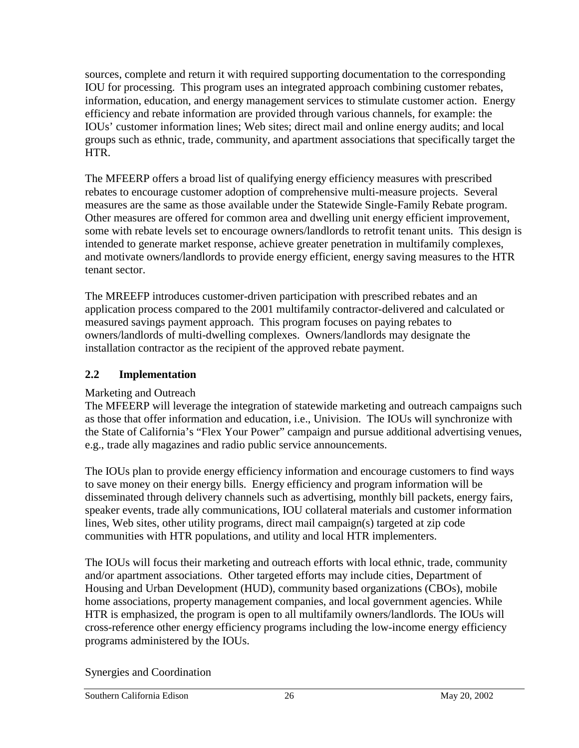sources, complete and return it with required supporting documentation to the corresponding IOU for processing. This program uses an integrated approach combining customer rebates, information, education, and energy management services to stimulate customer action. Energy efficiency and rebate information are provided through various channels, for example: the IOUs' customer information lines; Web sites; direct mail and online energy audits; and local groups such as ethnic, trade, community, and apartment associations that specifically target the HTR.

The MFEERP offers a broad list of qualifying energy efficiency measures with prescribed rebates to encourage customer adoption of comprehensive multi-measure projects. Several measures are the same as those available under the Statewide Single-Family Rebate program. Other measures are offered for common area and dwelling unit energy efficient improvement, some with rebate levels set to encourage owners/landlords to retrofit tenant units. This design is intended to generate market response, achieve greater penetration in multifamily complexes, and motivate owners/landlords to provide energy efficient, energy saving measures to the HTR tenant sector.

The MREEFP introduces customer-driven participation with prescribed rebates and an application process compared to the 2001 multifamily contractor-delivered and calculated or measured savings payment approach. This program focuses on paying rebates to owners/landlords of multi-dwelling complexes. Owners/landlords may designate the installation contractor as the recipient of the approved rebate payment.

## 2.2 Implementation

Marketing and Outreach

The MFEERP will leverage the integration of statewide marketing and outreach campaigns such as those that offer information and education, i.e., Univision. The IOUs will synchronize with the State of California's "Flex Your Power" campaign and pursue additional advertising venues, e.g., trade ally magazines and radio public service announcements.

The IOUs plan to provide energy efficiency information and encourage customers to find ways to save money on their energy bills. Energy efficiency and program information will be disseminated through delivery channels such as advertising, monthly bill packets, energy fairs, speaker events, trade ally communications, IOU collateral materials and customer information lines, Web sites, other utility programs, direct mail campaign(s) targeted at zip code communities with HTR populations, and utility and local HTR implementers.

The IOUs will focus their marketing and outreach efforts with local ethnic, trade, community and/or apartment associations. Other targeted efforts may include cities, Department of Housing and Urban Development (HUD), community based organizations (CBOs), mobile home associations, property management companies, and local government agencies. While HTR is emphasized, the program is open to all multifamily owners/landlords. The IOUs will cross-reference other energy efficiency programs including the low-income energy efficiency programs administered by the IOUs.

Synergies and Coordination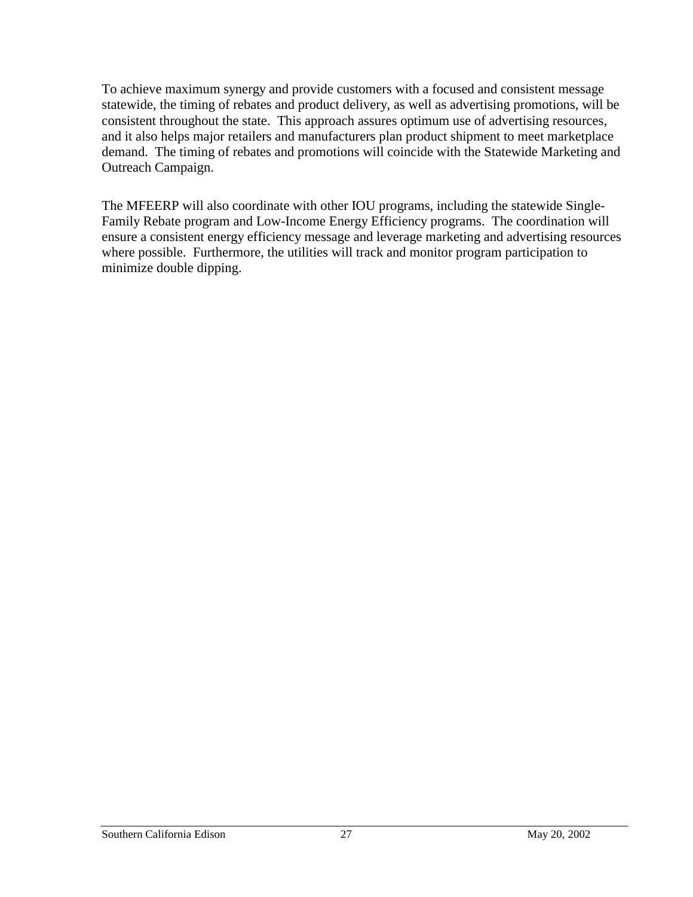To achieve maximum synergy and provide customers with a focused and consistent message statewide, the timing of rebates and product delivery, as well as advertising promotions, will be consistent throughout the state. This approach assures optimum use of advertising resources, and it also helps major retailers and manufacturers plan product shipment to meet marketplace demand. The timing of rebates and promotions will coincide with the Statewide Marketing and Outreach Campaign.

The MFEERP will also coordinate with other IOU programs, including the statewide Single-Family Rebate program and Low-Income Energy Efficiency programs. The coordination will ensure a consistent energy efficiency message and leverage marketing and advertising resources where possible. Furthermore, the utilities will track and monitor program participation to minimize double dipping.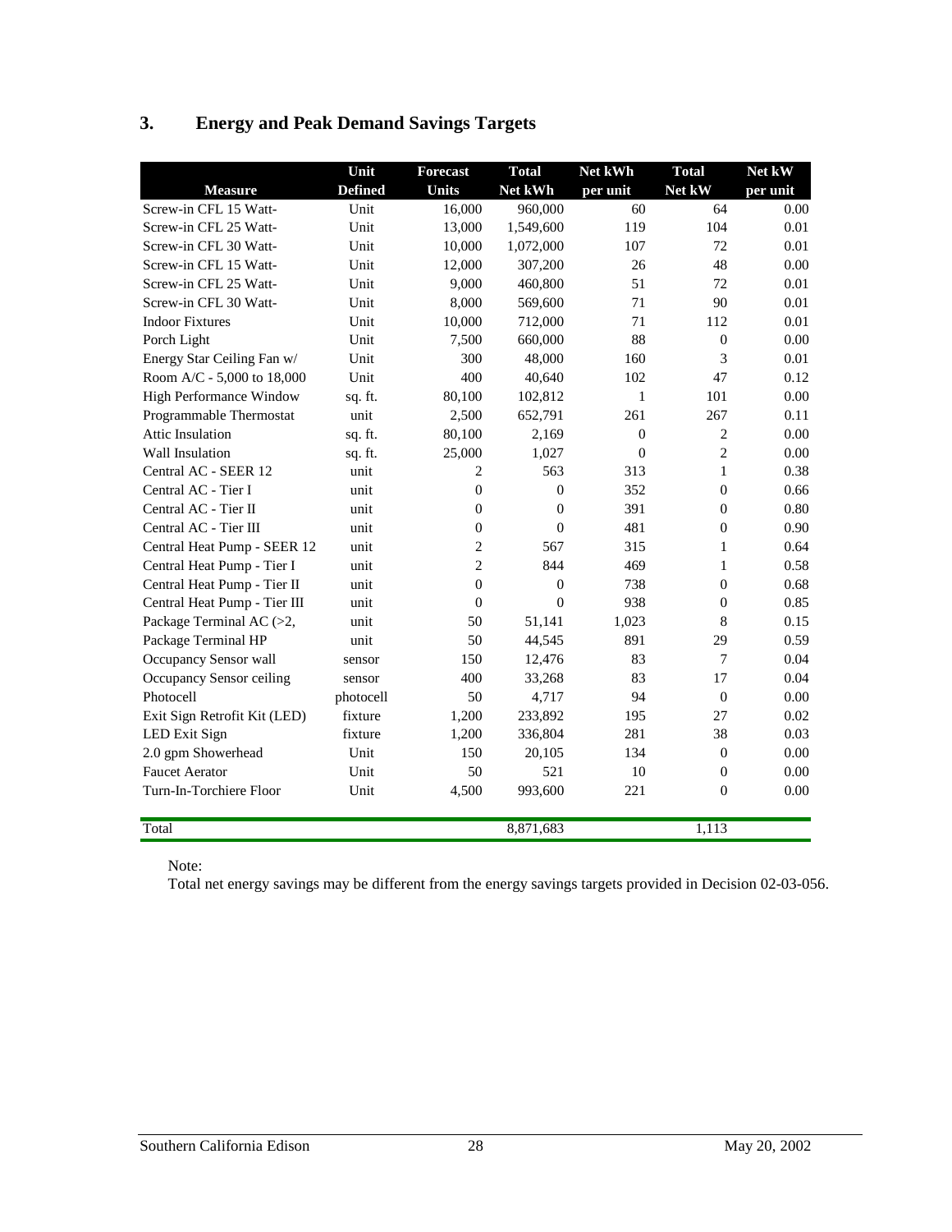## 3. Energy and Peak Demand Savings Targets

| Measure | Unit Defined | Forecast Units | Total Net kWh | Net kWh per unit | Total Net kW | Net kW per unit |
|---|---|---|---|---|---|---|
| Screw-in CFL 15 Watt- | Unit | 16,000 | 960,000 | 60 | 64 | 0.00 |
| Screw-in CFL 25 Watt- | Unit | 13,000 | 1,549,600 | 119 | 104 | 0.01 |
| Screw-in CFL 30 Watt- | Unit | 10,000 | 1,072,000 | 107 | 72 | 0.01 |
| Screw-in CFL 15 Watt- | Unit | 12,000 | 307,200 | 26 | 48 | 0.00 |
| Screw-in CFL 25 Watt- | Unit | 9,000 | 460,800 | 51 | 72 | 0.01 |
| Screw-in CFL 30 Watt- | Unit | 8,000 | 569,600 | 71 | 90 | 0.01 |
| Indoor Fixtures | Unit | 10,000 | 712,000 | 71 | 112 | 0.01 |
| Porch Light | Unit | 7,500 | 660,000 | 88 | 0 | 0.00 |
| Energy Star Ceiling Fan w/ | Unit | 300 | 48,000 | 160 | 3 | 0.01 |
| Room A/C - 5,000 to 18,000 | Unit | 400 | 40,640 | 102 | 47 | 0.12 |
| High Performance Window | sq. ft. | 80,100 | 102,812 | 1 | 101 | 0.00 |
| Programmable Thermostat | unit | 2,500 | 652,791 | 261 | 267 | 0.11 |
| Attic Insulation | sq. ft. | 80,100 | 2,169 | 0 | 2 | 0.00 |
| Wall Insulation | sq. ft. | 25,000 | 1,027 | 0 | 2 | 0.00 |
| Central AC - SEER 12 | unit | 2 | 563 | 313 | 1 | 0.38 |
| Central AC - Tier I | unit | 0 | 0 | 352 | 0 | 0.66 |
| Central AC - Tier II | unit | 0 | 0 | 391 | 0 | 0.80 |
| Central AC - Tier III | unit | 0 | 0 | 481 | 0 | 0.90 |
| Central Heat Pump - SEER 12 | unit | 2 | 567 | 315 | 1 | 0.64 |
| Central Heat Pump - Tier I | unit | 2 | 844 | 469 | 1 | 0.58 |
| Central Heat Pump - Tier II | unit | 0 | 0 | 738 | 0 | 0.68 |
| Central Heat Pump - Tier III | unit | 0 | 0 | 938 | 0 | 0.85 |
| Package Terminal AC (>2, | unit | 50 | 51,141 | 1,023 | 8 | 0.15 |
| Package Terminal HP | unit | 50 | 44,545 | 891 | 29 | 0.59 |
| Occupancy Sensor wall | sensor | 150 | 12,476 | 83 | 7 | 0.04 |
| Occupancy Sensor ceiling | sensor | 400 | 33,268 | 83 | 17 | 0.04 |
| Photocell | photocell | 50 | 4,717 | 94 | 0 | 0.00 |
| Exit Sign Retrofit Kit (LED) | fixture | 1,200 | 233,892 | 195 | 27 | 0.02 |
| LED Exit Sign | fixture | 1,200 | 336,804 | 281 | 38 | 0.03 |
| 2.0 gpm Showerhead | Unit | 150 | 20,105 | 134 | 0 | 0.00 |
| Faucet Aerator | Unit | 50 | 521 | 10 | 0 | 0.00 |
| Turn-In-Torchiere Floor | Unit | 4,500 | 993,600 | 221 | 0 | 0.00 |
| Total | | | 8,871,683 | | 1,113 | |

Note:
Total net energy savings may be different from the energy savings targets provided in Decision 02-03-056.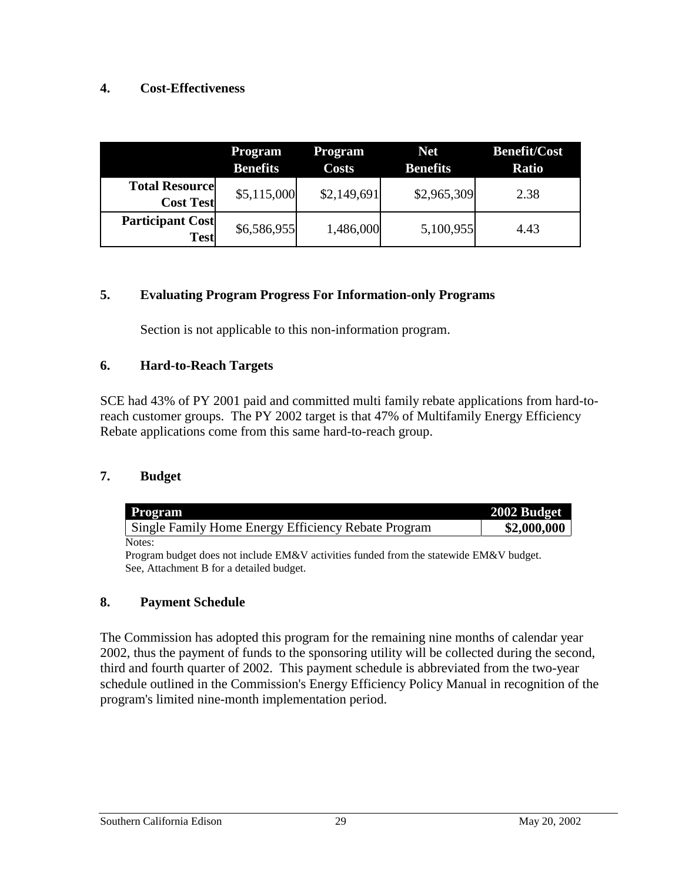## 4. Cost-Effectiveness

| | Program Benefits | Program Costs | Net Benefits | Benefit/Cost Ratio |
|---|---|---|---|---|
| **Total Resource Cost Test** | $5,115,000 | $2,149,691 | $2,965,309 | 2.38 |
| **Participant Cost Test** | $6,586,955 | 1,486,000 | 5,100,955 | 4.43 |

## 5. Evaluating Program Progress For Information-only Programs

Section is not applicable to this non-information program.

## 6. Hard-to-Reach Targets

SCE had 43% of PY 2001 paid and committed multi family rebate applications from hard-to-reach customer groups. The PY 2002 target is that 47% of Multifamily Energy Efficiency Rebate applications come from this same hard-to-reach group.

## 7. Budget

| Program | 2002 Budget |
|---|---|
| Single Family Home Energy Efficiency Rebate Program | **$2,000,000** |

Notes:

Program budget does not include EM&V activities funded from the statewide EM&V budget.
See, Attachment B for a detailed budget.

## 8. Payment Schedule

The Commission has adopted this program for the remaining nine months of calendar year 2002, thus the payment of funds to the sponsoring utility will be collected during the second, third and fourth quarter of 2002. This payment schedule is abbreviated from the two-year schedule outlined in the Commission's Energy Efficiency Policy Manual in recognition of the program's limited nine-month implementation period.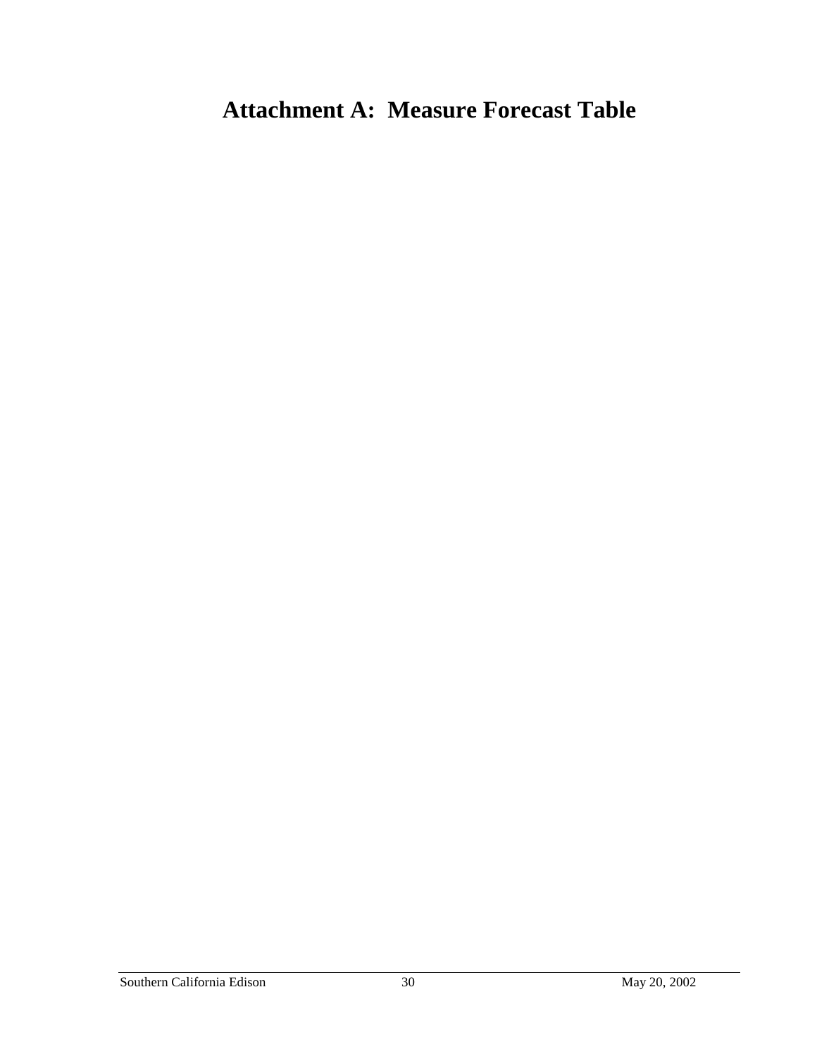# Attachment A: Measure Forecast Table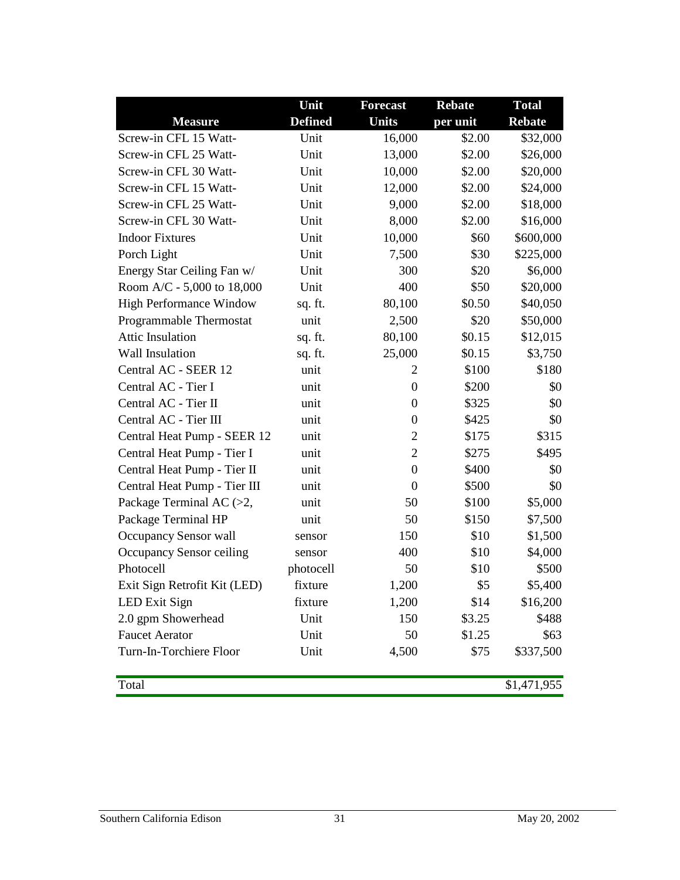| Measure | Unit Defined | Forecast Units | Rebate per unit | Total Rebate |
|---|---|---|---|---|
| Screw-in CFL 15 Watt- | Unit | 16,000 | $2.00 | $32,000 |
| Screw-in CFL 25 Watt- | Unit | 13,000 | $2.00 | $26,000 |
| Screw-in CFL 30 Watt- | Unit | 10,000 | $2.00 | $20,000 |
| Screw-in CFL 15 Watt- | Unit | 12,000 | $2.00 | $24,000 |
| Screw-in CFL 25 Watt- | Unit | 9,000 | $2.00 | $18,000 |
| Screw-in CFL 30 Watt- | Unit | 8,000 | $2.00 | $16,000 |
| Indoor Fixtures | Unit | 10,000 | $60 | $600,000 |
| Porch Light | Unit | 7,500 | $30 | $225,000 |
| Energy Star Ceiling Fan w/ | Unit | 300 | $20 | $6,000 |
| Room A/C - 5,000 to 18,000 | Unit | 400 | $50 | $20,000 |
| High Performance Window | sq. ft. | 80,100 | $0.50 | $40,050 |
| Programmable Thermostat | unit | 2,500 | $20 | $50,000 |
| Attic Insulation | sq. ft. | 80,100 | $0.15 | $12,015 |
| Wall Insulation | sq. ft. | 25,000 | $0.15 | $3,750 |
| Central AC - SEER 12 | unit | 2 | $100 | $180 |
| Central AC - Tier I | unit | 0 | $200 | $0 |
| Central AC - Tier II | unit | 0 | $325 | $0 |
| Central AC - Tier III | unit | 0 | $425 | $0 |
| Central Heat Pump - SEER 12 | unit | 2 | $175 | $315 |
| Central Heat Pump - Tier I | unit | 2 | $275 | $495 |
| Central Heat Pump - Tier II | unit | 0 | $400 | $0 |
| Central Heat Pump - Tier III | unit | 0 | $500 | $0 |
| Package Terminal AC (>2, | unit | 50 | $100 | $5,000 |
| Package Terminal HP | unit | 50 | $150 | $7,500 |
| Occupancy Sensor wall | sensor | 150 | $10 | $1,500 |
| Occupancy Sensor ceiling | sensor | 400 | $10 | $4,000 |
| Photocell | photocell | 50 | $10 | $500 |
| Exit Sign Retrofit Kit (LED) | fixture | 1,200 | $5 | $5,400 |
| LED Exit Sign | fixture | 1,200 | $14 | $16,200 |
| 2.0 gpm Showerhead | Unit | 150 | $3.25 | $488 |
| Faucet Aerator | Unit | 50 | $1.25 | $63 |
| Turn-In-Torchiere Floor | Unit | 4,500 | $75 | $337,500 |
| Total | | | | $1,471,955 |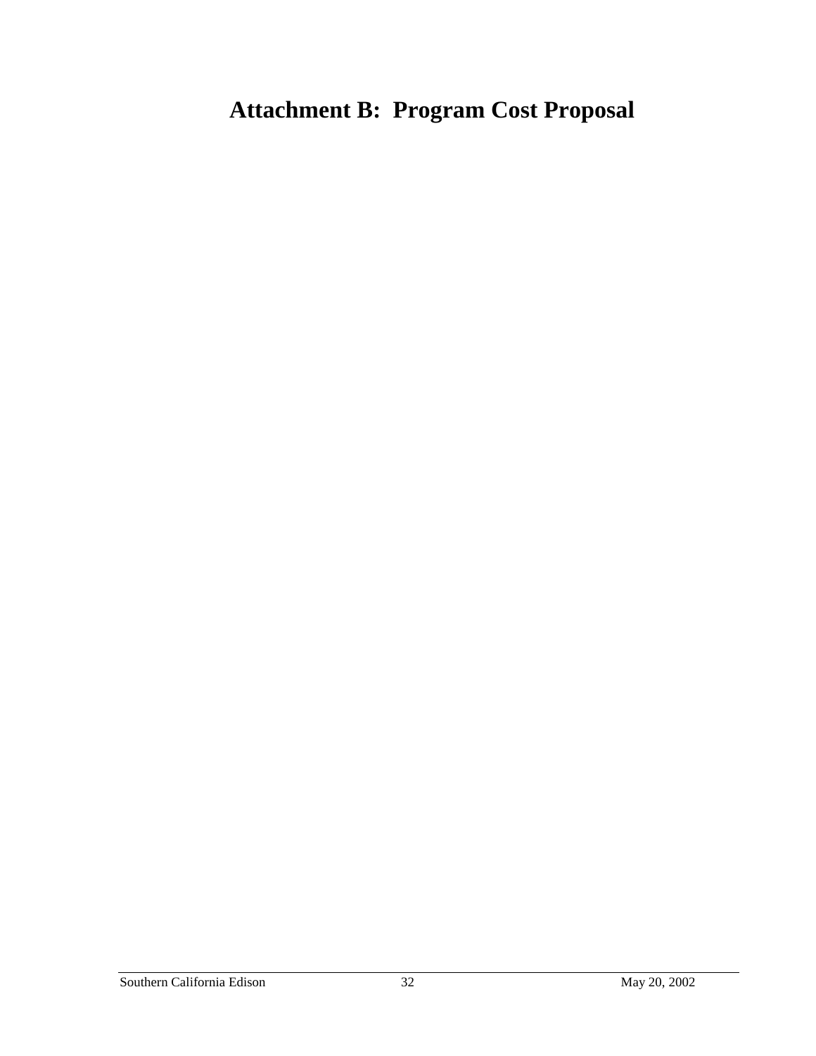# Attachment B:  Program Cost Proposal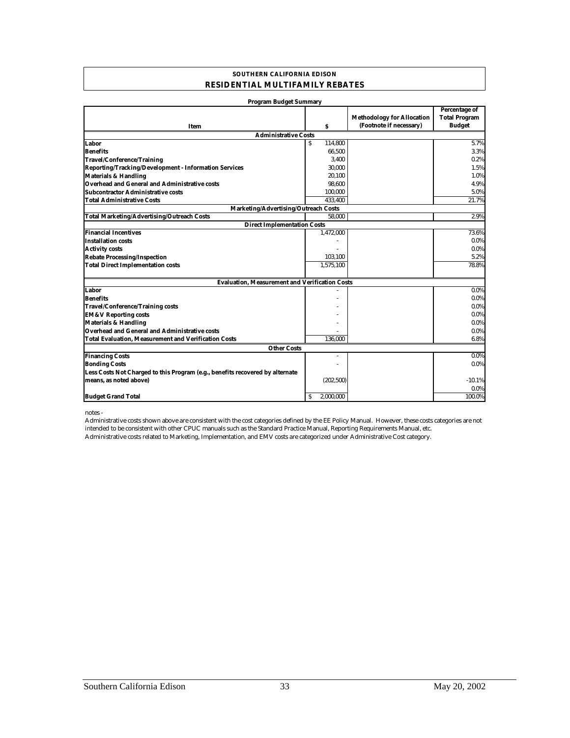**SOUTHERN CALIFORNIA EDISON**

**RESIDENTIAL MULTIFAMILY REBATES**

**Program Budget Summary**

| Item | $ | Methodology for Allocation (Footnote if necessary) | Percentage of Total Program Budget |
|---|---|---|---|
| **Administrative Costs** | | | |
| Labor | $ 114,800 | | 5.7% |
| Benefits | 66,500 | | 3.3% |
| Travel/Conference/Training | 3,400 | | 0.2% |
| Reporting/Tracking/Development - Information Services | 30,000 | | 1.5% |
| Materials & Handling | 20,100 | | 1.0% |
| Overhead and General and Administrative costs | 98,600 | | 4.9% |
| Subcontractor Administrative costs | 100,000 | | 5.0% |
| Total Administrative Costs | 433,400 | | 21.7% |
| **Marketing/Advertising/Outreach Costs** | | | |
| Total Marketing/Advertising/Outreach Costs | 58,000 | | 2.9% |
| **Direct Implementation Costs** | | | |
| Financial Incentives | 1,472,000 | | 73.6% |
| Installation costs | - | | 0.0% |
| Activity costs | - | | 0.0% |
| Rebate Processing/Inspection | 103,100 | | 5.2% |
| Total Direct Implementation costs | 1,575,100 | | 78.8% |
| **Evaluation, Measurement and Verification Costs** | | | |
| Labor | - | | 0.0% |
| Benefits | - | | 0.0% |
| Travel/Conference/Training costs | - | | 0.0% |
| EM&V Reporting costs | - | | 0.0% |
| Materials & Handling | - | | 0.0% |
| Overhead and General and Administrative costs | - | | 0.0% |
| Total Evaluation, Measurement and Verification Costs | 136,000 | | 6.8% |
| **Other Costs** | | | |
| Financing Costs | - | | 0.0% |
| Bonding Costs | - | | 0.0% |
| Less Costs Not Charged to this Program (e.g., benefits recovered by alternate means, as noted above) | (202,500) | | -10.1% |
| | | | 0.0% |
| Budget Grand Total | $ 2,000,000 | | 100.0% |

notes -

Administrative costs shown above are consistent with the cost categories defined by the EE Policy Manual. However, these costs categories are not intended to be consistent with other CPUC manuals such as the Standard Practice Manual, Reporting Requirements Manual, etc.

Administrative costs related to Marketing, Implementation, and EMV costs are categorized under Administrative Cost category.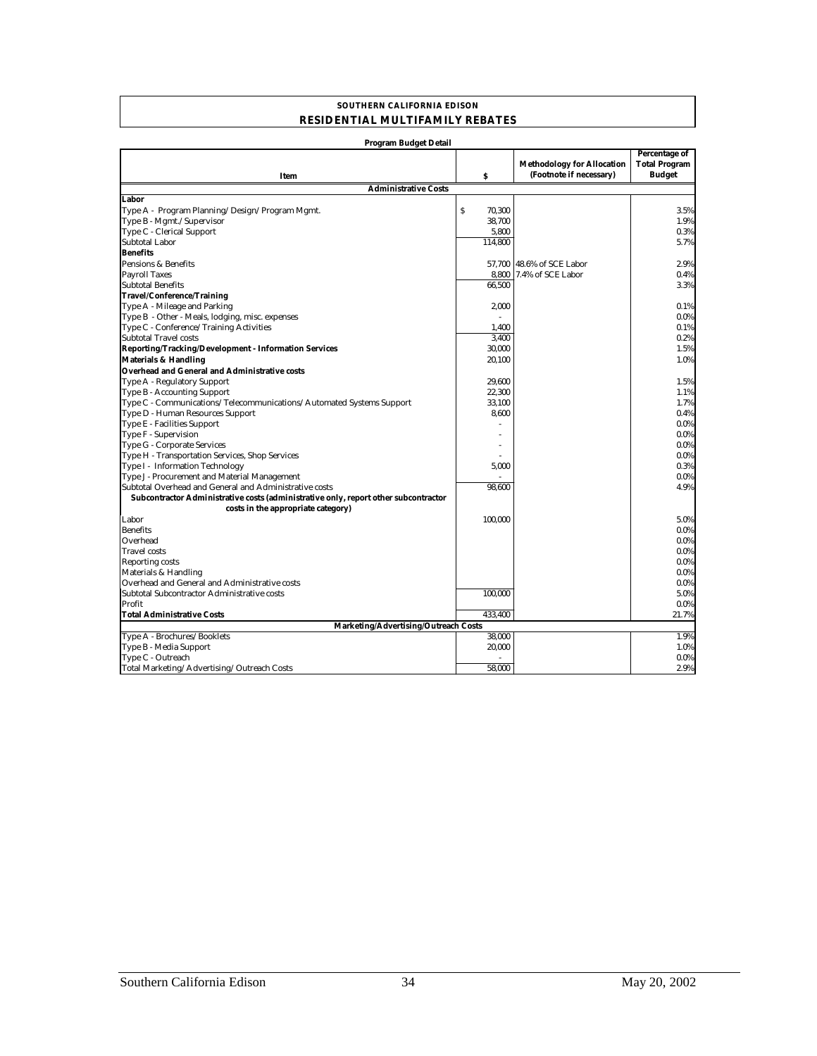**SOUTHERN CALIFORNIA EDISON**
**RESIDENTIAL MULTIFAMILY REBATES**

**Program Budget Detail**

| Item | $ | Methodology for Allocation (Footnote if necessary) | Percentage of Total Program Budget |
|---|---|---|---|
| **Administrative Costs** | | | |
| **Labor** | | | |
| Type A - Program Planning/Design/Program Mgmt. | $ 70,300 | | 3.5% |
| Type B - Mgmt./Supervisor | 38,700 | | 1.9% |
| Type C - Clerical Support | 5,800 | | 0.3% |
| Subtotal Labor | 114,800 | | 5.7% |
| **Benefits** | | | |
| Pensions & Benefits | 57,700 | 48.6% of SCE Labor | 2.9% |
| Payroll Taxes | 8,800 | 7.4% of SCE Labor | 0.4% |
| Subtotal Benefits | 66,500 | | 3.3% |
| **Travel/Conference/Training** | | | |
| Type A - Mileage and Parking | 2,000 | | 0.1% |
| Type B - Other - Meals, lodging, misc. expenses | - | | 0.0% |
| Type C - Conference/Training Activities | 1,400 | | 0.1% |
| Subtotal Travel costs | 3,400 | | 0.2% |
| **Reporting/Tracking/Development - Information Services** | 30,000 | | 1.5% |
| **Materials & Handling** | 20,100 | | 1.0% |
| **Overhead and General and Administrative costs** | | | |
| Type A - Regulatory Support | 29,600 | | 1.5% |
| Type B - Accounting Support | 22,300 | | 1.1% |
| Type C - Communications/Telecommunications/Automated Systems Support | 33,100 | | 1.7% |
| Type D - Human Resources Support | 8,600 | | 0.4% |
| Type E - Facilities Support | - | | 0.0% |
| Type F - Supervision | - | | 0.0% |
| Type G - Corporate Services | - | | 0.0% |
| Type H - Transportation Services, Shop Services | - | | 0.0% |
| Type I - Information Technology | 5,000 | | 0.3% |
| Type J - Procurement and Material Management | - | | 0.0% |
| Subtotal Overhead and General and Administrative costs | 98,600 | | 4.9% |
| **Subcontractor Administrative costs (administrative only, report other subcontractor costs in the appropriate category)** | | | |
| Labor | 100,000 | | 5.0% |
| Benefits | | | 0.0% |
| Overhead | | | 0.0% |
| Travel costs | | | 0.0% |
| Reporting costs | | | 0.0% |
| Materials & Handling | | | 0.0% |
| Overhead and General and Administrative costs | | | 0.0% |
| Subtotal Subcontractor Administrative costs | 100,000 | | 5.0% |
| Profit | | | 0.0% |
| **Total Administrative Costs** | 433,400 | | 21.7% |
| **Marketing/Advertising/Outreach Costs** | | | |
| Type A - Brochures/Booklets | 38,000 | | 1.9% |
| Type B - Media Support | 20,000 | | 1.0% |
| Type C - Outreach | - | | 0.0% |
| Total Marketing/Advertising/Outreach Costs | 58,000 | | 2.9% |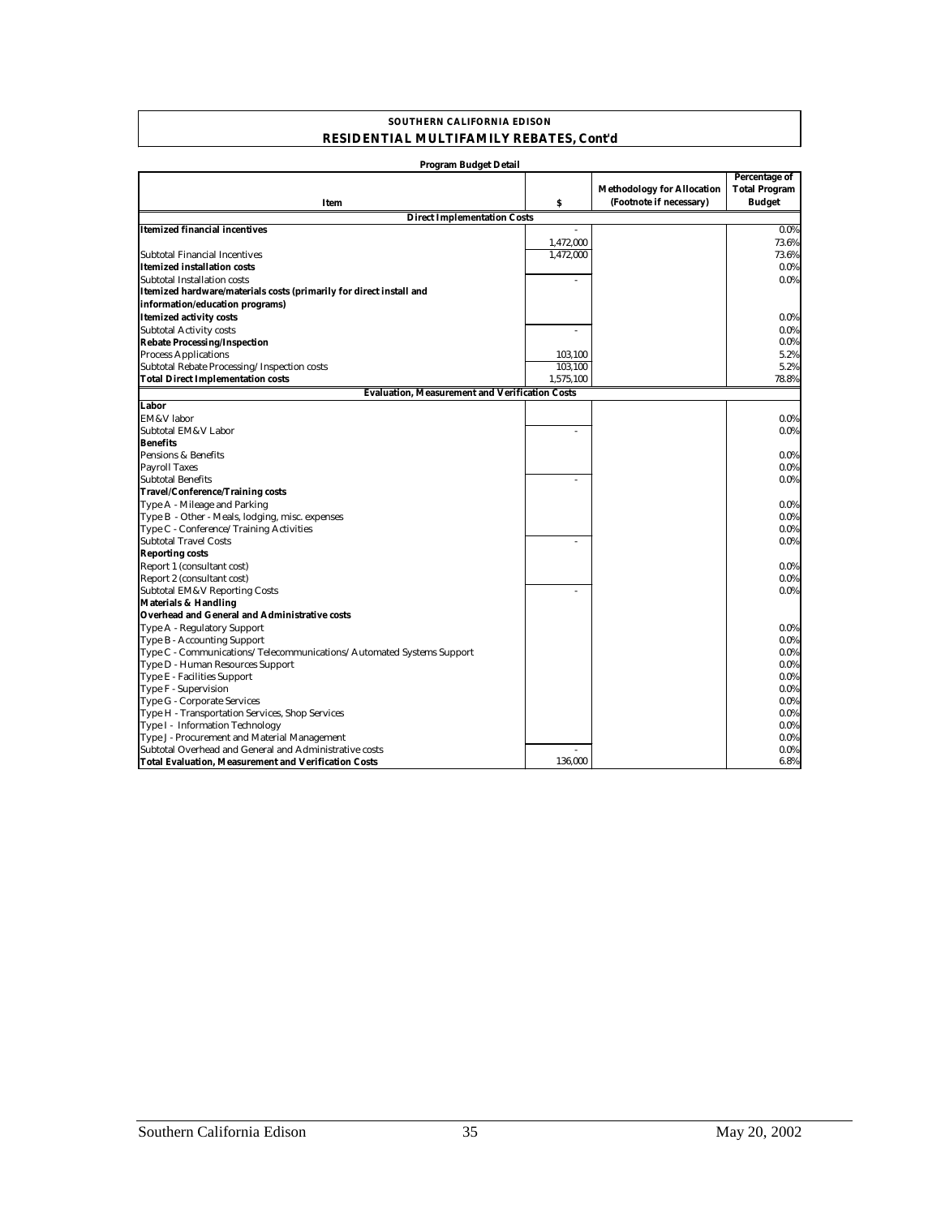**SOUTHERN CALIFORNIA EDISON**

**RESIDENTIAL MULTIFAMILY REBATES, Cont'd**

**Program Budget Detail**

| Item | $ | Methodology for Allocation (Footnote if necessary) | Percentage of Total Program Budget |
|---|---|---|---|
| **Direct Implementation Costs** | | | |
| **Itemized financial incentives** | - | | 0.0% |
| | 1,472,000 | | 73.6% |
| Subtotal Financial Incentives | 1,472,000 | | 73.6% |
| **Itemized installation costs** | | | 0.0% |
| Subtotal Installation costs | - | | 0.0% |
| **Itemized hardware/materials costs (primarily for direct install and information/education programs)** | | | |
| **Itemized activity costs** | | | 0.0% |
| Subtotal Activity costs | - | | 0.0% |
| **Rebate Processing/Inspection** | | | 0.0% |
| Process Applications | 103,100 | | 5.2% |
| Subtotal Rebate Processing/ Inspection costs | 103,100 | | 5.2% |
| **Total Direct Implementation costs** | 1,575,100 | | 78.8% |
| **Evaluation, Measurement and Verification Costs** | | | |
| **Labor** | | | |
| EM&V labor | | | 0.0% |
| Subtotal EM&V Labor | - | | 0.0% |
| **Benefits** | | | |
| Pensions & Benefits | | | 0.0% |
| Payroll Taxes | | | 0.0% |
| Subtotal Benefits | - | | 0.0% |
| **Travel/Conference/Training costs** | | | |
| Type A - Mileage and Parking | | | 0.0% |
| Type B - Other - Meals, lodging, misc. expenses | | | 0.0% |
| Type C - Conference/ Training Activities | | | 0.0% |
| Subtotal Travel Costs | - | | 0.0% |
| **Reporting costs** | | | |
| Report 1 (consultant cost) | | | 0.0% |
| Report 2 (consultant cost) | | | 0.0% |
| Subtotal EM&V Reporting Costs | - | | 0.0% |
| **Materials & Handling** | | | |
| **Overhead and General and Administrative costs** | | | |
| Type A - Regulatory Support | | | 0.0% |
| Type B - Accounting Support | | | 0.0% |
| Type C - Communications/ Telecommunications/ Automated Systems Support | | | 0.0% |
| Type D - Human Resources Support | | | 0.0% |
| Type E - Facilities Support | | | 0.0% |
| Type F - Supervision | | | 0.0% |
| Type G - Corporate Services | | | 0.0% |
| Type H - Transportation Services, Shop Services | | | 0.0% |
| Type I - Information Technology | | | 0.0% |
| Type J - Procurement and Material Management | | | 0.0% |
| Subtotal Overhead and General and Administrative costs | - | | 0.0% |
| **Total Evaluation, Measurement and Verification Costs** | 136,000 | | 6.8% |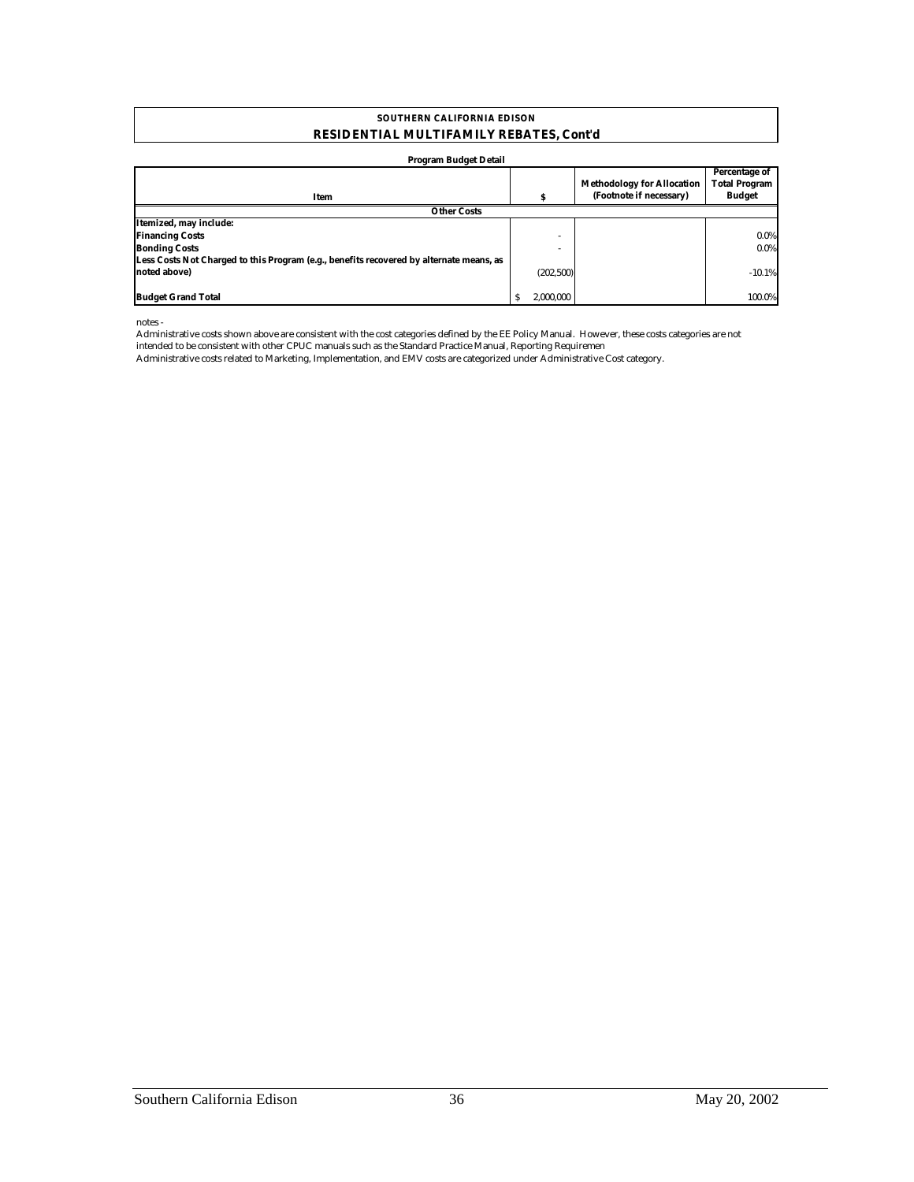**SOUTHERN CALIFORNIA EDISON**

**RESIDENTIAL MULTIFAMILY REBATES, Cont'd**

**Program Budget Detail**

| Item | $ | Methodology for Allocation (Footnote if necessary) | Percentage of Total Program Budget |
|---|---|---|---|
| **Other Costs** | | | |
| **Itemized, may include:** | | | |
| **Financing Costs** | - | | 0.0% |
| **Bonding Costs** | - | | 0.0% |
| **Less Costs Not Charged to this Program (e.g., benefits recovered by alternate means, as noted above)** | (202,500) | | -10.1% |
| **Budget Grand Total** | $ 2,000,000 | | 100.0% |

notes -

Administrative costs shown above are consistent with the cost categories defined by the EE Policy Manual. However, these costs categories are not intended to be consistent with other CPUC manuals such as the Standard Practice Manual, Reporting Requiremen

Administrative costs related to Marketing, Implementation, and EMV costs are categorized under Administrative Cost category.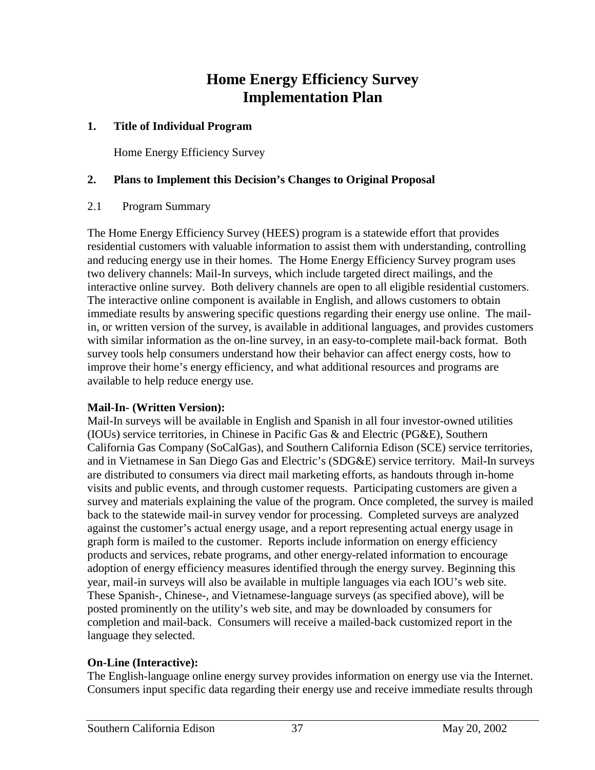# Home Energy Efficiency Survey Implementation Plan

## 1. Title of Individual Program

Home Energy Efficiency Survey

## 2. Plans to Implement this Decision's Changes to Original Proposal

### 2.1 Program Summary

The Home Energy Efficiency Survey (HEES) program is a statewide effort that provides residential customers with valuable information to assist them with understanding, controlling and reducing energy use in their homes. The Home Energy Efficiency Survey program uses two delivery channels: Mail-In surveys, which include targeted direct mailings, and the interactive online survey. Both delivery channels are open to all eligible residential customers. The interactive online component is available in English, and allows customers to obtain immediate results by answering specific questions regarding their energy use online. The mail-in, or written version of the survey, is available in additional languages, and provides customers with similar information as the on-line survey, in an easy-to-complete mail-back format. Both survey tools help consumers understand how their behavior can affect energy costs, how to improve their home's energy efficiency, and what additional resources and programs are available to help reduce energy use.

**Mail-In- (Written Version):**
Mail-In surveys will be available in English and Spanish in all four investor-owned utilities (IOUs) service territories, in Chinese in Pacific Gas & and Electric (PG&E), Southern California Gas Company (SoCalGas), and Southern California Edison (SCE) service territories, and in Vietnamese in San Diego Gas and Electric's (SDG&E) service territory. Mail-In surveys are distributed to consumers via direct mail marketing efforts, as handouts through in-home visits and public events, and through customer requests. Participating customers are given a survey and materials explaining the value of the program. Once completed, the survey is mailed back to the statewide mail-in survey vendor for processing. Completed surveys are analyzed against the customer's actual energy usage, and a report representing actual energy usage in graph form is mailed to the customer. Reports include information on energy efficiency products and services, rebate programs, and other energy-related information to encourage adoption of energy efficiency measures identified through the energy survey. Beginning this year, mail-in surveys will also be available in multiple languages via each IOU's web site. These Spanish-, Chinese-, and Vietnamese-language surveys (as specified above), will be posted prominently on the utility's web site, and may be downloaded by consumers for completion and mail-back. Consumers will receive a mailed-back customized report in the language they selected.

**On-Line (Interactive):**
The English-language online energy survey provides information on energy use via the Internet. Consumers input specific data regarding their energy use and receive immediate results through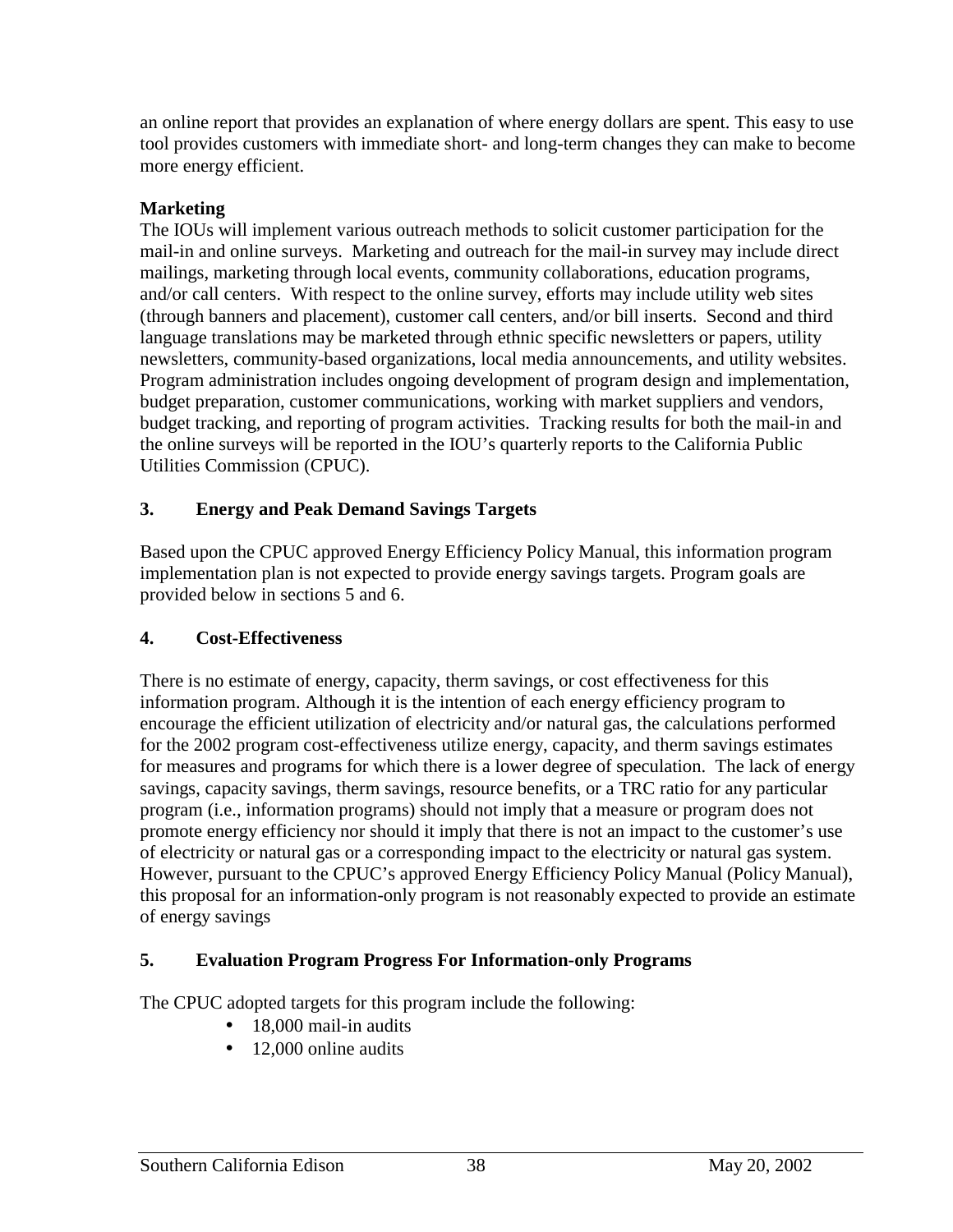an online report that provides an explanation of where energy dollars are spent. This easy to use tool provides customers with immediate short- and long-term changes they can make to become more energy efficient.

**Marketing**

The IOUs will implement various outreach methods to solicit customer participation for the mail-in and online surveys. Marketing and outreach for the mail-in survey may include direct mailings, marketing through local events, community collaborations, education programs, and/or call centers. With respect to the online survey, efforts may include utility web sites (through banners and placement), customer call centers, and/or bill inserts. Second and third language translations may be marketed through ethnic specific newsletters or papers, utility newsletters, community-based organizations, local media announcements, and utility websites. Program administration includes ongoing development of program design and implementation, budget preparation, customer communications, working with market suppliers and vendors, budget tracking, and reporting of program activities. Tracking results for both the mail-in and the online surveys will be reported in the IOU's quarterly reports to the California Public Utilities Commission (CPUC).

## 3. Energy and Peak Demand Savings Targets

Based upon the CPUC approved Energy Efficiency Policy Manual, this information program implementation plan is not expected to provide energy savings targets. Program goals are provided below in sections 5 and 6.

## 4. Cost-Effectiveness

There is no estimate of energy, capacity, therm savings, or cost effectiveness for this information program. Although it is the intention of each energy efficiency program to encourage the efficient utilization of electricity and/or natural gas, the calculations performed for the 2002 program cost-effectiveness utilize energy, capacity, and therm savings estimates for measures and programs for which there is a lower degree of speculation. The lack of energy savings, capacity savings, therm savings, resource benefits, or a TRC ratio for any particular program (i.e., information programs) should not imply that a measure or program does not promote energy efficiency nor should it imply that there is not an impact to the customer's use of electricity or natural gas or a corresponding impact to the electricity or natural gas system. However, pursuant to the CPUC's approved Energy Efficiency Policy Manual (Policy Manual), this proposal for an information-only program is not reasonably expected to provide an estimate of energy savings

## 5. Evaluation Program Progress For Information-only Programs

The CPUC adopted targets for this program include the following:

- 18,000 mail-in audits
- 12,000 online audits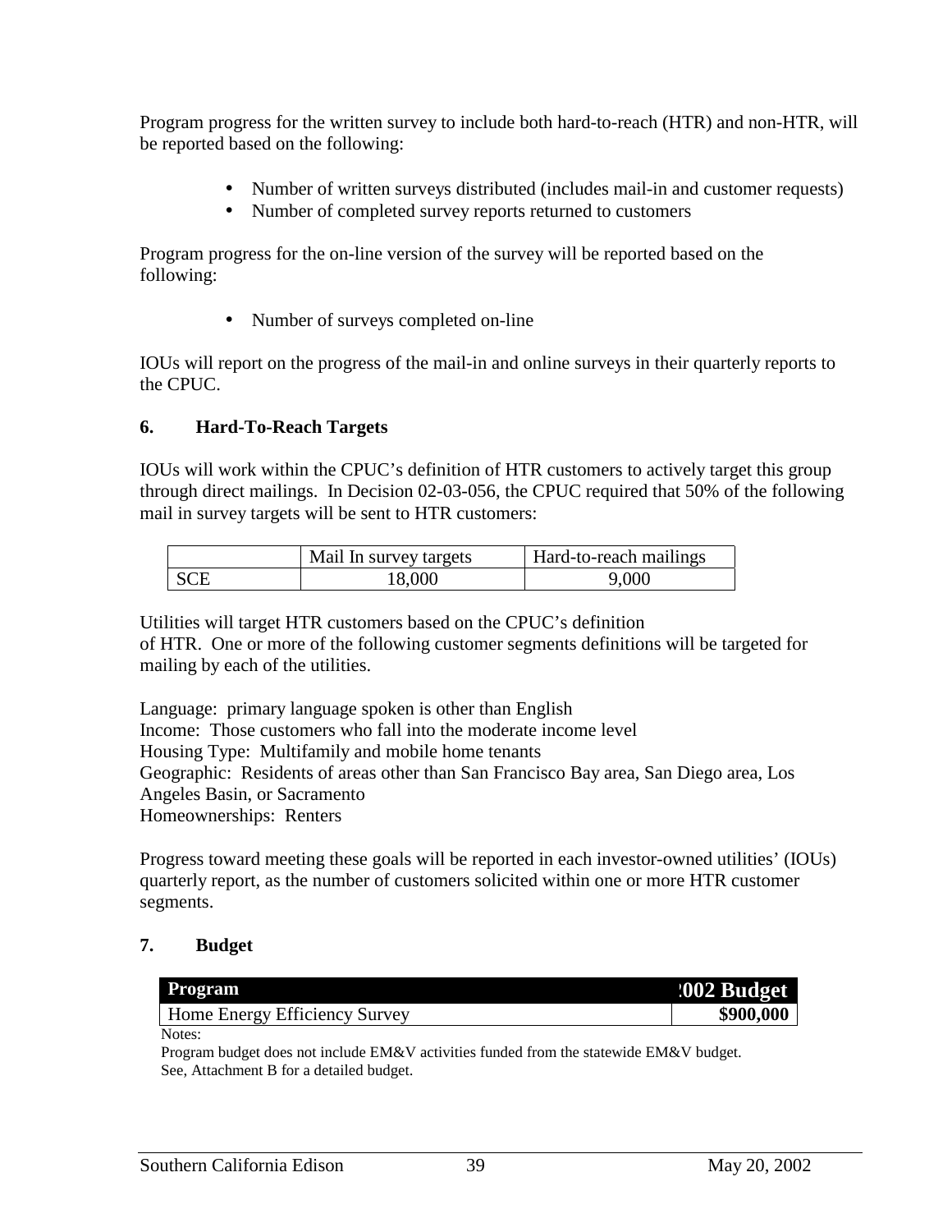Program progress for the written survey to include both hard-to-reach (HTR) and non-HTR, will be reported based on the following:

- Number of written surveys distributed (includes mail-in and customer requests)
- Number of completed survey reports returned to customers

Program progress for the on-line version of the survey will be reported based on the following:

- Number of surveys completed on-line

IOUs will report on the progress of the mail-in and online surveys in their quarterly reports to the CPUC.

## 6. Hard-To-Reach Targets

IOUs will work within the CPUC's definition of HTR customers to actively target this group through direct mailings. In Decision 02-03-056, the CPUC required that 50% of the following mail in survey targets will be sent to HTR customers:

| | Mail In survey targets | Hard-to-reach mailings |
|---|---|---|
| SCE | 18,000 | 9,000 |

Utilities will target HTR customers based on the CPUC's definition of HTR. One or more of the following customer segments definitions will be targeted for mailing by each of the utilities.

Language: primary language spoken is other than English
Income: Those customers who fall into the moderate income level
Housing Type: Multifamily and mobile home tenants
Geographic: Residents of areas other than San Francisco Bay area, San Diego area, Los Angeles Basin, or Sacramento
Homeownerships: Renters

Progress toward meeting these goals will be reported in each investor-owned utilities' (IOUs) quarterly report, as the number of customers solicited within one or more HTR customer segments.

## 7. Budget

| Program | 2002 Budget |
|---|---|
| Home Energy Efficiency Survey | **$900,000** |

Notes:
Program budget does not include EM&V activities funded from the statewide EM&V budget.
See, Attachment B for a detailed budget.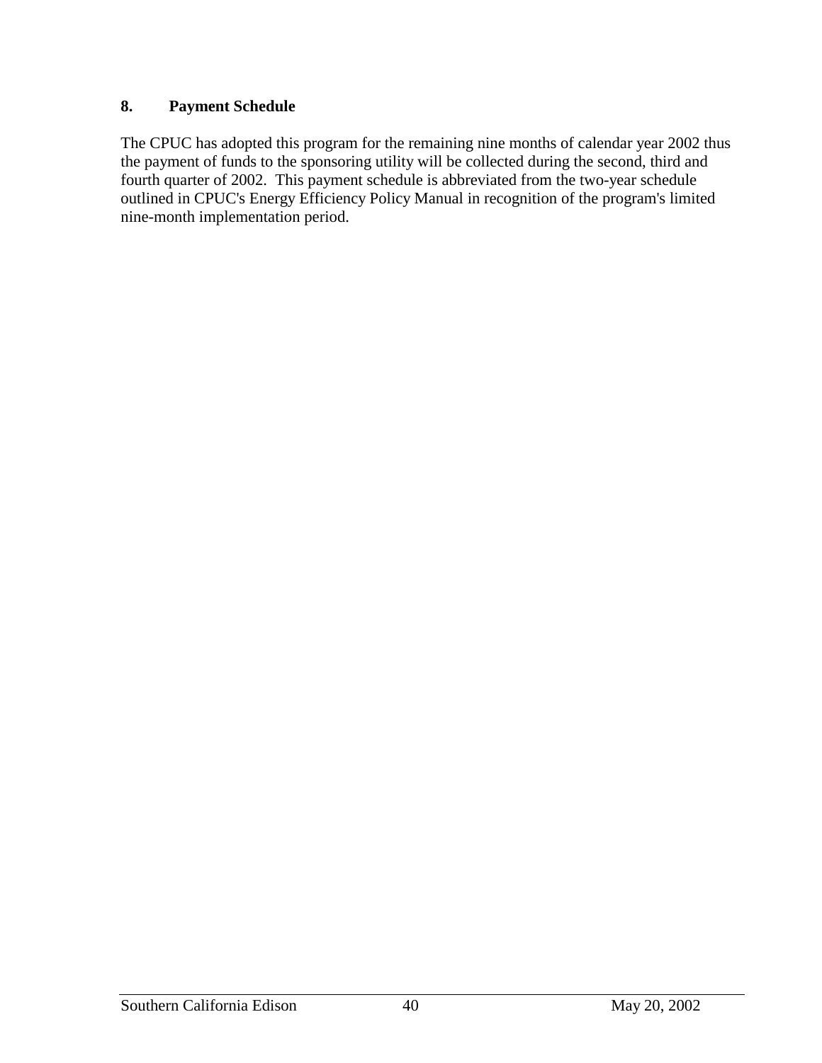## 8. Payment Schedule

The CPUC has adopted this program for the remaining nine months of calendar year 2002 thus the payment of funds to the sponsoring utility will be collected during the second, third and fourth quarter of 2002. This payment schedule is abbreviated from the two-year schedule outlined in CPUC's Energy Efficiency Policy Manual in recognition of the program's limited nine-month implementation period.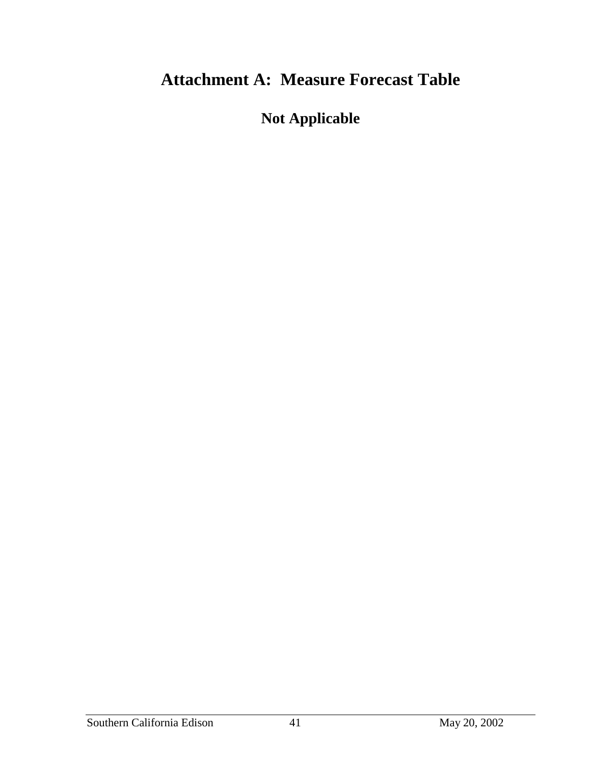# Attachment A: Measure Forecast Table

**Not Applicable**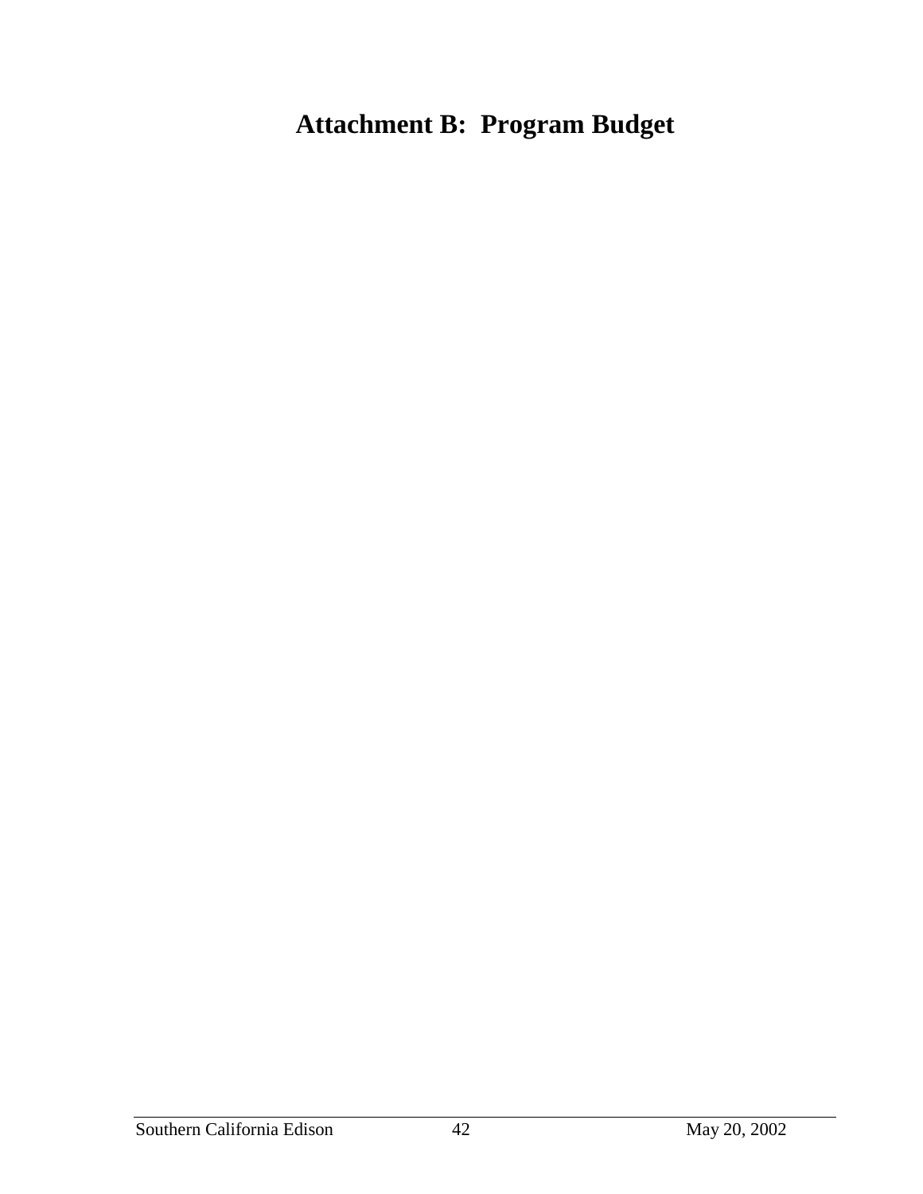# Attachment B: Program Budget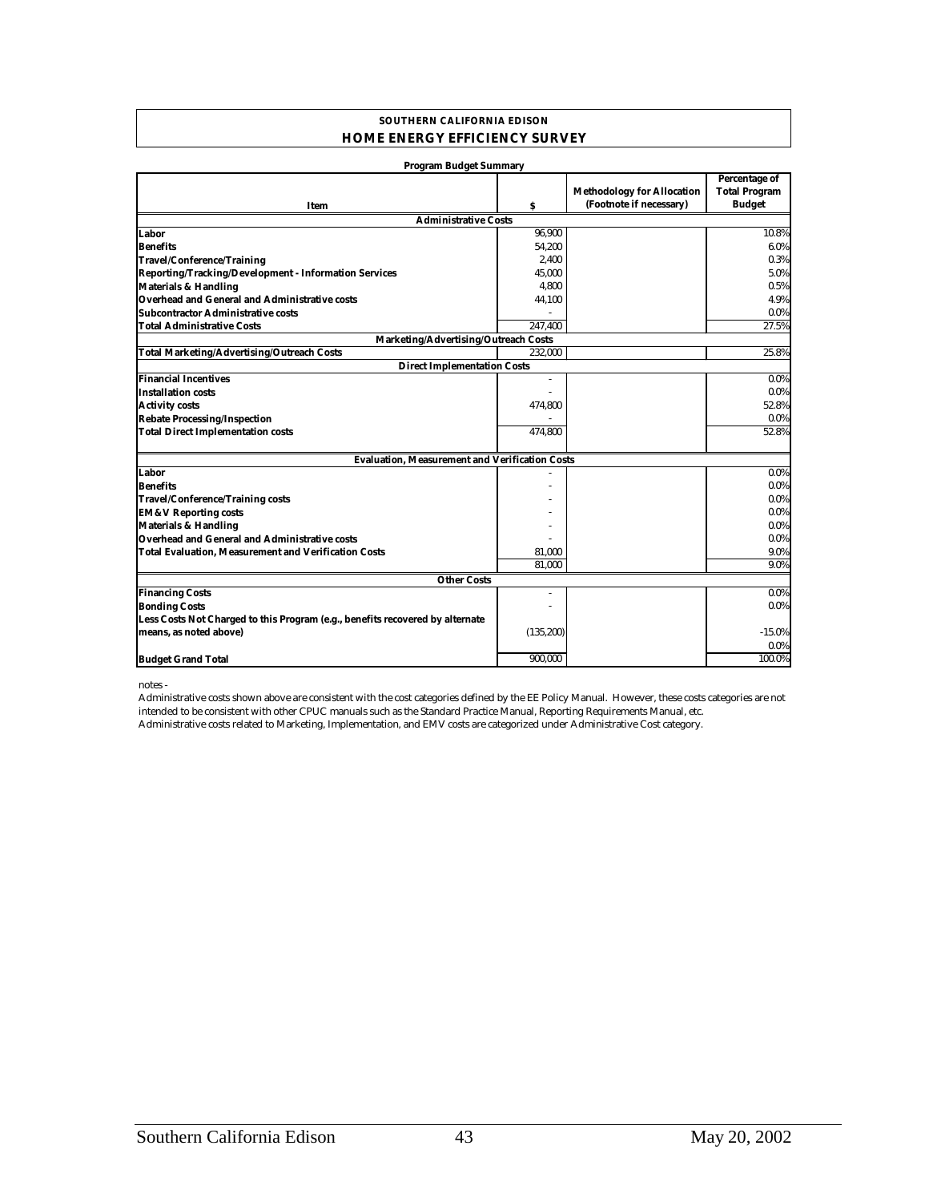**SOUTHERN CALIFORNIA EDISON**

**HOME ENERGY EFFICIENCY SURVEY**

**Program Budget Summary**

| Item | $ | Methodology for Allocation (Footnote if necessary) | Percentage of Total Program Budget |
|---|---|---|---|
| **Administrative Costs** | | | |
| Labor | 96,900 | | 10.8% |
| Benefits | 54,200 | | 6.0% |
| Travel/Conference/Training | 2,400 | | 0.3% |
| Reporting/Tracking/Development - Information Services | 45,000 | | 5.0% |
| Materials & Handling | 4,800 | | 0.5% |
| Overhead and General and Administrative costs | 44,100 | | 4.9% |
| Subcontractor Administrative costs | - | | 0.0% |
| Total Administrative Costs | 247,400 | | 27.5% |
| **Marketing/Advertising/Outreach Costs** | | | |
| Total Marketing/Advertising/Outreach Costs | 232,000 | | 25.8% |
| **Direct Implementation Costs** | | | |
| Financial Incentives | - | | 0.0% |
| Installation costs | - | | 0.0% |
| Activity costs | 474,800 | | 52.8% |
| Rebate Processing/Inspection | - | | 0.0% |
| Total Direct Implementation costs | 474,800 | | 52.8% |
| **Evaluation, Measurement and Verification Costs** | | | |
| Labor | - | | 0.0% |
| Benefits | - | | 0.0% |
| Travel/Conference/Training costs | - | | 0.0% |
| EM&V Reporting costs | - | | 0.0% |
| Materials & Handling | - | | 0.0% |
| Overhead and General and Administrative costs | - | | 0.0% |
| Total Evaluation, Measurement and Verification Costs | 81,000 | | 9.0% |
| | 81,000 | | 9.0% |
| **Other Costs** | | | |
| Financing Costs | - | | 0.0% |
| Bonding Costs | - | | 0.0% |
| Less Costs Not Charged to this Program (e.g., benefits recovered by alternate means, as noted above) | (135,200) | | -15.0% |
| | | | 0.0% |
| Budget Grand Total | 900,000 | | 100.0% |

notes -

Administrative costs shown above are consistent with the cost categories defined by the EE Policy Manual. However, these costs categories are not intended to be consistent with other CPUC manuals such as the Standard Practice Manual, Reporting Requirements Manual, etc.

Administrative costs related to Marketing, Implementation, and EMV costs are categorized under Administrative Cost category.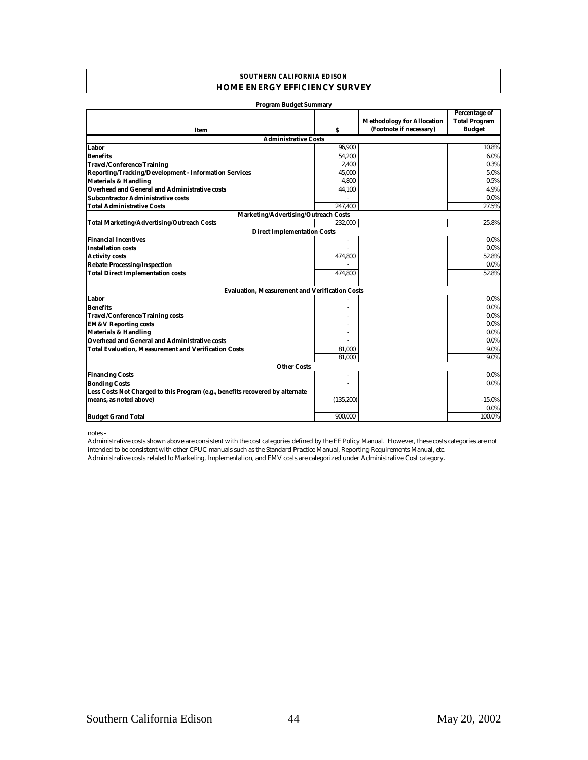**SOUTHERN CALIFORNIA EDISON**

## HOME ENERGY EFFICIENCY SURVEY

**Program Budget Summary**

| Item | $ | Methodology for Allocation (Footnote if necessary) | Percentage of Total Program Budget |
|---|---|---|---|
| **Administrative Costs** | | | |
| Labor | 96,900 | | 10.8% |
| Benefits | 54,200 | | 6.0% |
| Travel/Conference/Training | 2,400 | | 0.3% |
| Reporting/Tracking/Development - Information Services | 45,000 | | 5.0% |
| Materials & Handling | 4,800 | | 0.5% |
| Overhead and General and Administrative costs | 44,100 | | 4.9% |
| Subcontractor Administrative costs | - | | 0.0% |
| Total Administrative Costs | 247,400 | | 27.5% |
| **Marketing/Advertising/Outreach Costs** | | | |
| Total Marketing/Advertising/Outreach Costs | 232,000 | | 25.8% |
| **Direct Implementation Costs** | | | |
| Financial Incentives | - | | 0.0% |
| Installation costs | - | | 0.0% |
| Activity costs | 474,800 | | 52.8% |
| Rebate Processing/Inspection | - | | 0.0% |
| Total Direct Implementation costs | 474,800 | | 52.8% |
| **Evaluation, Measurement and Verification Costs** | | | |
| Labor | - | | 0.0% |
| Benefits | - | | 0.0% |
| Travel/Conference/Training costs | - | | 0.0% |
| EM&V Reporting costs | - | | 0.0% |
| Materials & Handling | - | | 0.0% |
| Overhead and General and Administrative costs | - | | 0.0% |
| Total Evaluation, Measurement and Verification Costs | 81,000 | | 9.0% |
| | 81,000 | | 9.0% |
| **Other Costs** | | | |
| Financing Costs | - | | 0.0% |
| Bonding Costs | - | | 0.0% |
| Less Costs Not Charged to this Program (e.g., benefits recovered by alternate means, as noted above) | (135,200) | | -15.0% |
| | | | 0.0% |
| Budget Grand Total | 900,000 | | 100.0% |

notes -

Administrative costs shown above are consistent with the cost categories defined by the EE Policy Manual. However, these costs categories are not intended to be consistent with other CPUC manuals such as the Standard Practice Manual, Reporting Requirements Manual, etc.

Administrative costs related to Marketing, Implementation, and EMV costs are categorized under Administrative Cost category.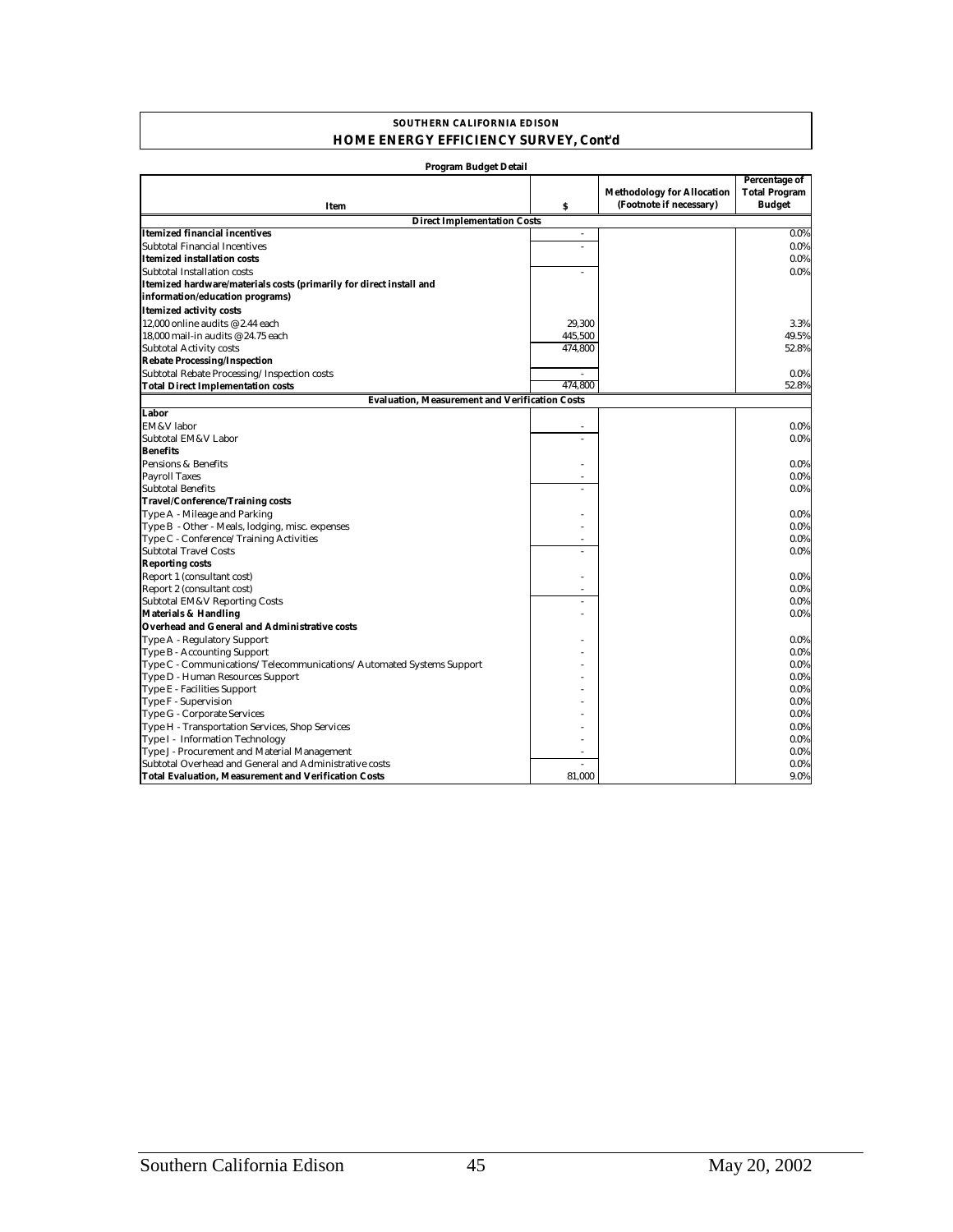**SOUTHERN CALIFORNIA EDISON**
**HOME ENERGY EFFICIENCY SURVEY, Cont'd**

**Program Budget Detail**

| Item | $ | Methodology for Allocation (Footnote if necessary) | Percentage of Total Program Budget |
|---|---|---|---|
| **Direct Implementation Costs** | | | |
| **Itemized financial incentives** | - | | 0.0% |
| Subtotal Financial Incentives | - | | 0.0% |
| **Itemized installation costs** | | | 0.0% |
| Subtotal Installation costs | - | | 0.0% |
| **Itemized hardware/materials costs (primarily for direct install and information/education programs)** | | | |
| **Itemized activity costs** | | | |
| 12,000 online audits @ 2.44 each | 29,300 | | 3.3% |
| 18,000 mail-in audits @ 24.75 each | 445,500 | | 49.5% |
| Subtotal Activity costs | 474,800 | | 52.8% |
| **Rebate Processing/Inspection** | | | |
| Subtotal Rebate Processing/ Inspection costs | - | | 0.0% |
| **Total Direct Implementation costs** | 474,800 | | 52.8% |
| **Evaluation, Measurement and Verification Costs** | | | |
| **Labor** | | | |
| EM&V labor | - | | 0.0% |
| Subtotal EM&V Labor | - | | 0.0% |
| **Benefits** | | | |
| Pensions & Benefits | - | | 0.0% |
| Payroll Taxes | - | | 0.0% |
| Subtotal Benefits | - | | 0.0% |
| **Travel/Conference/Training costs** | | | |
| Type A - Mileage and Parking | - | | 0.0% |
| Type B - Other - Meals, lodging, misc. expenses | - | | 0.0% |
| Type C - Conference/ Training Activities | - | | 0.0% |
| Subtotal Travel Costs | - | | 0.0% |
| **Reporting costs** | | | |
| Report 1 (consultant cost) | - | | 0.0% |
| Report 2 (consultant cost) | - | | 0.0% |
| Subtotal EM&V Reporting Costs | - | | 0.0% |
| **Materials & Handling** | - | | 0.0% |
| **Overhead and General and Administrative costs** | | | |
| Type A - Regulatory Support | - | | 0.0% |
| Type B - Accounting Support | - | | 0.0% |
| Type C - Communications/ Telecommunications/ Automated Systems Support | - | | 0.0% |
| Type D - Human Resources Support | - | | 0.0% |
| Type E - Facilities Support | - | | 0.0% |
| Type F - Supervision | - | | 0.0% |
| Type G - Corporate Services | - | | 0.0% |
| Type H - Transportation Services, Shop Services | - | | 0.0% |
| Type I - Information Technology | - | | 0.0% |
| Type J - Procurement and Material Management | - | | 0.0% |
| Subtotal Overhead and General and Administrative costs | - | | 0.0% |
| **Total Evaluation, Measurement and Verification Costs** | 81,000 | | 9.0% |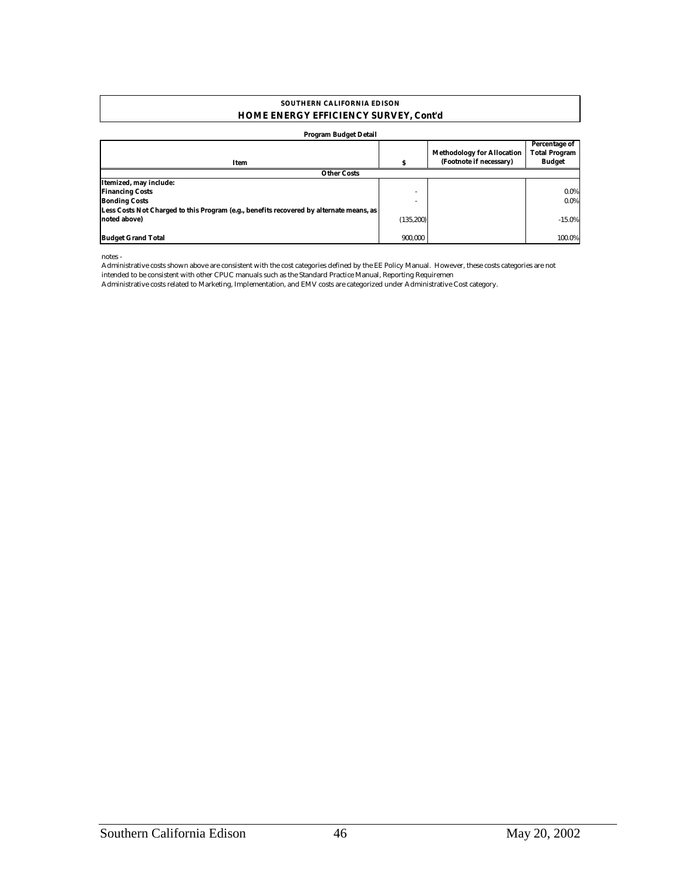**SOUTHERN CALIFORNIA EDISON**

**HOME ENERGY EFFICIENCY SURVEY, Cont'd**

**Program Budget Detail**

| Item | $ | Methodology for Allocation (Footnote if necessary) | Percentage of Total Program Budget |
|---|---|---|---|
| **Other Costs** | | | |
| **Itemized, may include:** | | | |
| **Financing Costs** | - | | 0.0% |
| **Bonding Costs** | - | | 0.0% |
| **Less Costs Not Charged to this Program (e.g., benefits recovered by alternate means, as noted above)** | (135,200) | | -15.0% |
| **Budget Grand Total** | 900,000 | | 100.0% |

notes -

Administrative costs shown above are consistent with the cost categories defined by the EE Policy Manual. However, these costs categories are not intended to be consistent with other CPUC manuals such as the Standard Practice Manual, Reporting Requiremen

Administrative costs related to Marketing, Implementation, and EMV costs are categorized under Administrative Cost category.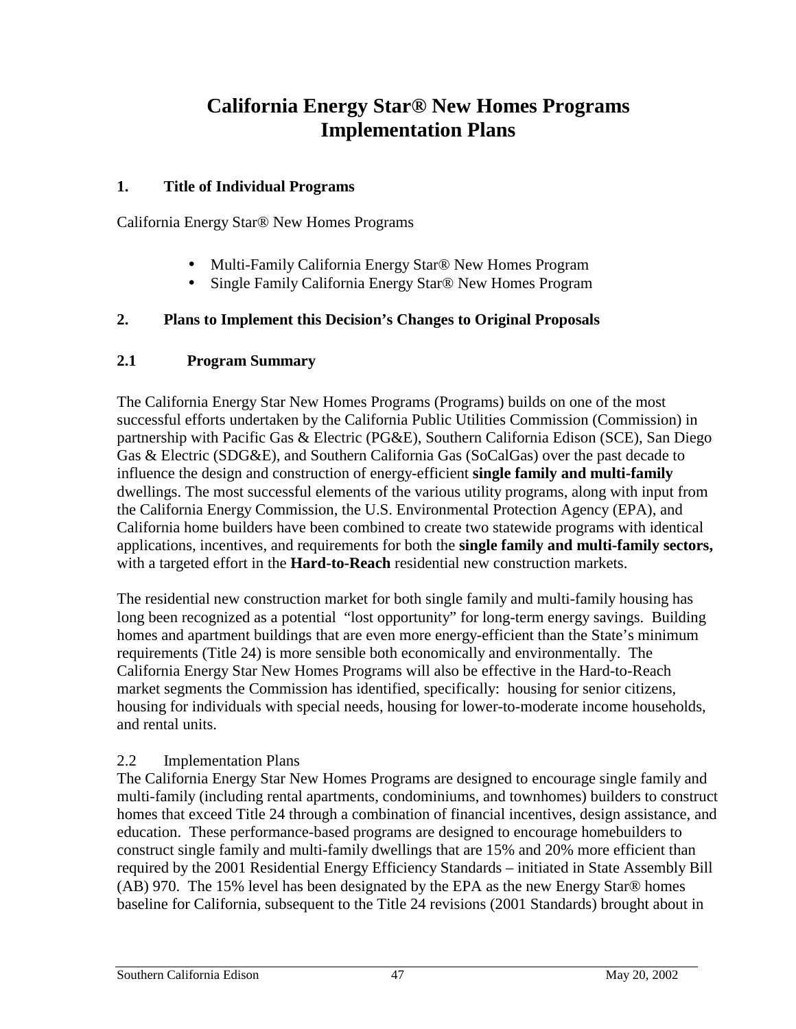# California Energy Star® New Homes Programs Implementation Plans

## 1. Title of Individual Programs

California Energy Star® New Homes Programs

- Multi-Family California Energy Star® New Homes Program
- Single Family California Energy Star® New Homes Program

## 2. Plans to Implement this Decision's Changes to Original Proposals

### 2.1 Program Summary

The California Energy Star New Homes Programs (Programs) builds on one of the most successful efforts undertaken by the California Public Utilities Commission (Commission) in partnership with Pacific Gas & Electric (PG&E), Southern California Edison (SCE), San Diego Gas & Electric (SDG&E), and Southern California Gas (SoCalGas) over the past decade to influence the design and construction of energy-efficient **single family and multi-family** dwellings. The most successful elements of the various utility programs, along with input from the California Energy Commission, the U.S. Environmental Protection Agency (EPA), and California home builders have been combined to create two statewide programs with identical applications, incentives, and requirements for both the **single family and multi-family sectors,** with a targeted effort in the **Hard-to-Reach** residential new construction markets.

The residential new construction market for both single family and multi-family housing has long been recognized as a potential "lost opportunity" for long-term energy savings. Building homes and apartment buildings that are even more energy-efficient than the State's minimum requirements (Title 24) is more sensible both economically and environmentally. The California Energy Star New Homes Programs will also be effective in the Hard-to-Reach market segments the Commission has identified, specifically: housing for senior citizens, housing for individuals with special needs, housing for lower-to-moderate income households, and rental units.

2.2 Implementation Plans

The California Energy Star New Homes Programs are designed to encourage single family and multi-family (including rental apartments, condominiums, and townhomes) builders to construct homes that exceed Title 24 through a combination of financial incentives, design assistance, and education. These performance-based programs are designed to encourage homebuilders to construct single family and multi-family dwellings that are 15% and 20% more efficient than required by the 2001 Residential Energy Efficiency Standards – initiated in State Assembly Bill (AB) 970. The 15% level has been designated by the EPA as the new Energy Star® homes baseline for California, subsequent to the Title 24 revisions (2001 Standards) brought about in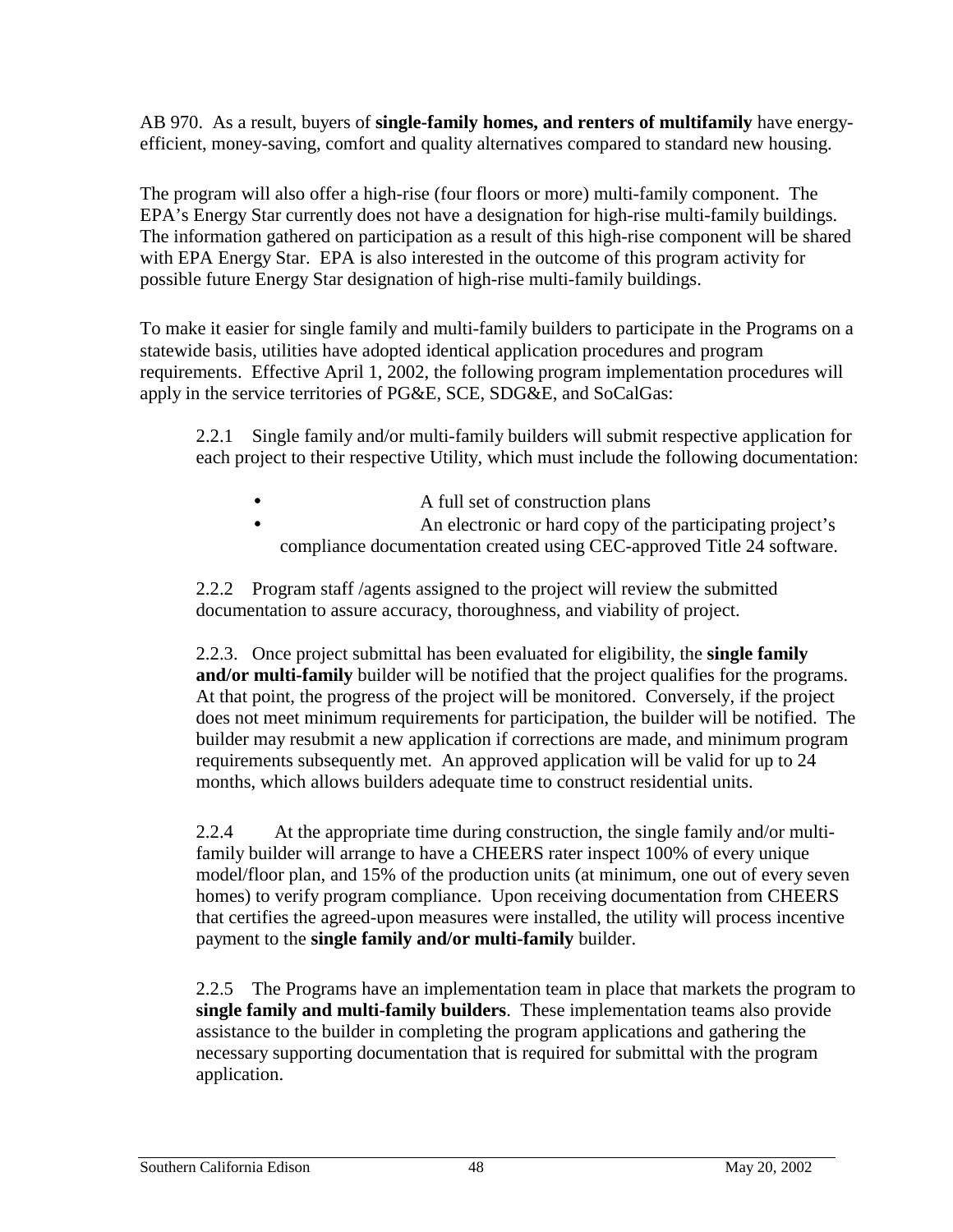AB 970. As a result, buyers of **single-family homes, and renters of multifamily** have energy-efficient, money-saving, comfort and quality alternatives compared to standard new housing.

The program will also offer a high-rise (four floors or more) multi-family component. The EPA's Energy Star currently does not have a designation for high-rise multi-family buildings. The information gathered on participation as a result of this high-rise component will be shared with EPA Energy Star. EPA is also interested in the outcome of this program activity for possible future Energy Star designation of high-rise multi-family buildings.

To make it easier for single family and multi-family builders to participate in the Programs on a statewide basis, utilities have adopted identical application procedures and program requirements. Effective April 1, 2002, the following program implementation procedures will apply in the service territories of PG&E, SCE, SDG&E, and SoCalGas:

2.2.1 Single family and/or multi-family builders will submit respective application for each project to their respective Utility, which must include the following documentation:

- A full set of construction plans
- An electronic or hard copy of the participating project's compliance documentation created using CEC-approved Title 24 software.

2.2.2 Program staff /agents assigned to the project will review the submitted documentation to assure accuracy, thoroughness, and viability of project.

2.2.3. Once project submittal has been evaluated for eligibility, the **single family and/or multi-family** builder will be notified that the project qualifies for the programs. At that point, the progress of the project will be monitored. Conversely, if the project does not meet minimum requirements for participation, the builder will be notified. The builder may resubmit a new application if corrections are made, and minimum program requirements subsequently met. An approved application will be valid for up to 24 months, which allows builders adequate time to construct residential units.

2.2.4 At the appropriate time during construction, the single family and/or multi-family builder will arrange to have a CHEERS rater inspect 100% of every unique model/floor plan, and 15% of the production units (at minimum, one out of every seven homes) to verify program compliance. Upon receiving documentation from CHEERS that certifies the agreed-upon measures were installed, the utility will process incentive payment to the **single family and/or multi-family** builder.

2.2.5 The Programs have an implementation team in place that markets the program to **single family and multi-family builders**. These implementation teams also provide assistance to the builder in completing the program applications and gathering the necessary supporting documentation that is required for submittal with the program application.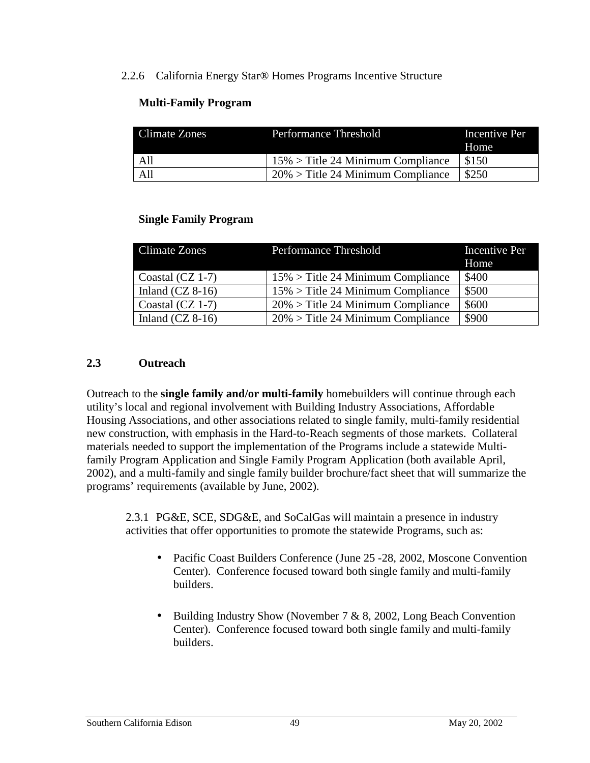### 2.2.6 California Energy Star® Homes Programs Incentive Structure

**Multi-Family Program**

| Climate Zones | Performance Threshold | Incentive Per Home |
|---|---|---|
| All | 15% > Title 24 Minimum Compliance | $150 |
| All | 20% > Title 24 Minimum Compliance | $250 |

**Single Family Program**

| Climate Zones | Performance Threshold | Incentive Per Home |
|---|---|---|
| Coastal (CZ 1-7) | 15% > Title 24 Minimum Compliance | $400 |
| Inland (CZ 8-16) | 15% > Title 24 Minimum Compliance | $500 |
| Coastal (CZ 1-7) | 20% > Title 24 Minimum Compliance | $600 |
| Inland (CZ 8-16) | 20% > Title 24 Minimum Compliance | $900 |

## 2.3 Outreach

Outreach to the **single family and/or multi-family** homebuilders will continue through each utility's local and regional involvement with Building Industry Associations, Affordable Housing Associations, and other associations related to single family, multi-family residential new construction, with emphasis in the Hard-to-Reach segments of those markets. Collateral materials needed to support the implementation of the Programs include a statewide Multi-family Program Application and Single Family Program Application (both available April, 2002), and a multi-family and single family builder brochure/fact sheet that will summarize the programs' requirements (available by June, 2002).

2.3.1 PG&E, SCE, SDG&E, and SoCalGas will maintain a presence in industry activities that offer opportunities to promote the statewide Programs, such as:

- Pacific Coast Builders Conference (June 25 -28, 2002, Moscone Convention Center). Conference focused toward both single family and multi-family builders.

- Building Industry Show (November 7 & 8, 2002, Long Beach Convention Center). Conference focused toward both single family and multi-family builders.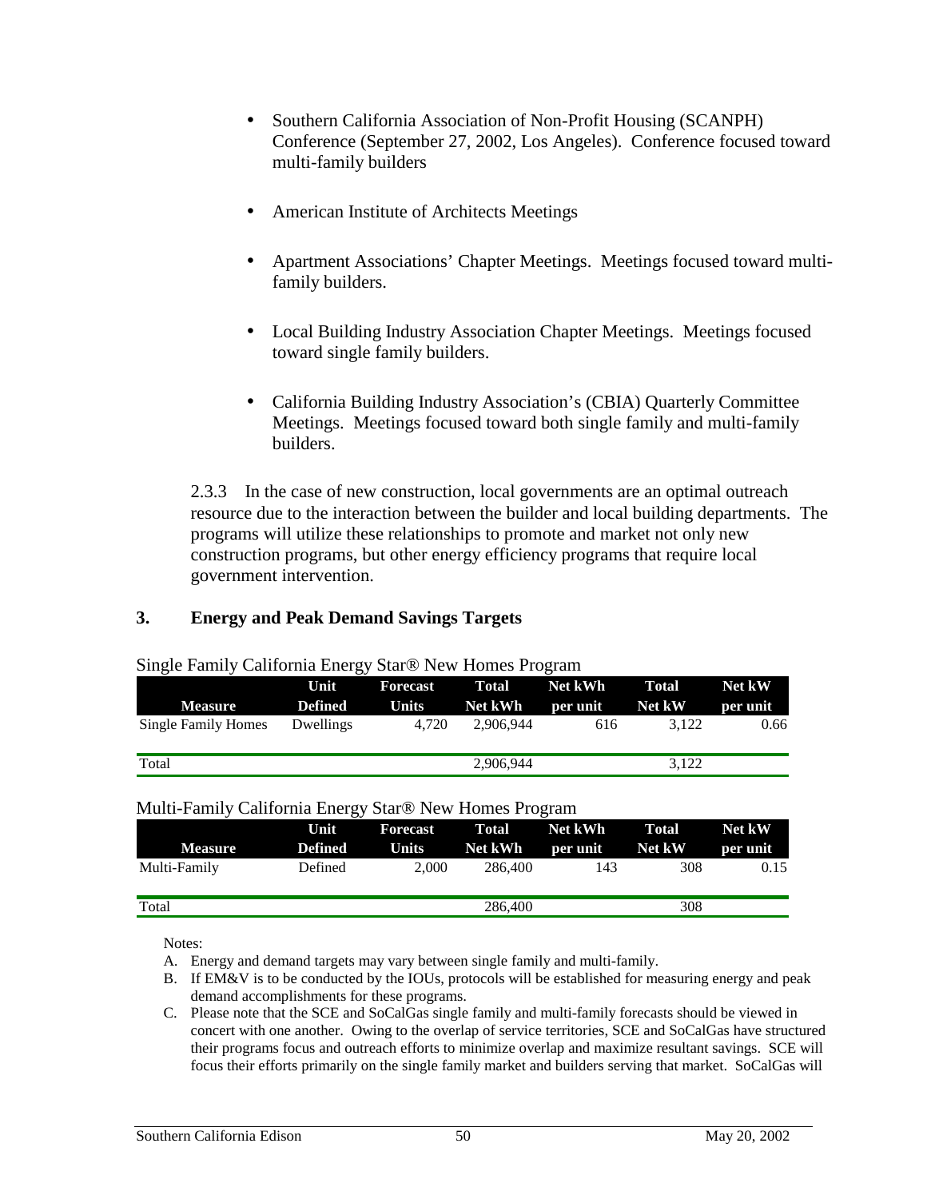- Southern California Association of Non-Profit Housing (SCANPH) Conference (September 27, 2002, Los Angeles). Conference focused toward multi-family builders

- American Institute of Architects Meetings

- Apartment Associations' Chapter Meetings. Meetings focused toward multi-family builders.

- Local Building Industry Association Chapter Meetings. Meetings focused toward single family builders.

- California Building Industry Association's (CBIA) Quarterly Committee Meetings. Meetings focused toward both single family and multi-family builders.

2.3.3 In the case of new construction, local governments are an optimal outreach resource due to the interaction between the builder and local building departments. The programs will utilize these relationships to promote and market not only new construction programs, but other energy efficiency programs that require local government intervention.

## 3. Energy and Peak Demand Savings Targets

Single Family California Energy Star® New Homes Program

| Measure | Unit Defined | Forecast Units | Total Net kWh | Net kWh per unit | Total Net kW | Net kW per unit |
|---|---|---|---|---|---|---|
| Single Family Homes | Dwellings | 4,720 | 2,906,944 | 616 | 3,122 | 0.66 |
| Total | | | 2,906,944 | | 3,122 | |

Multi-Family California Energy Star® New Homes Program

| Measure | Unit Defined | Forecast Units | Total Net kWh | Net kWh per unit | Total Net kW | Net kW per unit |
|---|---|---|---|---|---|---|
| Multi-Family | Defined | 2,000 | 286,400 | 143 | 308 | 0.15 |
| Total | | | 286,400 | | 308 | |

Notes:

A. Energy and demand targets may vary between single family and multi-family.

B. If EM&V is to be conducted by the IOUs, protocols will be established for measuring energy and peak demand accomplishments for these programs.

C. Please note that the SCE and SoCalGas single family and multi-family forecasts should be viewed in concert with one another. Owing to the overlap of service territories, SCE and SoCalGas have structured their programs focus and outreach efforts to minimize overlap and maximize resultant savings. SCE will focus their efforts primarily on the single family market and builders serving that market. SoCalGas will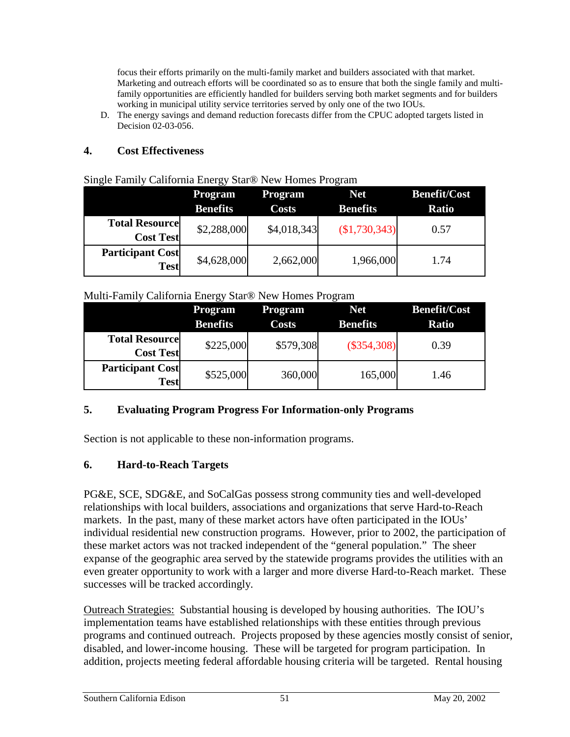focus their efforts primarily on the multi-family market and builders associated with that market. Marketing and outreach efforts will be coordinated so as to ensure that both the single family and multi-family opportunities are efficiently handled for builders serving both market segments and for builders working in municipal utility service territories served by only one of the two IOUs.

D. The energy savings and demand reduction forecasts differ from the CPUC adopted targets listed in Decision 02-03-056.

## 4. Cost Effectiveness

Single Family California Energy Star® New Homes Program

| | Program Benefits | Program Costs | Net Benefits | Benefit/Cost Ratio |
|---|---|---|---|---|
| **Total Resource Cost Test** | $2,288,000 | $4,018,343 | ($1,730,343) | 0.57 |
| **Participant Cost Test** | $4,628,000 | 2,662,000 | 1,966,000 | 1.74 |

Multi-Family California Energy Star® New Homes Program

| | Program Benefits | Program Costs | Net Benefits | Benefit/Cost Ratio |
|---|---|---|---|---|
| **Total Resource Cost Test** | $225,000 | $579,308 | ($354,308) | 0.39 |
| **Participant Cost Test** | $525,000 | 360,000 | 165,000 | 1.46 |

## 5. Evaluating Program Progress For Information-only Programs

Section is not applicable to these non-information programs.

## 6. Hard-to-Reach Targets

PG&E, SCE, SDG&E, and SoCalGas possess strong community ties and well-developed relationships with local builders, associations and organizations that serve Hard-to-Reach markets. In the past, many of these market actors have often participated in the IOUs' individual residential new construction programs. However, prior to 2002, the participation of these market actors was not tracked independent of the "general population." The sheer expanse of the geographic area served by the statewide programs provides the utilities with an even greater opportunity to work with a larger and more diverse Hard-to-Reach market. These successes will be tracked accordingly.

Outreach Strategies: Substantial housing is developed by housing authorities. The IOU's implementation teams have established relationships with these entities through previous programs and continued outreach. Projects proposed by these agencies mostly consist of senior, disabled, and lower-income housing. These will be targeted for program participation. In addition, projects meeting federal affordable housing criteria will be targeted. Rental housing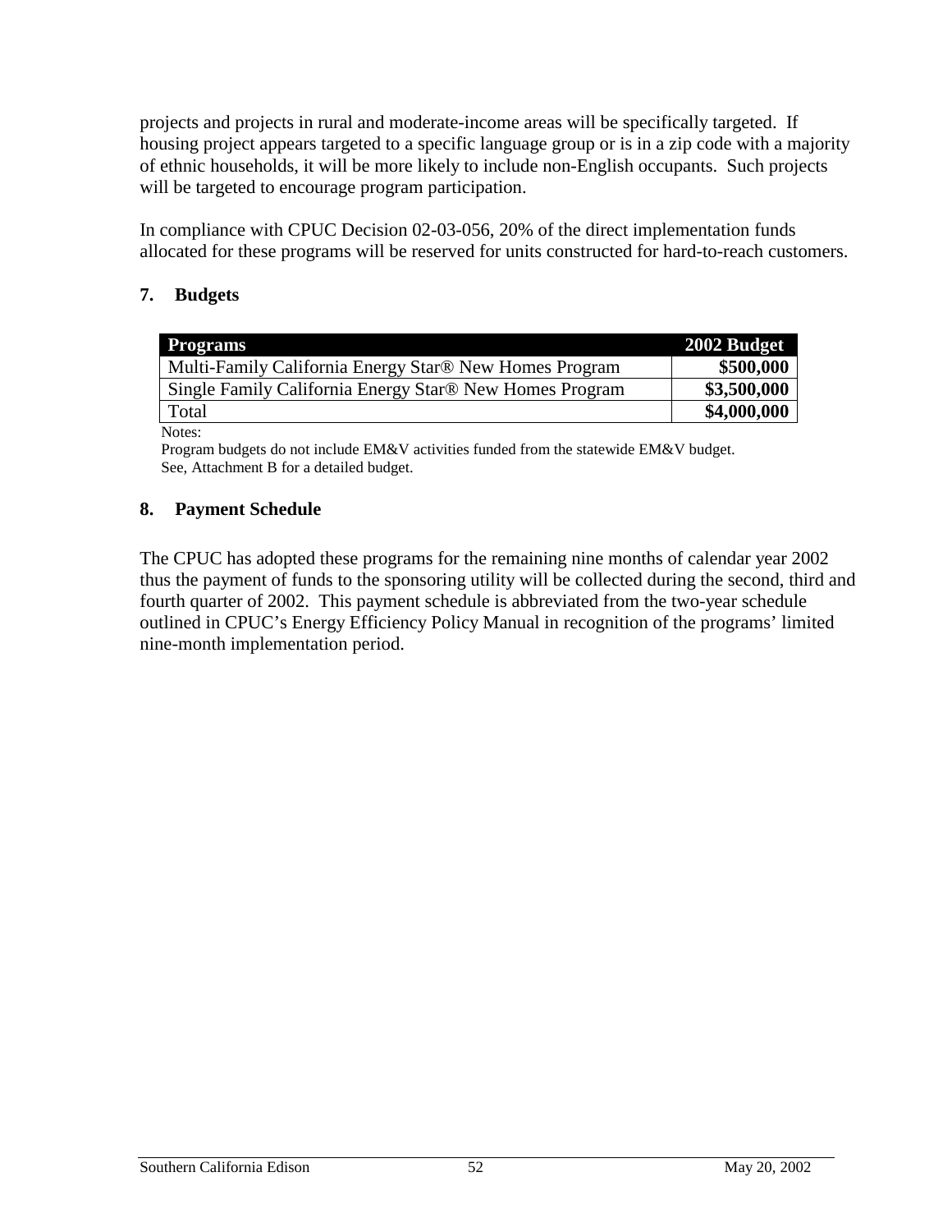projects and projects in rural and moderate-income areas will be specifically targeted. If housing project appears targeted to a specific language group or is in a zip code with a majority of ethnic households, it will be more likely to include non-English occupants. Such projects will be targeted to encourage program participation.

In compliance with CPUC Decision 02-03-056, 20% of the direct implementation funds allocated for these programs will be reserved for units constructed for hard-to-reach customers.

## 7. Budgets

| Programs | 2002 Budget |
|---|---|
| Multi-Family California Energy Star® New Homes Program | **\$500,000** |
| Single Family California Energy Star® New Homes Program | **\$3,500,000** |
| Total | **\$4,000,000** |

Notes:
Program budgets do not include EM&V activities funded from the statewide EM&V budget.
See, Attachment B for a detailed budget.

## 8. Payment Schedule

The CPUC has adopted these programs for the remaining nine months of calendar year 2002 thus the payment of funds to the sponsoring utility will be collected during the second, third and fourth quarter of 2002. This payment schedule is abbreviated from the two-year schedule outlined in CPUC's Energy Efficiency Policy Manual in recognition of the programs' limited nine-month implementation period.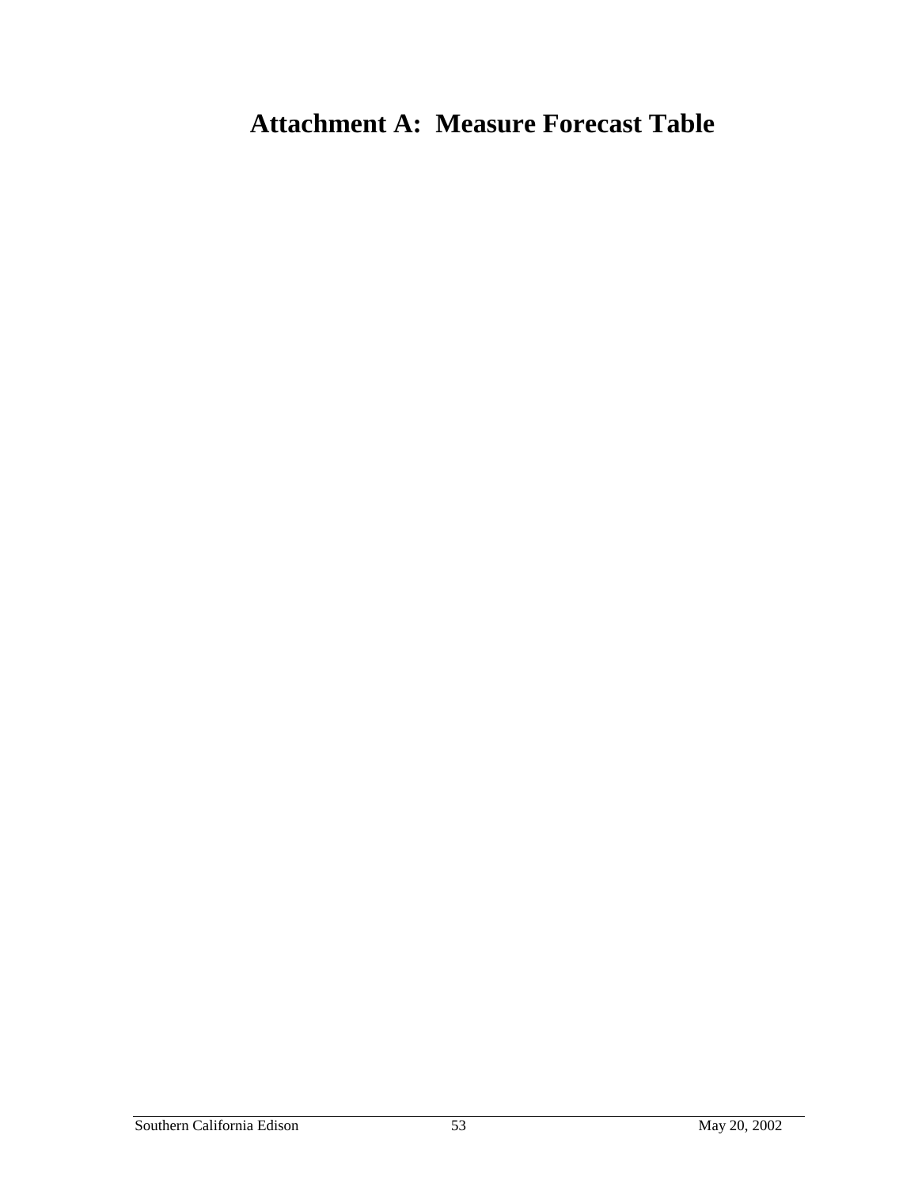# Attachment A: Measure Forecast Table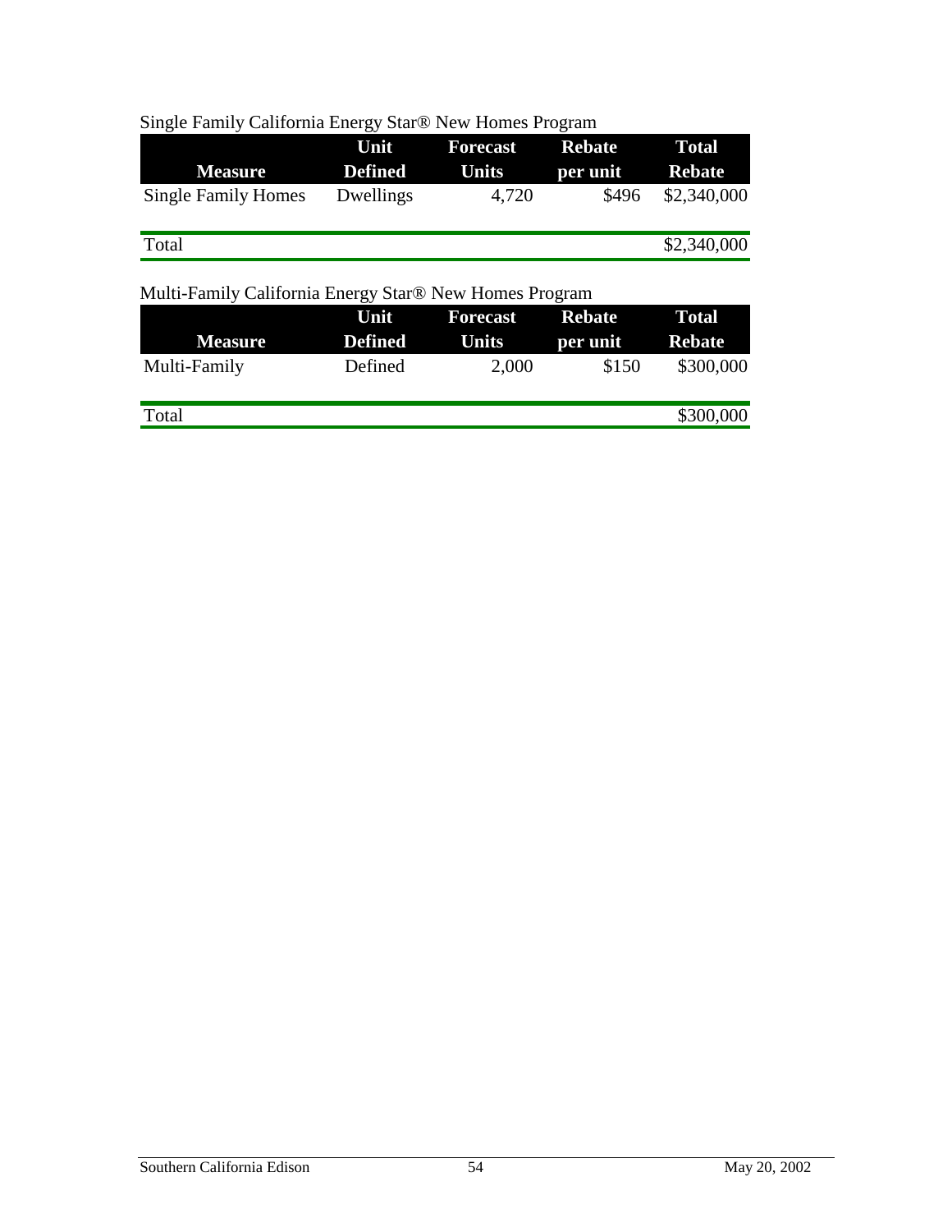Single Family California Energy Star® New Homes Program

| Measure | Unit Defined | Forecast Units | Rebate per unit | Total Rebate |
|---|---|---|---|---|
| Single Family Homes | Dwellings | 4,720 | $496 | $2,340,000 |
| Total | | | | $2,340,000 |

Multi-Family California Energy Star® New Homes Program

| Measure | Unit Defined | Forecast Units | Rebate per unit | Total Rebate |
|---|---|---|---|---|
| Multi-Family | Defined | 2,000 | $150 | $300,000 |
| Total | | | | $300,000 |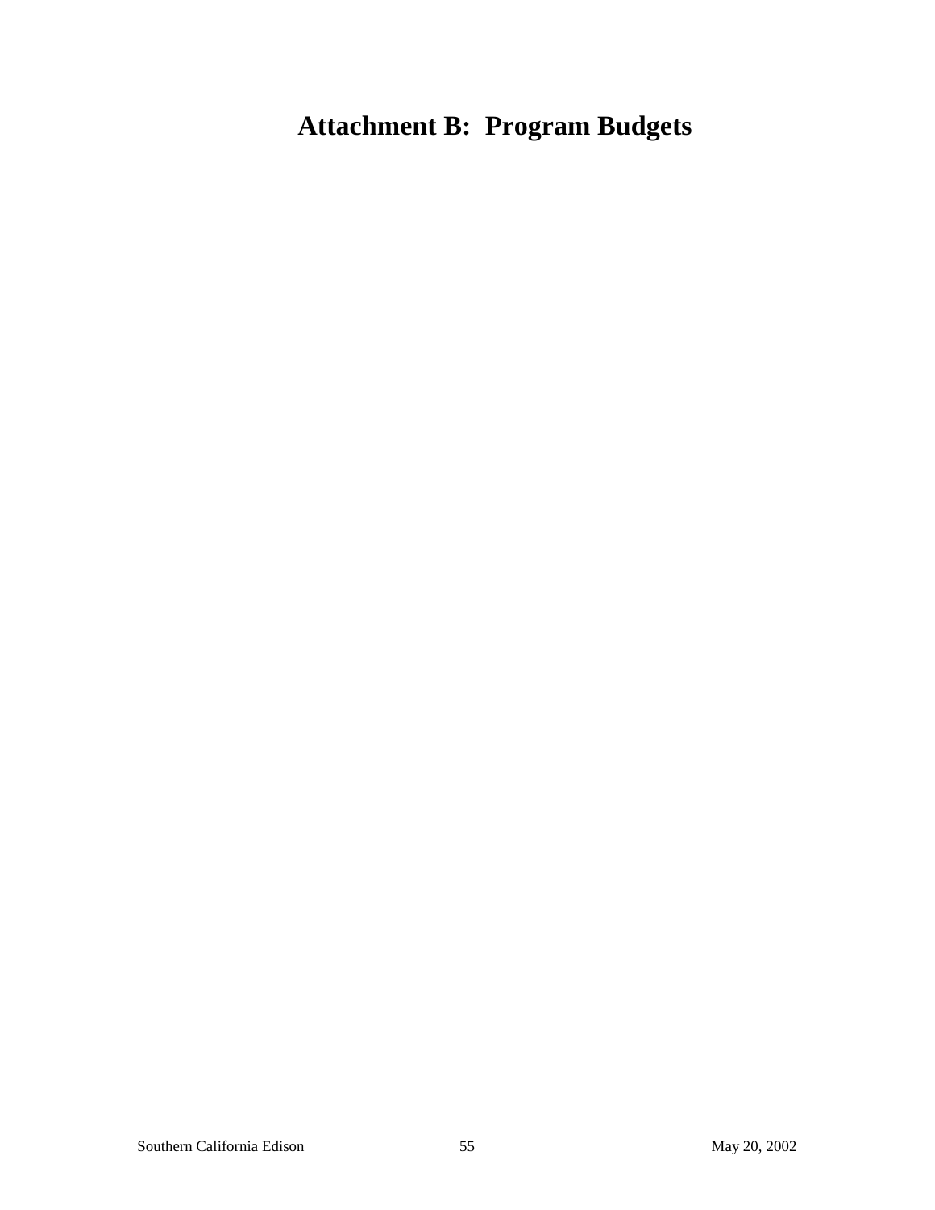# Attachment B: Program Budgets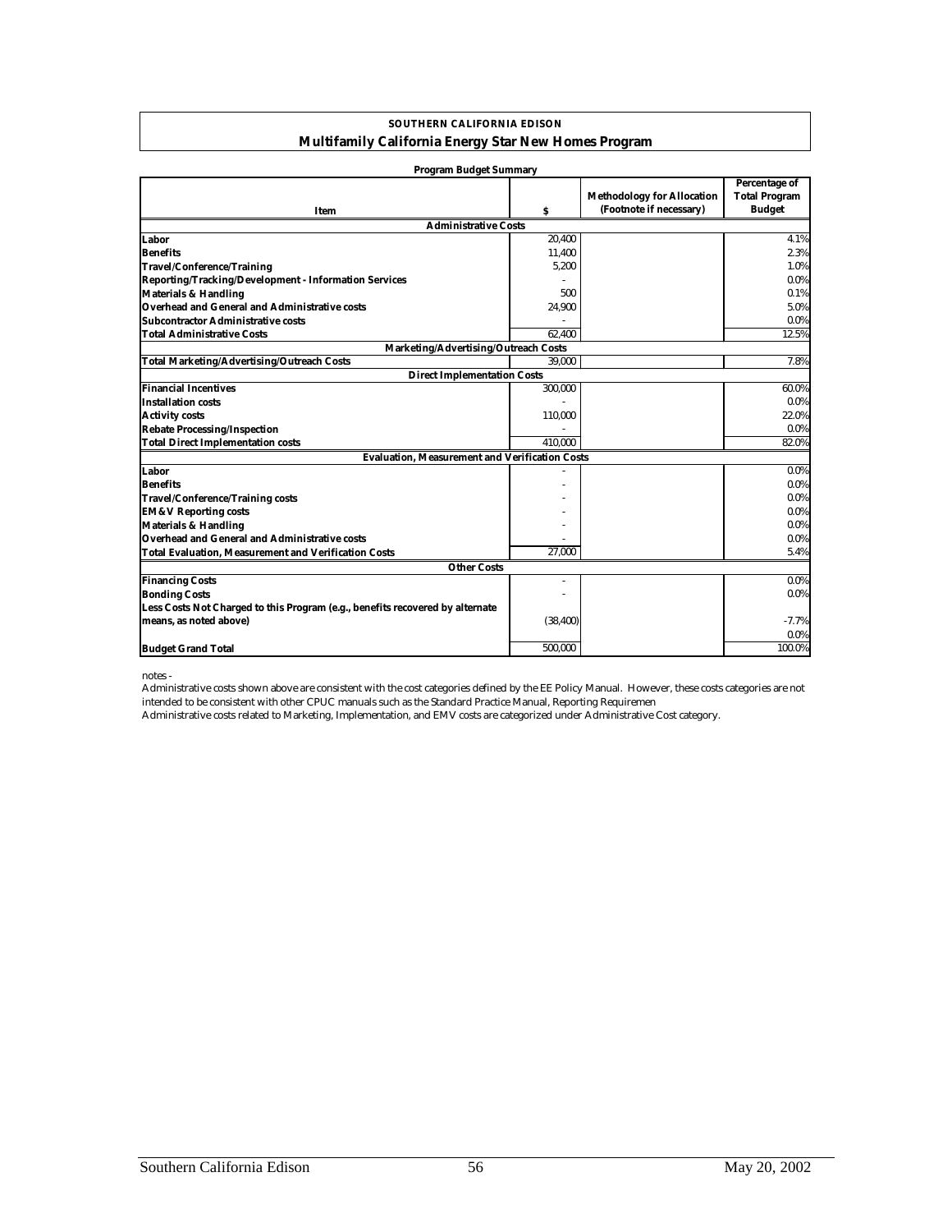**SOUTHERN CALIFORNIA EDISON**

**Multifamily California Energy Star New Homes Program**

**Program Budget Summary**

| Item | $ | Methodology for Allocation (Footnote if necessary) | Percentage of Total Program Budget |
|---|---|---|---|
| **Administrative Costs** | | | |
| **Labor** | 20,400 | | 4.1% |
| **Benefits** | 11,400 | | 2.3% |
| **Travel/Conference/Training** | 5,200 | | 1.0% |
| **Reporting/Tracking/Development - Information Services** | - | | 0.0% |
| **Materials & Handling** | 500 | | 0.1% |
| **Overhead and General and Administrative costs** | 24,900 | | 5.0% |
| **Subcontractor Administrative costs** | - | | 0.0% |
| **Total Administrative Costs** | 62,400 | | 12.5% |
| **Marketing/Advertising/Outreach Costs** | | | |
| **Total Marketing/Advertising/Outreach Costs** | 39,000 | | 7.8% |
| **Direct Implementation Costs** | | | |
| **Financial Incentives** | 300,000 | | 60.0% |
| **Installation costs** | - | | 0.0% |
| **Activity costs** | 110,000 | | 22.0% |
| **Rebate Processing/Inspection** | - | | 0.0% |
| **Total Direct Implementation costs** | 410,000 | | 82.0% |
| **Evaluation, Measurement and Verification Costs** | | | |
| **Labor** | - | | 0.0% |
| **Benefits** | - | | 0.0% |
| **Travel/Conference/Training costs** | - | | 0.0% |
| **EM&V Reporting costs** | - | | 0.0% |
| **Materials & Handling** | - | | 0.0% |
| **Overhead and General and Administrative costs** | - | | 0.0% |
| **Total Evaluation, Measurement and Verification Costs** | 27,000 | | 5.4% |
| **Other Costs** | | | |
| **Financing Costs** | - | | 0.0% |
| **Bonding Costs** | - | | 0.0% |
| **Less Costs Not Charged to this Program (e.g., benefits recovered by alternate means, as noted above)** | (38,400) | | -7.7% |
| | | | 0.0% |
| **Budget Grand Total** | 500,000 | | 100.0% |

notes -

Administrative costs shown above are consistent with the cost categories defined by the EE Policy Manual. However, these costs categories are not intended to be consistent with other CPUC manuals such as the Standard Practice Manual, Reporting Requiremen

Administrative costs related to Marketing, Implementation, and EMV costs are categorized under Administrative Cost category.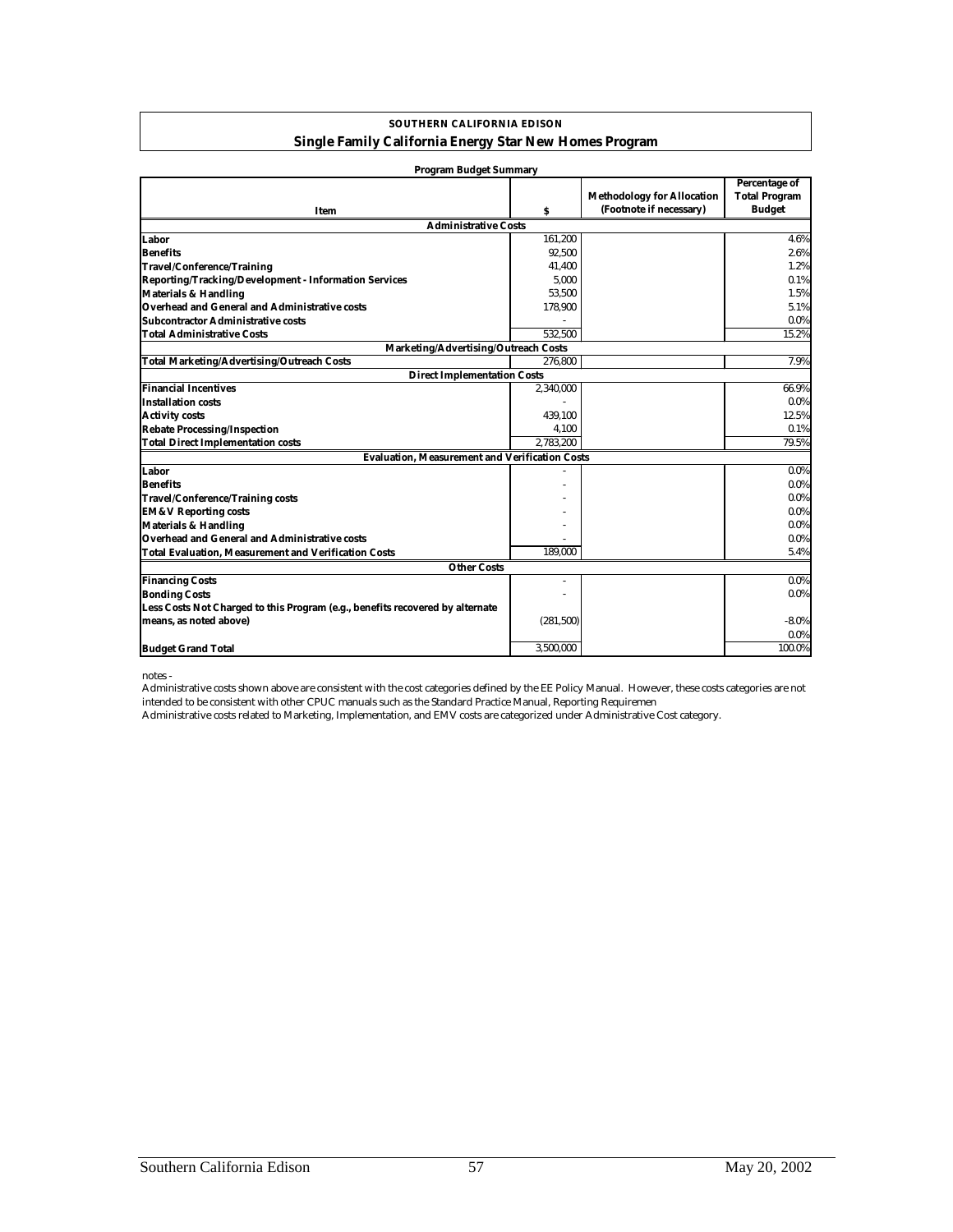**SOUTHERN CALIFORNIA EDISON**

**Single Family California Energy Star New Homes Program**

**Program Budget Summary**

| Item | $ | Methodology for Allocation (Footnote if necessary) | Percentage of Total Program Budget |
|---|---|---|---|
| **Administrative Costs** | | | |
| **Labor** | 161,200 | | 4.6% |
| **Benefits** | 92,500 | | 2.6% |
| **Travel/Conference/Training** | 41,400 | | 1.2% |
| **Reporting/Tracking/Development - Information Services** | 5,000 | | 0.1% |
| **Materials & Handling** | 53,500 | | 1.5% |
| **Overhead and General and Administrative costs** | 178,900 | | 5.1% |
| **Subcontractor Administrative costs** | - | | 0.0% |
| **Total Administrative Costs** | 532,500 | | 15.2% |
| **Marketing/Advertising/Outreach Costs** | | | |
| **Total Marketing/Advertising/Outreach Costs** | 276,800 | | 7.9% |
| **Direct Implementation Costs** | | | |
| **Financial Incentives** | 2,340,000 | | 66.9% |
| **Installation costs** | - | | 0.0% |
| **Activity costs** | 439,100 | | 12.5% |
| **Rebate Processing/Inspection** | 4,100 | | 0.1% |
| **Total Direct Implementation costs** | 2,783,200 | | 79.5% |
| **Evaluation, Measurement and Verification Costs** | | | |
| **Labor** | - | | 0.0% |
| **Benefits** | - | | 0.0% |
| **Travel/Conference/Training costs** | - | | 0.0% |
| **EM&V Reporting costs** | - | | 0.0% |
| **Materials & Handling** | - | | 0.0% |
| **Overhead and General and Administrative costs** | - | | 0.0% |
| **Total Evaluation, Measurement and Verification Costs** | 189,000 | | 5.4% |
| **Other Costs** | | | |
| **Financing Costs** | - | | 0.0% |
| **Bonding Costs** | - | | 0.0% |
| **Less Costs Not Charged to this Program (e.g., benefits recovered by alternate means, as noted above)** | (281,500) | | -8.0% |
| | | | 0.0% |
| **Budget Grand Total** | 3,500,000 | | 100.0% |

notes -

Administrative costs shown above are consistent with the cost categories defined by the EE Policy Manual. However, these costs categories are not intended to be consistent with other CPUC manuals such as the Standard Practice Manual, Reporting Requiremen

Administrative costs related to Marketing, Implementation, and EMV costs are categorized under Administrative Cost category.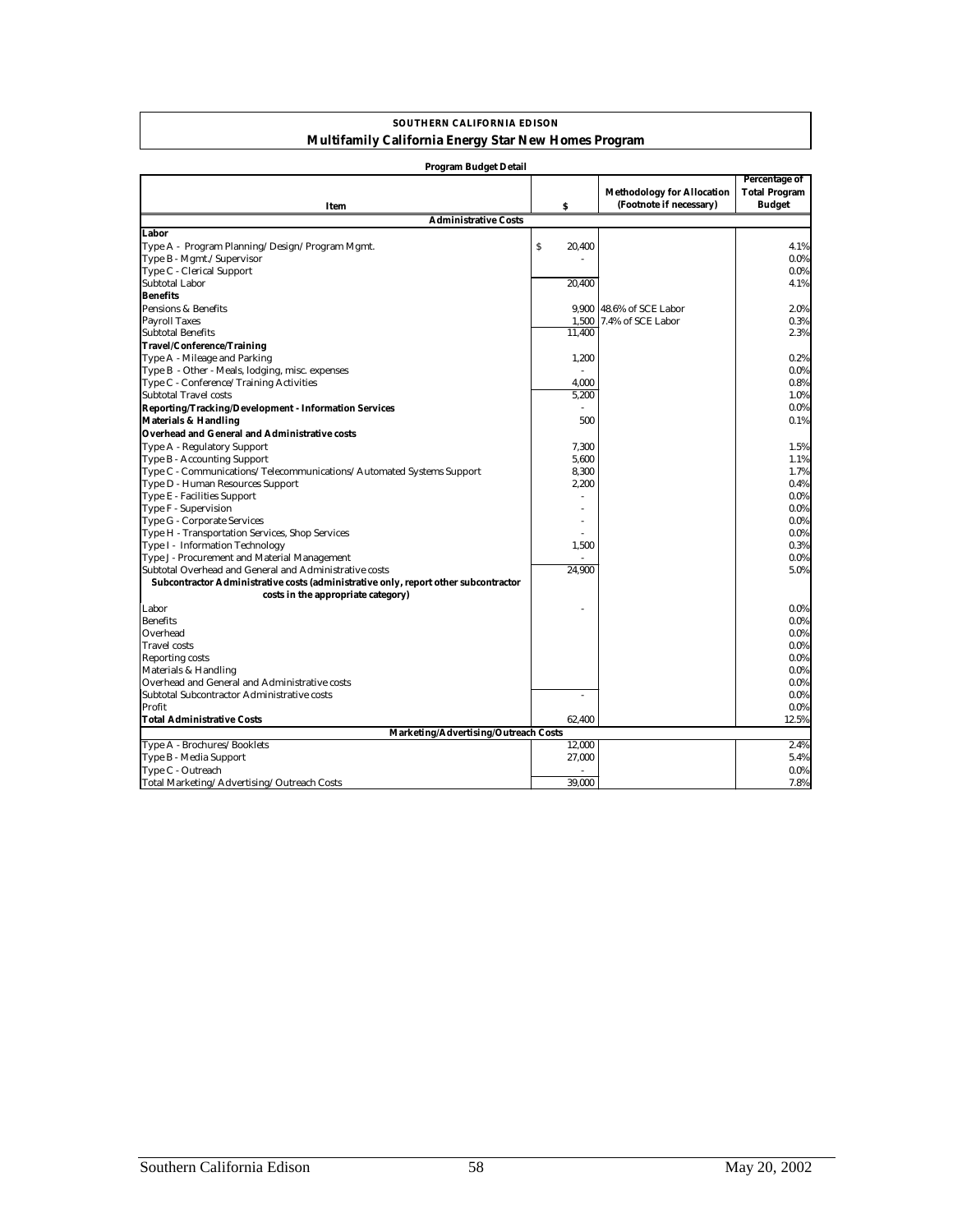**SOUTHERN CALIFORNIA EDISON**

**Multifamily California Energy Star New Homes Program**

**Program Budget Detail**

| Item | $ | Methodology for Allocation (Footnote if necessary) | Percentage of Total Program Budget |
|---|---|---|---|
| **Administrative Costs** | | | |
| **Labor** | | | |
| Type A - Program Planning/Design/Program Mgmt. | $ 20,400 | | 4.1% |
| Type B - Mgmt./Supervisor | - | | 0.0% |
| Type C - Clerical Support | | | 0.0% |
| Subtotal Labor | 20,400 | | 4.1% |
| **Benefits** | | | |
| Pensions & Benefits | 9,900 | 48.6% of SCE Labor | 2.0% |
| Payroll Taxes | 1,500 | 7.4% of SCE Labor | 0.3% |
| Subtotal Benefits | 11,400 | | 2.3% |
| **Travel/Conference/Training** | | | |
| Type A - Mileage and Parking | 1,200 | | 0.2% |
| Type B - Other - Meals, lodging, misc. expenses | - | | 0.0% |
| Type C - Conference/Training Activities | 4,000 | | 0.8% |
| Subtotal Travel costs | 5,200 | | 1.0% |
| **Reporting/Tracking/Development - Information Services** | - | | 0.0% |
| **Materials & Handling** | 500 | | 0.1% |
| **Overhead and General and Administrative costs** | | | |
| Type A - Regulatory Support | 7,300 | | 1.5% |
| Type B - Accounting Support | 5,600 | | 1.1% |
| Type C - Communications/Telecommunications/Automated Systems Support | 8,300 | | 1.7% |
| Type D - Human Resources Support | 2,200 | | 0.4% |
| Type E - Facilities Support | - | | 0.0% |
| Type F - Supervision | - | | 0.0% |
| Type G - Corporate Services | - | | 0.0% |
| Type H - Transportation Services, Shop Services | - | | 0.0% |
| Type I - Information Technology | 1,500 | | 0.3% |
| Type J - Procurement and Material Management | - | | 0.0% |
| Subtotal Overhead and General and Administrative costs | 24,900 | | 5.0% |
| **Subcontractor Administrative costs (administrative only, report other subcontractor costs in the appropriate category)** | | | |
| Labor | - | | 0.0% |
| Benefits | | | 0.0% |
| Overhead | | | 0.0% |
| Travel costs | | | 0.0% |
| Reporting costs | | | 0.0% |
| Materials & Handling | | | 0.0% |
| Overhead and General and Administrative costs | | | 0.0% |
| Subtotal Subcontractor Administrative costs | - | | 0.0% |
| Profit | | | 0.0% |
| **Total Administrative Costs** | 62,400 | | 12.5% |
| **Marketing/Advertising/Outreach Costs** | | | |
| Type A - Brochures/Booklets | 12,000 | | 2.4% |
| Type B - Media Support | 27,000 | | 5.4% |
| Type C - Outreach | - | | 0.0% |
| Total Marketing/Advertising/Outreach Costs | 39,000 | | 7.8% |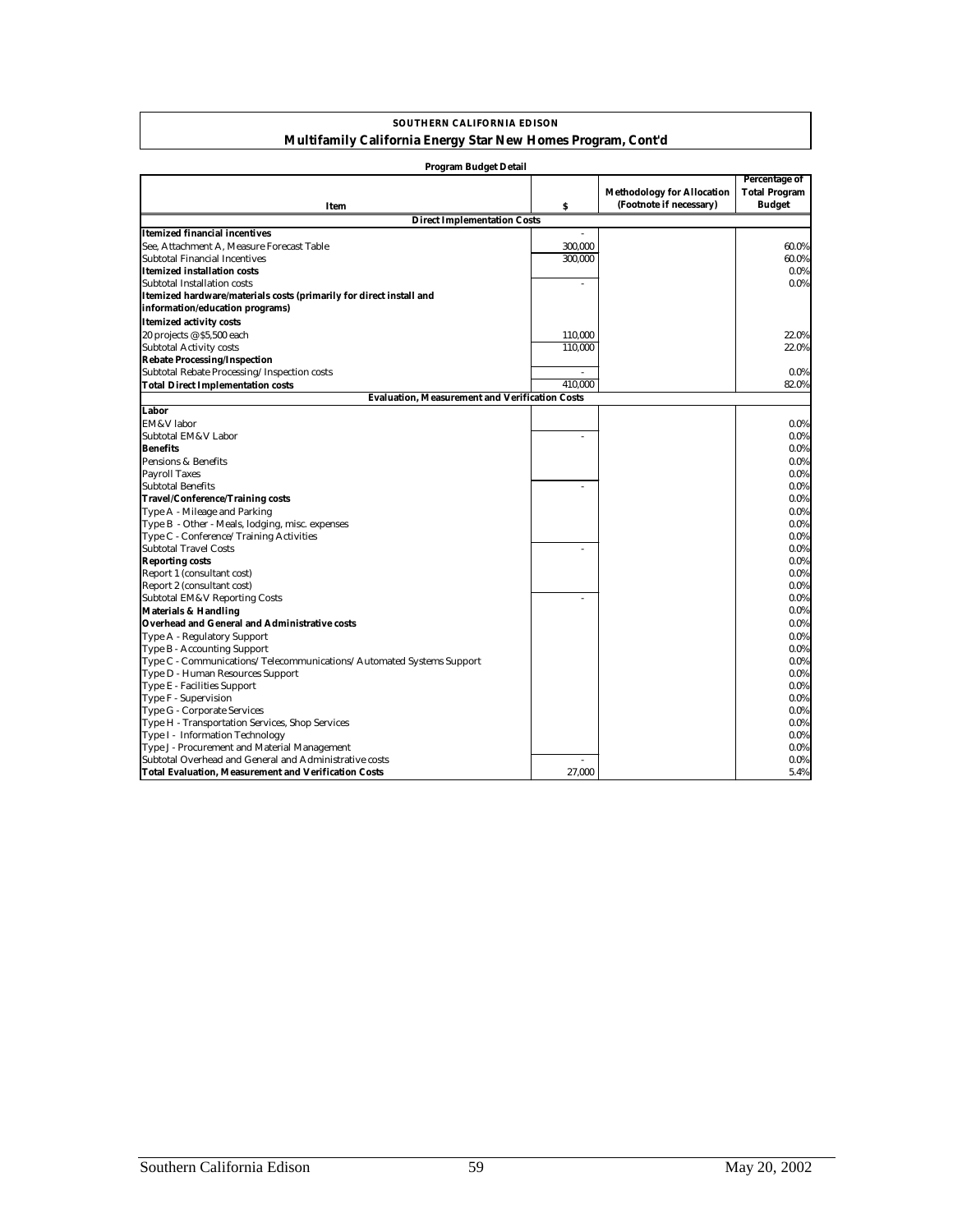**SOUTHERN CALIFORNIA EDISON**

**Multifamily California Energy Star New Homes Program, Cont'd**

**Program Budget Detail**

| Item | $ | Methodology for Allocation (Footnote if necessary) | Percentage of Total Program Budget |
|---|---|---|---|
| **Direct Implementation Costs** | | | |
| **Itemized financial incentives** | - | | |
| See, Attachment A, Measure Forecast Table | 300,000 | | 60.0% |
| Subtotal Financial Incentives | 300,000 | | 60.0% |
| **Itemized installation costs** | | | 0.0% |
| Subtotal Installation costs | - | | 0.0% |
| **Itemized hardware/materials costs (primarily for direct install and information/education programs)** | | | |
| **Itemized activity costs** | | | |
| 20 projects @ $5,500 each | 110,000 | | 22.0% |
| Subtotal Activity costs | 110,000 | | 22.0% |
| **Rebate Processing/Inspection** | | | |
| Subtotal Rebate Processing/ Inspection costs | - | | 0.0% |
| **Total Direct Implementation costs** | 410,000 | | 82.0% |
| **Evaluation, Measurement and Verification Costs** | | | |
| **Labor** | | | |
| EM&V labor | | | 0.0% |
| Subtotal EM&V Labor | - | | 0.0% |
| **Benefits** | | | 0.0% |
| Pensions & Benefits | | | 0.0% |
| Payroll Taxes | | | 0.0% |
| Subtotal Benefits | - | | 0.0% |
| **Travel/Conference/Training costs** | | | 0.0% |
| Type A - Mileage and Parking | | | 0.0% |
| Type B - Other - Meals, lodging, misc. expenses | | | 0.0% |
| Type C - Conference/ Training Activities | | | 0.0% |
| Subtotal Travel Costs | - | | 0.0% |
| **Reporting costs** | | | 0.0% |
| Report 1 (consultant cost) | | | 0.0% |
| Report 2 (consultant cost) | | | 0.0% |
| Subtotal EM&V Reporting Costs | - | | 0.0% |
| **Materials & Handling** | | | 0.0% |
| **Overhead and General and Administrative costs** | | | 0.0% |
| Type A - Regulatory Support | | | 0.0% |
| Type B - Accounting Support | | | 0.0% |
| Type C - Communications/ Telecommunications/ Automated Systems Support | | | 0.0% |
| Type D - Human Resources Support | | | 0.0% |
| Type E - Facilities Support | | | 0.0% |
| Type F - Supervision | | | 0.0% |
| Type G - Corporate Services | | | 0.0% |
| Type H - Transportation Services, Shop Services | | | 0.0% |
| Type I - Information Technology | | | 0.0% |
| Type J - Procurement and Material Management | | | 0.0% |
| Subtotal Overhead and General and Administrative costs | - | | 0.0% |
| **Total Evaluation, Measurement and Verification Costs** | 27,000 | | 5.4% |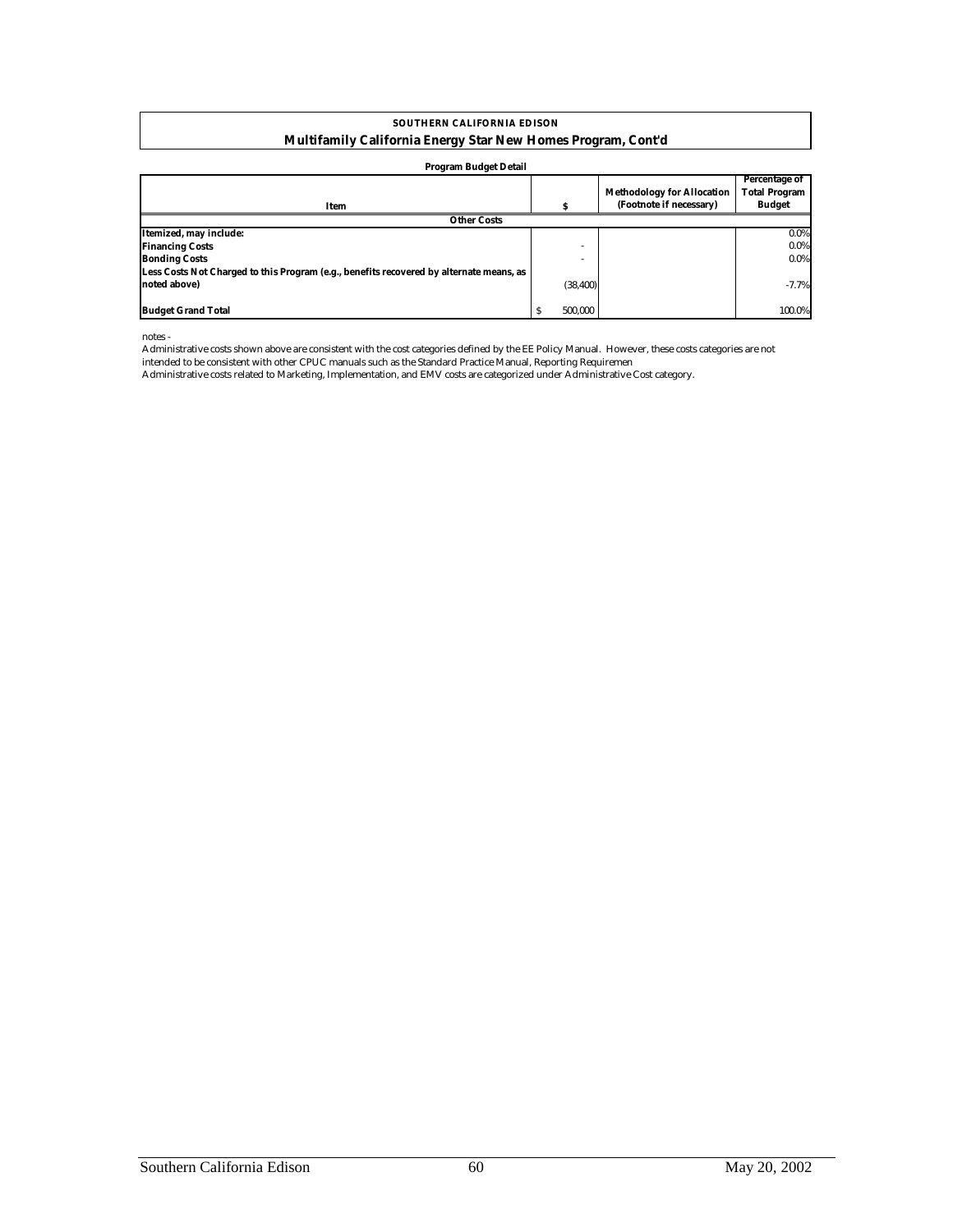**SOUTHERN CALIFORNIA EDISON**

**Multifamily California Energy Star New Homes Program, Cont'd**

**Program Budget Detail**

| Item | $ | Methodology for Allocation (Footnote if necessary) | Percentage of Total Program Budget |
|---|---|---|---|
| **Other Costs** | | | |
| **Itemized, may include:** | | | 0.0% |
| **Financing Costs** | - | | 0.0% |
| **Bonding Costs** | - | | 0.0% |
| **Less Costs Not Charged to this Program (e.g., benefits recovered by alternate means, as noted above)** | (38,400) | | -7.7% |
| **Budget Grand Total** | $ 500,000 | | 100.0% |

notes -

Administrative costs shown above are consistent with the cost categories defined by the EE Policy Manual. However, these costs categories are not intended to be consistent with other CPUC manuals such as the Standard Practice Manual, Reporting Requiremen

Administrative costs related to Marketing, Implementation, and EMV costs are categorized under Administrative Cost category.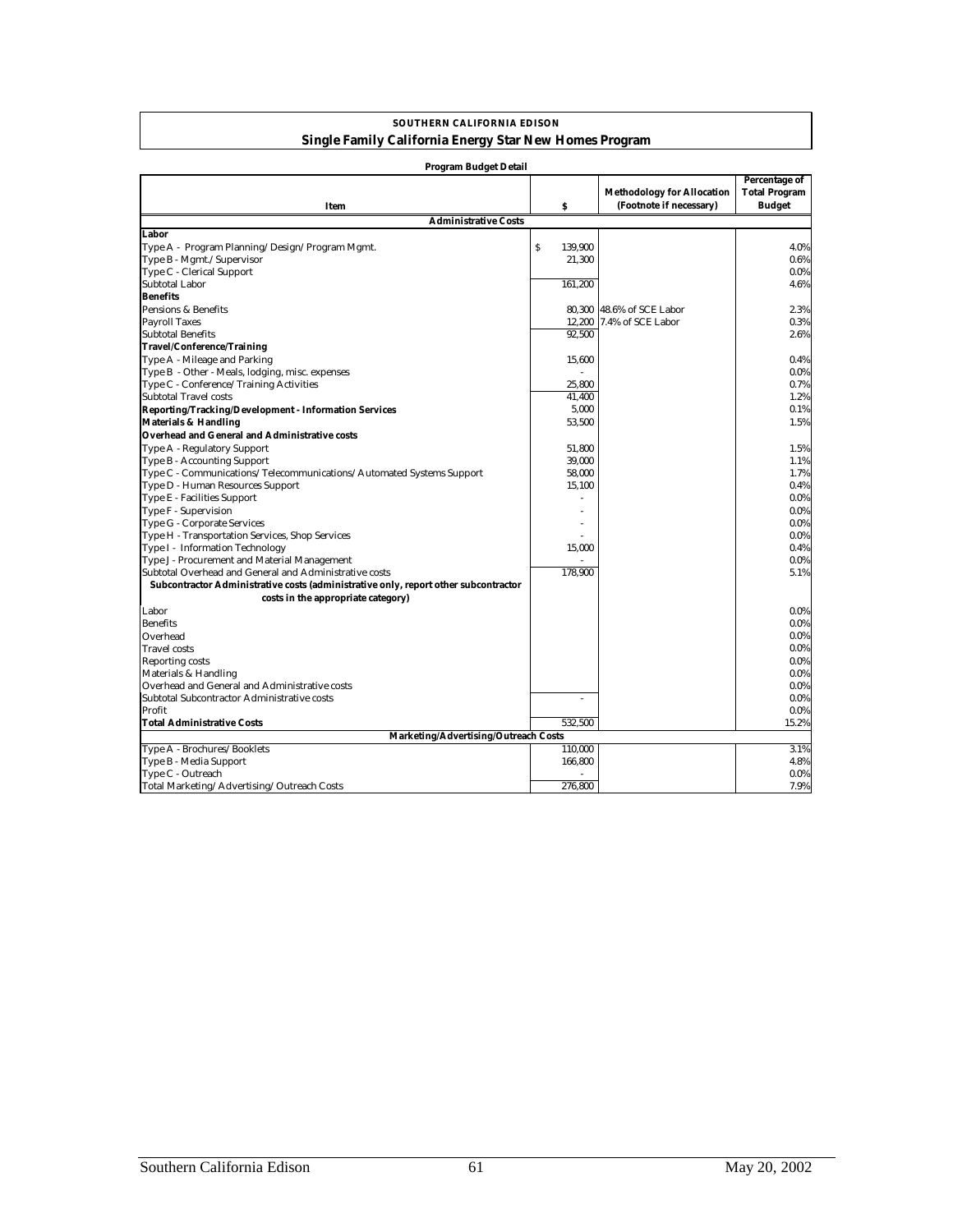**SOUTHERN CALIFORNIA EDISON**

**Single Family California Energy Star New Homes Program**

**Program Budget Detail**

| Item | $ | Methodology for Allocation (Footnote if necessary) | Percentage of Total Program Budget |
|---|---|---|---|
| **Administrative Costs** | | | |
| **Labor** | | | |
| Type A - Program Planning/Design/Program Mgmt. | $ 139,900 | | 4.0% |
| Type B - Mgmt./Supervisor | 21,300 | | 0.6% |
| Type C - Clerical Support | | | 0.0% |
| Subtotal Labor | 161,200 | | 4.6% |
| **Benefits** | | | |
| Pensions & Benefits | 80,300 | 48.6% of SCE Labor | 2.3% |
| Payroll Taxes | 12,200 | 7.4% of SCE Labor | 0.3% |
| Subtotal Benefits | 92,500 | | 2.6% |
| **Travel/Conference/Training** | | | |
| Type A - Mileage and Parking | 15,600 | | 0.4% |
| Type B - Other - Meals, lodging, misc. expenses | - | | 0.0% |
| Type C - Conference/Training Activities | 25,800 | | 0.7% |
| Subtotal Travel costs | 41,400 | | 1.2% |
| **Reporting/Tracking/Development - Information Services** | 5,000 | | 0.1% |
| **Materials & Handling** | 53,500 | | 1.5% |
| **Overhead and General and Administrative costs** | | | |
| Type A - Regulatory Support | 51,800 | | 1.5% |
| Type B - Accounting Support | 39,000 | | 1.1% |
| Type C - Communications/Telecommunications/Automated Systems Support | 58,000 | | 1.7% |
| Type D - Human Resources Support | 15,100 | | 0.4% |
| Type E - Facilities Support | - | | 0.0% |
| Type F - Supervision | - | | 0.0% |
| Type G - Corporate Services | - | | 0.0% |
| Type H - Transportation Services, Shop Services | - | | 0.0% |
| Type I - Information Technology | 15,000 | | 0.4% |
| Type J - Procurement and Material Management | - | | 0.0% |
| Subtotal Overhead and General and Administrative costs | 178,900 | | 5.1% |
| **Subcontractor Administrative costs (administrative only, report other subcontractor costs in the appropriate category)** | | | |
| Labor | | | 0.0% |
| Benefits | | | 0.0% |
| Overhead | | | 0.0% |
| Travel costs | | | 0.0% |
| Reporting costs | | | 0.0% |
| Materials & Handling | | | 0.0% |
| Overhead and General and Administrative costs | | | 0.0% |
| Subtotal Subcontractor Administrative costs | - | | 0.0% |
| Profit | | | 0.0% |
| **Total Administrative Costs** | 532,500 | | 15.2% |
| **Marketing/Advertising/Outreach Costs** | | | |
| Type A - Brochures/Booklets | 110,000 | | 3.1% |
| Type B - Media Support | 166,800 | | 4.8% |
| Type C - Outreach | - | | 0.0% |
| Total Marketing/Advertising/Outreach Costs | 276,800 | | 7.9% |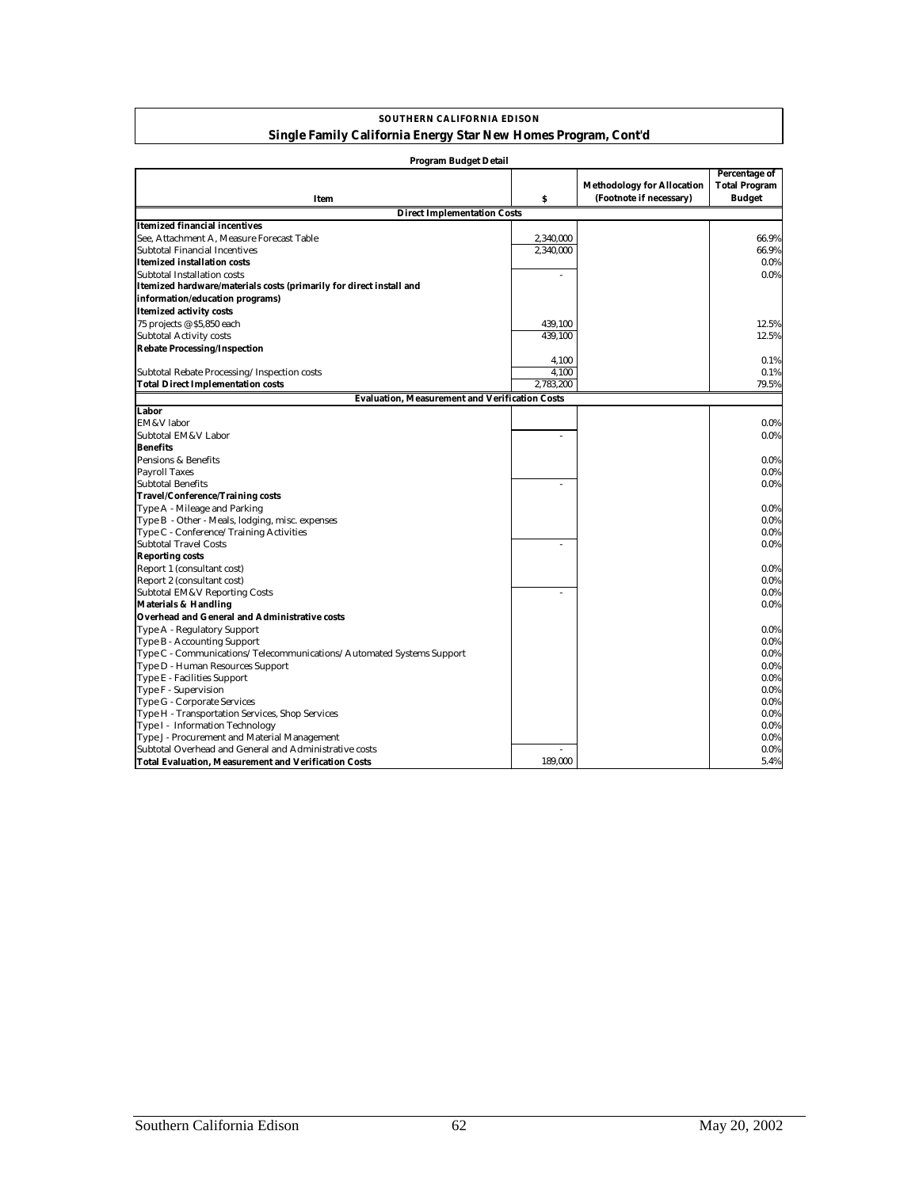**SOUTHERN CALIFORNIA EDISON**

**Single Family California Energy Star New Homes Program, Cont'd**

**Program Budget Detail**

| Item | $ | Methodology for Allocation (Footnote if necessary) | Percentage of Total Program Budget |
|---|---|---|---|
| **Direct Implementation Costs** | | | |
| **Itemized financial incentives** | | | |
| See, Attachment A, Measure Forecast Table | 2,340,000 | | 66.9% |
| Subtotal Financial Incentives | 2,340,000 | | 66.9% |
| **Itemized installation costs** | | | 0.0% |
| Subtotal Installation costs | - | | 0.0% |
| **Itemized hardware/materials costs (primarily for direct install and information/education programs)** | | | |
| **Itemized activity costs** | | | |
| 75 projects @ $5,850 each | 439,100 | | 12.5% |
| Subtotal Activity costs | 439,100 | | 12.5% |
| **Rebate Processing/Inspection** | | | |
| | 4,100 | | 0.1% |
| Subtotal Rebate Processing/ Inspection costs | 4,100 | | 0.1% |
| **Total Direct Implementation costs** | 2,783,200 | | 79.5% |
| **Evaluation, Measurement and Verification Costs** | | | |
| **Labor** | | | |
| EM&V labor | | | 0.0% |
| Subtotal EM&V Labor | - | | 0.0% |
| **Benefits** | | | |
| Pensions & Benefits | | | 0.0% |
| Payroll Taxes | | | 0.0% |
| Subtotal Benefits | - | | 0.0% |
| **Travel/Conference/Training costs** | | | |
| Type A - Mileage and Parking | | | 0.0% |
| Type B - Other - Meals, lodging, misc. expenses | | | 0.0% |
| Type C - Conference/ Training Activities | | | 0.0% |
| Subtotal Travel Costs | - | | 0.0% |
| **Reporting costs** | | | |
| Report 1 (consultant cost) | | | 0.0% |
| Report 2 (consultant cost) | | | 0.0% |
| Subtotal EM&V Reporting Costs | - | | 0.0% |
| **Materials & Handling** | | | 0.0% |
| **Overhead and General and Administrative costs** | | | |
| Type A - Regulatory Support | | | 0.0% |
| Type B - Accounting Support | | | 0.0% |
| Type C - Communications/ Telecommunications/ Automated Systems Support | | | 0.0% |
| Type D - Human Resources Support | | | 0.0% |
| Type E - Facilities Support | | | 0.0% |
| Type F - Supervision | | | 0.0% |
| Type G - Corporate Services | | | 0.0% |
| Type H - Transportation Services, Shop Services | | | 0.0% |
| Type I - Information Technology | | | 0.0% |
| Type J - Procurement and Material Management | | | 0.0% |
| Subtotal Overhead and General and Administrative costs | - | | 0.0% |
| **Total Evaluation, Measurement and Verification Costs** | 189,000 | | 5.4% |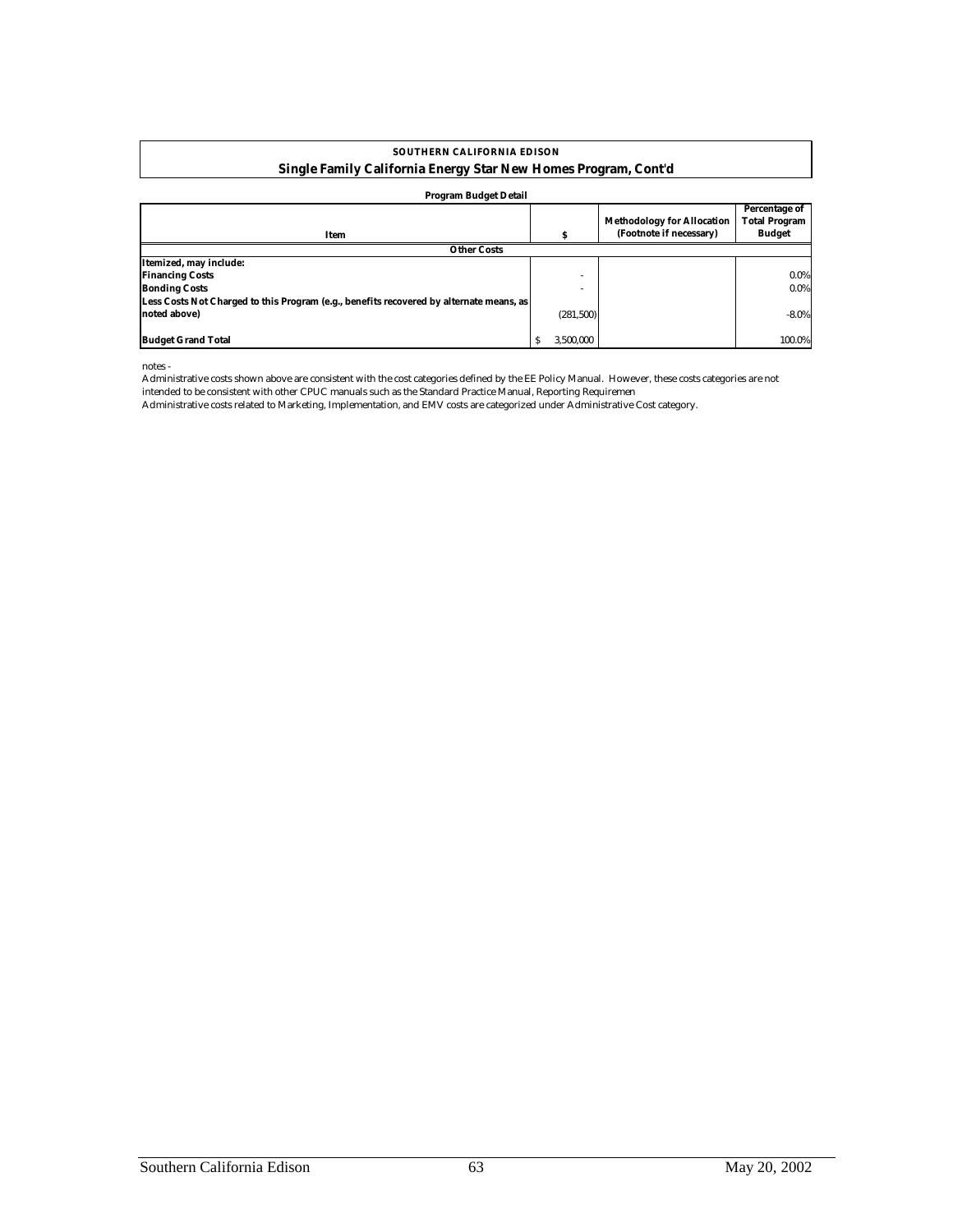**SOUTHERN CALIFORNIA EDISON**

**Single Family California Energy Star New Homes Program, Cont'd**

**Program Budget Detail**

| Item | $ | Methodology for Allocation (Footnote if necessary) | Percentage of Total Program Budget |
|---|---|---|---|
| **Other Costs** | | | |
| **Itemized, may include:** | | | |
| **Financing Costs** | - | | 0.0% |
| **Bonding Costs** | - | | 0.0% |
| **Less Costs Not Charged to this Program (e.g., benefits recovered by alternate means, as noted above)** | (281,500) | | -8.0% |
| **Budget Grand Total** | $ 3,500,000 | | 100.0% |

notes -

Administrative costs shown above are consistent with the cost categories defined by the EE Policy Manual. However, these costs categories are not intended to be consistent with other CPUC manuals such as the Standard Practice Manual, Reporting Requiremen

Administrative costs related to Marketing, Implementation, and EMV costs are categorized under Administrative Cost category.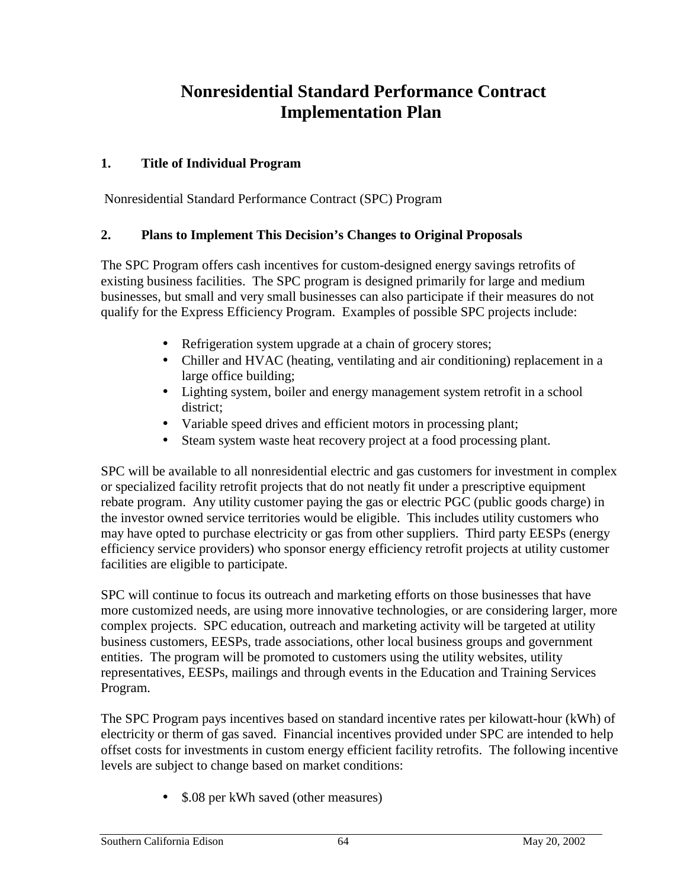# Nonresidential Standard Performance Contract Implementation Plan

## 1. Title of Individual Program

Nonresidential Standard Performance Contract (SPC) Program

## 2. Plans to Implement This Decision's Changes to Original Proposals

The SPC Program offers cash incentives for custom-designed energy savings retrofits of existing business facilities. The SPC program is designed primarily for large and medium businesses, but small and very small businesses can also participate if their measures do not qualify for the Express Efficiency Program. Examples of possible SPC projects include:

- Refrigeration system upgrade at a chain of grocery stores;
- Chiller and HVAC (heating, ventilating and air conditioning) replacement in a large office building;
- Lighting system, boiler and energy management system retrofit in a school district;
- Variable speed drives and efficient motors in processing plant;
- Steam system waste heat recovery project at a food processing plant.

SPC will be available to all nonresidential electric and gas customers for investment in complex or specialized facility retrofit projects that do not neatly fit under a prescriptive equipment rebate program. Any utility customer paying the gas or electric PGC (public goods charge) in the investor owned service territories would be eligible. This includes utility customers who may have opted to purchase electricity or gas from other suppliers. Third party EESPs (energy efficiency service providers) who sponsor energy efficiency retrofit projects at utility customer facilities are eligible to participate.

SPC will continue to focus its outreach and marketing efforts on those businesses that have more customized needs, are using more innovative technologies, or are considering larger, more complex projects. SPC education, outreach and marketing activity will be targeted at utility business customers, EESPs, trade associations, other local business groups and government entities. The program will be promoted to customers using the utility websites, utility representatives, EESPs, mailings and through events in the Education and Training Services Program.

The SPC Program pays incentives based on standard incentive rates per kilowatt-hour (kWh) of electricity or therm of gas saved. Financial incentives provided under SPC are intended to help offset costs for investments in custom energy efficient facility retrofits. The following incentive levels are subject to change based on market conditions:

- $.08 per kWh saved (other measures)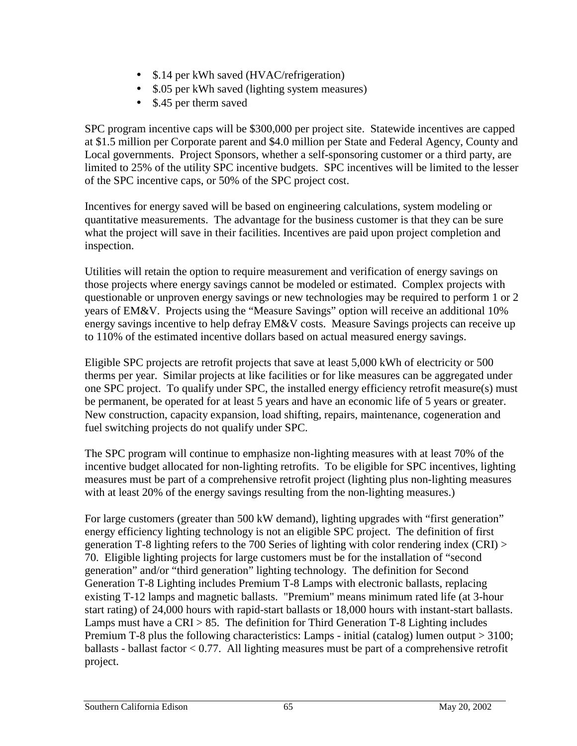- $.14 per kWh saved (HVAC/refrigeration)
- $.05 per kWh saved (lighting system measures)
- $.45 per therm saved

SPC program incentive caps will be $300,000 per project site. Statewide incentives are capped at $1.5 million per Corporate parent and $4.0 million per State and Federal Agency, County and Local governments. Project Sponsors, whether a self-sponsoring customer or a third party, are limited to 25% of the utility SPC incentive budgets. SPC incentives will be limited to the lesser of the SPC incentive caps, or 50% of the SPC project cost.

Incentives for energy saved will be based on engineering calculations, system modeling or quantitative measurements. The advantage for the business customer is that they can be sure what the project will save in their facilities. Incentives are paid upon project completion and inspection.

Utilities will retain the option to require measurement and verification of energy savings on those projects where energy savings cannot be modeled or estimated. Complex projects with questionable or unproven energy savings or new technologies may be required to perform 1 or 2 years of EM&V. Projects using the "Measure Savings" option will receive an additional 10% energy savings incentive to help defray EM&V costs. Measure Savings projects can receive up to 110% of the estimated incentive dollars based on actual measured energy savings.

Eligible SPC projects are retrofit projects that save at least 5,000 kWh of electricity or 500 therms per year. Similar projects at like facilities or for like measures can be aggregated under one SPC project. To qualify under SPC, the installed energy efficiency retrofit measure(s) must be permanent, be operated for at least 5 years and have an economic life of 5 years or greater. New construction, capacity expansion, load shifting, repairs, maintenance, cogeneration and fuel switching projects do not qualify under SPC.

The SPC program will continue to emphasize non-lighting measures with at least 70% of the incentive budget allocated for non-lighting retrofits. To be eligible for SPC incentives, lighting measures must be part of a comprehensive retrofit project (lighting plus non-lighting measures with at least 20% of the energy savings resulting from the non-lighting measures.)

For large customers (greater than 500 kW demand), lighting upgrades with "first generation" energy efficiency lighting technology is not an eligible SPC project. The definition of first generation T-8 lighting refers to the 700 Series of lighting with color rendering index (CRI) > 70. Eligible lighting projects for large customers must be for the installation of "second generation" and/or "third generation" lighting technology. The definition for Second Generation T-8 Lighting includes Premium T-8 Lamps with electronic ballasts, replacing existing T-12 lamps and magnetic ballasts. "Premium" means minimum rated life (at 3-hour start rating) of 24,000 hours with rapid-start ballasts or 18,000 hours with instant-start ballasts. Lamps must have a CRI > 85. The definition for Third Generation T-8 Lighting includes Premium T-8 plus the following characteristics: Lamps - initial (catalog) lumen output > 3100; ballasts - ballast factor < 0.77. All lighting measures must be part of a comprehensive retrofit project.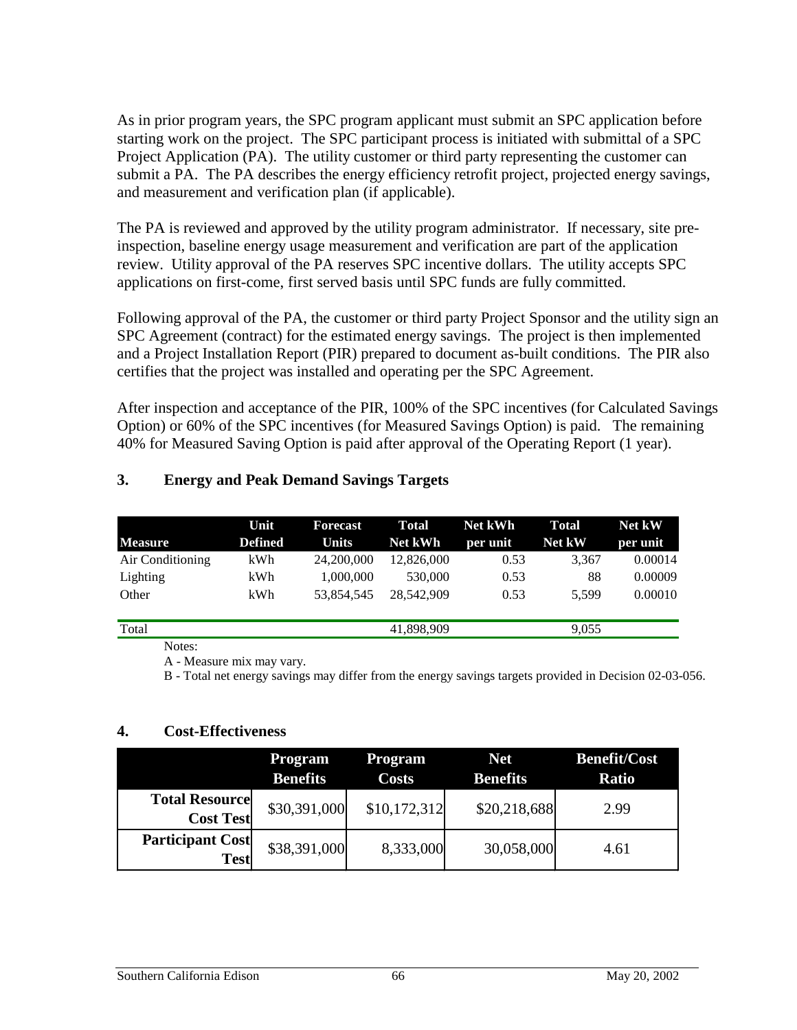As in prior program years, the SPC program applicant must submit an SPC application before starting work on the project. The SPC participant process is initiated with submittal of a SPC Project Application (PA). The utility customer or third party representing the customer can submit a PA. The PA describes the energy efficiency retrofit project, projected energy savings, and measurement and verification plan (if applicable).

The PA is reviewed and approved by the utility program administrator. If necessary, site pre-inspection, baseline energy usage measurement and verification are part of the application review. Utility approval of the PA reserves SPC incentive dollars. The utility accepts SPC applications on first-come, first served basis until SPC funds are fully committed.

Following approval of the PA, the customer or third party Project Sponsor and the utility sign an SPC Agreement (contract) for the estimated energy savings. The project is then implemented and a Project Installation Report (PIR) prepared to document as-built conditions. The PIR also certifies that the project was installed and operating per the SPC Agreement.

After inspection and acceptance of the PIR, 100% of the SPC incentives (for Calculated Savings Option) or 60% of the SPC incentives (for Measured Savings Option) is paid. The remaining 40% for Measured Saving Option is paid after approval of the Operating Report (1 year).

## 3. Energy and Peak Demand Savings Targets

| Measure | Unit Defined | Forecast Units | Total Net kWh | Net kWh per unit | Total Net kW | Net kW per unit |
|---|---|---|---|---|---|---|
| Air Conditioning | kWh | 24,200,000 | 12,826,000 | 0.53 | 3,367 | 0.00014 |
| Lighting | kWh | 1,000,000 | 530,000 | 0.53 | 88 | 0.00009 |
| Other | kWh | 53,854,545 | 28,542,909 | 0.53 | 5,599 | 0.00010 |
| Total | | | 41,898,909 | | 9,055 | |

Notes:

A - Measure mix may vary.

B - Total net energy savings may differ from the energy savings targets provided in Decision 02-03-056.

## 4. Cost-Effectiveness

| | Program Benefits | Program Costs | Net Benefits | Benefit/Cost Ratio |
|---|---|---|---|---|
| **Total Resource Cost Test** | $30,391,000 | $10,172,312 | $20,218,688 | 2.99 |
| **Participant Cost Test** | $38,391,000 | 8,333,000 | 30,058,000 | 4.61 |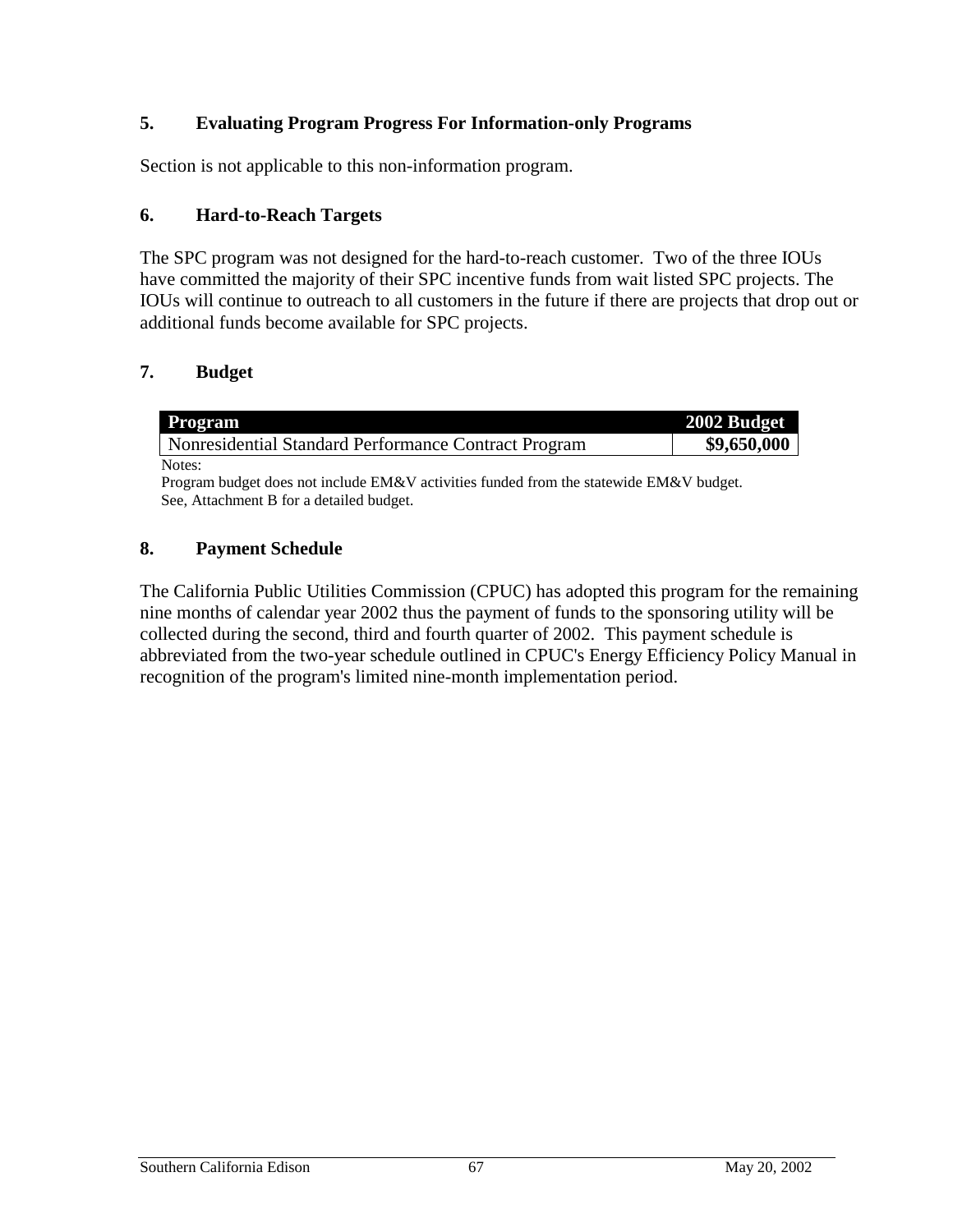## 5. Evaluating Program Progress For Information-only Programs

Section is not applicable to this non-information program.

## 6. Hard-to-Reach Targets

The SPC program was not designed for the hard-to-reach customer. Two of the three IOUs have committed the majority of their SPC incentive funds from wait listed SPC projects. The IOUs will continue to outreach to all customers in the future if there are projects that drop out or additional funds become available for SPC projects.

## 7. Budget

| Program | 2002 Budget |
|---|---|
| Nonresidential Standard Performance Contract Program | **$9,650,000** |

Notes:
Program budget does not include EM&V activities funded from the statewide EM&V budget.
See, Attachment B for a detailed budget.

## 8. Payment Schedule

The California Public Utilities Commission (CPUC) has adopted this program for the remaining nine months of calendar year 2002 thus the payment of funds to the sponsoring utility will be collected during the second, third and fourth quarter of 2002. This payment schedule is abbreviated from the two-year schedule outlined in CPUC's Energy Efficiency Policy Manual in recognition of the program's limited nine-month implementation period.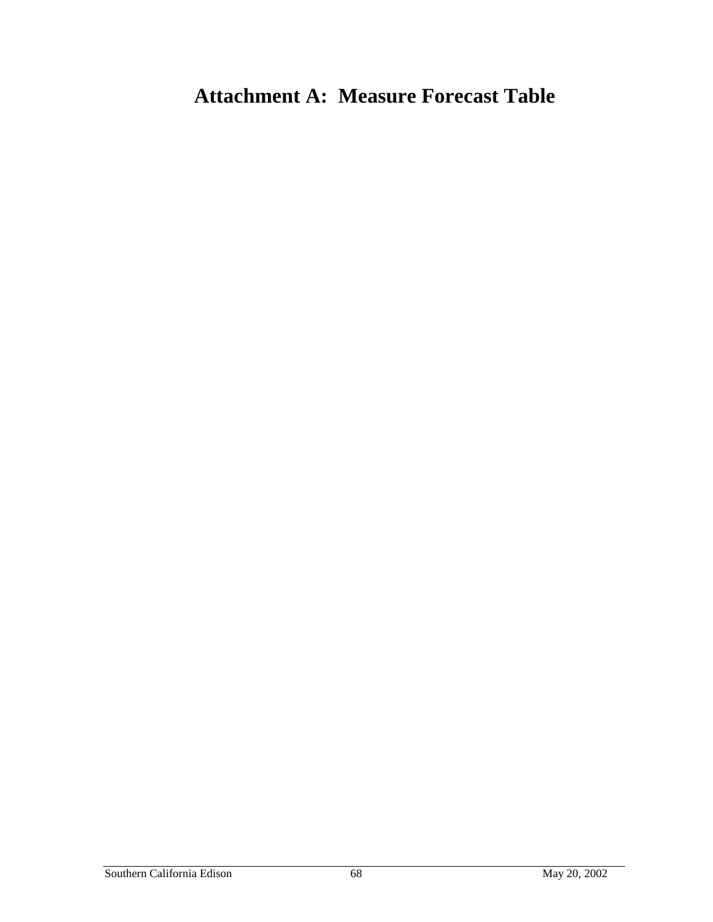# Attachment A:  Measure Forecast Table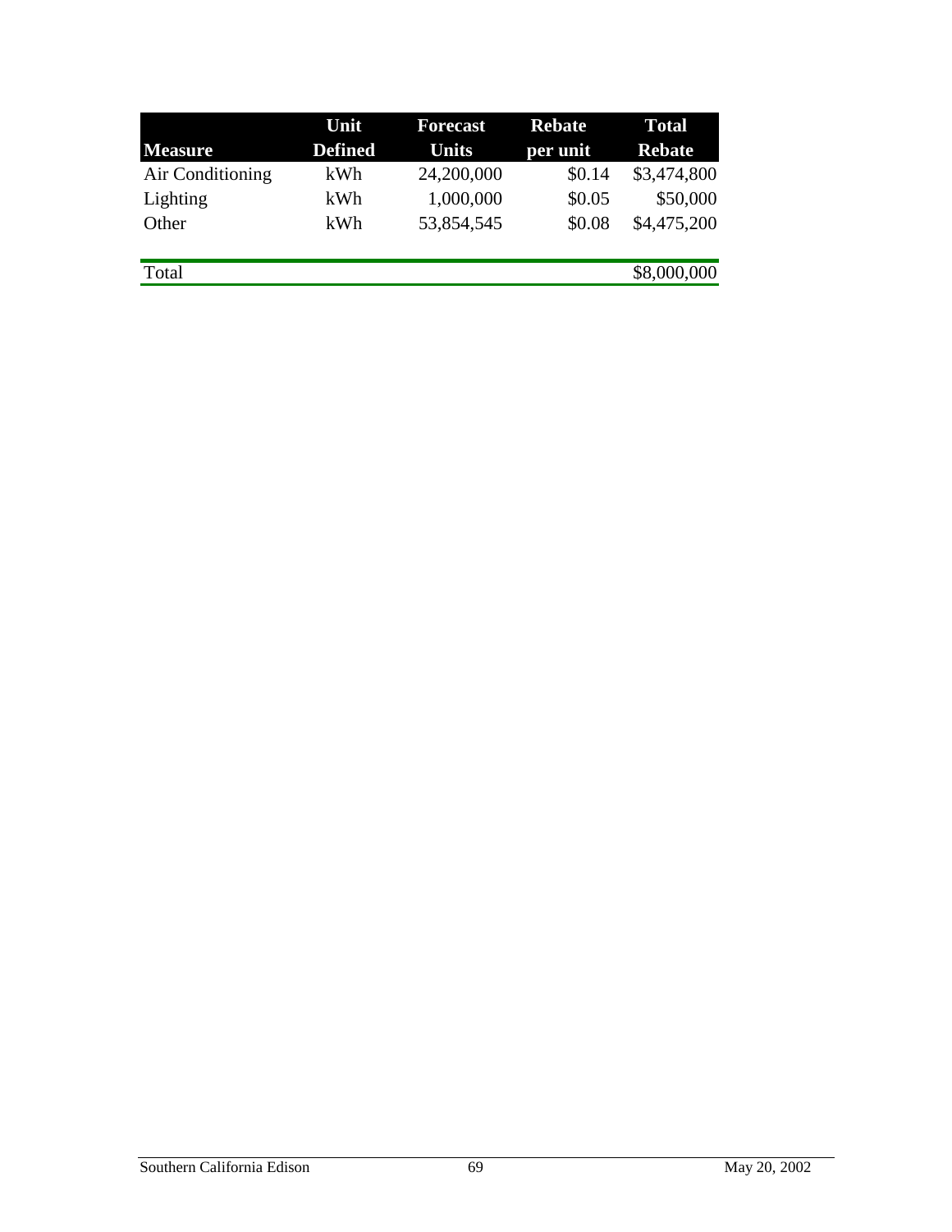| Measure | Unit Defined | Forecast Units | Rebate per unit | Total Rebate |
| --- | --- | --- | --- | --- |
| Air Conditioning | kWh | 24,200,000 | $0.14 | $3,474,800 |
| Lighting | kWh | 1,000,000 | $0.05 | $50,000 |
| Other | kWh | 53,854,545 | $0.08 | $4,475,200 |
| | | | | |
| Total | | | | $8,000,000 |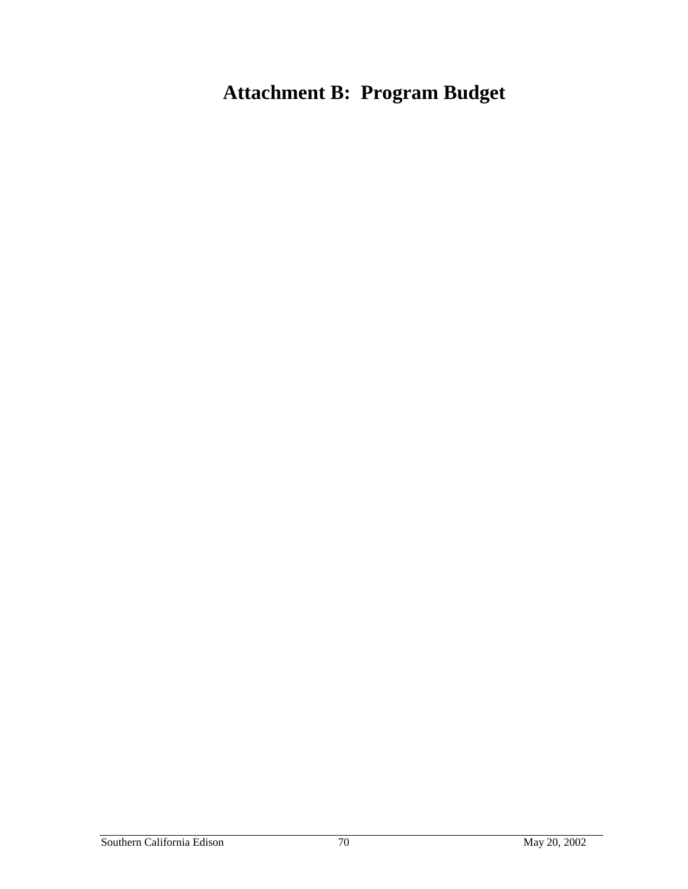# Attachment B: Program Budget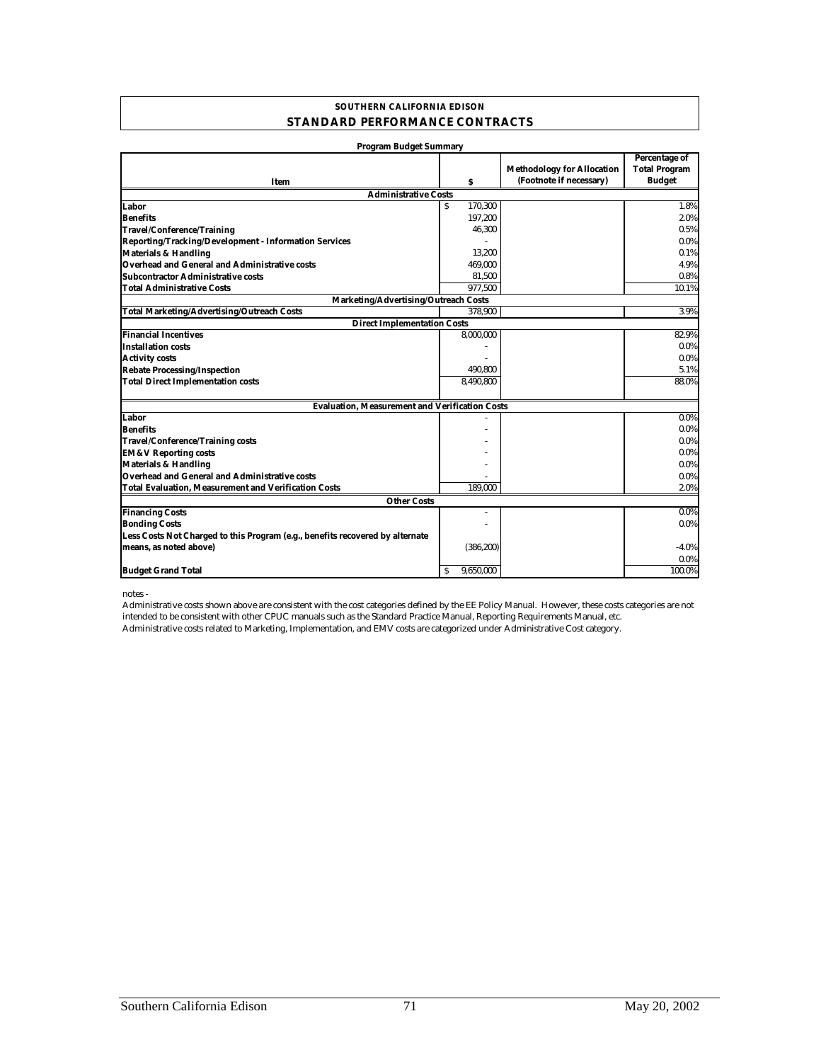**SOUTHERN CALIFORNIA EDISON**

## STANDARD PERFORMANCE CONTRACTS

**Program Budget Summary**

| Item | $ | Methodology for Allocation (Footnote if necessary) | Percentage of Total Program Budget |
|---|---|---|---|
| **Administrative Costs** | | | |
| **Labor** | $ 170,300 | | 1.8% |
| **Benefits** | 197,200 | | 2.0% |
| **Travel/Conference/Training** | 46,300 | | 0.5% |
| **Reporting/Tracking/Development - Information Services** | - | | 0.0% |
| **Materials & Handling** | 13,200 | | 0.1% |
| **Overhead and General and Administrative costs** | 469,000 | | 4.9% |
| **Subcontractor Administrative costs** | 81,500 | | 0.8% |
| **Total Administrative Costs** | 977,500 | | 10.1% |
| **Marketing/Advertising/Outreach Costs** | | | |
| **Total Marketing/Advertising/Outreach Costs** | 378,900 | | 3.9% |
| **Direct Implementation Costs** | | | |
| **Financial Incentives** | 8,000,000 | | 82.9% |
| **Installation costs** | - | | 0.0% |
| **Activity costs** | - | | 0.0% |
| **Rebate Processing/Inspection** | 490,800 | | 5.1% |
| **Total Direct Implementation costs** | 8,490,800 | | 88.0% |
| **Evaluation, Measurement and Verification Costs** | | | |
| **Labor** | - | | 0.0% |
| **Benefits** | - | | 0.0% |
| **Travel/Conference/Training costs** | - | | 0.0% |
| **EM&V Reporting costs** | - | | 0.0% |
| **Materials & Handling** | - | | 0.0% |
| **Overhead and General and Administrative costs** | - | | 0.0% |
| **Total Evaluation, Measurement and Verification Costs** | 189,000 | | 2.0% |
| **Other Costs** | | | |
| **Financing Costs** | - | | 0.0% |
| **Bonding Costs** | - | | 0.0% |
| **Less Costs Not Charged to this Program (e.g., benefits recovered by alternate means, as noted above)** | (386,200) | | -4.0% |
| | | | 0.0% |
| **Budget Grand Total** | $ 9,650,000 | | 100.0% |

notes -

Administrative costs shown above are consistent with the cost categories defined by the EE Policy Manual. However, these costs categories are not intended to be consistent with other CPUC manuals such as the Standard Practice Manual, Reporting Requirements Manual, etc.

Administrative costs related to Marketing, Implementation, and EMV costs are categorized under Administrative Cost category.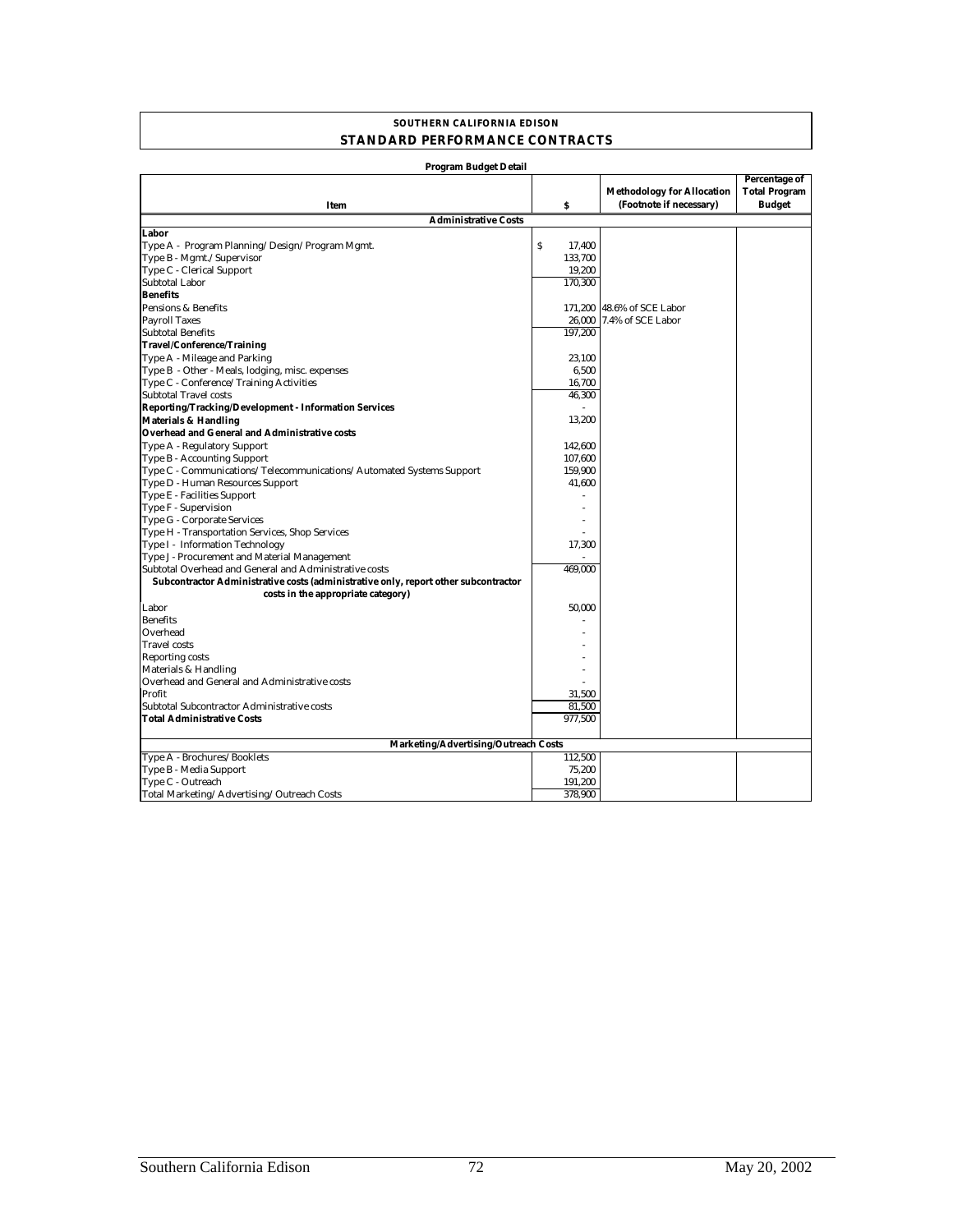**SOUTHERN CALIFORNIA EDISON**

**STANDARD PERFORMANCE CONTRACTS**

**Program Budget Detail**

| Item | $ | Methodology for Allocation (Footnote if necessary) | Percentage of Total Program Budget |
|---|---|---|---|
| **Administrative Costs** | | | |
| **Labor** | | | |
| Type A - Program Planning/Design/Program Mgmt. | $ 17,400 | | |
| Type B - Mgmt./Supervisor | 133,700 | | |
| Type C - Clerical Support | 19,200 | | |
| Subtotal Labor | 170,300 | | |
| **Benefits** | | | |
| Pensions & Benefits | 171,200 | 48.6% of SCE Labor | |
| Payroll Taxes | 26,000 | 7.4% of SCE Labor | |
| Subtotal Benefits | 197,200 | | |
| **Travel/Conference/Training** | | | |
| Type A - Mileage and Parking | 23,100 | | |
| Type B - Other - Meals, lodging, misc. expenses | 6,500 | | |
| Type C - Conference/Training Activities | 16,700 | | |
| Subtotal Travel costs | 46,300 | | |
| **Reporting/Tracking/Development - Information Services** | - | | |
| **Materials & Handling** | 13,200 | | |
| **Overhead and General and Administrative costs** | | | |
| Type A - Regulatory Support | 142,600 | | |
| Type B - Accounting Support | 107,600 | | |
| Type C - Communications/Telecommunications/Automated Systems Support | 159,900 | | |
| Type D - Human Resources Support | 41,600 | | |
| Type E - Facilities Support | - | | |
| Type F - Supervision | - | | |
| Type G - Corporate Services | - | | |
| Type H - Transportation Services, Shop Services | - | | |
| Type I - Information Technology | 17,300 | | |
| Type J - Procurement and Material Management | - | | |
| Subtotal Overhead and General and Administrative costs | 469,000 | | |
| **Subcontractor Administrative costs (administrative only, report other subcontractor costs in the appropriate category)** | | | |
| Labor | 50,000 | | |
| Benefits | - | | |
| Overhead | - | | |
| Travel costs | - | | |
| Reporting costs | - | | |
| Materials & Handling | - | | |
| Overhead and General and Administrative costs | - | | |
| Profit | 31,500 | | |
| Subtotal Subcontractor Administrative costs | 81,500 | | |
| **Total Administrative Costs** | 977,500 | | |
| **Marketing/Advertising/Outreach Costs** | | | |
| Type A - Brochures/Booklets | 112,500 | | |
| Type B - Media Support | 75,200 | | |
| Type C - Outreach | 191,200 | | |
| Total Marketing/Advertising/Outreach Costs | 378,900 | | |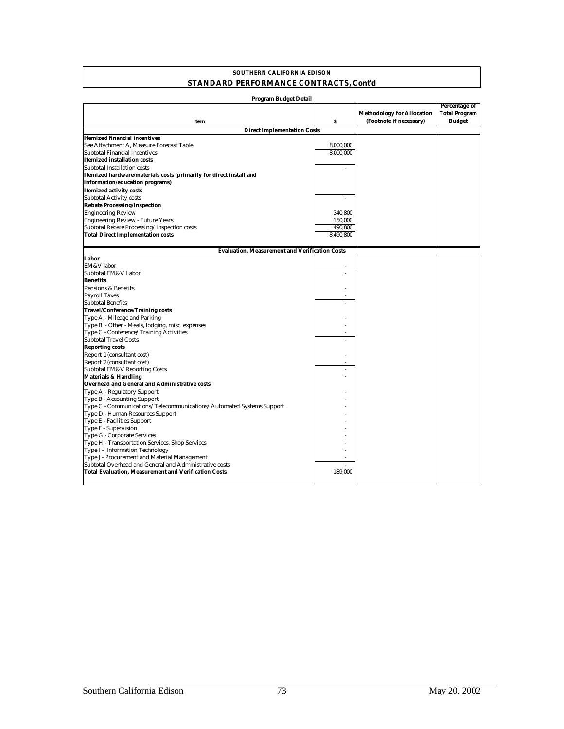**SOUTHERN CALIFORNIA EDISON**

**STANDARD PERFORMANCE CONTRACTS, Cont'd**

**Program Budget Detail**

| Item | $ | Methodology for Allocation (Footnote if necessary) | Percentage of Total Program Budget |
|---|---|---|---|
| **Direct Implementation Costs** | | | |
| **Itemized financial incentives** | | | |
| See Attachment A, Measure Forecast Table | 8,000,000 | | |
| Subtotal Financial Incentives | 8,000,000 | | |
| **Itemized installation costs** | | | |
| Subtotal Installation costs | - | | |
| **Itemized hardware/materials costs (primarily for direct install and information/education programs)** | | | |
| **Itemized activity costs** | | | |
| Subtotal Activity costs | - | | |
| **Rebate Processing/Inspection** | | | |
| Engineering Review | 340,800 | | |
| Engineering Review - Future Years | 150,000 | | |
| Subtotal Rebate Processing/ Inspection costs | 490,800 | | |
| **Total Direct Implementation costs** | 8,490,800 | | |
| **Evaluation, Measurement and Verification Costs** | | | |
| **Labor** | | | |
| EM&V labor | - | | |
| Subtotal EM&V Labor | - | | |
| **Benefits** | | | |
| Pensions & Benefits | - | | |
| Payroll Taxes | - | | |
| Subtotal Benefits | - | | |
| **Travel/Conference/Training costs** | | | |
| Type A - Mileage and Parking | - | | |
| Type B - Other - Meals, lodging, misc. expenses | - | | |
| Type C - Conference/ Training Activities | - | | |
| Subtotal Travel Costs | - | | |
| **Reporting costs** | | | |
| Report 1 (consultant cost) | - | | |
| Report 2 (consultant cost) | - | | |
| Subtotal EM&V Reporting Costs | - | | |
| **Materials & Handling** | - | | |
| **Overhead and General and Administrative costs** | | | |
| Type A - Regulatory Support | - | | |
| Type B - Accounting Support | - | | |
| Type C - Communications/ Telecommunications/ Automated Systems Support | - | | |
| Type D - Human Resources Support | - | | |
| Type E - Facilities Support | - | | |
| Type F - Supervision | - | | |
| Type G - Corporate Services | - | | |
| Type H - Transportation Services, Shop Services | - | | |
| Type I - Information Technology | - | | |
| Type J - Procurement and Material Management | - | | |
| Subtotal Overhead and General and Administrative costs | - | | |
| **Total Evaluation, Measurement and Verification Costs** | 189,000 | | |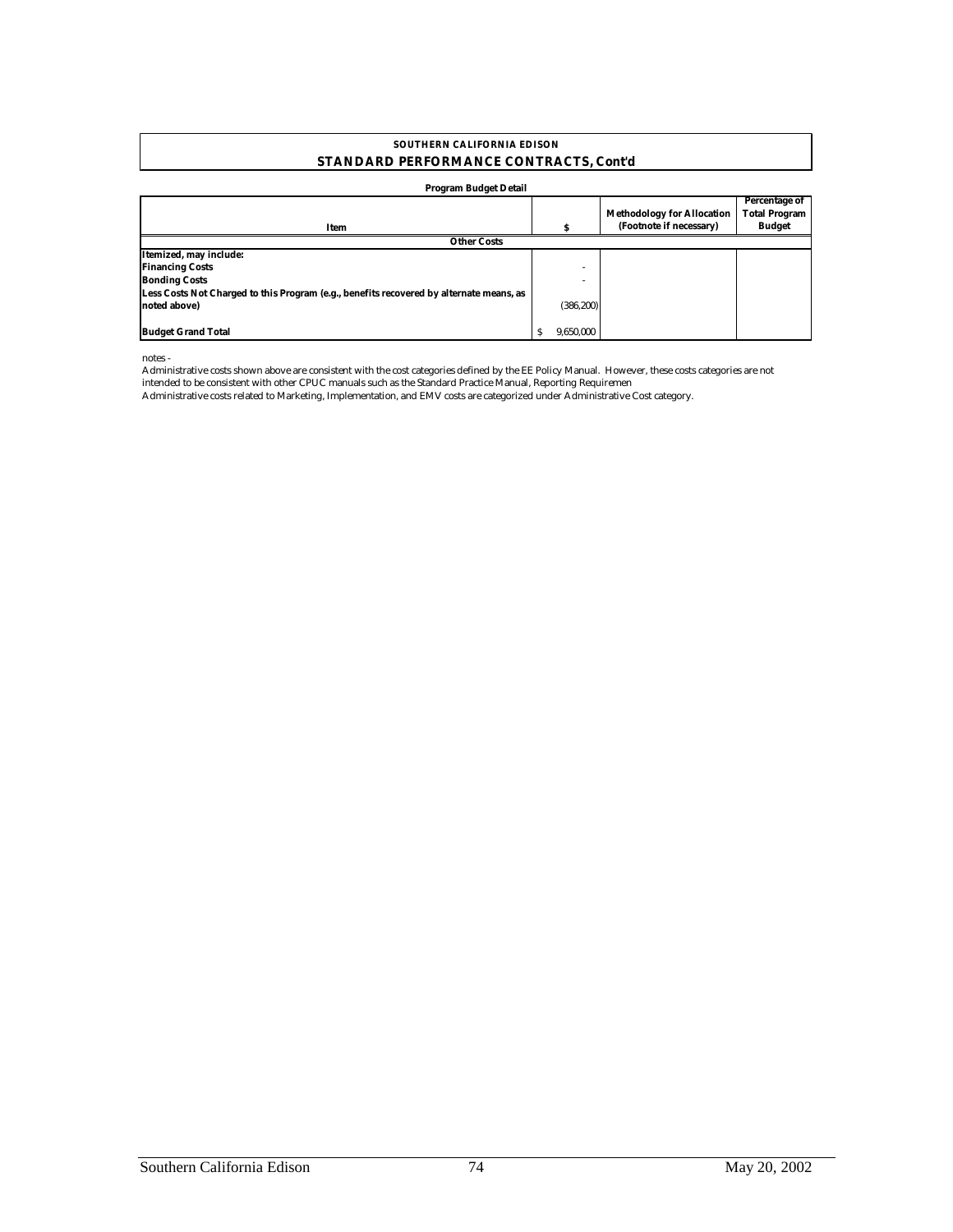**SOUTHERN CALIFORNIA EDISON**

**STANDARD PERFORMANCE CONTRACTS, Cont'd**

**Program Budget Detail**

| Item | $ | Methodology for Allocation (Footnote if necessary) | Percentage of Total Program Budget |
|---|---|---|---|
| **Other Costs** | | | |
| **Itemized, may include:** | | | |
| **Financing Costs** | - | | |
| **Bonding Costs** | - | | |
| **Less Costs Not Charged to this Program (e.g., benefits recovered by alternate means, as noted above)** | (386,200) | | |
| **Budget Grand Total** | $ 9,650,000 | | |

notes -

Administrative costs shown above are consistent with the cost categories defined by the EE Policy Manual. However, these costs categories are not intended to be consistent with other CPUC manuals such as the Standard Practice Manual, Reporting Requiremen

Administrative costs related to Marketing, Implementation, and EMV costs are categorized under Administrative Cost category.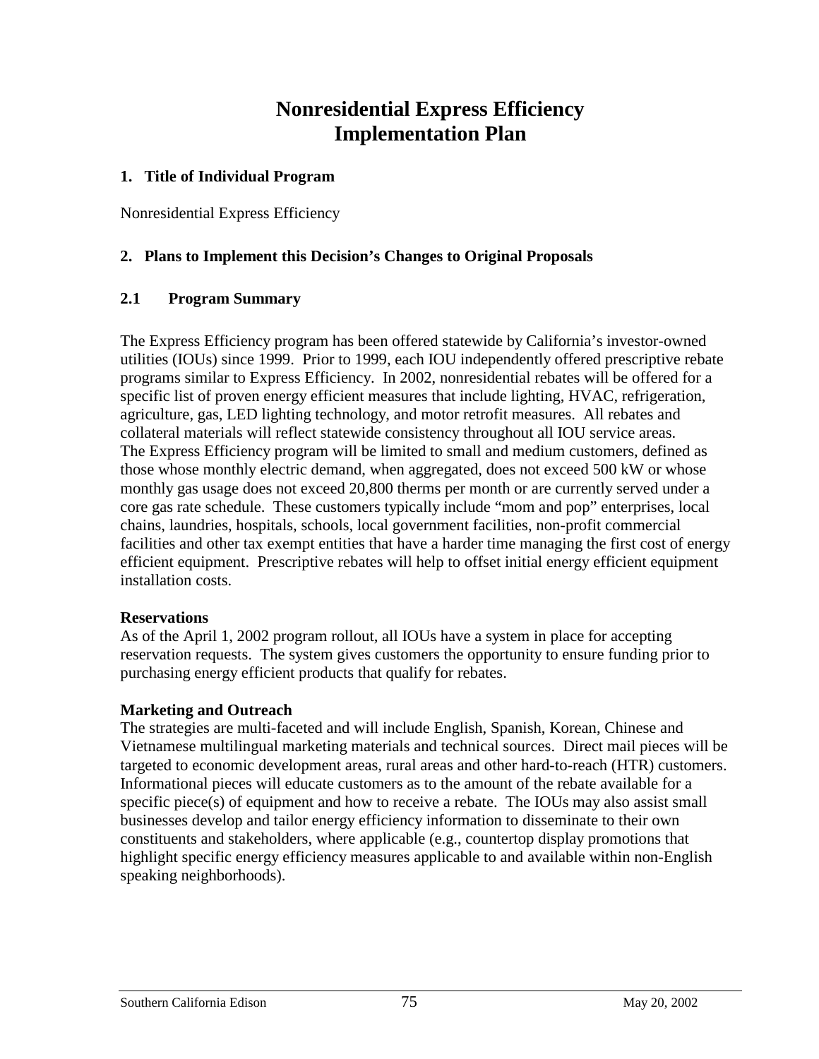# Nonresidential Express Efficiency Implementation Plan

## 1. Title of Individual Program

Nonresidential Express Efficiency

## 2. Plans to Implement this Decision's Changes to Original Proposals

### 2.1 Program Summary

The Express Efficiency program has been offered statewide by California's investor-owned utilities (IOUs) since 1999. Prior to 1999, each IOU independently offered prescriptive rebate programs similar to Express Efficiency. In 2002, nonresidential rebates will be offered for a specific list of proven energy efficient measures that include lighting, HVAC, refrigeration, agriculture, gas, LED lighting technology, and motor retrofit measures. All rebates and collateral materials will reflect statewide consistency throughout all IOU service areas. The Express Efficiency program will be limited to small and medium customers, defined as those whose monthly electric demand, when aggregated, does not exceed 500 kW or whose monthly gas usage does not exceed 20,800 therms per month or are currently served under a core gas rate schedule. These customers typically include "mom and pop" enterprises, local chains, laundries, hospitals, schools, local government facilities, non-profit commercial facilities and other tax exempt entities that have a harder time managing the first cost of energy efficient equipment. Prescriptive rebates will help to offset initial energy efficient equipment installation costs.

**Reservations**
As of the April 1, 2002 program rollout, all IOUs have a system in place for accepting reservation requests. The system gives customers the opportunity to ensure funding prior to purchasing energy efficient products that qualify for rebates.

**Marketing and Outreach**
The strategies are multi-faceted and will include English, Spanish, Korean, Chinese and Vietnamese multilingual marketing materials and technical sources. Direct mail pieces will be targeted to economic development areas, rural areas and other hard-to-reach (HTR) customers. Informational pieces will educate customers as to the amount of the rebate available for a specific piece(s) of equipment and how to receive a rebate. The IOUs may also assist small businesses develop and tailor energy efficiency information to disseminate to their own constituents and stakeholders, where applicable (e.g., countertop display promotions that highlight specific energy efficiency measures applicable to and available within non-English speaking neighborhoods).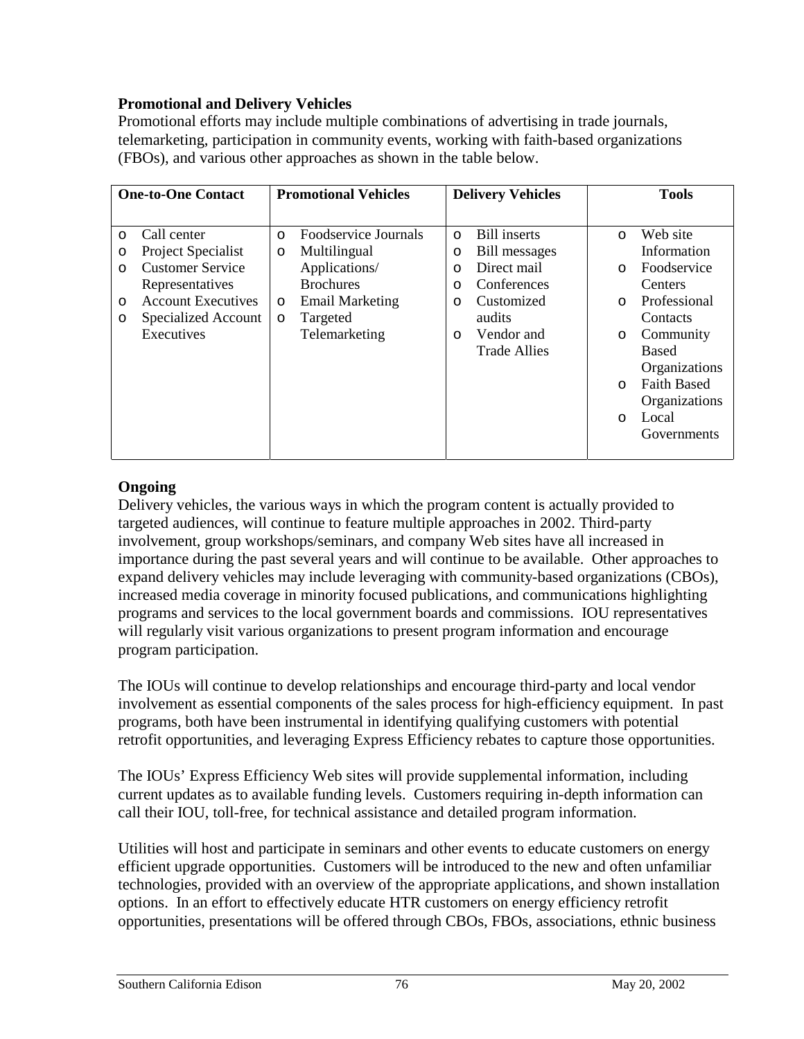## Promotional and Delivery Vehicles

Promotional efforts may include multiple combinations of advertising in trade journals, telemarketing, participation in community events, working with faith-based organizations (FBOs), and various other approaches as shown in the table below.

| One-to-One Contact | Promotional Vehicles | Delivery Vehicles | Tools |
|---|---|---|---|
| o Call center<br>o Project Specialist<br>o Customer Service Representatives<br>o Account Executives<br>o Specialized Account Executives | o Foodservice Journals<br>o Multilingual Applications/ Brochures<br>o Email Marketing<br>o Targeted Telemarketing | o Bill inserts<br>o Bill messages<br>o Direct mail<br>o Conferences<br>o Customized audits<br>o Vendor and Trade Allies | o Web site Information<br>o Foodservice Centers<br>o Professional Contacts<br>o Community Based Organizations<br>o Faith Based Organizations<br>o Local Governments |

## Ongoing

Delivery vehicles, the various ways in which the program content is actually provided to targeted audiences, will continue to feature multiple approaches in 2002. Third-party involvement, group workshops/seminars, and company Web sites have all increased in importance during the past several years and will continue to be available. Other approaches to expand delivery vehicles may include leveraging with community-based organizations (CBOs), increased media coverage in minority focused publications, and communications highlighting programs and services to the local government boards and commissions. IOU representatives will regularly visit various organizations to present program information and encourage program participation.

The IOUs will continue to develop relationships and encourage third-party and local vendor involvement as essential components of the sales process for high-efficiency equipment. In past programs, both have been instrumental in identifying qualifying customers with potential retrofit opportunities, and leveraging Express Efficiency rebates to capture those opportunities.

The IOUs' Express Efficiency Web sites will provide supplemental information, including current updates as to available funding levels. Customers requiring in-depth information can call their IOU, toll-free, for technical assistance and detailed program information.

Utilities will host and participate in seminars and other events to educate customers on energy efficient upgrade opportunities. Customers will be introduced to the new and often unfamiliar technologies, provided with an overview of the appropriate applications, and shown installation options. In an effort to effectively educate HTR customers on energy efficiency retrofit opportunities, presentations will be offered through CBOs, FBOs, associations, ethnic business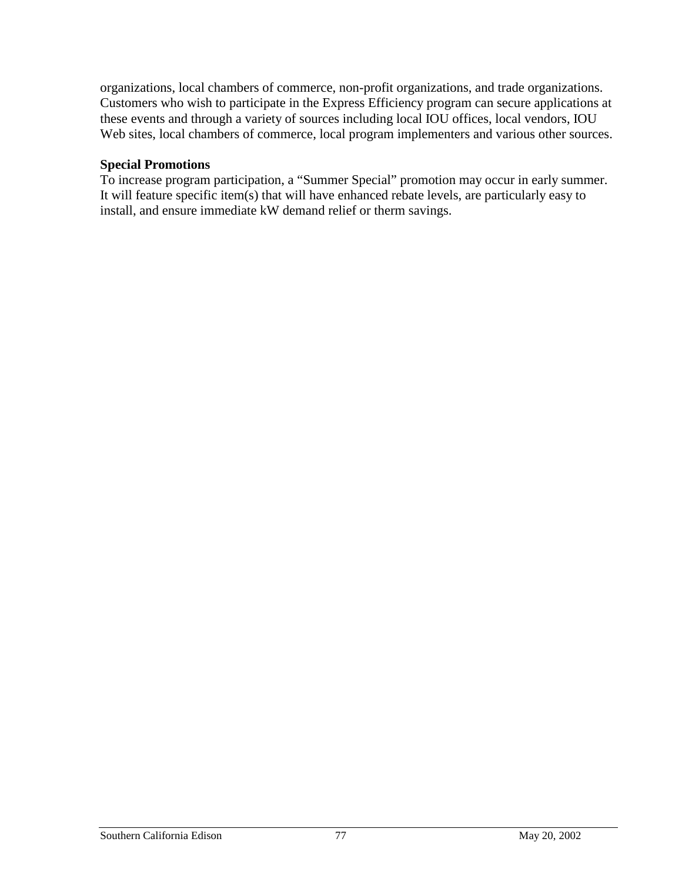organizations, local chambers of commerce, non-profit organizations, and trade organizations. Customers who wish to participate in the Express Efficiency program can secure applications at these events and through a variety of sources including local IOU offices, local vendors, IOU Web sites, local chambers of commerce, local program implementers and various other sources.

**Special Promotions**

To increase program participation, a "Summer Special" promotion may occur in early summer. It will feature specific item(s) that will have enhanced rebate levels, are particularly easy to install, and ensure immediate kW demand relief or therm savings.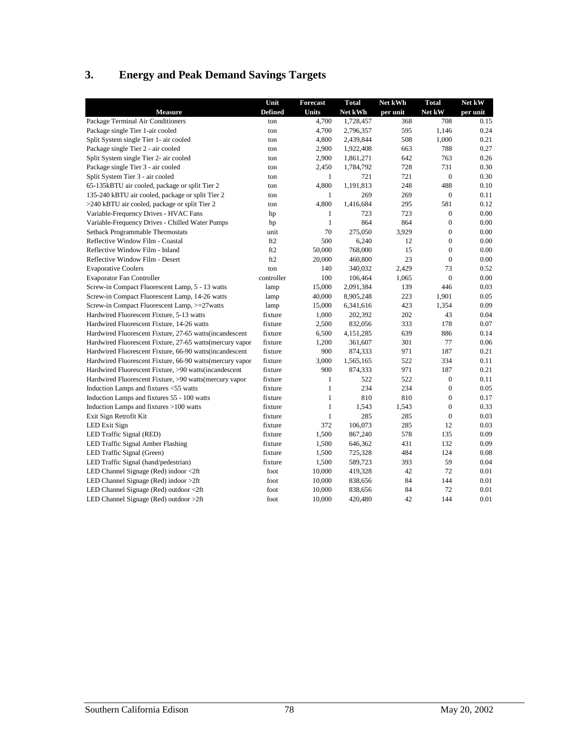## 3. Energy and Peak Demand Savings Targets

| Measure | Unit Defined | Forecast Units | Total Net kWh | Net kWh per unit | Total Net kW | Net kW per unit |
|---|---|---|---|---|---|---|
| Package Terminal Air Conditioners | ton | 4,700 | 1,728,457 | 368 | 708 | 0.15 |
| Package single Tier 1-air cooled | ton | 4,700 | 2,796,357 | 595 | 1,146 | 0.24 |
| Split System single Tier 1- air cooled | ton | 4,800 | 2,439,844 | 508 | 1,000 | 0.21 |
| Package single Tier 2 - air cooled | ton | 2,900 | 1,922,408 | 663 | 788 | 0.27 |
| Split System single Tier 2- air cooled | ton | 2,900 | 1,861,271 | 642 | 763 | 0.26 |
| Package single Tier 3 - air cooled | ton | 2,450 | 1,784,792 | 728 | 731 | 0.30 |
| Split System Tier 3 - air cooled | ton | 1 | 721 | 721 | 0 | 0.30 |
| 65-135kBTU air cooled, package or split Tier 2 | ton | 4,800 | 1,191,813 | 248 | 488 | 0.10 |
| 135-240 kBTU air cooled, package or split Tier 2 | ton | 1 | 269 | 269 | 0 | 0.11 |
| >240 kBTU air cooled, package or split Tier 2 | ton | 4,800 | 1,416,684 | 295 | 581 | 0.12 |
| Variable-Frequency Drives - HVAC Fans | hp | 1 | 723 | 723 | 0 | 0.00 |
| Variable-Frequency Drives - Chilled Water Pumps | hp | 1 | 864 | 864 | 0 | 0.00 |
| Setback Programmable Thermostats | unit | 70 | 275,050 | 3,929 | 0 | 0.00 |
| Reflective Window Film - Coastal | ft2 | 500 | 6,240 | 12 | 0 | 0.00 |
| Reflective Window Film - Inland | ft2 | 50,000 | 768,000 | 15 | 0 | 0.00 |
| Reflective Window Film - Desert | ft2 | 20,000 | 460,800 | 23 | 0 | 0.00 |
| Evaporative Coolers | ton | 140 | 340,032 | 2,429 | 73 | 0.52 |
| Evaporator Fan Controller | controller | 100 | 106,464 | 1,065 | 0 | 0.00 |
| Screw-in Compact Fluorescent Lamp, 5 - 13 watts | lamp | 15,000 | 2,091,384 | 139 | 446 | 0.03 |
| Screw-in Compact Fluorescent Lamp, 14-26 watts | lamp | 40,000 | 8,905,248 | 223 | 1,901 | 0.05 |
| Screw-in Compact Fluorescent Lamp, >=27watts | lamp | 15,000 | 6,341,616 | 423 | 1,354 | 0.09 |
| Hardwired Fluorescent Fixture, 5-13 watts | fixture | 1,000 | 202,392 | 202 | 43 | 0.04 |
| Hardwired Fluorescent Fixture, 14-26 watts | fixture | 2,500 | 832,056 | 333 | 178 | 0.07 |
| Hardwired Fluorescent Fixture, 27-65 watts(incandescent | fixture | 6,500 | 4,151,285 | 639 | 886 | 0.14 |
| Hardwired Fluorescent Fixture, 27-65 watts(mercury vapor | fixture | 1,200 | 361,607 | 301 | 77 | 0.06 |
| Hardwired Fluorescent Fixture, 66-90 watts(incandescent | fixture | 900 | 874,333 | 971 | 187 | 0.21 |
| Hardwired Fluorescent Fixture, 66-90 watts(mercury vapor | fixture | 3,000 | 1,565,165 | 522 | 334 | 0.11 |
| Hardwired Fluorescent Fixture, >90 watts(incandescent | fixture | 900 | 874,333 | 971 | 187 | 0.21 |
| Hardwired Fluorescent Fixture, >90 watts(mercury vapor | fixture | 1 | 522 | 522 | 0 | 0.11 |
| Induction Lamps and fixtures <55 watts | fixture | 1 | 234 | 234 | 0 | 0.05 |
| Induction Lamps and fixtures 55 - 100 watts | fixture | 1 | 810 | 810 | 0 | 0.17 |
| Induction Lamps and fixtures >100 watts | fixture | 1 | 1,543 | 1,543 | 0 | 0.33 |
| Exit Sign Retrofit Kit | fixture | 1 | 285 | 285 | 0 | 0.03 |
| LED Exit Sign | fixture | 372 | 106,073 | 285 | 12 | 0.03 |
| LED Traffic Signal (RED) | fixture | 1,500 | 867,240 | 578 | 135 | 0.09 |
| LED Traffic Signal Amber Flashing | fixture | 1,500 | 646,362 | 431 | 132 | 0.09 |
| LED Traffic Signal (Green) | fixture | 1,500 | 725,328 | 484 | 124 | 0.08 |
| LED Traffic Signal (hand/pedestrian) | fixture | 1,500 | 589,723 | 393 | 59 | 0.04 |
| LED Channel Signage (Red) indoor <2ft | foot | 10,000 | 419,328 | 42 | 72 | 0.01 |
| LED Channel Signage (Red) indoor >2ft | foot | 10,000 | 838,656 | 84 | 144 | 0.01 |
| LED Channel Signage (Red) outdoor <2ft | foot | 10,000 | 838,656 | 84 | 72 | 0.01 |
| LED Channel Signage (Red) outdoor >2ft | foot | 10,000 | 420,480 | 42 | 144 | 0.01 |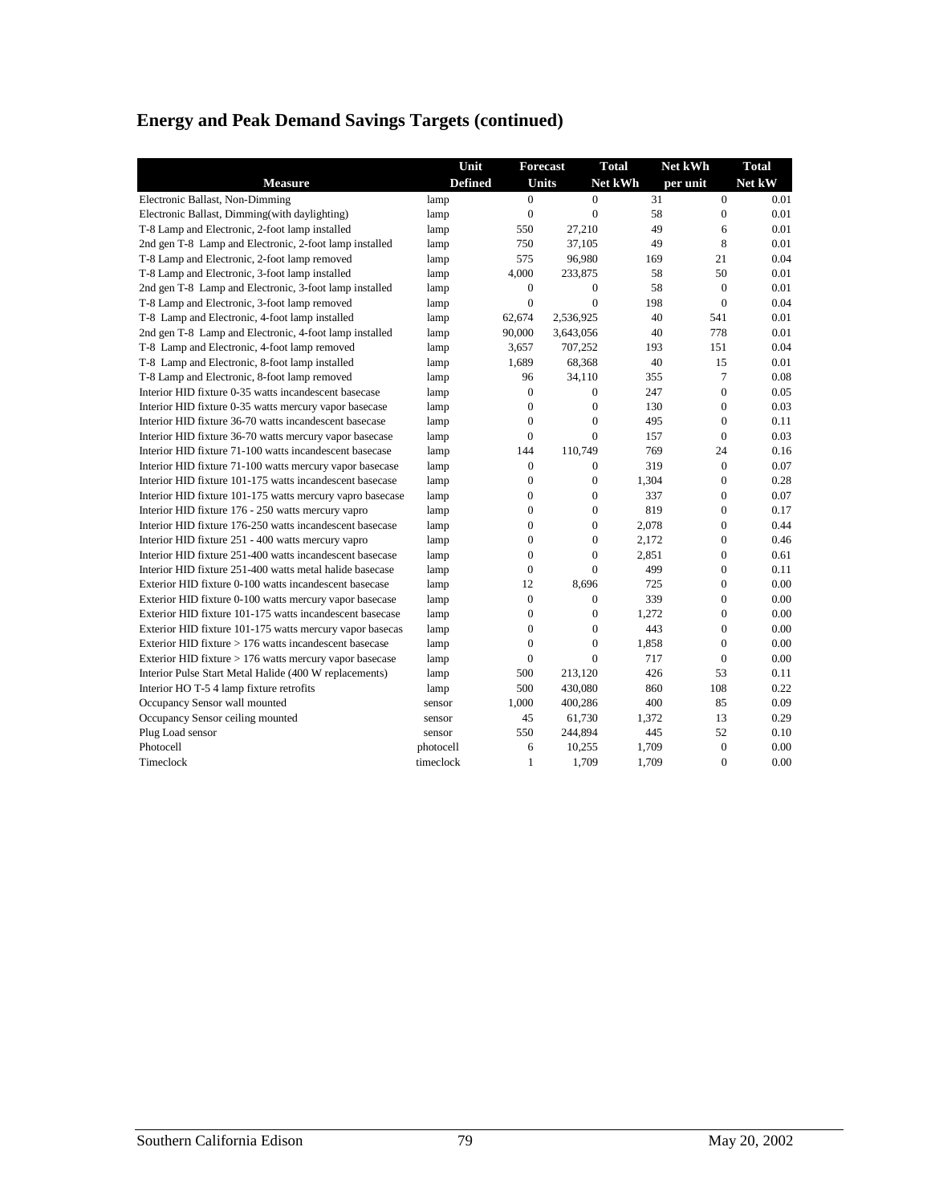## Energy and Peak Demand Savings Targets (continued)

| Measure | Unit Defined | Forecast Units | Total Net kWh | Net kWh per unit | Total Net kW | |
|---|---|---|---|---|---|---|
| Electronic Ballast, Non-Dimming | lamp | 0 | 0 | 31 | 0 | 0.01 |
| Electronic Ballast, Dimming(with daylighting) | lamp | 0 | 0 | 58 | 0 | 0.01 |
| T-8 Lamp and Electronic, 2-foot lamp installed | lamp | 550 | 27,210 | 49 | 6 | 0.01 |
| 2nd gen T-8 Lamp and Electronic, 2-foot lamp installed | lamp | 750 | 37,105 | 49 | 8 | 0.01 |
| T-8 Lamp and Electronic, 2-foot lamp removed | lamp | 575 | 96,980 | 169 | 21 | 0.04 |
| T-8 Lamp and Electronic, 3-foot lamp installed | lamp | 4,000 | 233,875 | 58 | 50 | 0.01 |
| 2nd gen T-8 Lamp and Electronic, 3-foot lamp installed | lamp | 0 | 0 | 58 | 0 | 0.01 |
| T-8 Lamp and Electronic, 3-foot lamp removed | lamp | 0 | 0 | 198 | 0 | 0.04 |
| T-8 Lamp and Electronic, 4-foot lamp installed | lamp | 62,674 | 2,536,925 | 40 | 541 | 0.01 |
| 2nd gen T-8 Lamp and Electronic, 4-foot lamp installed | lamp | 90,000 | 3,643,056 | 40 | 778 | 0.01 |
| T-8 Lamp and Electronic, 4-foot lamp removed | lamp | 3,657 | 707,252 | 193 | 151 | 0.04 |
| T-8 Lamp and Electronic, 8-foot lamp installed | lamp | 1,689 | 68,368 | 40 | 15 | 0.01 |
| T-8 Lamp and Electronic, 8-foot lamp removed | lamp | 96 | 34,110 | 355 | 7 | 0.08 |
| Interior HID fixture 0-35 watts incandescent basecase | lamp | 0 | 0 | 247 | 0 | 0.05 |
| Interior HID fixture 0-35 watts mercury vapor basecase | lamp | 0 | 0 | 130 | 0 | 0.03 |
| Interior HID fixture 36-70 watts incandescent basecase | lamp | 0 | 0 | 495 | 0 | 0.11 |
| Interior HID fixture 36-70 watts mercury vapor basecase | lamp | 0 | 0 | 157 | 0 | 0.03 |
| Interior HID fixture 71-100 watts incandescent basecase | lamp | 144 | 110,749 | 769 | 24 | 0.16 |
| Interior HID fixture 71-100 watts mercury vapor basecase | lamp | 0 | 0 | 319 | 0 | 0.07 |
| Interior HID fixture 101-175 watts incandescent basecase | lamp | 0 | 0 | 1,304 | 0 | 0.28 |
| Interior HID fixture 101-175 watts mercury vapro basecase | lamp | 0 | 0 | 337 | 0 | 0.07 |
| Interior HID fixture 176 - 250 watts mercury vapro | lamp | 0 | 0 | 819 | 0 | 0.17 |
| Interior HID fixture 176-250 watts incandescent basecase | lamp | 0 | 0 | 2,078 | 0 | 0.44 |
| Interior HID fixture 251 - 400 watts mercury vapro | lamp | 0 | 0 | 2,172 | 0 | 0.46 |
| Interior HID fixture 251-400 watts incandescent basecase | lamp | 0 | 0 | 2,851 | 0 | 0.61 |
| Interior HID fixture 251-400 watts metal halide basecase | lamp | 0 | 0 | 499 | 0 | 0.11 |
| Exterior HID fixture 0-100 watts incandescent basecase | lamp | 12 | 8,696 | 725 | 0 | 0.00 |
| Exterior HID fixture 0-100 watts mercury vapor basecase | lamp | 0 | 0 | 339 | 0 | 0.00 |
| Exterior HID fixture 101-175 watts incandescent basecase | lamp | 0 | 0 | 1,272 | 0 | 0.00 |
| Exterior HID fixture 101-175 watts mercury vapor basecas | lamp | 0 | 0 | 443 | 0 | 0.00 |
| Exterior HID fixture > 176 watts incandescent basecase | lamp | 0 | 0 | 1,858 | 0 | 0.00 |
| Exterior HID fixture > 176 watts mercury vapor basecase | lamp | 0 | 0 | 717 | 0 | 0.00 |
| Interior Pulse Start Metal Halide (400 W replacements) | lamp | 500 | 213,120 | 426 | 53 | 0.11 |
| Interior HO T-5 4 lamp fixture retrofits | lamp | 500 | 430,080 | 860 | 108 | 0.22 |
| Occupancy Sensor wall mounted | sensor | 1,000 | 400,286 | 400 | 85 | 0.09 |
| Occupancy Sensor ceiling mounted | sensor | 45 | 61,730 | 1,372 | 13 | 0.29 |
| Plug Load sensor | sensor | 550 | 244,894 | 445 | 52 | 0.10 |
| Photocell | photocell | 6 | 10,255 | 1,709 | 0 | 0.00 |
| Timeclock | timeclock | 1 | 1,709 | 1,709 | 0 | 0.00 |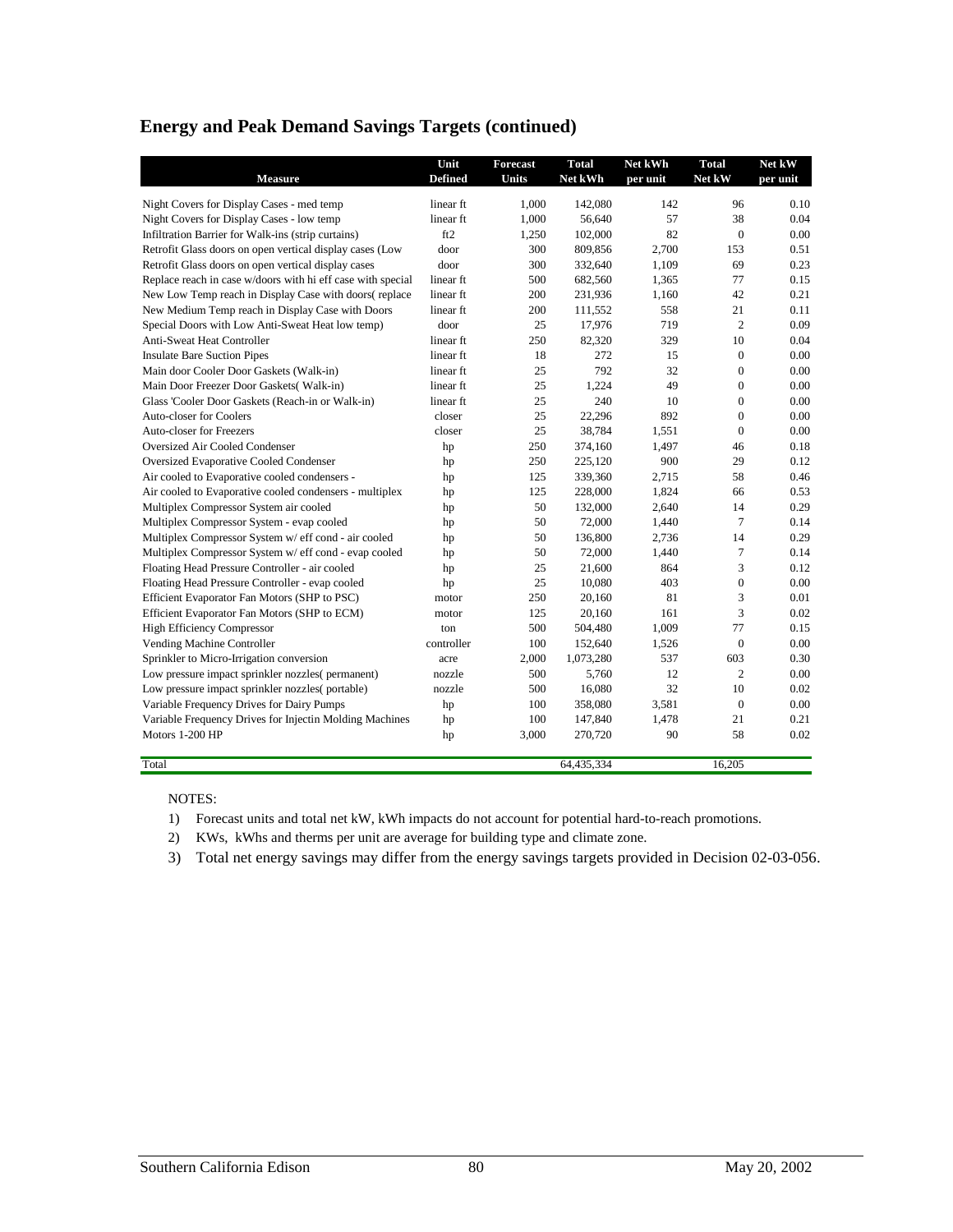## Energy and Peak Demand Savings Targets (continued)

| Measure | Unit Defined | Forecast Units | Total Net kWh | Net kWh per unit | Total Net kW | Net kW per unit |
|---|---|---|---|---|---|---|
| Night Covers for Display Cases - med temp | linear ft | 1,000 | 142,080 | 142 | 96 | 0.10 |
| Night Covers for Display Cases - low temp | linear ft | 1,000 | 56,640 | 57 | 38 | 0.04 |
| Infiltration Barrier for Walk-ins (strip curtains) | ft2 | 1,250 | 102,000 | 82 | 0 | 0.00 |
| Retrofit Glass doors on open vertical display cases (Low | door | 300 | 809,856 | 2,700 | 153 | 0.51 |
| Retrofit Glass doors on open vertical display cases | door | 300 | 332,640 | 1,109 | 69 | 0.23 |
| Replace reach in case w/doors with hi eff case with special | linear ft | 500 | 682,560 | 1,365 | 77 | 0.15 |
| New Low Temp reach in Display Case with doors( replace | linear ft | 200 | 231,936 | 1,160 | 42 | 0.21 |
| New Medium Temp reach in Display Case with Doors | linear ft | 200 | 111,552 | 558 | 21 | 0.11 |
| Special Doors with Low Anti-Sweat Heat low temp) | door | 25 | 17,976 | 719 | 2 | 0.09 |
| Anti-Sweat Heat Controller | linear ft | 250 | 82,320 | 329 | 10 | 0.04 |
| Insulate Bare Suction Pipes | linear ft | 18 | 272 | 15 | 0 | 0.00 |
| Main door Cooler Door Gaskets (Walk-in) | linear ft | 25 | 792 | 32 | 0 | 0.00 |
| Main Door Freezer Door Gaskets( Walk-in) | linear ft | 25 | 1,224 | 49 | 0 | 0.00 |
| Glass 'Cooler Door Gaskets (Reach-in or Walk-in) | linear ft | 25 | 240 | 10 | 0 | 0.00 |
| Auto-closer for Coolers | closer | 25 | 22,296 | 892 | 0 | 0.00 |
| Auto-closer for Freezers | closer | 25 | 38,784 | 1,551 | 0 | 0.00 |
| Oversized Air Cooled Condenser | hp | 250 | 374,160 | 1,497 | 46 | 0.18 |
| Oversized Evaporative Cooled Condenser | hp | 250 | 225,120 | 900 | 29 | 0.12 |
| Air cooled to Evaporative cooled condensers - | hp | 125 | 339,360 | 2,715 | 58 | 0.46 |
| Air cooled to Evaporative cooled condensers - multiplex | hp | 125 | 228,000 | 1,824 | 66 | 0.53 |
| Multiplex Compressor System air cooled | hp | 50 | 132,000 | 2,640 | 14 | 0.29 |
| Multiplex Compressor System - evap cooled | hp | 50 | 72,000 | 1,440 | 7 | 0.14 |
| Multiplex Compressor System w/ eff cond - air cooled | hp | 50 | 136,800 | 2,736 | 14 | 0.29 |
| Multiplex Compressor System w/ eff cond - evap cooled | hp | 50 | 72,000 | 1,440 | 7 | 0.14 |
| Floating Head Pressure Controller - air cooled | hp | 25 | 21,600 | 864 | 3 | 0.12 |
| Floating Head Pressure Controller - evap cooled | hp | 25 | 10,080 | 403 | 0 | 0.00 |
| Efficient Evaporator Fan Motors (SHP to PSC) | motor | 250 | 20,160 | 81 | 3 | 0.01 |
| Efficient Evaporator Fan Motors (SHP to ECM) | motor | 125 | 20,160 | 161 | 3 | 0.02 |
| High Efficiency Compressor | ton | 500 | 504,480 | 1,009 | 77 | 0.15 |
| Vending Machine Controller | controller | 100 | 152,640 | 1,526 | 0 | 0.00 |
| Sprinkler to Micro-Irrigation conversion | acre | 2,000 | 1,073,280 | 537 | 603 | 0.30 |
| Low pressure impact sprinkler nozzles( permanent) | nozzle | 500 | 5,760 | 12 | 2 | 0.00 |
| Low pressure impact sprinkler nozzles( portable) | nozzle | 500 | 16,080 | 32 | 10 | 0.02 |
| Variable Frequency Drives for Dairy Pumps | hp | 100 | 358,080 | 3,581 | 0 | 0.00 |
| Variable Frequency Drives for Injectin Molding Machines | hp | 100 | 147,840 | 1,478 | 21 | 0.21 |
| Motors 1-200 HP | hp | 3,000 | 270,720 | 90 | 58 | 0.02 |
| Total | | | 64,435,334 | | 16,205 | |

NOTES:

1) Forecast units and total net kW, kWh impacts do not account for potential hard-to-reach promotions.
2) KWs, kWhs and therms per unit are average for building type and climate zone.
3) Total net energy savings may differ from the energy savings targets provided in Decision 02-03-056.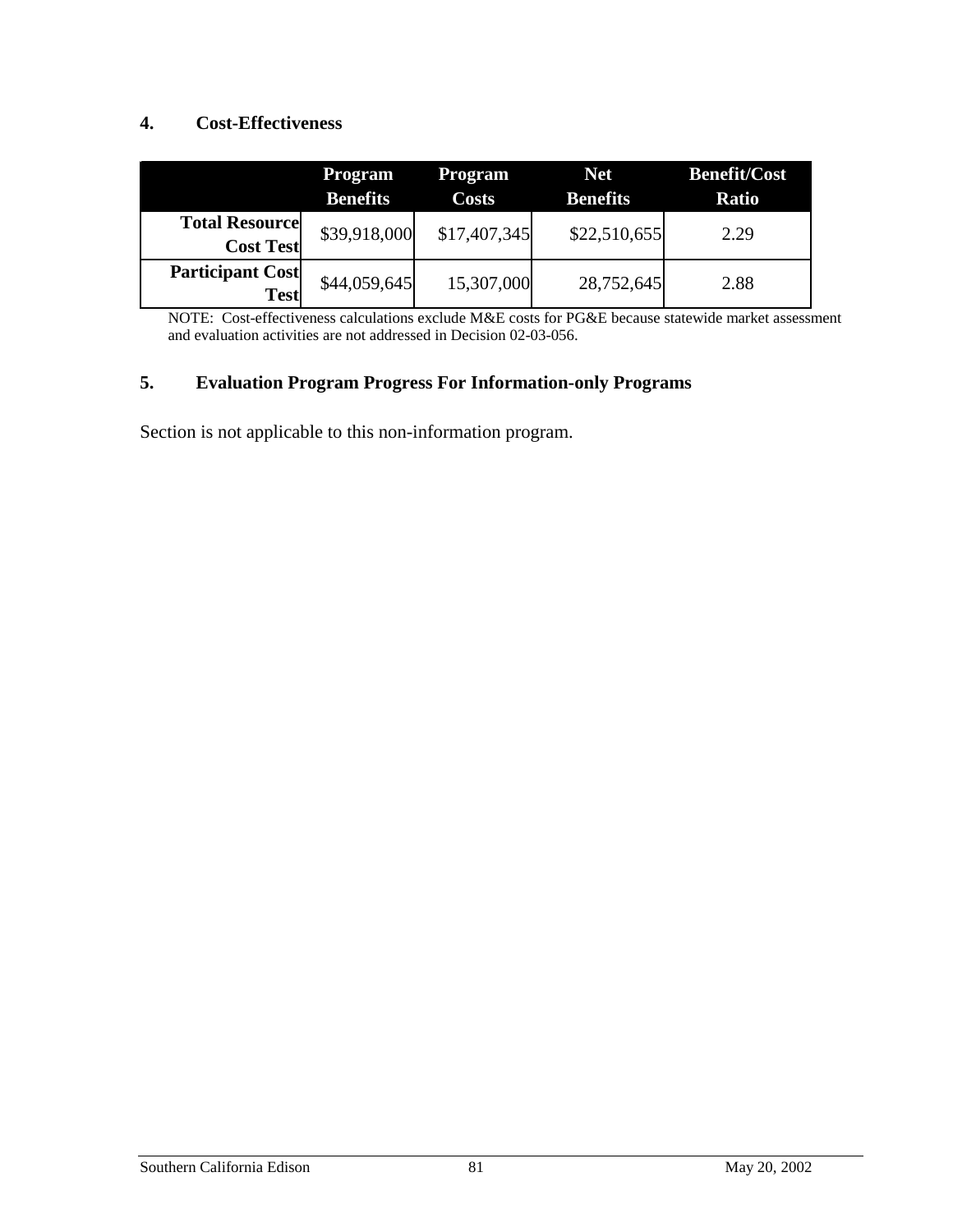## 4. Cost-Effectiveness

| | Program Benefits | Program Costs | Net Benefits | Benefit/Cost Ratio |
|---|---|---|---|---|
| **Total Resource Cost Test** | $39,918,000 | $17,407,345 | $22,510,655 | 2.29 |
| **Participant Cost Test** | $44,059,645 | 15,307,000 | 28,752,645 | 2.88 |

NOTE: Cost-effectiveness calculations exclude M&E costs for PG&E because statewide market assessment and evaluation activities are not addressed in Decision 02-03-056.

## 5. Evaluation Program Progress For Information-only Programs

Section is not applicable to this non-information program.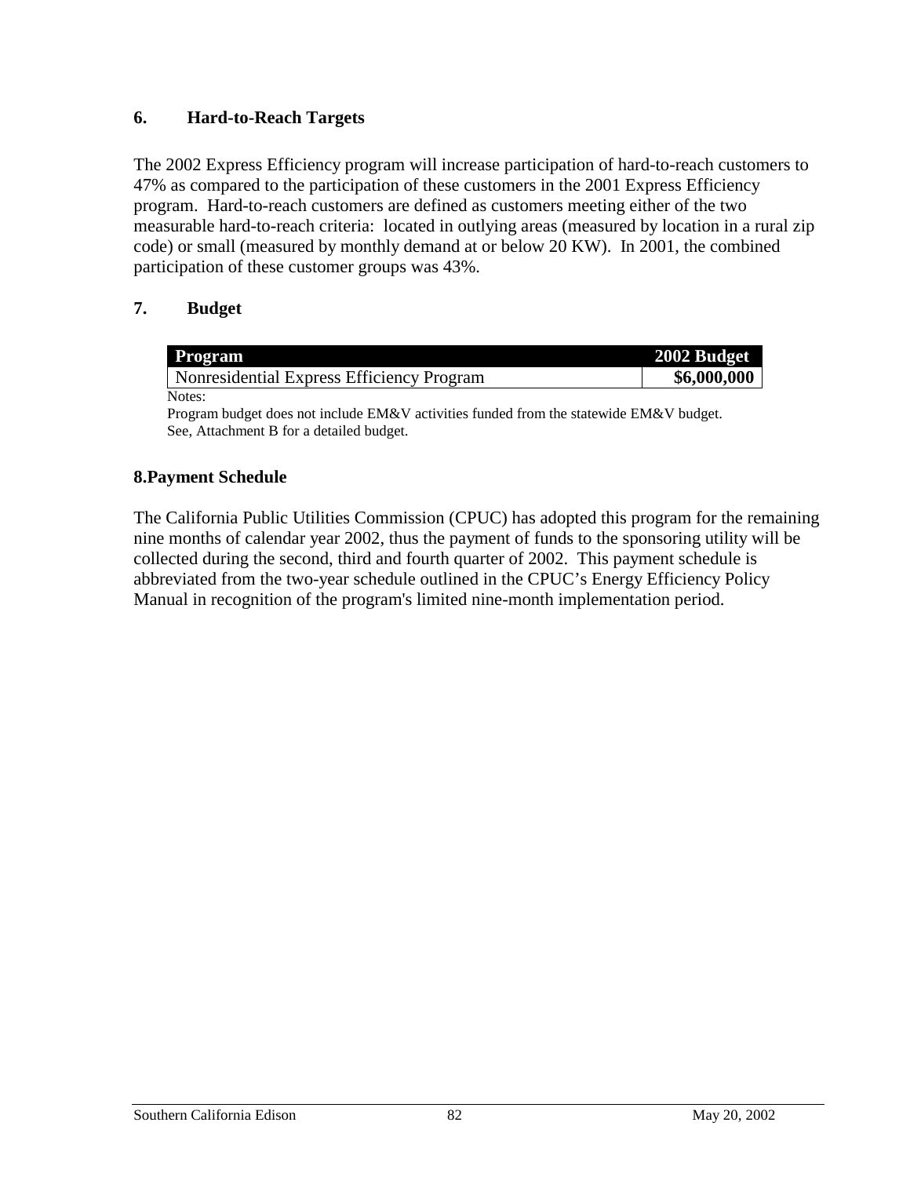## 6. Hard-to-Reach Targets

The 2002 Express Efficiency program will increase participation of hard-to-reach customers to 47% as compared to the participation of these customers in the 2001 Express Efficiency program. Hard-to-reach customers are defined as customers meeting either of the two measurable hard-to-reach criteria: located in outlying areas (measured by location in a rural zip code) or small (measured by monthly demand at or below 20 KW). In 2001, the combined participation of these customer groups was 43%.

## 7. Budget

| Program | 2002 Budget |
|---|---|
| Nonresidential Express Efficiency Program | **$6,000,000** |

Notes:
Program budget does not include EM&V activities funded from the statewide EM&V budget.
See, Attachment B for a detailed budget.

## 8.Payment Schedule

The California Public Utilities Commission (CPUC) has adopted this program for the remaining nine months of calendar year 2002, thus the payment of funds to the sponsoring utility will be collected during the second, third and fourth quarter of 2002. This payment schedule is abbreviated from the two-year schedule outlined in the CPUC's Energy Efficiency Policy Manual in recognition of the program's limited nine-month implementation period.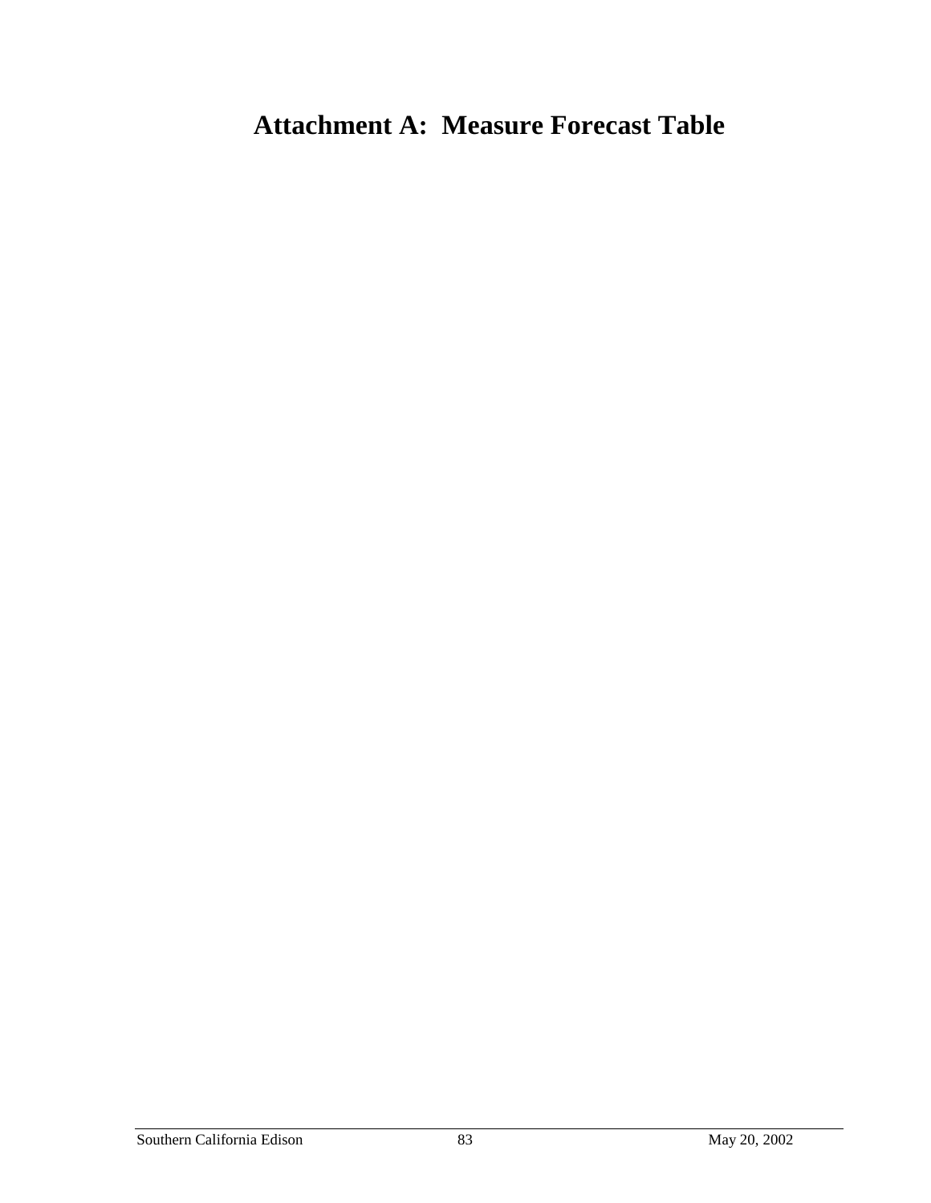# Attachment A: Measure Forecast Table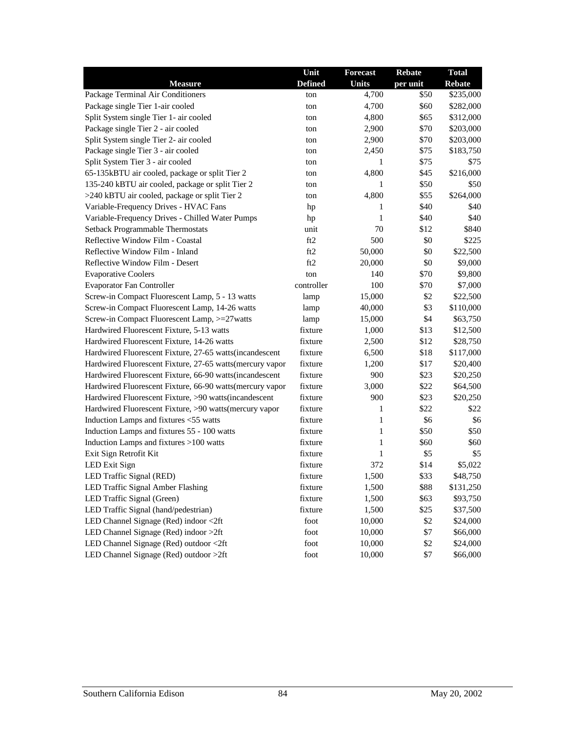| Measure | Unit Defined | Forecast Units | Rebate per unit | Total Rebate |
|---|---|---|---|---|
| Package Terminal Air Conditioners | ton | 4,700 | $50 | $235,000 |
| Package single Tier 1-air cooled | ton | 4,700 | $60 | $282,000 |
| Split System single Tier 1- air cooled | ton | 4,800 | $65 | $312,000 |
| Package single Tier 2 - air cooled | ton | 2,900 | $70 | $203,000 |
| Split System single Tier 2- air cooled | ton | 2,900 | $70 | $203,000 |
| Package single Tier 3 - air cooled | ton | 2,450 | $75 | $183,750 |
| Split System Tier 3 - air cooled | ton | 1 | $75 | $75 |
| 65-135kBTU air cooled, package or split Tier 2 | ton | 4,800 | $45 | $216,000 |
| 135-240 kBTU air cooled, package or split Tier 2 | ton | 1 | $50 | $50 |
| >240 kBTU air cooled, package or split Tier 2 | ton | 4,800 | $55 | $264,000 |
| Variable-Frequency Drives - HVAC Fans | hp | 1 | $40 | $40 |
| Variable-Frequency Drives - Chilled Water Pumps | hp | 1 | $40 | $40 |
| Setback Programmable Thermostats | unit | 70 | $12 | $840 |
| Reflective Window Film - Coastal | ft2 | 500 | $0 | $225 |
| Reflective Window Film - Inland | ft2 | 50,000 | $0 | $22,500 |
| Reflective Window Film - Desert | ft2 | 20,000 | $0 | $9,000 |
| Evaporative Coolers | ton | 140 | $70 | $9,800 |
| Evaporator Fan Controller | controller | 100 | $70 | $7,000 |
| Screw-in Compact Fluorescent Lamp, 5 - 13 watts | lamp | 15,000 | $2 | $22,500 |
| Screw-in Compact Fluorescent Lamp, 14-26 watts | lamp | 40,000 | $3 | $110,000 |
| Screw-in Compact Fluorescent Lamp, >=27watts | lamp | 15,000 | $4 | $63,750 |
| Hardwired Fluorescent Fixture, 5-13 watts | fixture | 1,000 | $13 | $12,500 |
| Hardwired Fluorescent Fixture, 14-26 watts | fixture | 2,500 | $12 | $28,750 |
| Hardwired Fluorescent Fixture, 27-65 watts(incandescent | fixture | 6,500 | $18 | $117,000 |
| Hardwired Fluorescent Fixture, 27-65 watts(mercury vapor | fixture | 1,200 | $17 | $20,400 |
| Hardwired Fluorescent Fixture, 66-90 watts(incandescent | fixture | 900 | $23 | $20,250 |
| Hardwired Fluorescent Fixture, 66-90 watts(mercury vapor | fixture | 3,000 | $22 | $64,500 |
| Hardwired Fluorescent Fixture, >90 watts(incandescent | fixture | 900 | $23 | $20,250 |
| Hardwired Fluorescent Fixture, >90 watts(mercury vapor | fixture | 1 | $22 | $22 |
| Induction Lamps and fixtures <55 watts | fixture | 1 | $6 | $6 |
| Induction Lamps and fixtures 55 - 100 watts | fixture | 1 | $50 | $50 |
| Induction Lamps and fixtures >100 watts | fixture | 1 | $60 | $60 |
| Exit Sign Retrofit Kit | fixture | 1 | $5 | $5 |
| LED Exit Sign | fixture | 372 | $14 | $5,022 |
| LED Traffic Signal (RED) | fixture | 1,500 | $33 | $48,750 |
| LED Traffic Signal Amber Flashing | fixture | 1,500 | $88 | $131,250 |
| LED Traffic Signal (Green) | fixture | 1,500 | $63 | $93,750 |
| LED Traffic Signal (hand/pedestrian) | fixture | 1,500 | $25 | $37,500 |
| LED Channel Signage (Red) indoor <2ft | foot | 10,000 | $2 | $24,000 |
| LED Channel Signage (Red) indoor >2ft | foot | 10,000 | $7 | $66,000 |
| LED Channel Signage (Red) outdoor <2ft | foot | 10,000 | $2 | $24,000 |
| LED Channel Signage (Red) outdoor >2ft | foot | 10,000 | $7 | $66,000 |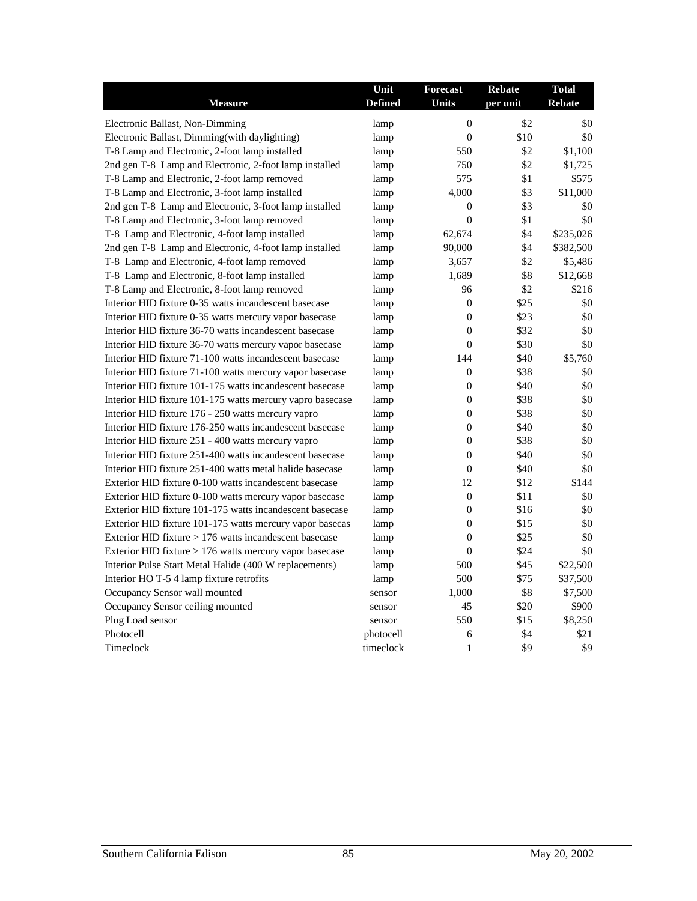| Measure | Unit Defined | Forecast Units | Rebate per unit | Total Rebate |
|---|---|---|---|---|
| Electronic Ballast, Non-Dimming | lamp | 0 | $2 | $0 |
| Electronic Ballast, Dimming(with daylighting) | lamp | 0 | $10 | $0 |
| T-8 Lamp and Electronic, 2-foot lamp installed | lamp | 550 | $2 | $1,100 |
| 2nd gen T-8 Lamp and Electronic, 2-foot lamp installed | lamp | 750 | $2 | $1,725 |
| T-8 Lamp and Electronic, 2-foot lamp removed | lamp | 575 | $1 | $575 |
| T-8 Lamp and Electronic, 3-foot lamp installed | lamp | 4,000 | $3 | $11,000 |
| 2nd gen T-8 Lamp and Electronic, 3-foot lamp installed | lamp | 0 | $3 | $0 |
| T-8 Lamp and Electronic, 3-foot lamp removed | lamp | 0 | $1 | $0 |
| T-8 Lamp and Electronic, 4-foot lamp installed | lamp | 62,674 | $4 | $235,026 |
| 2nd gen T-8 Lamp and Electronic, 4-foot lamp installed | lamp | 90,000 | $4 | $382,500 |
| T-8 Lamp and Electronic, 4-foot lamp removed | lamp | 3,657 | $2 | $5,486 |
| T-8 Lamp and Electronic, 8-foot lamp installed | lamp | 1,689 | $8 | $12,668 |
| T-8 Lamp and Electronic, 8-foot lamp removed | lamp | 96 | $2 | $216 |
| Interior HID fixture 0-35 watts incandescent basecase | lamp | 0 | $25 | $0 |
| Interior HID fixture 0-35 watts mercury vapor basecase | lamp | 0 | $23 | $0 |
| Interior HID fixture 36-70 watts incandescent basecase | lamp | 0 | $32 | $0 |
| Interior HID fixture 36-70 watts mercury vapor basecase | lamp | 0 | $30 | $0 |
| Interior HID fixture 71-100 watts incandescent basecase | lamp | 144 | $40 | $5,760 |
| Interior HID fixture 71-100 watts mercury vapor basecase | lamp | 0 | $38 | $0 |
| Interior HID fixture 101-175 watts incandescent basecase | lamp | 0 | $40 | $0 |
| Interior HID fixture 101-175 watts mercury vapro basecase | lamp | 0 | $38 | $0 |
| Interior HID fixture 176 - 250 watts mercury vapro | lamp | 0 | $38 | $0 |
| Interior HID fixture 176-250 watts incandescent basecase | lamp | 0 | $40 | $0 |
| Interior HID fixture 251 - 400 watts mercury vapro | lamp | 0 | $38 | $0 |
| Interior HID fixture 251-400 watts incandescent basecase | lamp | 0 | $40 | $0 |
| Interior HID fixture 251-400 watts metal halide basecase | lamp | 0 | $40 | $0 |
| Exterior HID fixture 0-100 watts incandescent basecase | lamp | 12 | $12 | $144 |
| Exterior HID fixture 0-100 watts mercury vapor basecase | lamp | 0 | $11 | $0 |
| Exterior HID fixture 101-175 watts incandescent basecase | lamp | 0 | $16 | $0 |
| Exterior HID fixture 101-175 watts mercury vapor basecas | lamp | 0 | $15 | $0 |
| Exterior HID fixture > 176 watts incandescent basecase | lamp | 0 | $25 | $0 |
| Exterior HID fixture > 176 watts mercury vapor basecase | lamp | 0 | $24 | $0 |
| Interior Pulse Start Metal Halide (400 W replacements) | lamp | 500 | $45 | $22,500 |
| Interior HO T-5 4 lamp fixture retrofits | lamp | 500 | $75 | $37,500 |
| Occupancy Sensor wall mounted | sensor | 1,000 | $8 | $7,500 |
| Occupancy Sensor ceiling mounted | sensor | 45 | $20 | $900 |
| Plug Load sensor | sensor | 550 | $15 | $8,250 |
| Photocell | photocell | 6 | $4 | $21 |
| Timeclock | timeclock | 1 | $9 | $9 |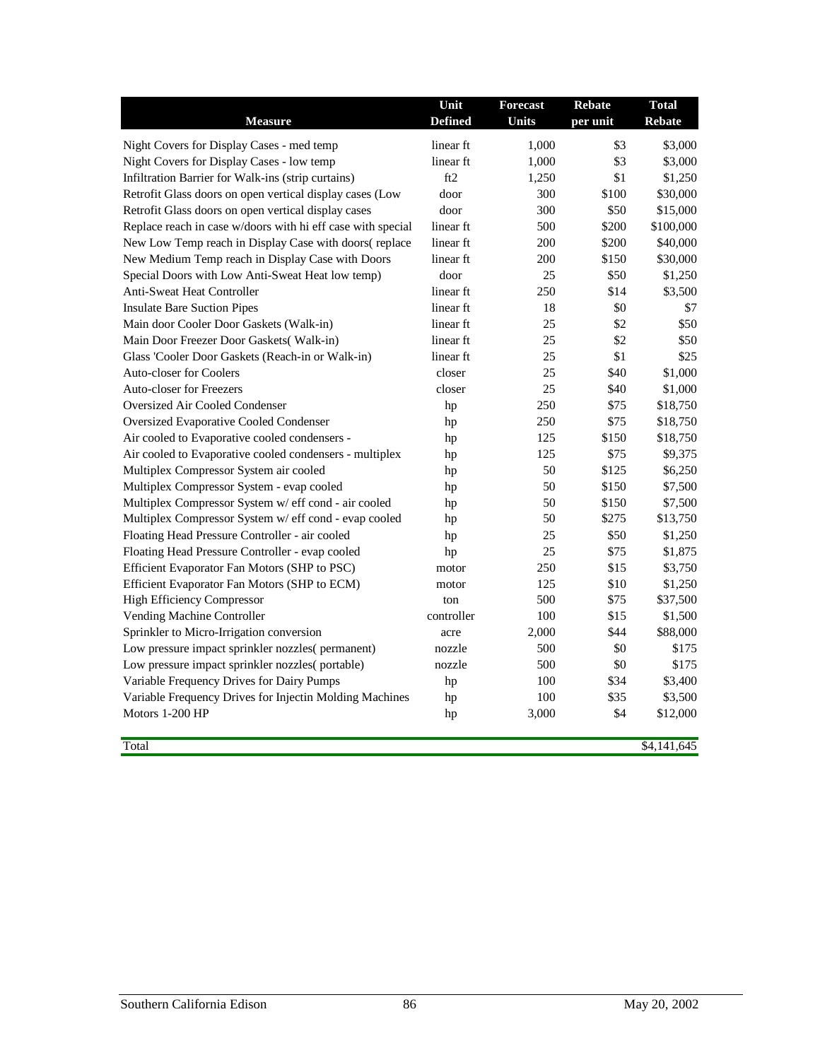| Measure | Unit Defined | Forecast Units | Rebate per unit | Total Rebate |
|---|---|---|---|---|
| Night Covers for Display Cases - med temp | linear ft | 1,000 | $3 | $3,000 |
| Night Covers for Display Cases - low temp | linear ft | 1,000 | $3 | $3,000 |
| Infiltration Barrier for Walk-ins (strip curtains) | ft2 | 1,250 | $1 | $1,250 |
| Retrofit Glass doors on open vertical display cases (Low | door | 300 | $100 | $30,000 |
| Retrofit Glass doors on open vertical display cases | door | 300 | $50 | $15,000 |
| Replace reach in case w/doors with hi eff case with special | linear ft | 500 | $200 | $100,000 |
| New Low Temp reach in Display Case with doors( replace | linear ft | 200 | $200 | $40,000 |
| New Medium Temp reach in Display Case with Doors | linear ft | 200 | $150 | $30,000 |
| Special Doors with Low Anti-Sweat Heat low temp) | door | 25 | $50 | $1,250 |
| Anti-Sweat Heat Controller | linear ft | 250 | $14 | $3,500 |
| Insulate Bare Suction Pipes | linear ft | 18 | $0 | $7 |
| Main door Cooler Door Gaskets (Walk-in) | linear ft | 25 | $2 | $50 |
| Main Door Freezer Door Gaskets( Walk-in) | linear ft | 25 | $2 | $50 |
| Glass 'Cooler Door Gaskets (Reach-in or Walk-in) | linear ft | 25 | $1 | $25 |
| Auto-closer for Coolers | closer | 25 | $40 | $1,000 |
| Auto-closer for Freezers | closer | 25 | $40 | $1,000 |
| Oversized Air Cooled Condenser | hp | 250 | $75 | $18,750 |
| Oversized Evaporative Cooled Condenser | hp | 250 | $75 | $18,750 |
| Air cooled to Evaporative cooled condensers - | hp | 125 | $150 | $18,750 |
| Air cooled to Evaporative cooled condensers - multiplex | hp | 125 | $75 | $9,375 |
| Multiplex Compressor System air cooled | hp | 50 | $125 | $6,250 |
| Multiplex Compressor System - evap cooled | hp | 50 | $150 | $7,500 |
| Multiplex Compressor System w/ eff cond - air cooled | hp | 50 | $150 | $7,500 |
| Multiplex Compressor System w/ eff cond - evap cooled | hp | 50 | $275 | $13,750 |
| Floating Head Pressure Controller - air cooled | hp | 25 | $50 | $1,250 |
| Floating Head Pressure Controller - evap cooled | hp | 25 | $75 | $1,875 |
| Efficient Evaporator Fan Motors (SHP to PSC) | motor | 250 | $15 | $3,750 |
| Efficient Evaporator Fan Motors (SHP to ECM) | motor | 125 | $10 | $1,250 |
| High Efficiency Compressor | ton | 500 | $75 | $37,500 |
| Vending Machine Controller | controller | 100 | $15 | $1,500 |
| Sprinkler to Micro-Irrigation conversion | acre | 2,000 | $44 | $88,000 |
| Low pressure impact sprinkler nozzles( permanent) | nozzle | 500 | $0 | $175 |
| Low pressure impact sprinkler nozzles( portable) | nozzle | 500 | $0 | $175 |
| Variable Frequency Drives for Dairy Pumps | hp | 100 | $34 | $3,400 |
| Variable Frequency Drives for Injectin Molding Machines | hp | 100 | $35 | $3,500 |
| Motors 1-200 HP | hp | 3,000 | $4 | $12,000 |
| Total | | | | $4,141,645 |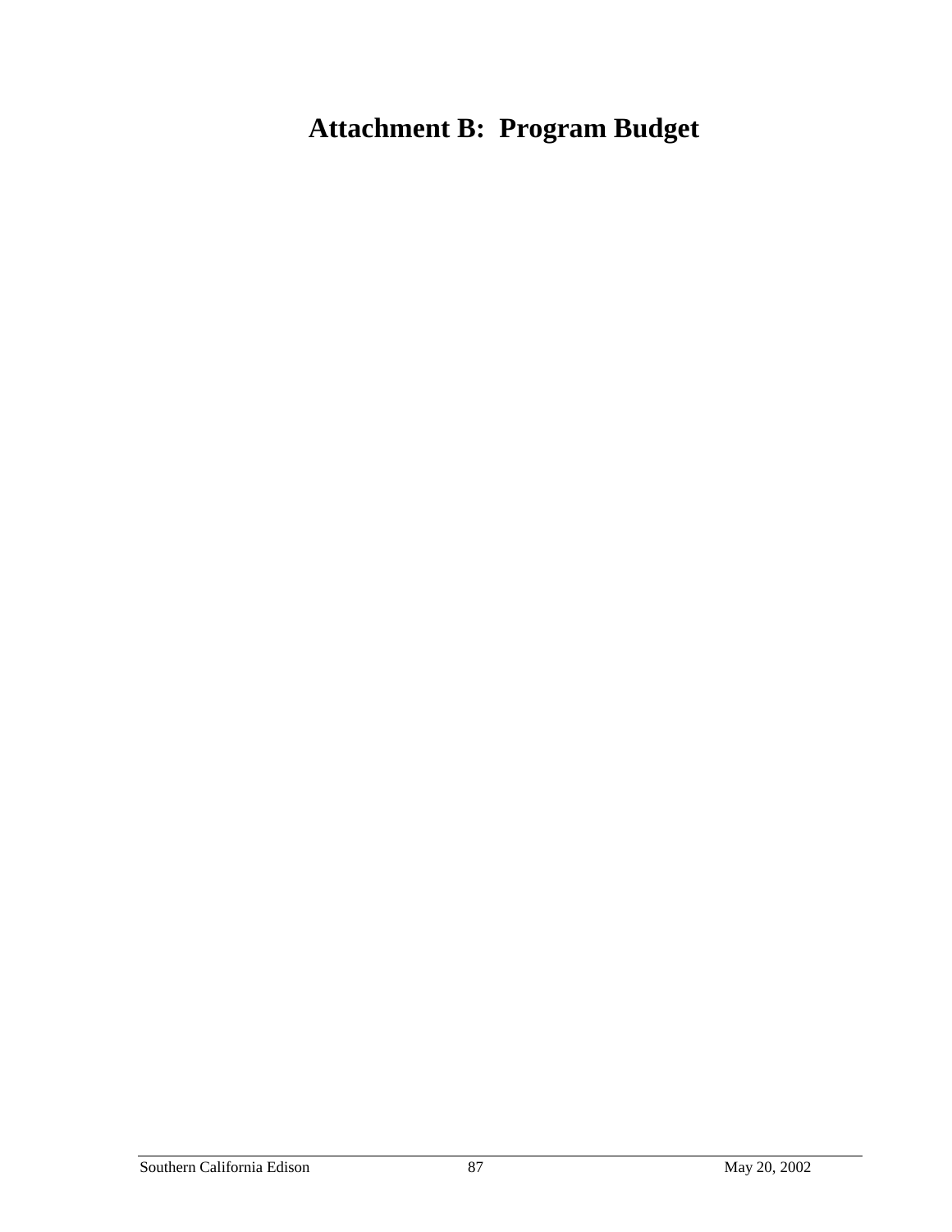# Attachment B: Program Budget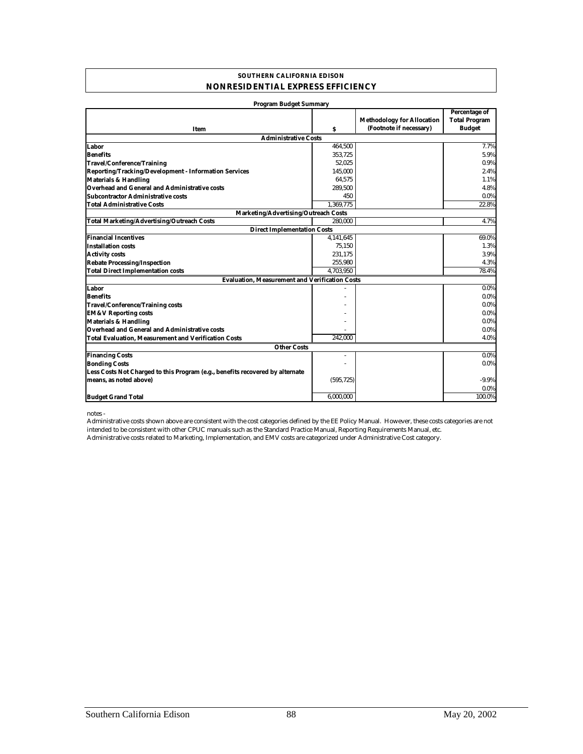**SOUTHERN CALIFORNIA EDISON**

**NONRESIDENTIAL EXPRESS EFFICIENCY**

**Program Budget Summary**

| Item | $ | Methodology for Allocation (Footnote if necessary) | Percentage of Total Program Budget |
|---|---|---|---|
| **Administrative Costs** | | | |
| **Labor** | 464,500 | | 7.7% |
| **Benefits** | 353,725 | | 5.9% |
| **Travel/Conference/Training** | 52,025 | | 0.9% |
| **Reporting/Tracking/Development - Information Services** | 145,000 | | 2.4% |
| **Materials & Handling** | 64,575 | | 1.1% |
| **Overhead and General and Administrative costs** | 289,500 | | 4.8% |
| **Subcontractor Administrative costs** | 450 | | 0.0% |
| **Total Administrative Costs** | 1,369,775 | | 22.8% |
| **Marketing/Advertising/Outreach Costs** | | | |
| **Total Marketing/Advertising/Outreach Costs** | 280,000 | | 4.7% |
| **Direct Implementation Costs** | | | |
| **Financial Incentives** | 4,141,645 | | 69.0% |
| **Installation costs** | 75,150 | | 1.3% |
| **Activity costs** | 231,175 | | 3.9% |
| **Rebate Processing/Inspection** | 255,980 | | 4.3% |
| **Total Direct Implementation costs** | 4,703,950 | | 78.4% |
| **Evaluation, Measurement and Verification Costs** | | | |
| **Labor** | - | | 0.0% |
| **Benefits** | - | | 0.0% |
| **Travel/Conference/Training costs** | - | | 0.0% |
| **EM&V Reporting costs** | - | | 0.0% |
| **Materials & Handling** | - | | 0.0% |
| **Overhead and General and Administrative costs** | - | | 0.0% |
| **Total Evaluation, Measurement and Verification Costs** | 242,000 | | 4.0% |
| **Other Costs** | | | |
| **Financing Costs** | - | | 0.0% |
| **Bonding Costs** | - | | 0.0% |
| **Less Costs Not Charged to this Program (e.g., benefits recovered by alternate means, as noted above)** | (595,725) | | -9.9% |
| | | | 0.0% |
| **Budget Grand Total** | 6,000,000 | | 100.0% |

notes -

Administrative costs shown above are consistent with the cost categories defined by the EE Policy Manual. However, these costs categories are not intended to be consistent with other CPUC manuals such as the Standard Practice Manual, Reporting Requirements Manual, etc.

Administrative costs related to Marketing, Implementation, and EMV costs are categorized under Administrative Cost category.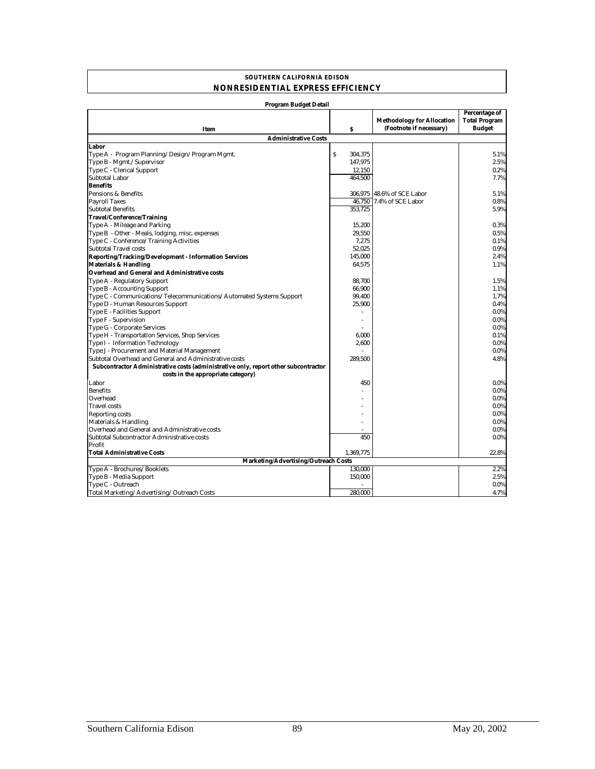**SOUTHERN CALIFORNIA EDISON**

**NONRESIDENTIAL EXPRESS EFFICIENCY**

**Program Budget Detail**

| Item | $ | Methodology for Allocation (Footnote if necessary) | Percentage of Total Program Budget |
|---|---|---|---|
| **Administrative Costs** | | | |
| **Labor** | | | |
| Type A - Program Planning/Design/Program Mgmt. | $ 304,375 | | 5.1% |
| Type B - Mgmt./Supervisor | 147,975 | | 2.5% |
| Type C - Clerical Support | 12,150 | | 0.2% |
| Subtotal Labor | 464,500 | | 7.7% |
| **Benefits** | | | |
| Pensions & Benefits | 306,975 | 48.6% of SCE Labor | 5.1% |
| Payroll Taxes | 46,750 | 7.4% of SCE Labor | 0.8% |
| Subtotal Benefits | 353,725 | | 5.9% |
| **Travel/Conference/Training** | | | |
| Type A - Mileage and Parking | 15,200 | | 0.3% |
| Type B - Other - Meals, lodging, misc. expenses | 29,550 | | 0.5% |
| Type C - Conference/Training Activities | 7,275 | | 0.1% |
| Subtotal Travel costs | 52,025 | | 0.9% |
| **Reporting/Tracking/Development - Information Services** | 145,000 | | 2.4% |
| **Materials & Handling** | 64,575 | | 1.1% |
| **Overhead and General and Administrative costs** | | | |
| Type A - Regulatory Support | 88,700 | | 1.5% |
| Type B - Accounting Support | 66,900 | | 1.1% |
| Type C - Communications/Telecommunications/Automated Systems Support | 99,400 | | 1.7% |
| Type D - Human Resources Support | 25,900 | | 0.4% |
| Type E - Facilities Support | - | | 0.0% |
| Type F - Supervision | - | | 0.0% |
| Type G - Corporate Services | - | | 0.0% |
| Type H - Transportation Services, Shop Services | 6,000 | | 0.1% |
| Type I - Information Technology | 2,600 | | 0.0% |
| Type J - Procurement and Material Management | - | | 0.0% |
| Subtotal Overhead and General and Administrative costs | 289,500 | | 4.8% |
| **Subcontractor Administrative costs (administrative only, report other subcontractor costs in the appropriate category)** | | | |
| Labor | 450 | | 0.0% |
| Benefits | - | | 0.0% |
| Overhead | - | | 0.0% |
| Travel costs | - | | 0.0% |
| Reporting costs | - | | 0.0% |
| Materials & Handling | - | | 0.0% |
| Overhead and General and Administrative costs | - | | 0.0% |
| Subtotal Subcontractor Administrative costs | 450 | | 0.0% |
| Profit | | | |
| **Total Administrative Costs** | 1,369,775 | | 22.8% |
| **Marketing/Advertising/Outreach Costs** | | | |
| Type A - Brochures/Booklets | 130,000 | | 2.2% |
| Type B - Media Support | 150,000 | | 2.5% |
| Type C - Outreach | - | | 0.0% |
| Total Marketing/Advertising/Outreach Costs | 280,000 | | 4.7% |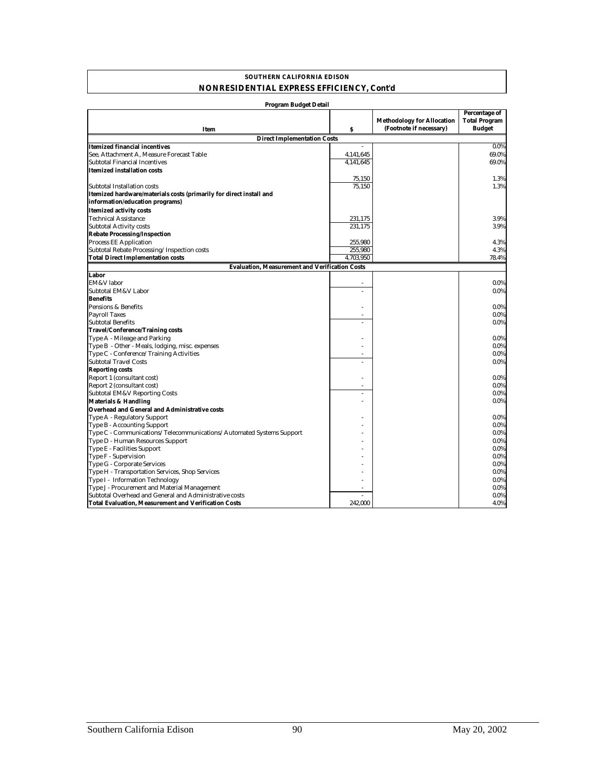**SOUTHERN CALIFORNIA EDISON**

**NONRESIDENTIAL EXPRESS EFFICIENCY, Cont'd**

**Program Budget Detail**

| Item | $ | Methodology for Allocation (Footnote if necessary) | Percentage of Total Program Budget |
|---|---|---|---|
| **Direct Implementation Costs** | | | |
| **Itemized financial incentives** | - | | 0.0% |
| See, Attachment A, Measure Forecast Table | 4,141,645 | | 69.0% |
| Subtotal Financial Incentives | 4,141,645 | | 69.0% |
| **Itemized installation costs** | | | |
| | 75,150 | | 1.3% |
| Subtotal Installation costs | 75,150 | | 1.3% |
| **Itemized hardware/materials costs (primarily for direct install and information/education programs)** | | | |
| **Itemized activity costs** | | | |
| Technical Assistance | 231,175 | | 3.9% |
| Subtotal Activity costs | 231,175 | | 3.9% |
| **Rebate Processing/Inspection** | | | |
| Process EE Application | 255,980 | | 4.3% |
| Subtotal Rebate Processing/ Inspection costs | 255,980 | | 4.3% |
| **Total Direct Implementation costs** | 4,703,950 | | 78.4% |
| **Evaluation, Measurement and Verification Costs** | | | |
| **Labor** | | | |
| EM&V labor | - | | 0.0% |
| Subtotal EM&V Labor | - | | 0.0% |
| **Benefits** | | | |
| Pensions & Benefits | - | | 0.0% |
| Payroll Taxes | - | | 0.0% |
| Subtotal Benefits | - | | 0.0% |
| **Travel/Conference/Training costs** | | | |
| Type A - Mileage and Parking | - | | 0.0% |
| Type B - Other - Meals, lodging, misc. expenses | - | | 0.0% |
| Type C - Conference/ Training Activities | - | | 0.0% |
| Subtotal Travel Costs | - | | 0.0% |
| **Reporting costs** | | | |
| Report 1 (consultant cost) | - | | 0.0% |
| Report 2 (consultant cost) | - | | 0.0% |
| Subtotal EM&V Reporting Costs | - | | 0.0% |
| **Materials & Handling** | - | | 0.0% |
| **Overhead and General and Administrative costs** | | | |
| Type A - Regulatory Support | - | | 0.0% |
| Type B - Accounting Support | - | | 0.0% |
| Type C - Communications/ Telecommunications/ Automated Systems Support | - | | 0.0% |
| Type D - Human Resources Support | - | | 0.0% |
| Type E - Facilities Support | - | | 0.0% |
| Type F - Supervision | - | | 0.0% |
| Type G - Corporate Services | - | | 0.0% |
| Type H - Transportation Services, Shop Services | - | | 0.0% |
| Type I - Information Technology | - | | 0.0% |
| Type J - Procurement and Material Management | - | | 0.0% |
| Subtotal Overhead and General and Administrative costs | - | | 0.0% |
| **Total Evaluation, Measurement and Verification Costs** | 242,000 | | 4.0% |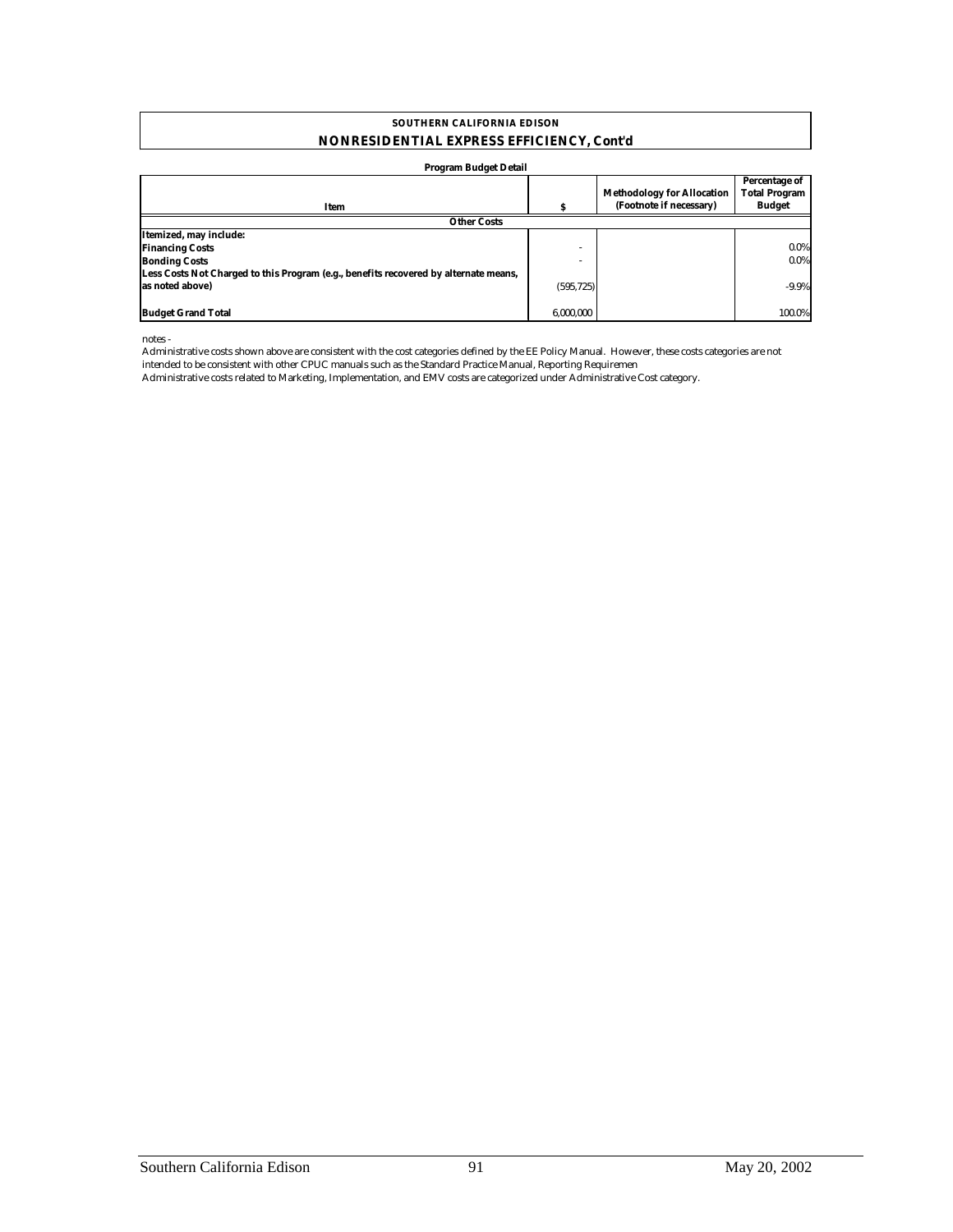**SOUTHERN CALIFORNIA EDISON**

**NONRESIDENTIAL EXPRESS EFFICIENCY, Cont'd**

**Program Budget Detail**

| Item | $ | Methodology for Allocation (Footnote if necessary) | Percentage of Total Program Budget |
|---|---|---|---|
| **Other Costs** | | | |
| **Itemized, may include:** | | | |
| **Financing Costs** | - | | 0.0% |
| **Bonding Costs** | - | | 0.0% |
| **Less Costs Not Charged to this Program (e.g., benefits recovered by alternate means, as noted above)** | (595,725) | | -9.9% |
| **Budget Grand Total** | 6,000,000 | | 100.0% |

notes -

Administrative costs shown above are consistent with the cost categories defined by the EE Policy Manual. However, these costs categories are not intended to be consistent with other CPUC manuals such as the Standard Practice Manual, Reporting Requiremen

Administrative costs related to Marketing, Implementation, and EMV costs are categorized under Administrative Cost category.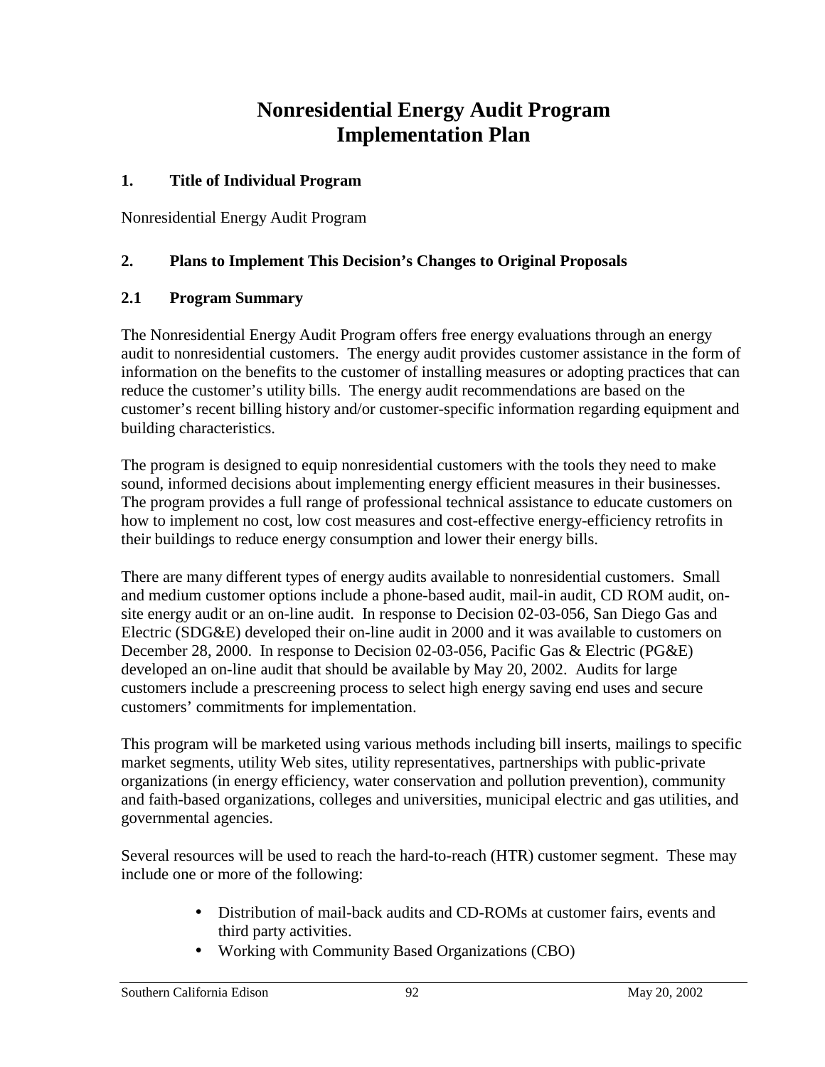# Nonresidential Energy Audit Program Implementation Plan

## 1. Title of Individual Program

Nonresidential Energy Audit Program

## 2. Plans to Implement This Decision's Changes to Original Proposals

### 2.1 Program Summary

The Nonresidential Energy Audit Program offers free energy evaluations through an energy audit to nonresidential customers. The energy audit provides customer assistance in the form of information on the benefits to the customer of installing measures or adopting practices that can reduce the customer's utility bills. The energy audit recommendations are based on the customer's recent billing history and/or customer-specific information regarding equipment and building characteristics.

The program is designed to equip nonresidential customers with the tools they need to make sound, informed decisions about implementing energy efficient measures in their businesses. The program provides a full range of professional technical assistance to educate customers on how to implement no cost, low cost measures and cost-effective energy-efficiency retrofits in their buildings to reduce energy consumption and lower their energy bills.

There are many different types of energy audits available to nonresidential customers. Small and medium customer options include a phone-based audit, mail-in audit, CD ROM audit, on-site energy audit or an on-line audit. In response to Decision 02-03-056, San Diego Gas and Electric (SDG&E) developed their on-line audit in 2000 and it was available to customers on December 28, 2000. In response to Decision 02-03-056, Pacific Gas & Electric (PG&E) developed an on-line audit that should be available by May 20, 2002. Audits for large customers include a prescreening process to select high energy saving end uses and secure customers' commitments for implementation.

This program will be marketed using various methods including bill inserts, mailings to specific market segments, utility Web sites, utility representatives, partnerships with public-private organizations (in energy efficiency, water conservation and pollution prevention), community and faith-based organizations, colleges and universities, municipal electric and gas utilities, and governmental agencies.

Several resources will be used to reach the hard-to-reach (HTR) customer segment. These may include one or more of the following:

- Distribution of mail-back audits and CD-ROMs at customer fairs, events and third party activities.
- Working with Community Based Organizations (CBO)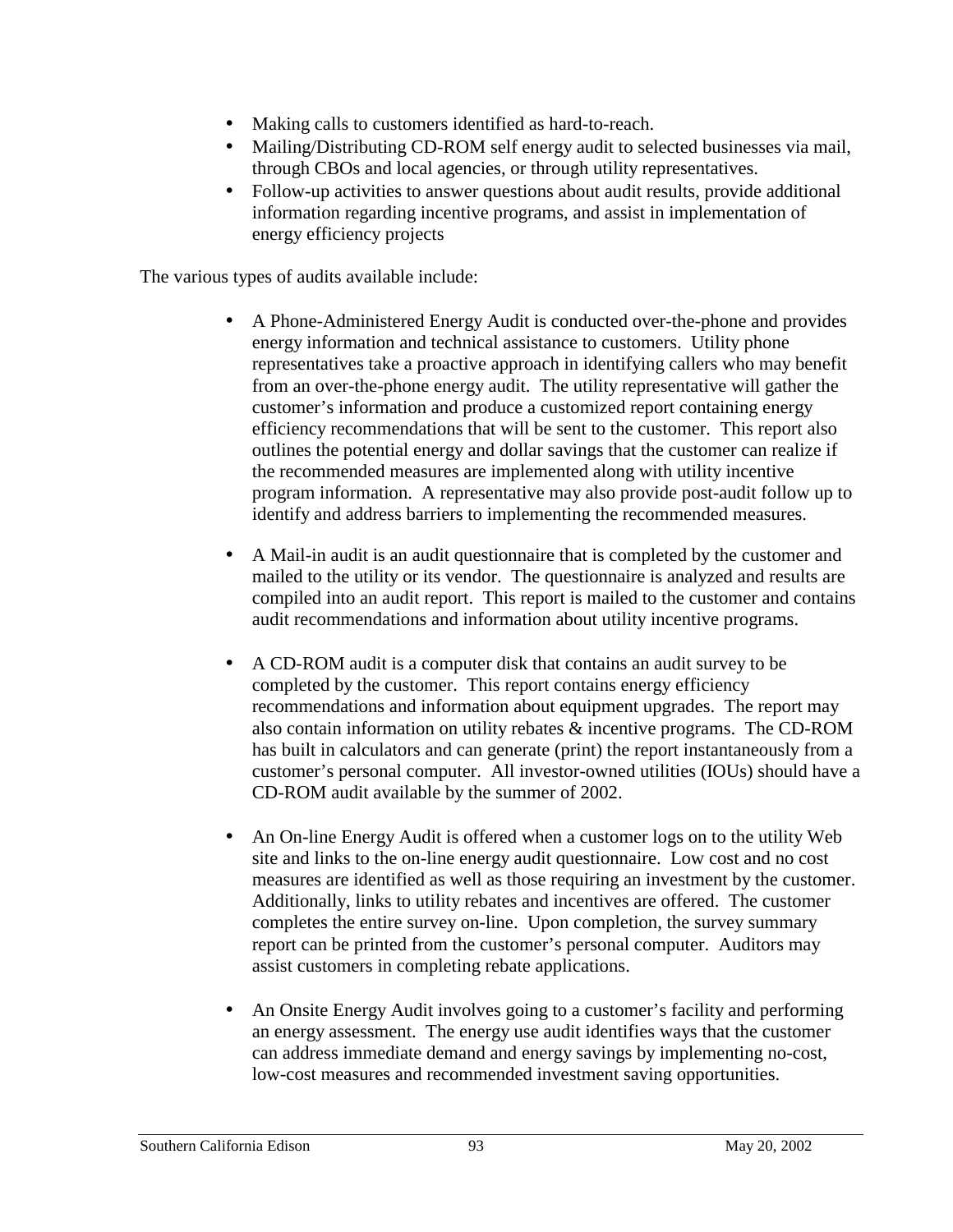- Making calls to customers identified as hard-to-reach.
- Mailing/Distributing CD-ROM self energy audit to selected businesses via mail, through CBOs and local agencies, or through utility representatives.
- Follow-up activities to answer questions about audit results, provide additional information regarding incentive programs, and assist in implementation of energy efficiency projects

The various types of audits available include:

- A Phone-Administered Energy Audit is conducted over-the-phone and provides energy information and technical assistance to customers. Utility phone representatives take a proactive approach in identifying callers who may benefit from an over-the-phone energy audit. The utility representative will gather the customer's information and produce a customized report containing energy efficiency recommendations that will be sent to the customer. This report also outlines the potential energy and dollar savings that the customer can realize if the recommended measures are implemented along with utility incentive program information. A representative may also provide post-audit follow up to identify and address barriers to implementing the recommended measures.

- A Mail-in audit is an audit questionnaire that is completed by the customer and mailed to the utility or its vendor. The questionnaire is analyzed and results are compiled into an audit report. This report is mailed to the customer and contains audit recommendations and information about utility incentive programs.

- A CD-ROM audit is a computer disk that contains an audit survey to be completed by the customer. This report contains energy efficiency recommendations and information about equipment upgrades. The report may also contain information on utility rebates & incentive programs. The CD-ROM has built in calculators and can generate (print) the report instantaneously from a customer's personal computer. All investor-owned utilities (IOUs) should have a CD-ROM audit available by the summer of 2002.

- An On-line Energy Audit is offered when a customer logs on to the utility Web site and links to the on-line energy audit questionnaire. Low cost and no cost measures are identified as well as those requiring an investment by the customer. Additionally, links to utility rebates and incentives are offered. The customer completes the entire survey on-line. Upon completion, the survey summary report can be printed from the customer's personal computer. Auditors may assist customers in completing rebate applications.

- An Onsite Energy Audit involves going to a customer's facility and performing an energy assessment. The energy use audit identifies ways that the customer can address immediate demand and energy savings by implementing no-cost, low-cost measures and recommended investment saving opportunities.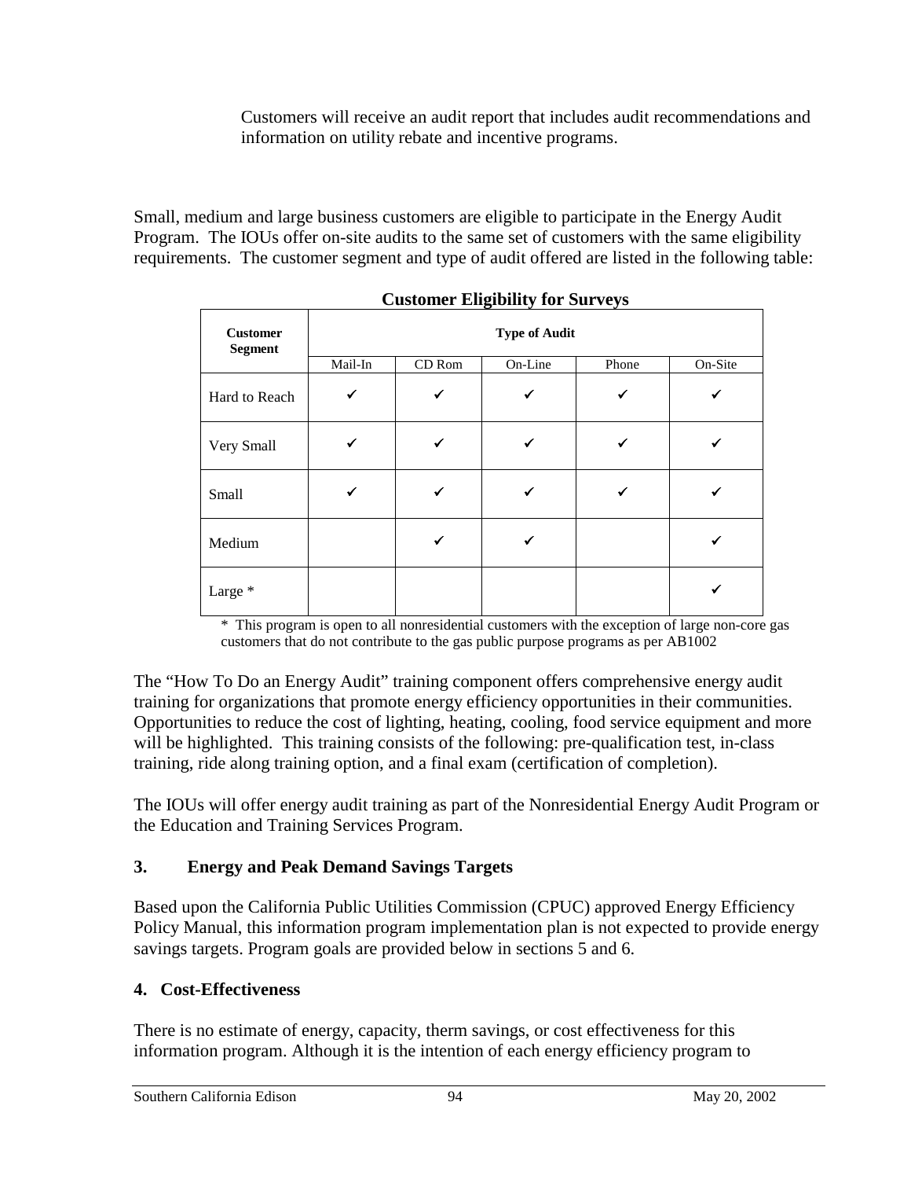Customers will receive an audit report that includes audit recommendations and information on utility rebate and incentive programs.

Small, medium and large business customers are eligible to participate in the Energy Audit Program. The IOUs offer on-site audits to the same set of customers with the same eligibility requirements. The customer segment and type of audit offered are listed in the following table:

**Customer Eligibility for Surveys**

| Customer Segment | Type of Audit | | | | |
|---|---|---|---|---|---|
| | Mail-In | CD Rom | On-Line | Phone | On-Site |
| Hard to Reach | ✔ | ✔ | ✔ | ✔ | ✔ |
| Very Small | ✔ | ✔ | ✔ | ✔ | ✔ |
| Small | ✔ | ✔ | ✔ | ✔ | ✔ |
| Medium | | ✔ | ✔ | | ✔ |
| Large * | | | | | ✔ |

* This program is open to all nonresidential customers with the exception of large non-core gas customers that do not contribute to the gas public purpose programs as per AB1002

The "How To Do an Energy Audit" training component offers comprehensive energy audit training for organizations that promote energy efficiency opportunities in their communities. Opportunities to reduce the cost of lighting, heating, cooling, food service equipment and more will be highlighted. This training consists of the following: pre-qualification test, in-class training, ride along training option, and a final exam (certification of completion).

The IOUs will offer energy audit training as part of the Nonresidential Energy Audit Program or the Education and Training Services Program.

## 3. Energy and Peak Demand Savings Targets

Based upon the California Public Utilities Commission (CPUC) approved Energy Efficiency Policy Manual, this information program implementation plan is not expected to provide energy savings targets. Program goals are provided below in sections 5 and 6.

## 4. Cost-Effectiveness

There is no estimate of energy, capacity, therm savings, or cost effectiveness for this information program. Although it is the intention of each energy efficiency program to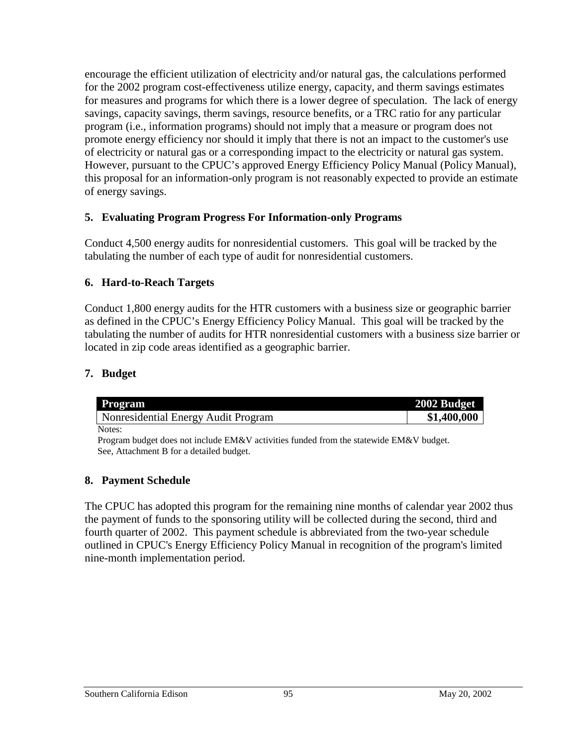encourage the efficient utilization of electricity and/or natural gas, the calculations performed for the 2002 program cost-effectiveness utilize energy, capacity, and therm savings estimates for measures and programs for which there is a lower degree of speculation. The lack of energy savings, capacity savings, therm savings, resource benefits, or a TRC ratio for any particular program (i.e., information programs) should not imply that a measure or program does not promote energy efficiency nor should it imply that there is not an impact to the customer's use of electricity or natural gas or a corresponding impact to the electricity or natural gas system. However, pursuant to the CPUC's approved Energy Efficiency Policy Manual (Policy Manual), this proposal for an information-only program is not reasonably expected to provide an estimate of energy savings.

### 5. Evaluating Program Progress For Information-only Programs

Conduct 4,500 energy audits for nonresidential customers. This goal will be tracked by the tabulating the number of each type of audit for nonresidential customers.

### 6. Hard-to-Reach Targets

Conduct 1,800 energy audits for the HTR customers with a business size or geographic barrier as defined in the CPUC's Energy Efficiency Policy Manual. This goal will be tracked by the tabulating the number of audits for HTR nonresidential customers with a business size barrier or located in zip code areas identified as a geographic barrier.

### 7. Budget

| Program | 2002 Budget |
| --- | --- |
| Nonresidential Energy Audit Program | **$1,400,000** |

Notes:
Program budget does not include EM&V activities funded from the statewide EM&V budget.
See, Attachment B for a detailed budget.

### 8. Payment Schedule

The CPUC has adopted this program for the remaining nine months of calendar year 2002 thus the payment of funds to the sponsoring utility will be collected during the second, third and fourth quarter of 2002. This payment schedule is abbreviated from the two-year schedule outlined in CPUC's Energy Efficiency Policy Manual in recognition of the program's limited nine-month implementation period.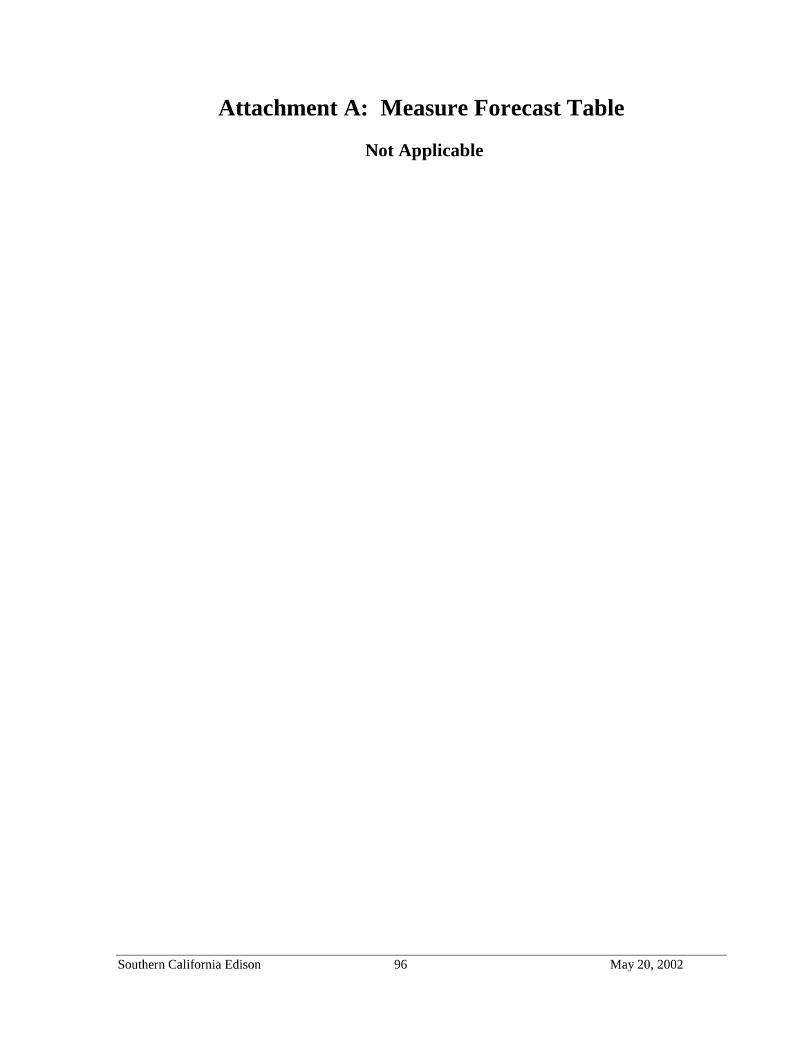# Attachment A: Measure Forecast Table

**Not Applicable**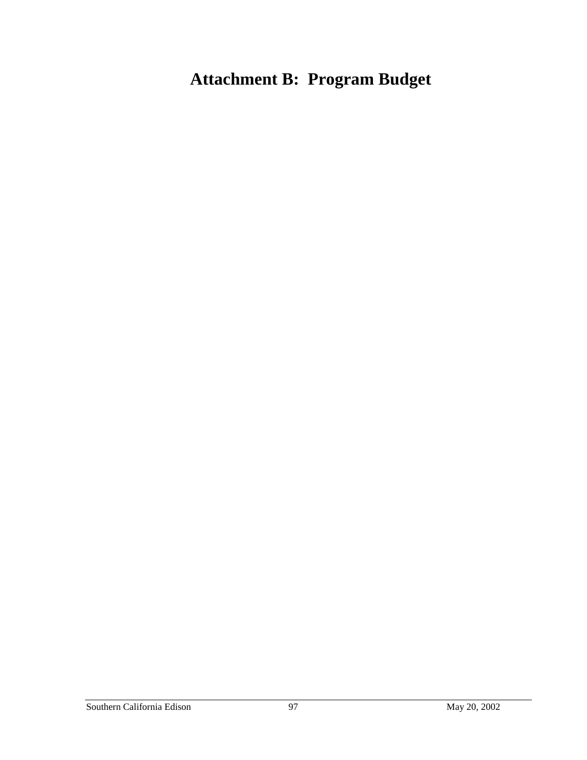# Attachment B: Program Budget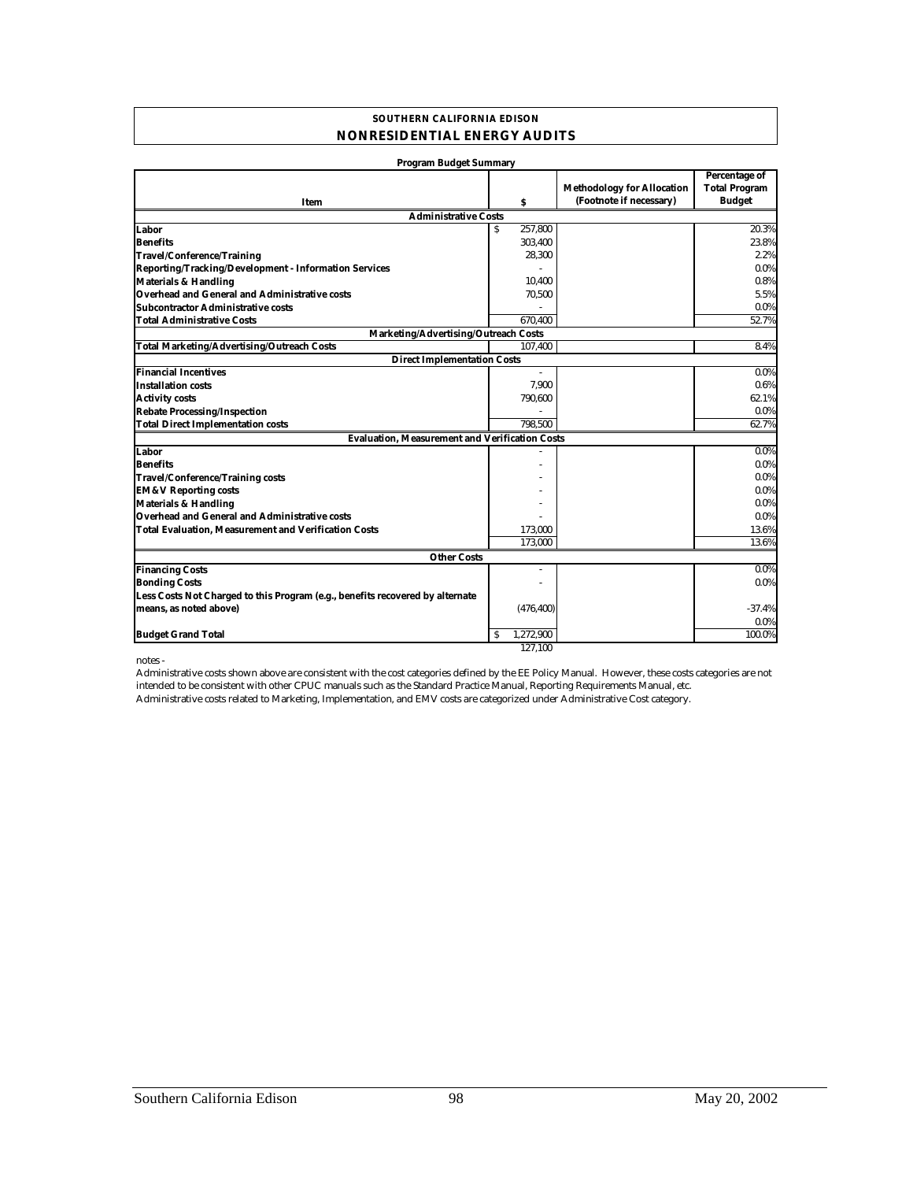**SOUTHERN CALIFORNIA EDISON**

## NONRESIDENTIAL ENERGY AUDITS

**Program Budget Summary**

| Item | $ | Methodology for Allocation (Footnote if necessary) | Percentage of Total Program Budget |
|---|---|---|---|
| **Administrative Costs** | | | |
| **Labor** | $ 257,800 | | 20.3% |
| **Benefits** | 303,400 | | 23.8% |
| **Travel/Conference/Training** | 28,300 | | 2.2% |
| **Reporting/Tracking/Development - Information Services** | - | | 0.0% |
| **Materials & Handling** | 10,400 | | 0.8% |
| **Overhead and General and Administrative costs** | 70,500 | | 5.5% |
| **Subcontractor Administrative costs** | - | | 0.0% |
| **Total Administrative Costs** | 670,400 | | 52.7% |
| **Marketing/Advertising/Outreach Costs** | | | |
| **Total Marketing/Advertising/Outreach Costs** | 107,400 | | 8.4% |
| **Direct Implementation Costs** | | | |
| **Financial Incentives** | - | | 0.0% |
| **Installation costs** | 7,900 | | 0.6% |
| **Activity costs** | 790,600 | | 62.1% |
| **Rebate Processing/Inspection** | - | | 0.0% |
| **Total Direct Implementation costs** | 798,500 | | 62.7% |
| **Evaluation, Measurement and Verification Costs** | | | |
| **Labor** | - | | 0.0% |
| **Benefits** | - | | 0.0% |
| **Travel/Conference/Training costs** | - | | 0.0% |
| **EM&V Reporting costs** | - | | 0.0% |
| **Materials & Handling** | - | | 0.0% |
| **Overhead and General and Administrative costs** | - | | 0.0% |
| **Total Evaluation, Measurement and Verification Costs** | 173,000 | | 13.6% |
| | 173,000 | | 13.6% |
| **Other Costs** | | | |
| **Financing Costs** | - | | 0.0% |
| **Bonding Costs** | - | | 0.0% |
| **Less Costs Not Charged to this Program (e.g., benefits recovered by alternate means, as noted above)** | (476,400) | | -37.4% |
| | | | 0.0% |
| **Budget Grand Total** | $ 1,272,900 | | 100.0% |
| | 127,100 | | |

notes -

Administrative costs shown above are consistent with the cost categories defined by the EE Policy Manual. However, these costs categories are not intended to be consistent with other CPUC manuals such as the Standard Practice Manual, Reporting Requirements Manual, etc.

Administrative costs related to Marketing, Implementation, and EMV costs are categorized under Administrative Cost category.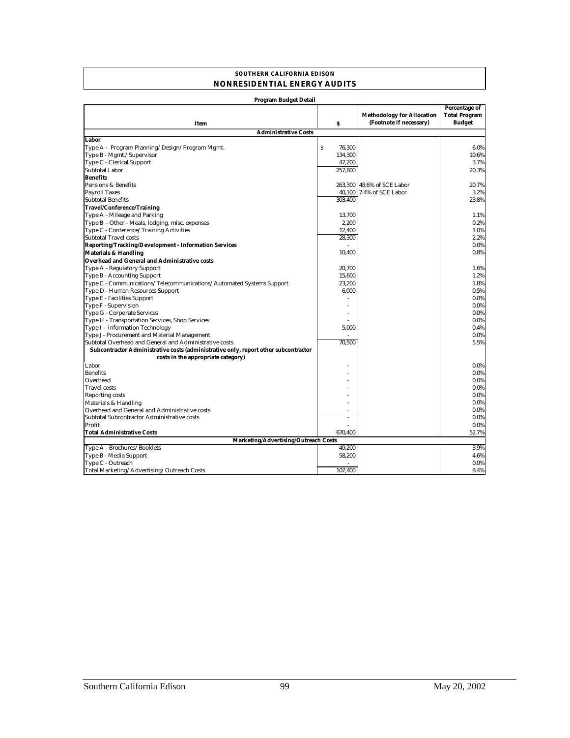**SOUTHERN CALIFORNIA EDISON**

**NONRESIDENTIAL ENERGY AUDITS**

**Program Budget Detail**

| Item | $ | Methodology for Allocation (Footnote if necessary) | Percentage of Total Program Budget |
|---|---|---|---|
| **Administrative Costs** | | | |
| **Labor** | | | |
| Type A - Program Planning/Design/Program Mgmt. | $ 76,300 | | 6.0% |
| Type B - Mgmt./Supervisor | 134,300 | | 10.6% |
| Type C - Clerical Support | 47,200 | | 3.7% |
| Subtotal Labor | 257,800 | | 20.3% |
| **Benefits** | | | |
| Pensions & Benefits | 263,300 | 48.6% of SCE Labor | 20.7% |
| Payroll Taxes | 40,100 | 7.4% of SCE Labor | 3.2% |
| Subtotal Benefits | 303,400 | | 23.8% |
| **Travel/Conference/Training** | | | |
| Type A - Mileage and Parking | 13,700 | | 1.1% |
| Type B - Other - Meals, lodging, misc. expenses | 2,200 | | 0.2% |
| Type C - Conference/Training Activities | 12,400 | | 1.0% |
| Subtotal Travel costs | 28,300 | | 2.2% |
| **Reporting/Tracking/Development - Information Services** | - | | 0.0% |
| **Materials & Handling** | 10,400 | | 0.8% |
| **Overhead and General and Administrative costs** | | | |
| Type A - Regulatory Support | 20,700 | | 1.6% |
| Type B - Accounting Support | 15,600 | | 1.2% |
| Type C - Communications/Telecommunications/Automated Systems Support | 23,200 | | 1.8% |
| Type D - Human Resources Support | 6,000 | | 0.5% |
| Type E - Facilities Support | - | | 0.0% |
| Type F - Supervision | - | | 0.0% |
| Type G - Corporate Services | - | | 0.0% |
| Type H - Transportation Services, Shop Services | - | | 0.0% |
| Type I - Information Technology | 5,000 | | 0.4% |
| Type J - Procurement and Material Management | - | | 0.0% |
| Subtotal Overhead and General and Administrative costs | 70,500 | | 5.5% |
| **Subcontractor Administrative costs (administrative only, report other subcontractor costs in the appropriate category)** | | | |
| Labor | - | | 0.0% |
| Benefits | - | | 0.0% |
| Overhead | - | | 0.0% |
| Travel costs | - | | 0.0% |
| Reporting costs | - | | 0.0% |
| Materials & Handling | - | | 0.0% |
| Overhead and General and Administrative costs | - | | 0.0% |
| Subtotal Subcontractor Administrative costs | - | | 0.0% |
| Profit | - | | 0.0% |
| **Total Administrative Costs** | 670,400 | | 52.7% |
| **Marketing/Advertising/Outreach Costs** | | | |
| Type A - Brochures/Booklets | 49,200 | | 3.9% |
| Type B - Media Support | 58,200 | | 4.6% |
| Type C - Outreach | - | | 0.0% |
| Total Marketing/Advertising/Outreach Costs | 107,400 | | 8.4% |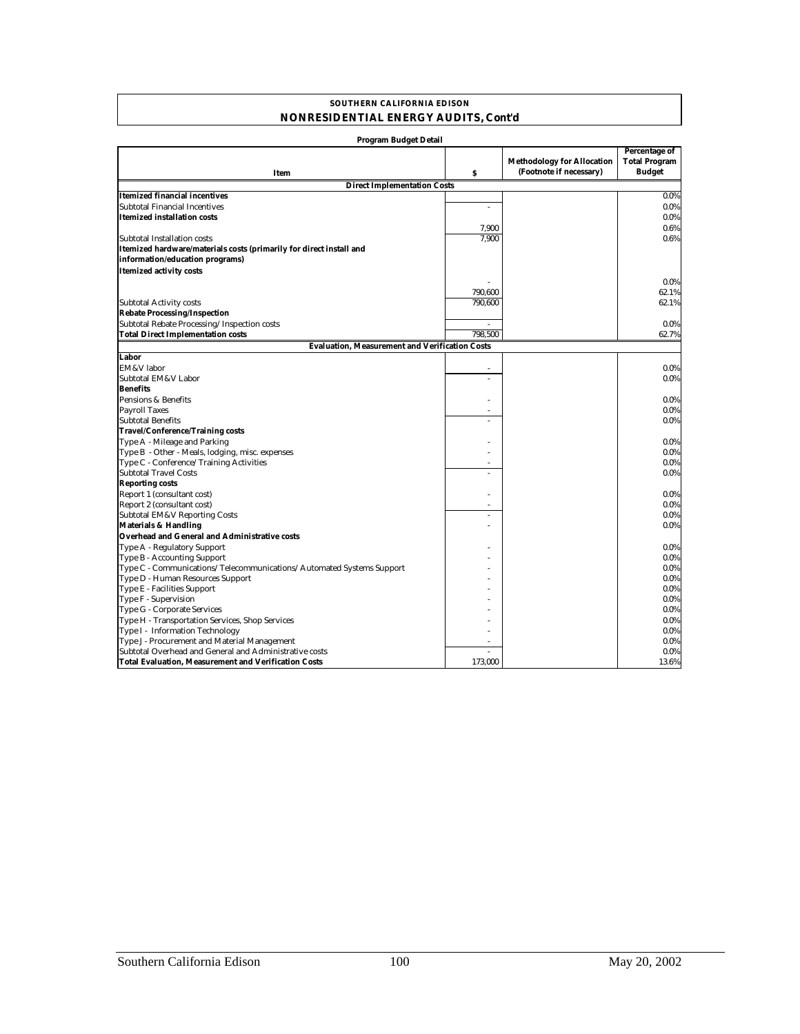**SOUTHERN CALIFORNIA EDISON**
**NONRESIDENTIAL ENERGY AUDITS, Cont'd**

**Program Budget Detail**

| Item | $ | Methodology for Allocation (Footnote if necessary) | Percentage of Total Program Budget |
|---|---|---|---|
| **Direct Implementation Costs** | | | |
| **Itemized financial incentives** | | | 0.0% |
| Subtotal Financial Incentives | - | | 0.0% |
| **Itemized installation costs** | | | 0.0% |
| | 7,900 | | 0.6% |
| Subtotal Installation costs | 7,900 | | 0.6% |
| **Itemized hardware/materials costs (primarily for direct install and information/education programs)** | | | |
| **Itemized activity costs** | | | |
| | - | | 0.0% |
| | 790,600 | | 62.1% |
| Subtotal Activity costs | 790,600 | | 62.1% |
| **Rebate Processing/Inspection** | | | |
| Subtotal Rebate Processing/ Inspection costs | - | | 0.0% |
| **Total Direct Implementation costs** | 798,500 | | 62.7% |
| **Evaluation, Measurement and Verification Costs** | | | |
| **Labor** | | | |
| EM&V labor | - | | 0.0% |
| Subtotal EM&V Labor | - | | 0.0% |
| **Benefits** | | | |
| Pensions & Benefits | - | | 0.0% |
| Payroll Taxes | - | | 0.0% |
| Subtotal Benefits | - | | 0.0% |
| **Travel/Conference/Training costs** | | | |
| Type A - Mileage and Parking | - | | 0.0% |
| Type B - Other - Meals, lodging, misc. expenses | - | | 0.0% |
| Type C - Conference/ Training Activities | - | | 0.0% |
| Subtotal Travel Costs | - | | 0.0% |
| **Reporting costs** | | | |
| Report 1 (consultant cost) | - | | 0.0% |
| Report 2 (consultant cost) | - | | 0.0% |
| Subtotal EM&V Reporting Costs | - | | 0.0% |
| **Materials & Handling** | - | | 0.0% |
| **Overhead and General and Administrative costs** | | | |
| Type A - Regulatory Support | - | | 0.0% |
| Type B - Accounting Support | - | | 0.0% |
| Type C - Communications/ Telecommunications/ Automated Systems Support | - | | 0.0% |
| Type D - Human Resources Support | - | | 0.0% |
| Type E - Facilities Support | - | | 0.0% |
| Type F - Supervision | - | | 0.0% |
| Type G - Corporate Services | - | | 0.0% |
| Type H - Transportation Services, Shop Services | - | | 0.0% |
| Type I - Information Technology | - | | 0.0% |
| Type J - Procurement and Material Management | - | | 0.0% |
| Subtotal Overhead and General and Administrative costs | - | | 0.0% |
| **Total Evaluation, Measurement and Verification Costs** | 173,000 | | 13.6% |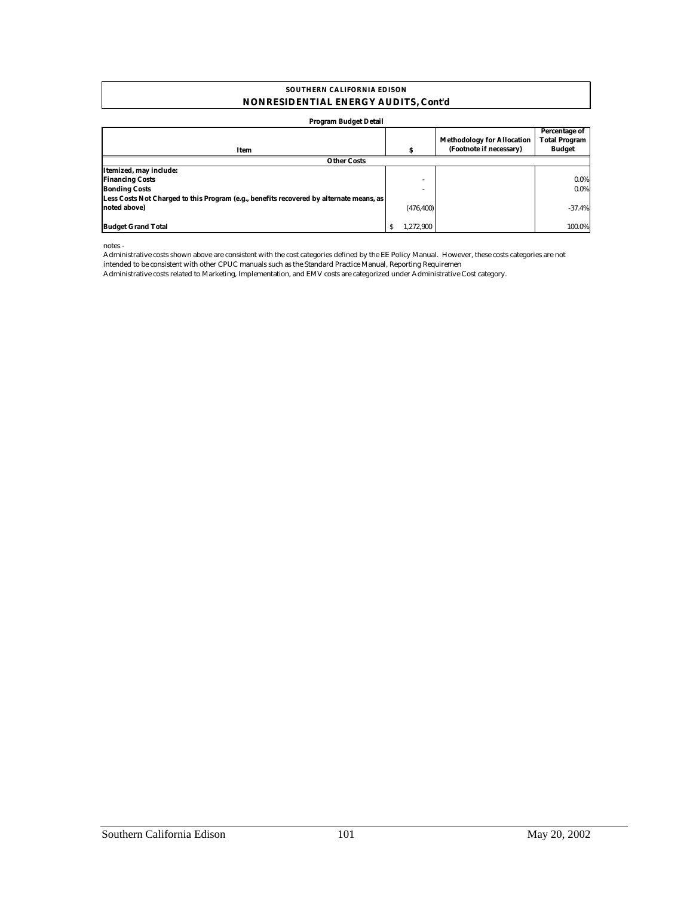**SOUTHERN CALIFORNIA EDISON**

**NONRESIDENTIAL ENERGY AUDITS, Cont'd**

**Program Budget Detail**

| Item | $ | Methodology for Allocation (Footnote if necessary) | Percentage of Total Program Budget |
|---|---|---|---|
| **Other Costs** | | | |
| **Itemized, may include:** | | | |
| **Financing Costs** | - | | 0.0% |
| **Bonding Costs** | - | | 0.0% |
| **Less Costs Not Charged to this Program (e.g., benefits recovered by alternate means, as noted above)** | (476,400) | | -37.4% |
| **Budget Grand Total** | $ 1,272,900 | | 100.0% |

notes -

Administrative costs shown above are consistent with the cost categories defined by the EE Policy Manual. However, these costs categories are not intended to be consistent with other CPUC manuals such as the Standard Practice Manual, Reporting Requiremen

Administrative costs related to Marketing, Implementation, and EMV costs are categorized under Administrative Cost category.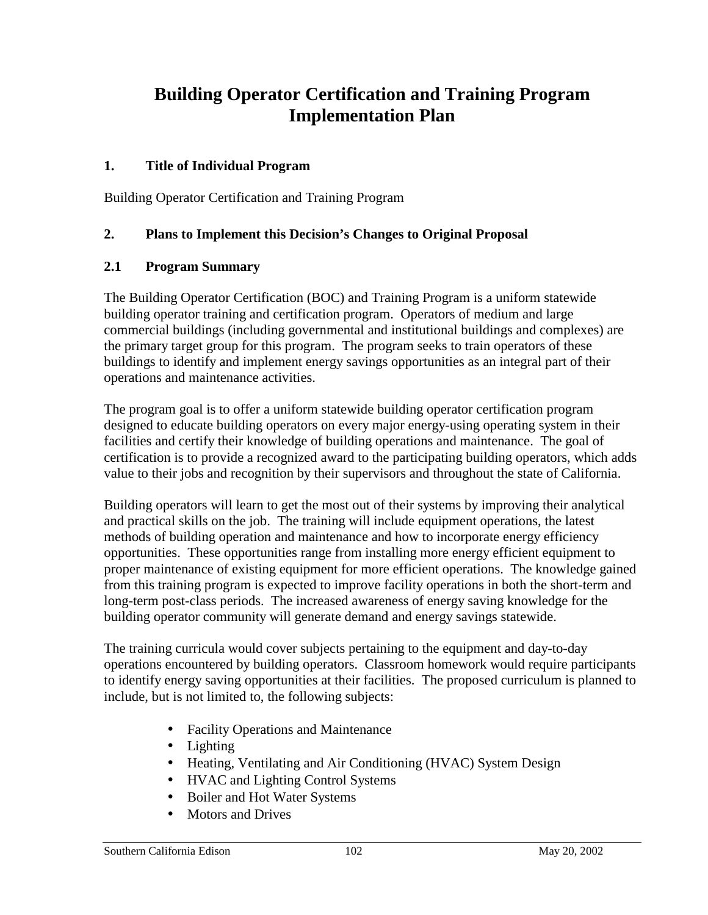# Building Operator Certification and Training Program Implementation Plan

## 1. Title of Individual Program

Building Operator Certification and Training Program

## 2. Plans to Implement this Decision's Changes to Original Proposal

### 2.1 Program Summary

The Building Operator Certification (BOC) and Training Program is a uniform statewide building operator training and certification program. Operators of medium and large commercial buildings (including governmental and institutional buildings and complexes) are the primary target group for this program. The program seeks to train operators of these buildings to identify and implement energy savings opportunities as an integral part of their operations and maintenance activities.

The program goal is to offer a uniform statewide building operator certification program designed to educate building operators on every major energy-using operating system in their facilities and certify their knowledge of building operations and maintenance. The goal of certification is to provide a recognized award to the participating building operators, which adds value to their jobs and recognition by their supervisors and throughout the state of California.

Building operators will learn to get the most out of their systems by improving their analytical and practical skills on the job. The training will include equipment operations, the latest methods of building operation and maintenance and how to incorporate energy efficiency opportunities. These opportunities range from installing more energy efficient equipment to proper maintenance of existing equipment for more efficient operations. The knowledge gained from this training program is expected to improve facility operations in both the short-term and long-term post-class periods. The increased awareness of energy saving knowledge for the building operator community will generate demand and energy savings statewide.

The training curricula would cover subjects pertaining to the equipment and day-to-day operations encountered by building operators. Classroom homework would require participants to identify energy saving opportunities at their facilities. The proposed curriculum is planned to include, but is not limited to, the following subjects:

- Facility Operations and Maintenance
- Lighting
- Heating, Ventilating and Air Conditioning (HVAC) System Design
- HVAC and Lighting Control Systems
- Boiler and Hot Water Systems
- Motors and Drives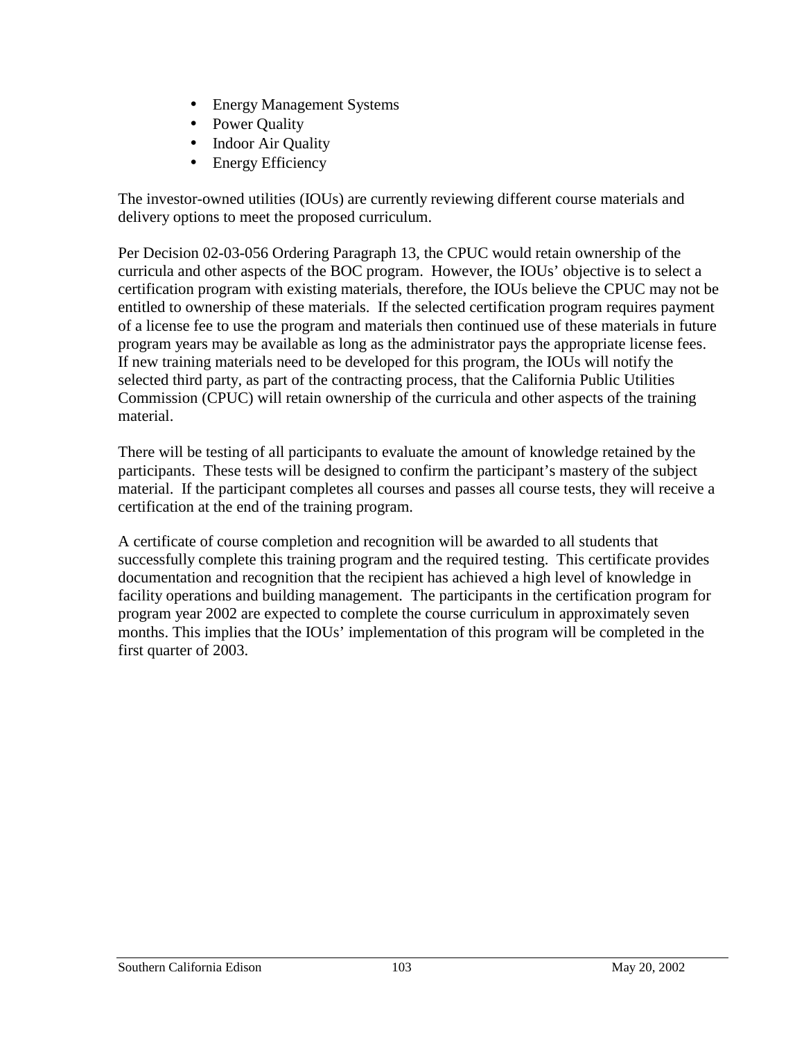- Energy Management Systems
- Power Quality
- Indoor Air Quality
- Energy Efficiency

The investor-owned utilities (IOUs) are currently reviewing different course materials and delivery options to meet the proposed curriculum.

Per Decision 02-03-056 Ordering Paragraph 13, the CPUC would retain ownership of the curricula and other aspects of the BOC program. However, the IOUs' objective is to select a certification program with existing materials, therefore, the IOUs believe the CPUC may not be entitled to ownership of these materials. If the selected certification program requires payment of a license fee to use the program and materials then continued use of these materials in future program years may be available as long as the administrator pays the appropriate license fees. If new training materials need to be developed for this program, the IOUs will notify the selected third party, as part of the contracting process, that the California Public Utilities Commission (CPUC) will retain ownership of the curricula and other aspects of the training material.

There will be testing of all participants to evaluate the amount of knowledge retained by the participants. These tests will be designed to confirm the participant's mastery of the subject material. If the participant completes all courses and passes all course tests, they will receive a certification at the end of the training program.

A certificate of course completion and recognition will be awarded to all students that successfully complete this training program and the required testing. This certificate provides documentation and recognition that the recipient has achieved a high level of knowledge in facility operations and building management. The participants in the certification program for program year 2002 are expected to complete the course curriculum in approximately seven months. This implies that the IOUs' implementation of this program will be completed in the first quarter of 2003.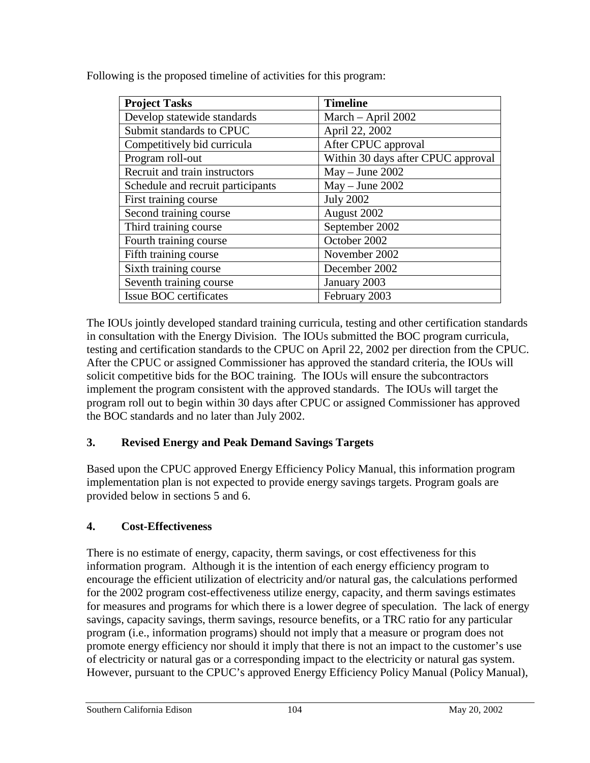Following is the proposed timeline of activities for this program:

| Project Tasks | Timeline |
| --- | --- |
| Develop statewide standards | March – April 2002 |
| Submit standards to CPUC | April 22, 2002 |
| Competitively bid curricula | After CPUC approval |
| Program roll-out | Within 30 days after CPUC approval |
| Recruit and train instructors | May – June 2002 |
| Schedule and recruit participants | May – June 2002 |
| First training course | July 2002 |
| Second training course | August 2002 |
| Third training course | September 2002 |
| Fourth training course | October 2002 |
| Fifth training course | November 2002 |
| Sixth training course | December 2002 |
| Seventh training course | January 2003 |
| Issue BOC certificates | February 2003 |

The IOUs jointly developed standard training curricula, testing and other certification standards in consultation with the Energy Division. The IOUs submitted the BOC program curricula, testing and certification standards to the CPUC on April 22, 2002 per direction from the CPUC. After the CPUC or assigned Commissioner has approved the standard criteria, the IOUs will solicit competitive bids for the BOC training. The IOUs will ensure the subcontractors implement the program consistent with the approved standards. The IOUs will target the program roll out to begin within 30 days after CPUC or assigned Commissioner has approved the BOC standards and no later than July 2002.

## 3. Revised Energy and Peak Demand Savings Targets

Based upon the CPUC approved Energy Efficiency Policy Manual, this information program implementation plan is not expected to provide energy savings targets. Program goals are provided below in sections 5 and 6.

## 4. Cost-Effectiveness

There is no estimate of energy, capacity, therm savings, or cost effectiveness for this information program. Although it is the intention of each energy efficiency program to encourage the efficient utilization of electricity and/or natural gas, the calculations performed for the 2002 program cost-effectiveness utilize energy, capacity, and therm savings estimates for measures and programs for which there is a lower degree of speculation. The lack of energy savings, capacity savings, therm savings, resource benefits, or a TRC ratio for any particular program (i.e., information programs) should not imply that a measure or program does not promote energy efficiency nor should it imply that there is not an impact to the customer's use of electricity or natural gas or a corresponding impact to the electricity or natural gas system. However, pursuant to the CPUC's approved Energy Efficiency Policy Manual (Policy Manual),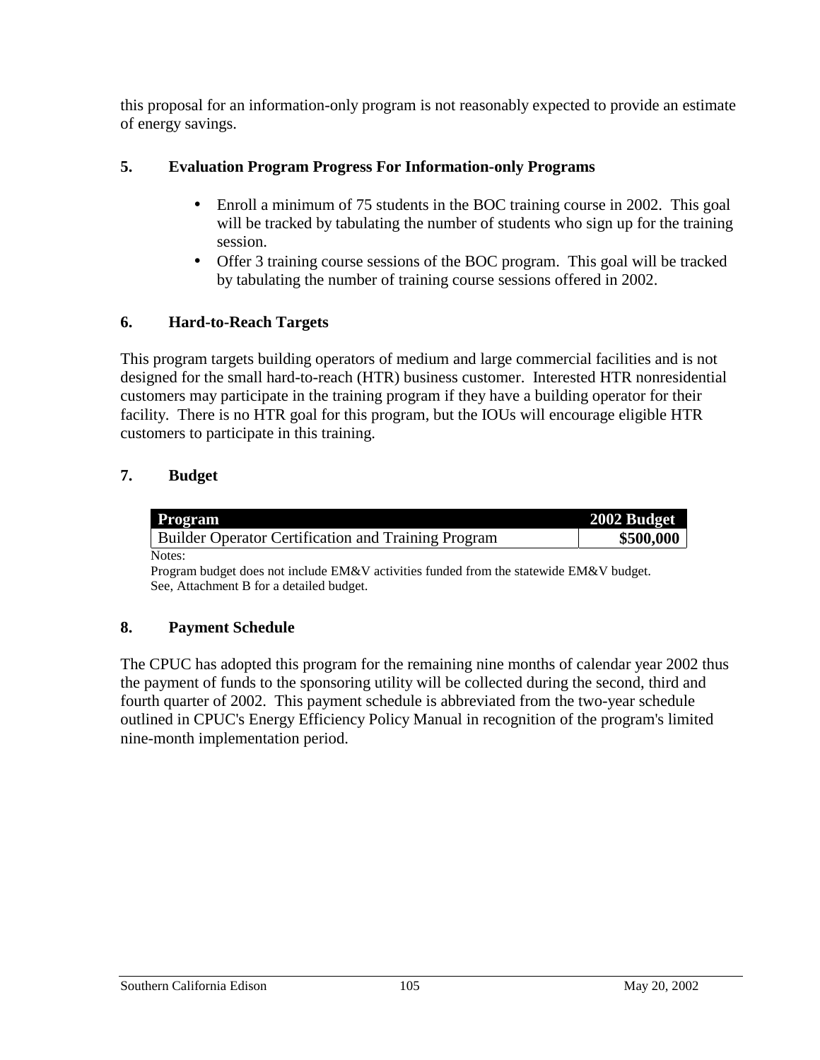this proposal for an information-only program is not reasonably expected to provide an estimate of energy savings.

## 5. Evaluation Program Progress For Information-only Programs

- Enroll a minimum of 75 students in the BOC training course in 2002. This goal will be tracked by tabulating the number of students who sign up for the training session.
- Offer 3 training course sessions of the BOC program. This goal will be tracked by tabulating the number of training course sessions offered in 2002.

## 6. Hard-to-Reach Targets

This program targets building operators of medium and large commercial facilities and is not designed for the small hard-to-reach (HTR) business customer. Interested HTR nonresidential customers may participate in the training program if they have a building operator for their facility. There is no HTR goal for this program, but the IOUs will encourage eligible HTR customers to participate in this training.

## 7. Budget

| Program | 2002 Budget |
|---|---|
| Builder Operator Certification and Training Program | **$500,000** |

Notes:
Program budget does not include EM&V activities funded from the statewide EM&V budget.
See, Attachment B for a detailed budget.

## 8. Payment Schedule

The CPUC has adopted this program for the remaining nine months of calendar year 2002 thus the payment of funds to the sponsoring utility will be collected during the second, third and fourth quarter of 2002. This payment schedule is abbreviated from the two-year schedule outlined in CPUC's Energy Efficiency Policy Manual in recognition of the program's limited nine-month implementation period.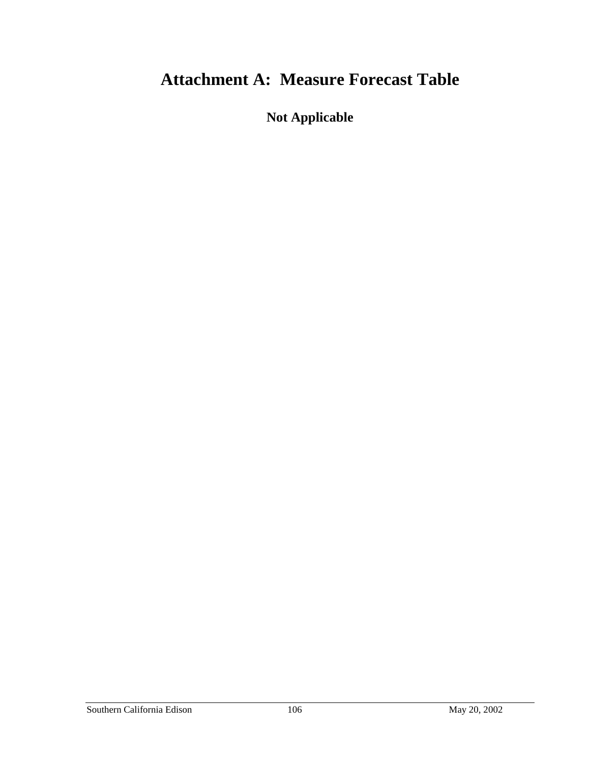# Attachment A: Measure Forecast Table

**Not Applicable**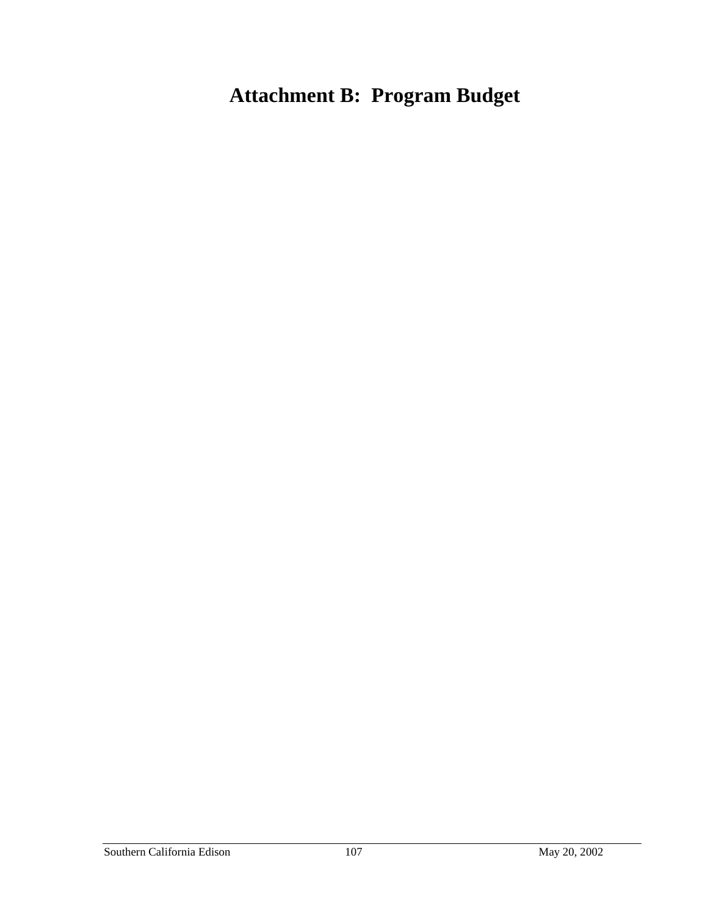# Attachment B: Program Budget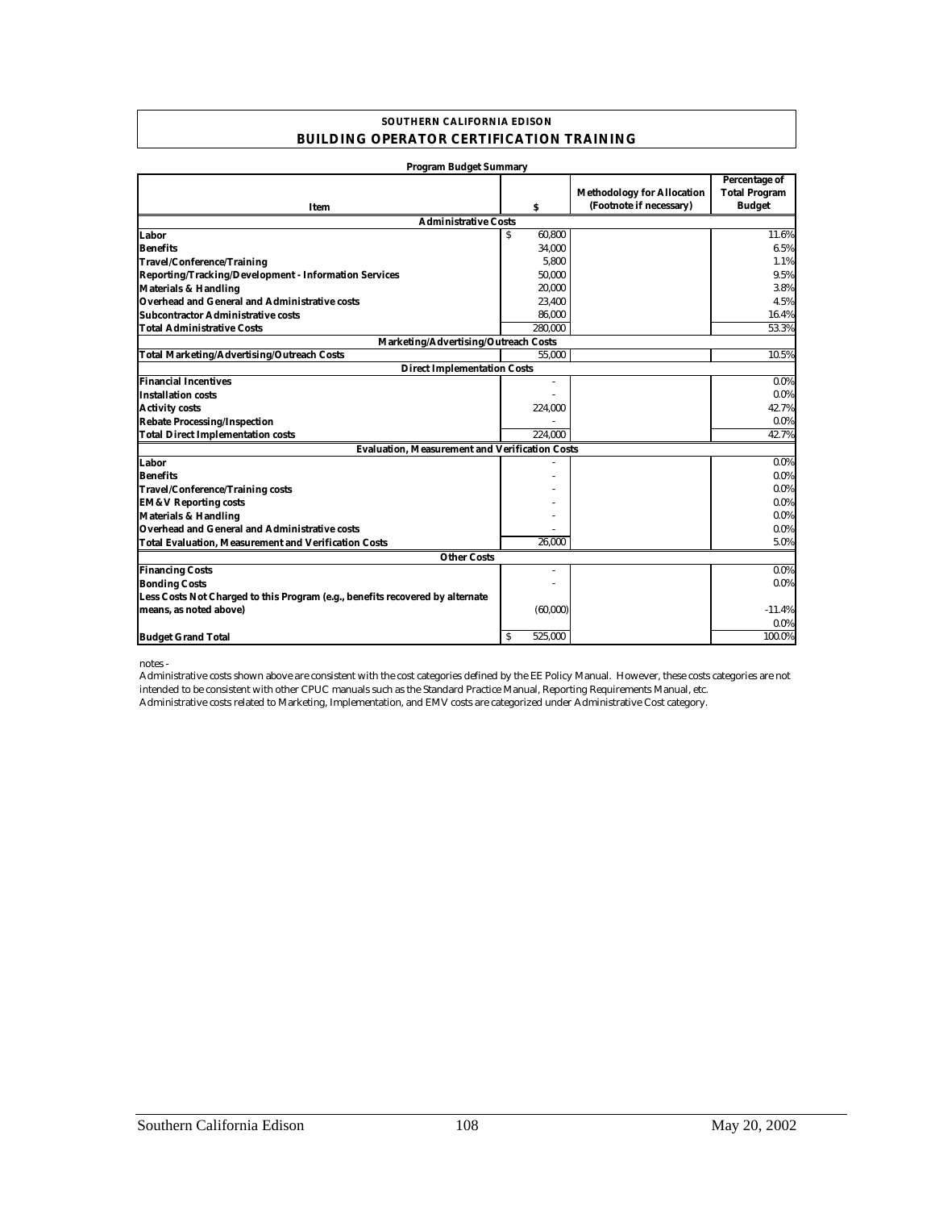**SOUTHERN CALIFORNIA EDISON**

## BUILDING OPERATOR CERTIFICATION TRAINING

**Program Budget Summary**

| Item | $ | Methodology for Allocation (Footnote if necessary) | Percentage of Total Program Budget |
|---|---|---|---|
| **Administrative Costs** | | | |
| Labor | $ 60,800 | | 11.6% |
| Benefits | 34,000 | | 6.5% |
| Travel/Conference/Training | 5,800 | | 1.1% |
| Reporting/Tracking/Development - Information Services | 50,000 | | 9.5% |
| Materials & Handling | 20,000 | | 3.8% |
| Overhead and General and Administrative costs | 23,400 | | 4.5% |
| Subcontractor Administrative costs | 86,000 | | 16.4% |
| Total Administrative Costs | 280,000 | | 53.3% |
| **Marketing/Advertising/Outreach Costs** | | | |
| Total Marketing/Advertising/Outreach Costs | 55,000 | | 10.5% |
| **Direct Implementation Costs** | | | |
| Financial Incentives | - | | 0.0% |
| Installation costs | - | | 0.0% |
| Activity costs | 224,000 | | 42.7% |
| Rebate Processing/Inspection | - | | 0.0% |
| Total Direct Implementation costs | 224,000 | | 42.7% |
| **Evaluation, Measurement and Verification Costs** | | | |
| Labor | - | | 0.0% |
| Benefits | - | | 0.0% |
| Travel/Conference/Training costs | - | | 0.0% |
| EM&V Reporting costs | - | | 0.0% |
| Materials & Handling | - | | 0.0% |
| Overhead and General and Administrative costs | - | | 0.0% |
| Total Evaluation, Measurement and Verification Costs | 26,000 | | 5.0% |
| **Other Costs** | | | |
| Financing Costs | - | | 0.0% |
| Bonding Costs | - | | 0.0% |
| Less Costs Not Charged to this Program (e.g., benefits recovered by alternate means, as noted above) | (60,000) | | -11.4% |
| | | | 0.0% |
| Budget Grand Total | $ 525,000 | | 100.0% |

notes -
Administrative costs shown above are consistent with the cost categories defined by the EE Policy Manual. However, these costs categories are not intended to be consistent with other CPUC manuals such as the Standard Practice Manual, Reporting Requirements Manual, etc.
Administrative costs related to Marketing, Implementation, and EMV costs are categorized under Administrative Cost category.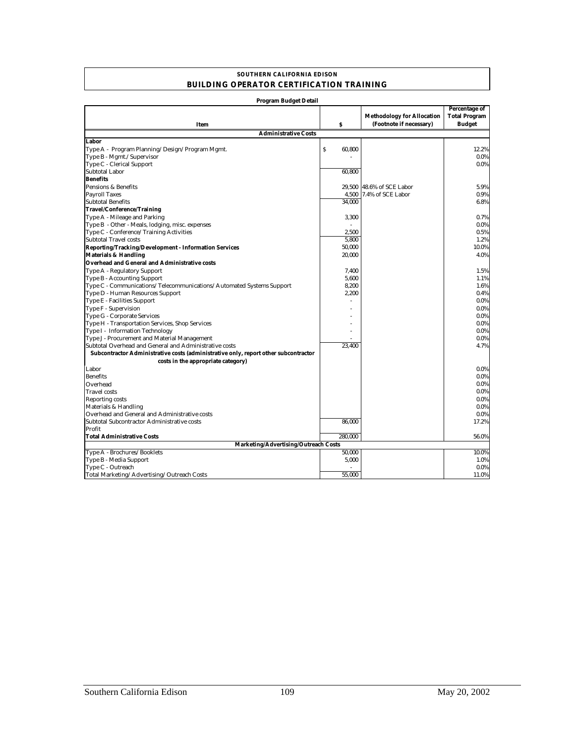**SOUTHERN CALIFORNIA EDISON**

**BUILDING OPERATOR CERTIFICATION TRAINING**

**Program Budget Detail**

| Item | $ | Methodology for Allocation (Footnote if necessary) | Percentage of Total Program Budget |
|---|---|---|---|
| **Administrative Costs** | | | |
| **Labor** | | | |
| Type A - Program Planning/Design/Program Mgmt. | $ 60,800 | | 12.2% |
| Type B - Mgmt./Supervisor | - | | 0.0% |
| Type C - Clerical Support | | | 0.0% |
| Subtotal Labor | 60,800 | | |
| **Benefits** | | | |
| Pensions & Benefits | 29,500 | 48.6% of SCE Labor | 5.9% |
| Payroll Taxes | 4,500 | 7.4% of SCE Labor | 0.9% |
| Subtotal Benefits | 34,000 | | 6.8% |
| **Travel/Conference/Training** | | | |
| Type A - Mileage and Parking | 3,300 | | 0.7% |
| Type B - Other - Meals, lodging, misc. expenses | - | | 0.0% |
| Type C - Conference/Training Activities | 2,500 | | 0.5% |
| Subtotal Travel costs | 5,800 | | 1.2% |
| **Reporting/Tracking/Development - Information Services** | 50,000 | | 10.0% |
| **Materials & Handling** | 20,000 | | 4.0% |
| **Overhead and General and Administrative costs** | | | |
| Type A - Regulatory Support | 7,400 | | 1.5% |
| Type B - Accounting Support | 5,600 | | 1.1% |
| Type C - Communications/Telecommunications/Automated Systems Support | 8,200 | | 1.6% |
| Type D - Human Resources Support | 2,200 | | 0.4% |
| Type E - Facilities Support | - | | 0.0% |
| Type F - Supervision | - | | 0.0% |
| Type G - Corporate Services | - | | 0.0% |
| Type H - Transportation Services, Shop Services | - | | 0.0% |
| Type I - Information Technology | - | | 0.0% |
| Type J - Procurement and Material Management | - | | 0.0% |
| Subtotal Overhead and General and Administrative costs | 23,400 | | 4.7% |
| **Subcontractor Administrative costs (administrative only, report other subcontractor costs in the appropriate category)** | | | |
| Labor | | | 0.0% |
| Benefits | | | 0.0% |
| Overhead | | | 0.0% |
| Travel costs | | | 0.0% |
| Reporting costs | | | 0.0% |
| Materials & Handling | | | 0.0% |
| Overhead and General and Administrative costs | | | 0.0% |
| Subtotal Subcontractor Administrative costs | 86,000 | | 17.2% |
| Profit | | | |
| **Total Administrative Costs** | 280,000 | | 56.0% |
| **Marketing/Advertising/Outreach Costs** | | | |
| Type A - Brochures/Booklets | 50,000 | | 10.0% |
| Type B - Media Support | 5,000 | | 1.0% |
| Type C - Outreach | - | | 0.0% |
| Total Marketing/Advertising/Outreach Costs | 55,000 | | 11.0% |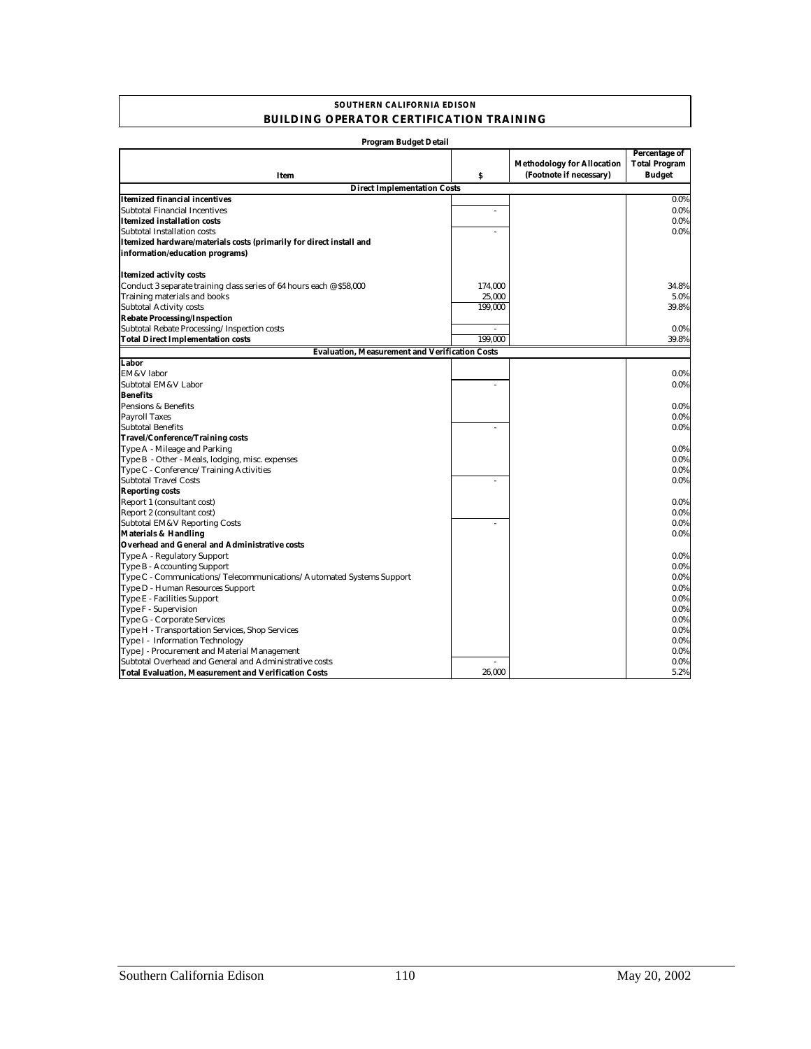**SOUTHERN CALIFORNIA EDISON**

**BUILDING OPERATOR CERTIFICATION TRAINING**

**Program Budget Detail**

| Item | $ | Methodology for Allocation (Footnote if necessary) | Percentage of Total Program Budget |
|---|---|---|---|
| **Direct Implementation Costs** | | | |
| **Itemized financial incentives** | | | 0.0% |
| Subtotal Financial Incentives | - | | 0.0% |
| **Itemized installation costs** | | | 0.0% |
| Subtotal Installation costs | - | | 0.0% |
| **Itemized hardware/materials costs (primarily for direct install and information/education programs)** | | | |
| **Itemized activity costs** | | | |
| Conduct 3 separate training class series of 64 hours each @ $58,000 | 174,000 | | 34.8% |
| Training materials and books | 25,000 | | 5.0% |
| Subtotal Activity costs | 199,000 | | 39.8% |
| **Rebate Processing/Inspection** | | | |
| Subtotal Rebate Processing/ Inspection costs | - | | 0.0% |
| **Total Direct Implementation costs** | 199,000 | | 39.8% |
| **Evaluation, Measurement and Verification Costs** | | | |
| **Labor** | | | |
| EM&V labor | | | 0.0% |
| Subtotal EM&V Labor | - | | 0.0% |
| **Benefits** | | | |
| Pensions & Benefits | | | 0.0% |
| Payroll Taxes | | | 0.0% |
| Subtotal Benefits | - | | 0.0% |
| **Travel/Conference/Training costs** | | | |
| Type A - Mileage and Parking | | | 0.0% |
| Type B - Other - Meals, lodging, misc. expenses | | | 0.0% |
| Type C - Conference/ Training Activities | | | 0.0% |
| Subtotal Travel Costs | - | | 0.0% |
| **Reporting costs** | | | |
| Report 1 (consultant cost) | | | 0.0% |
| Report 2 (consultant cost) | | | 0.0% |
| Subtotal EM&V Reporting Costs | - | | 0.0% |
| **Materials & Handling** | | | 0.0% |
| **Overhead and General and Administrative costs** | | | |
| Type A - Regulatory Support | | | 0.0% |
| Type B - Accounting Support | | | 0.0% |
| Type C - Communications/ Telecommunications/ Automated Systems Support | | | 0.0% |
| Type D - Human Resources Support | | | 0.0% |
| Type E - Facilities Support | | | 0.0% |
| Type F - Supervision | | | 0.0% |
| Type G - Corporate Services | | | 0.0% |
| Type H - Transportation Services, Shop Services | | | 0.0% |
| Type I - Information Technology | | | 0.0% |
| Type J - Procurement and Material Management | | | 0.0% |
| Subtotal Overhead and General and Administrative costs | - | | 0.0% |
| **Total Evaluation, Measurement and Verification Costs** | 26,000 | | 5.2% |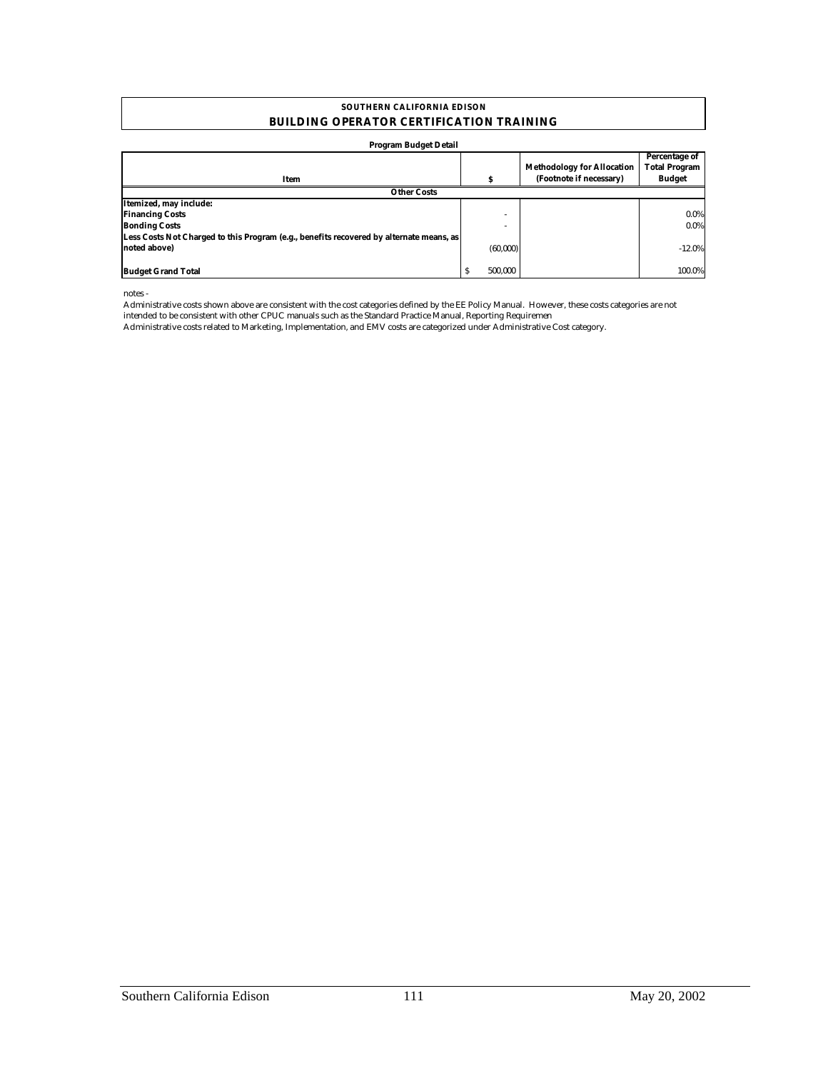**SOUTHERN CALIFORNIA EDISON**

**BUILDING OPERATOR CERTIFICATION TRAINING**

**Program Budget Detail**

| Item | $ | Methodology for Allocation (Footnote if necessary) | Percentage of Total Program Budget |
|---|---|---|---|
| **Other Costs** | | | |
| **Itemized, may include:** | | | |
| **Financing Costs** | - | | 0.0% |
| **Bonding Costs** | - | | 0.0% |
| **Less Costs Not Charged to this Program (e.g., benefits recovered by alternate means, as noted above)** | (60,000) | | -12.0% |
| **Budget Grand Total** | $ 500,000 | | 100.0% |

notes -

Administrative costs shown above are consistent with the cost categories defined by the EE Policy Manual. However, these costs categories are not intended to be consistent with other CPUC manuals such as the Standard Practice Manual, Reporting Requiremen

Administrative costs related to Marketing, Implementation, and EMV costs are categorized under Administrative Cost category.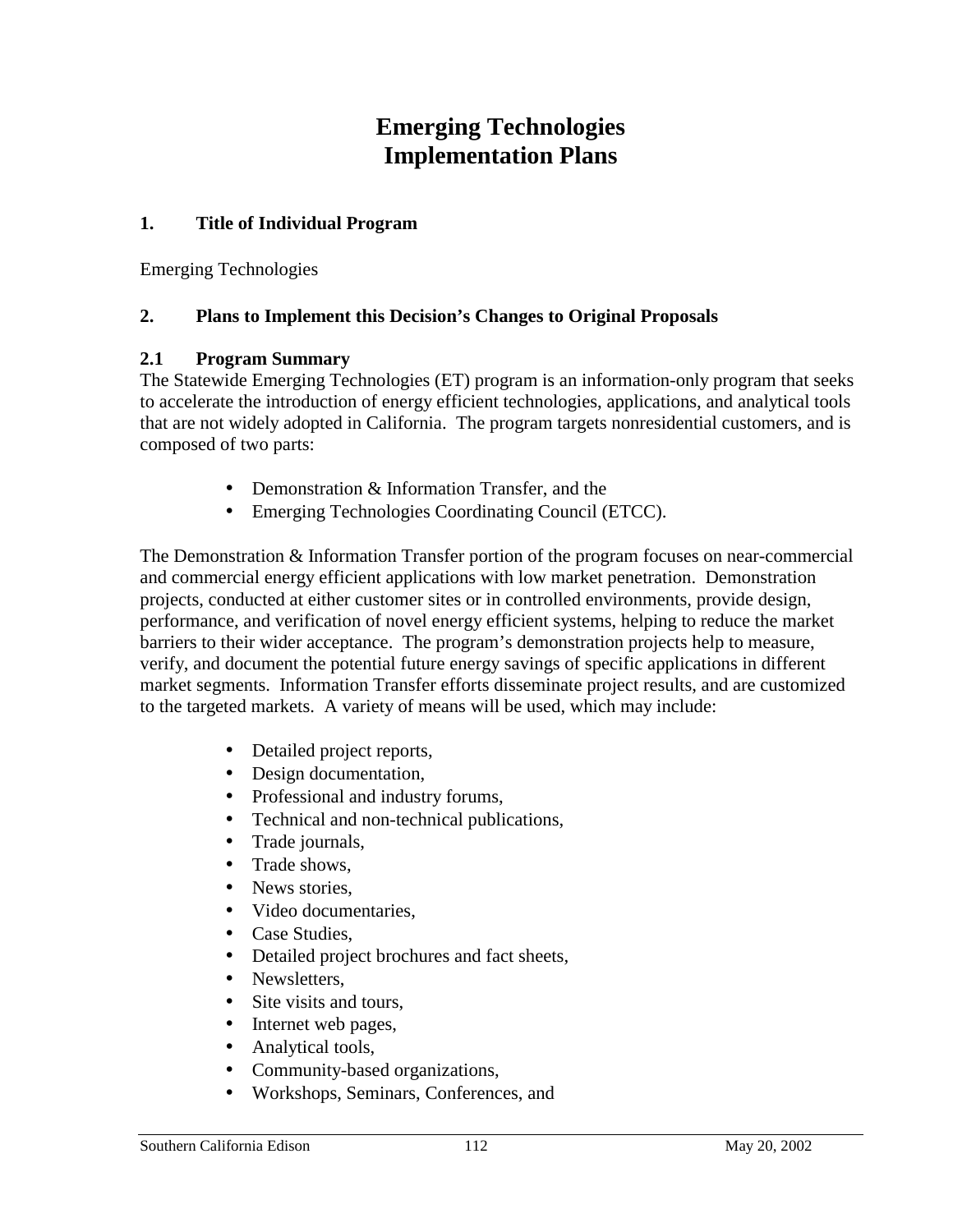# Emerging Technologies Implementation Plans

## 1. Title of Individual Program

Emerging Technologies

## 2. Plans to Implement this Decision's Changes to Original Proposals

### 2.1 Program Summary

The Statewide Emerging Technologies (ET) program is an information-only program that seeks to accelerate the introduction of energy efficient technologies, applications, and analytical tools that are not widely adopted in California. The program targets nonresidential customers, and is composed of two parts:

- Demonstration & Information Transfer, and the
- Emerging Technologies Coordinating Council (ETCC).

The Demonstration & Information Transfer portion of the program focuses on near-commercial and commercial energy efficient applications with low market penetration. Demonstration projects, conducted at either customer sites or in controlled environments, provide design, performance, and verification of novel energy efficient systems, helping to reduce the market barriers to their wider acceptance. The program's demonstration projects help to measure, verify, and document the potential future energy savings of specific applications in different market segments. Information Transfer efforts disseminate project results, and are customized to the targeted markets. A variety of means will be used, which may include:

- Detailed project reports,
- Design documentation,
- Professional and industry forums,
- Technical and non-technical publications,
- Trade journals,
- Trade shows,
- News stories,
- Video documentaries,
- Case Studies,
- Detailed project brochures and fact sheets,
- Newsletters,
- Site visits and tours,
- Internet web pages,
- Analytical tools,
- Community-based organizations,
- Workshops, Seminars, Conferences, and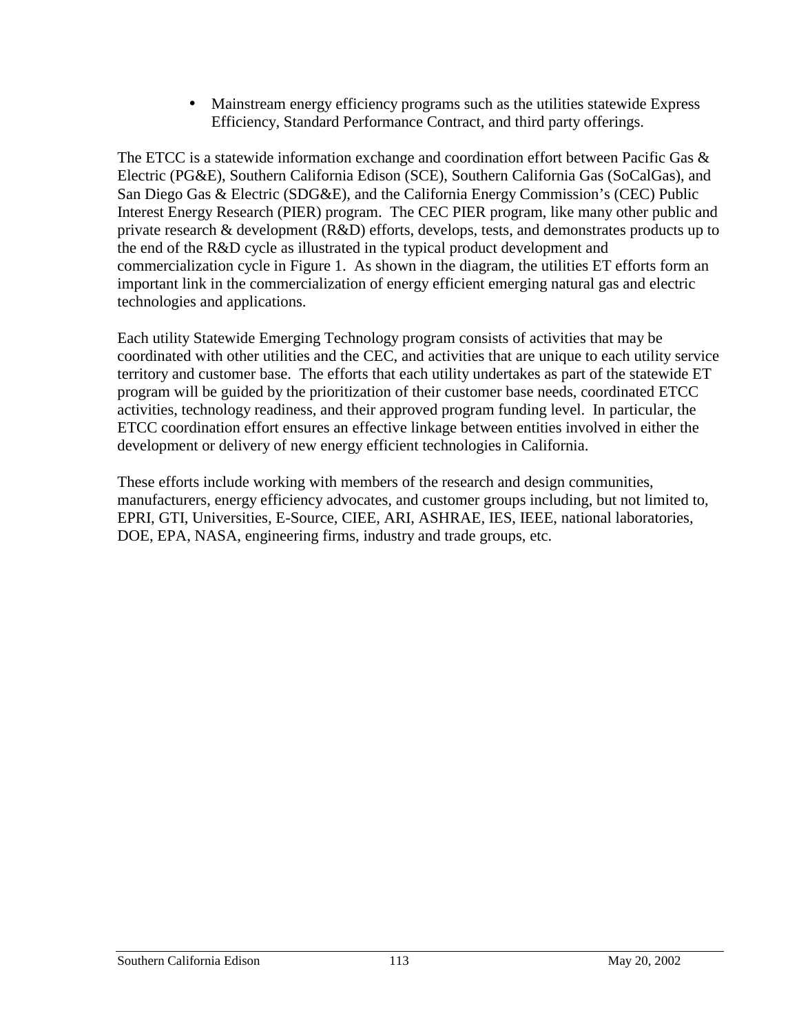- Mainstream energy efficiency programs such as the utilities statewide Express Efficiency, Standard Performance Contract, and third party offerings.

The ETCC is a statewide information exchange and coordination effort between Pacific Gas & Electric (PG&E), Southern California Edison (SCE), Southern California Gas (SoCalGas), and San Diego Gas & Electric (SDG&E), and the California Energy Commission's (CEC) Public Interest Energy Research (PIER) program. The CEC PIER program, like many other public and private research & development (R&D) efforts, develops, tests, and demonstrates products up to the end of the R&D cycle as illustrated in the typical product development and commercialization cycle in Figure 1. As shown in the diagram, the utilities ET efforts form an important link in the commercialization of energy efficient emerging natural gas and electric technologies and applications.

Each utility Statewide Emerging Technology program consists of activities that may be coordinated with other utilities and the CEC, and activities that are unique to each utility service territory and customer base. The efforts that each utility undertakes as part of the statewide ET program will be guided by the prioritization of their customer base needs, coordinated ETCC activities, technology readiness, and their approved program funding level. In particular, the ETCC coordination effort ensures an effective linkage between entities involved in either the development or delivery of new energy efficient technologies in California.

These efforts include working with members of the research and design communities, manufacturers, energy efficiency advocates, and customer groups including, but not limited to, EPRI, GTI, Universities, E-Source, CIEE, ARI, ASHRAE, IES, IEEE, national laboratories, DOE, EPA, NASA, engineering firms, industry and trade groups, etc.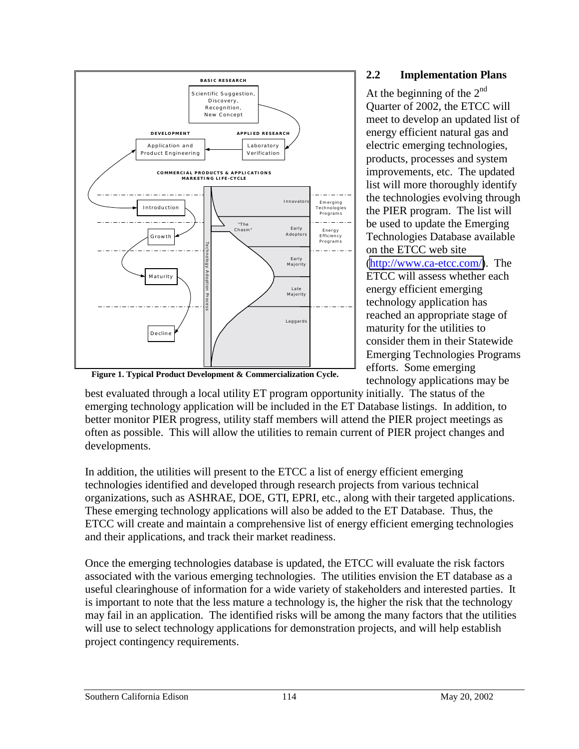Figure 1. Typical Product Development & Commercialization Cycle.

## 2.2 Implementation Plans

At the beginning of the 2nd Quarter of 2002, the ETCC will meet to develop an updated list of energy efficient natural gas and electric emerging technologies, products, processes and system improvements, etc. The updated list will more thoroughly identify the technologies evolving through the PIER program. The list will be used to update the Emerging Technologies Database available on the ETCC web site (http://www.ca-etcc.com/). The ETCC will assess whether each energy efficient emerging technology application has reached an appropriate stage of maturity for the utilities to consider them in their Statewide Emerging Technologies Programs efforts. Some emerging technology applications may be best evaluated through a local utility ET program opportunity initially. The status of the emerging technology application will be included in the ET Database listings. In addition, to better monitor PIER progress, utility staff members will attend the PIER project meetings as often as possible. This will allow the utilities to remain current of PIER project changes and developments.

In addition, the utilities will present to the ETCC a list of energy efficient emerging technologies identified and developed through research projects from various technical organizations, such as ASHRAE, DOE, GTI, EPRI, etc., along with their targeted applications. These emerging technology applications will also be added to the ET Database. Thus, the ETCC will create and maintain a comprehensive list of energy efficient emerging technologies and their applications, and track their market readiness.

Once the emerging technologies database is updated, the ETCC will evaluate the risk factors associated with the various emerging technologies. The utilities envision the ET database as a useful clearinghouse of information for a wide variety of stakeholders and interested parties. It is important to note that the less mature a technology is, the higher the risk that the technology may fail in an application. The identified risks will be among the many factors that the utilities will use to select technology applications for demonstration projects, and will help establish project contingency requirements.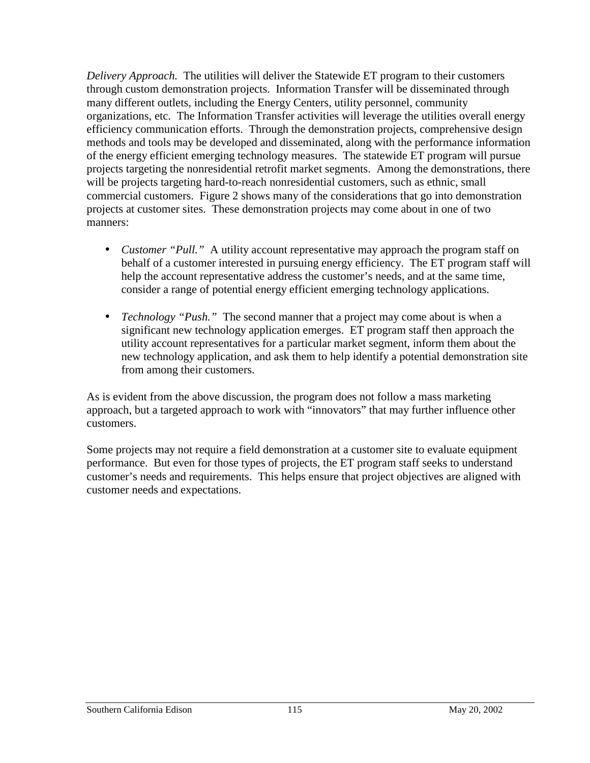*Delivery Approach.* The utilities will deliver the Statewide ET program to their customers through custom demonstration projects. Information Transfer will be disseminated through many different outlets, including the Energy Centers, utility personnel, community organizations, etc. The Information Transfer activities will leverage the utilities overall energy efficiency communication efforts. Through the demonstration projects, comprehensive design methods and tools may be developed and disseminated, along with the performance information of the energy efficient emerging technology measures. The statewide ET program will pursue projects targeting the nonresidential retrofit market segments. Among the demonstrations, there will be projects targeting hard-to-reach nonresidential customers, such as ethnic, small commercial customers. Figure 2 shows many of the considerations that go into demonstration projects at customer sites. These demonstration projects may come about in one of two manners:

- *Customer "Pull."* A utility account representative may approach the program staff on behalf of a customer interested in pursuing energy efficiency. The ET program staff will help the account representative address the customer's needs, and at the same time, consider a range of potential energy efficient emerging technology applications.

- *Technology "Push."* The second manner that a project may come about is when a significant new technology application emerges. ET program staff then approach the utility account representatives for a particular market segment, inform them about the new technology application, and ask them to help identify a potential demonstration site from among their customers.

As is evident from the above discussion, the program does not follow a mass marketing approach, but a targeted approach to work with "innovators" that may further influence other customers.

Some projects may not require a field demonstration at a customer site to evaluate equipment performance. But even for those types of projects, the ET program staff seeks to understand customer's needs and requirements. This helps ensure that project objectives are aligned with customer needs and expectations.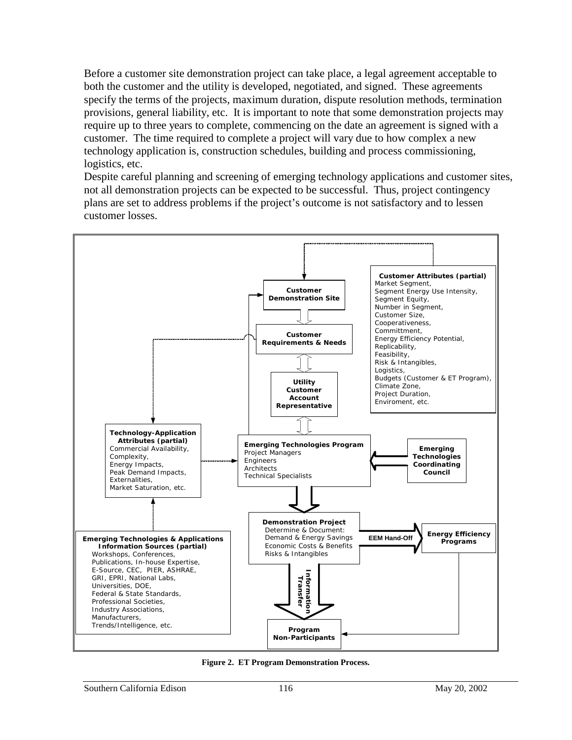Before a customer site demonstration project can take place, a legal agreement acceptable to both the customer and the utility is developed, negotiated, and signed. These agreements specify the terms of the projects, maximum duration, dispute resolution methods, termination provisions, general liability, etc. It is important to note that some demonstration projects may require up to three years to complete, commencing on the date an agreement is signed with a customer. The time required to complete a project will vary due to how complex a new technology application is, construction schedules, building and process commissioning, logistics, etc.

Despite careful planning and screening of emerging technology applications and customer sites, not all demonstration projects can be expected to be successful. Thus, project contingency plans are set to address problems if the project's outcome is not satisfactory and to lessen customer losses.

**Customer Demonstration Site**

**Customer Requirements & Needs**

**Utility Customer Account Representative**

**Customer Attributes (partial)**
Market Segment,
Segment Energy Use Intensity,
Segment Equity,
Number in Segment,
Customer Size,
Cooperativeness,
Committment,
Energy Efficiency Potential,
Replicability,
Feasibility,
Risk & Intangibles,
Logistics,
Budgets (Customer & ET Program),
Climate Zone,
Project Duration,
Enviroment, etc.

**Technology-Application Attributes (partial)**
Commercial Availability,
Complexity,
Energy Impacts,
Peak Demand Impacts,
Externalities,
Market Saturation, etc.

**Emerging Technologies Program**
Project Managers
Engineers
Architects
Technical Specialists

**Emerging Technologies Coordinating Council**

**Demonstration Project**
Determine & Document:
Demand & Energy Savings
Economic Costs & Benefits
Risks & Intangibles

**EEM Hand-Off**

**Energy Efficiency Programs**

**Emerging Technologies & Applications Information Sources (partial)**
Workshops, Conferences,
Publications, In-house Expertise,
E-Source, CEC, PIER, ASHRAE,
GRI, EPRI, National Labs,
Universities, DOE,
Federal & State Standards,
Professional Societies,
Industry Associations,
Manufacturers,
Trends/Intelligence, etc.

**Information Transfer**

**Program Non-Participants**

**Figure 2. ET Program Demonstration Process.**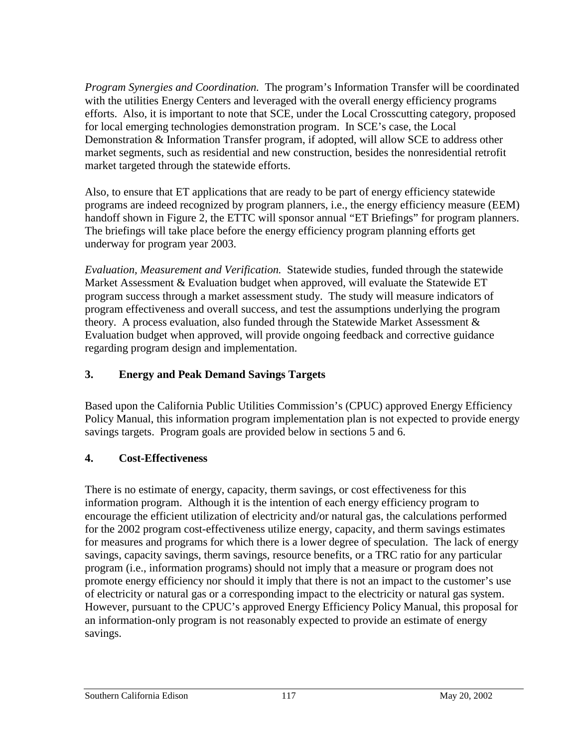*Program Synergies and Coordination.* The program's Information Transfer will be coordinated with the utilities Energy Centers and leveraged with the overall energy efficiency programs efforts. Also, it is important to note that SCE, under the Local Crosscutting category, proposed for local emerging technologies demonstration program. In SCE's case, the Local Demonstration & Information Transfer program, if adopted, will allow SCE to address other market segments, such as residential and new construction, besides the nonresidential retrofit market targeted through the statewide efforts.

Also, to ensure that ET applications that are ready to be part of energy efficiency statewide programs are indeed recognized by program planners, i.e., the energy efficiency measure (EEM) handoff shown in Figure 2, the ETTC will sponsor annual "ET Briefings" for program planners. The briefings will take place before the energy efficiency program planning efforts get underway for program year 2003.

*Evaluation, Measurement and Verification.* Statewide studies, funded through the statewide Market Assessment & Evaluation budget when approved, will evaluate the Statewide ET program success through a market assessment study. The study will measure indicators of program effectiveness and overall success, and test the assumptions underlying the program theory. A process evaluation, also funded through the Statewide Market Assessment & Evaluation budget when approved, will provide ongoing feedback and corrective guidance regarding program design and implementation.

## 3. Energy and Peak Demand Savings Targets

Based upon the California Public Utilities Commission's (CPUC) approved Energy Efficiency Policy Manual, this information program implementation plan is not expected to provide energy savings targets. Program goals are provided below in sections 5 and 6.

## 4. Cost-Effectiveness

There is no estimate of energy, capacity, therm savings, or cost effectiveness for this information program. Although it is the intention of each energy efficiency program to encourage the efficient utilization of electricity and/or natural gas, the calculations performed for the 2002 program cost-effectiveness utilize energy, capacity, and therm savings estimates for measures and programs for which there is a lower degree of speculation. The lack of energy savings, capacity savings, therm savings, resource benefits, or a TRC ratio for any particular program (i.e., information programs) should not imply that a measure or program does not promote energy efficiency nor should it imply that there is not an impact to the customer's use of electricity or natural gas or a corresponding impact to the electricity or natural gas system. However, pursuant to the CPUC's approved Energy Efficiency Policy Manual, this proposal for an information-only program is not reasonably expected to provide an estimate of energy savings.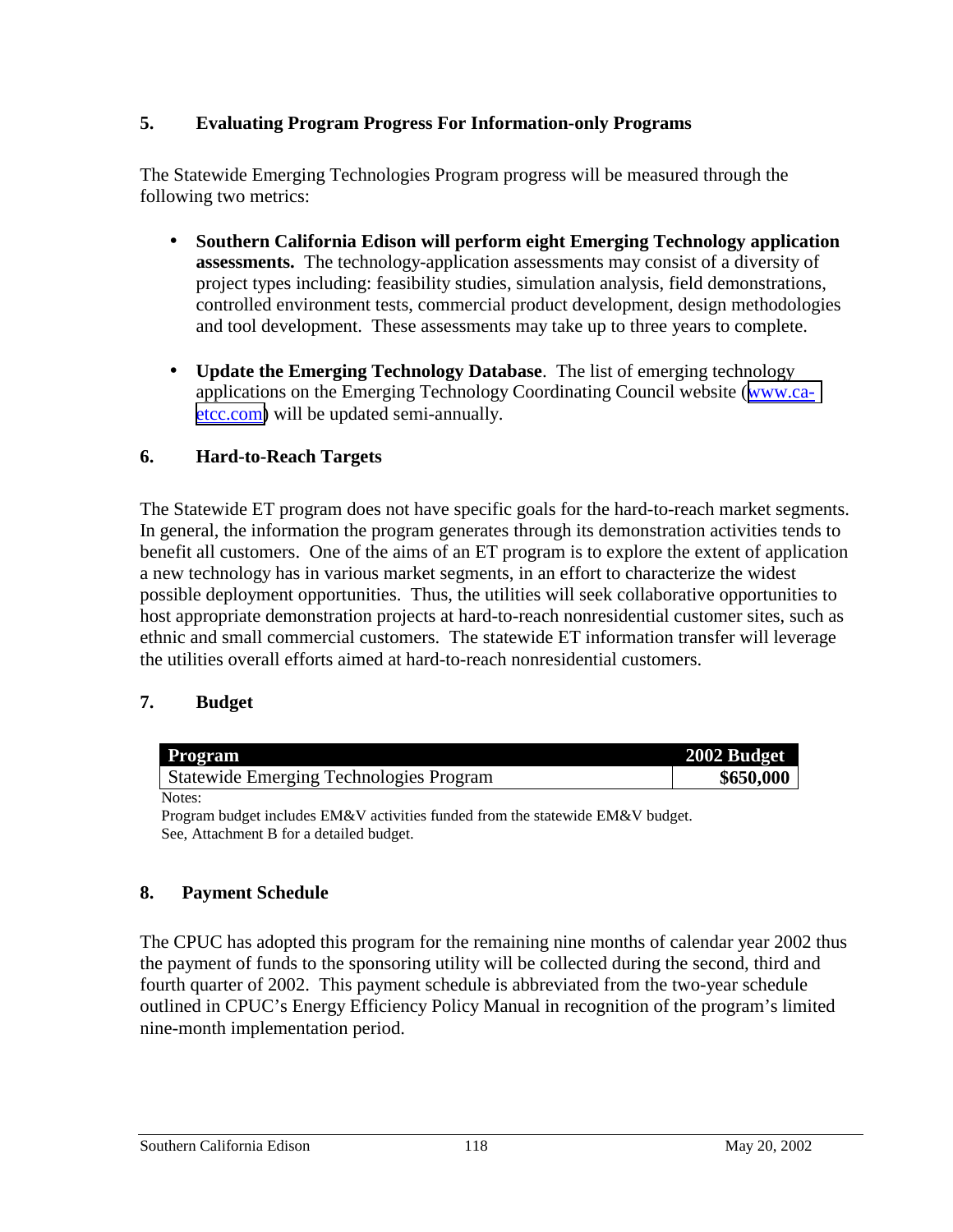## 5. Evaluating Program Progress For Information-only Programs

The Statewide Emerging Technologies Program progress will be measured through the following two metrics:

- **Southern California Edison will perform eight Emerging Technology application assessments.** The technology-application assessments may consist of a diversity of project types including: feasibility studies, simulation analysis, field demonstrations, controlled environment tests, commercial product development, design methodologies and tool development. These assessments may take up to three years to complete.

- **Update the Emerging Technology Database**. The list of emerging technology applications on the Emerging Technology Coordinating Council website (www.ca-etcc.com) will be updated semi-annually.

## 6. Hard-to-Reach Targets

The Statewide ET program does not have specific goals for the hard-to-reach market segments. In general, the information the program generates through its demonstration activities tends to benefit all customers. One of the aims of an ET program is to explore the extent of application a new technology has in various market segments, in an effort to characterize the widest possible deployment opportunities. Thus, the utilities will seek collaborative opportunities to host appropriate demonstration projects at hard-to-reach nonresidential customer sites, such as ethnic and small commercial customers. The statewide ET information transfer will leverage the utilities overall efforts aimed at hard-to-reach nonresidential customers.

## 7. Budget

| Program | 2002 Budget |
|---|---|
| Statewide Emerging Technologies Program | **$650,000** |

Notes:
Program budget includes EM&V activities funded from the statewide EM&V budget.
See, Attachment B for a detailed budget.

## 8. Payment Schedule

The CPUC has adopted this program for the remaining nine months of calendar year 2002 thus the payment of funds to the sponsoring utility will be collected during the second, third and fourth quarter of 2002. This payment schedule is abbreviated from the two-year schedule outlined in CPUC's Energy Efficiency Policy Manual in recognition of the program's limited nine-month implementation period.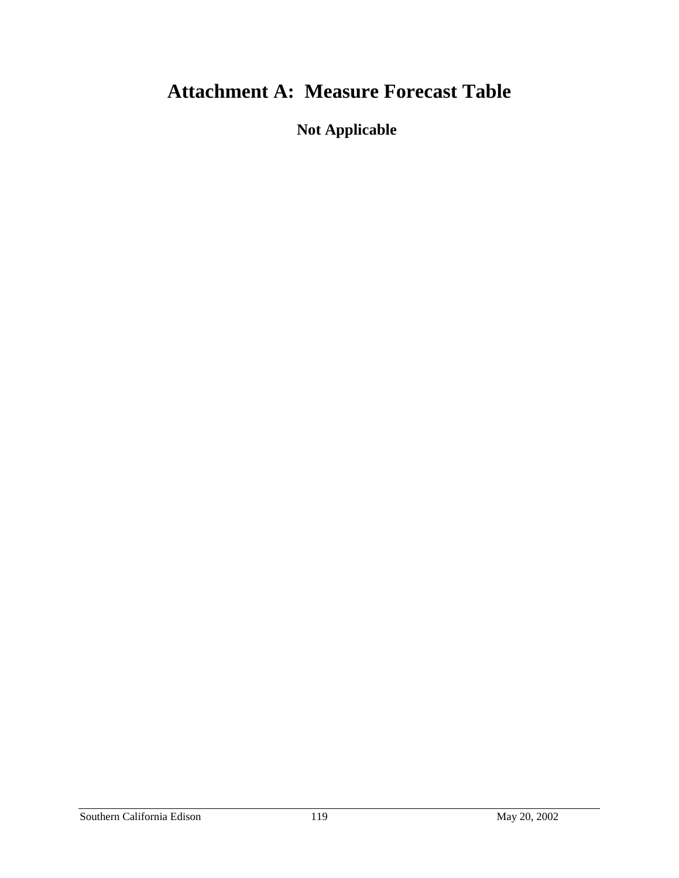# Attachment A: Measure Forecast Table

**Not Applicable**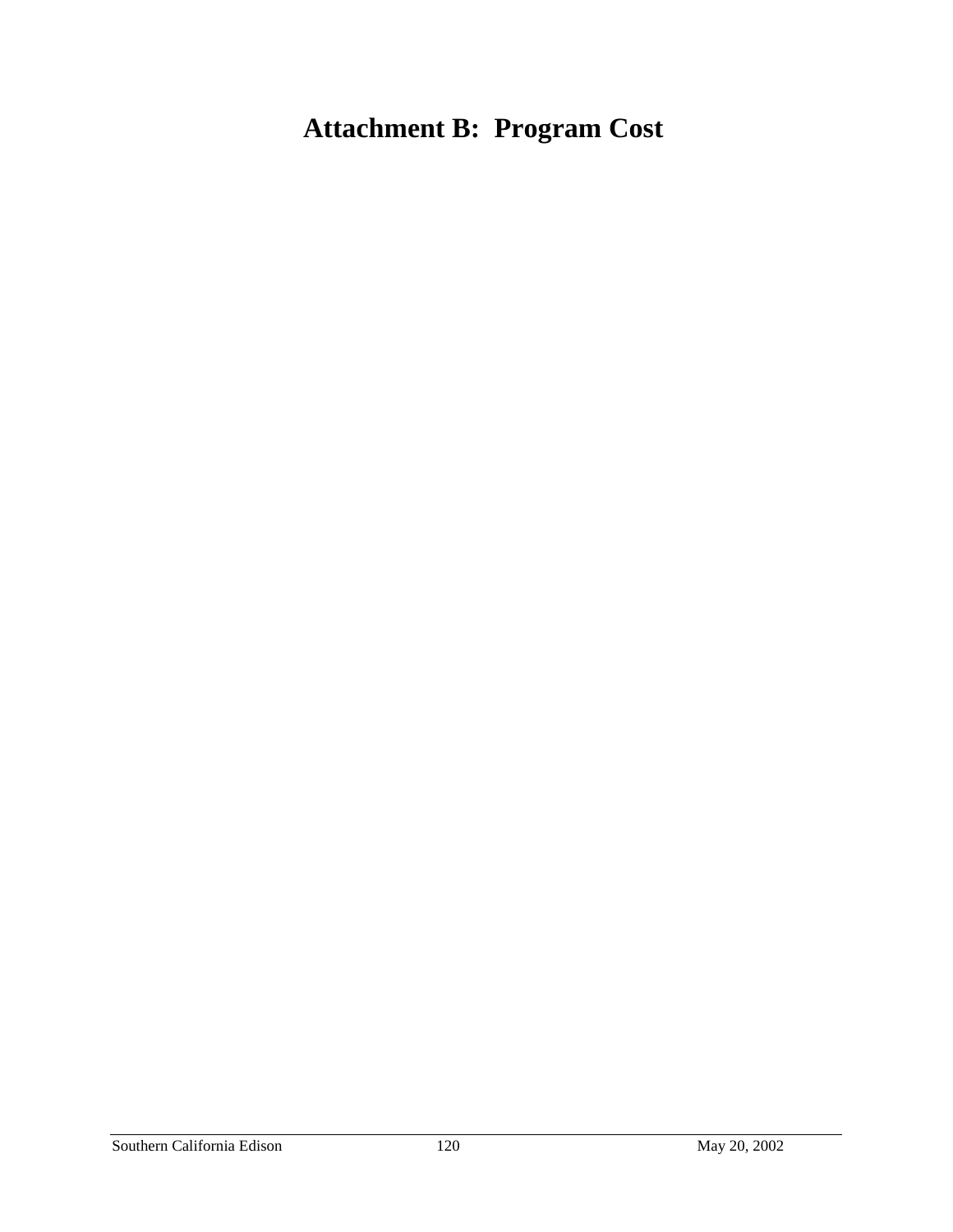# Attachment B: Program Cost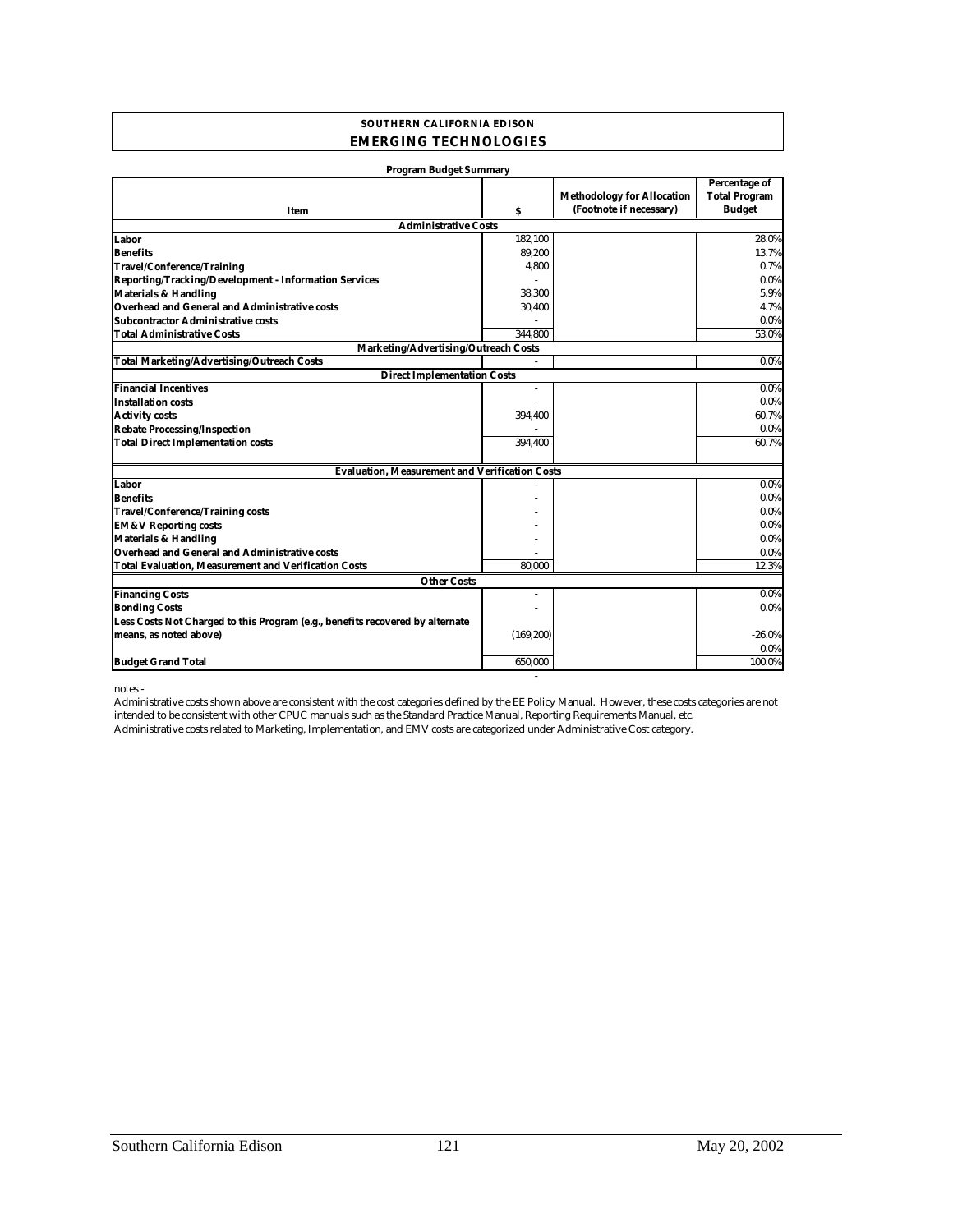**SOUTHERN CALIFORNIA EDISON**

**EMERGING TECHNOLOGIES**

**Program Budget Summary**

| Item | $ | Methodology for Allocation (Footnote if necessary) | Percentage of Total Program Budget |
|---|---|---|---|
| **Administrative Costs** | | | |
| **Labor** | 182,100 | | 28.0% |
| **Benefits** | 89,200 | | 13.7% |
| **Travel/Conference/Training** | 4,800 | | 0.7% |
| **Reporting/Tracking/Development - Information Services** | - | | 0.0% |
| **Materials & Handling** | 38,300 | | 5.9% |
| **Overhead and General and Administrative costs** | 30,400 | | 4.7% |
| **Subcontractor Administrative costs** | - | | 0.0% |
| **Total Administrative Costs** | 344,800 | | 53.0% |
| **Marketing/Advertising/Outreach Costs** | | | |
| **Total Marketing/Advertising/Outreach Costs** | - | | 0.0% |
| **Direct Implementation Costs** | | | |
| **Financial Incentives** | - | | 0.0% |
| **Installation costs** | - | | 0.0% |
| **Activity costs** | 394,400 | | 60.7% |
| **Rebate Processing/Inspection** | - | | 0.0% |
| **Total Direct Implementation costs** | 394,400 | | 60.7% |
| **Evaluation, Measurement and Verification Costs** | | | |
| **Labor** | - | | 0.0% |
| **Benefits** | - | | 0.0% |
| **Travel/Conference/Training costs** | - | | 0.0% |
| **EM&V Reporting costs** | - | | 0.0% |
| **Materials & Handling** | - | | 0.0% |
| **Overhead and General and Administrative costs** | - | | 0.0% |
| **Total Evaluation, Measurement and Verification Costs** | 80,000 | | 12.3% |
| **Other Costs** | | | |
| **Financing Costs** | - | | 0.0% |
| **Bonding Costs** | - | | 0.0% |
| **Less Costs Not Charged to this Program (e.g., benefits recovered by alternate means, as noted above)** | (169,200) | | -26.0% |
| | | | 0.0% |
| **Budget Grand Total** | 650,000 | | 100.0% |
| | - | | |

notes -

Administrative costs shown above are consistent with the cost categories defined by the EE Policy Manual. However, these costs categories are not intended to be consistent with other CPUC manuals such as the Standard Practice Manual, Reporting Requirements Manual, etc.

Administrative costs related to Marketing, Implementation, and EMV costs are categorized under Administrative Cost category.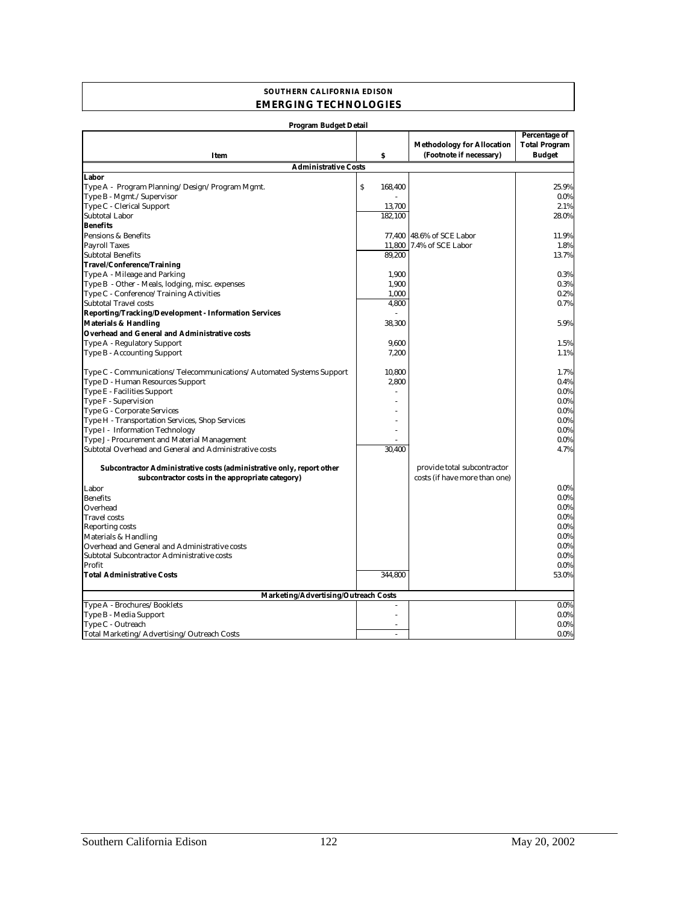**SOUTHERN CALIFORNIA EDISON**

**EMERGING TECHNOLOGIES**

**Program Budget Detail**

| Item | $ | Methodology for Allocation (Footnote if necessary) | Percentage of Total Program Budget |
|---|---|---|---|
| **Administrative Costs** | | | |
| **Labor** | | | |
| Type A - Program Planning/Design/Program Mgmt. | $ 168,400 | | 25.9% |
| Type B - Mgmt./Supervisor | - | | 0.0% |
| Type C - Clerical Support | 13,700 | | 2.1% |
| Subtotal Labor | 182,100 | | 28.0% |
| **Benefits** | | | |
| Pensions & Benefits | 77,400 | 48.6% of SCE Labor | 11.9% |
| Payroll Taxes | 11,800 | 7.4% of SCE Labor | 1.8% |
| Subtotal Benefits | 89,200 | | 13.7% |
| **Travel/Conference/Training** | | | |
| Type A - Mileage and Parking | 1,900 | | 0.3% |
| Type B - Other - Meals, lodging, misc. expenses | 1,900 | | 0.3% |
| Type C - Conference/Training Activities | 1,000 | | 0.2% |
| Subtotal Travel costs | 4,800 | | 0.7% |
| **Reporting/Tracking/Development - Information Services** | - | | |
| **Materials & Handling** | 38,300 | | 5.9% |
| **Overhead and General and Administrative costs** | | | |
| Type A - Regulatory Support | 9,600 | | 1.5% |
| Type B - Accounting Support | 7,200 | | 1.1% |
| Type C - Communications/Telecommunications/Automated Systems Support | 10,800 | | 1.7% |
| Type D - Human Resources Support | 2,800 | | 0.4% |
| Type E - Facilities Support | - | | 0.0% |
| Type F - Supervision | - | | 0.0% |
| Type G - Corporate Services | - | | 0.0% |
| Type H - Transportation Services, Shop Services | - | | 0.0% |
| Type I - Information Technology | - | | 0.0% |
| Type J - Procurement and Material Management | - | | 0.0% |
| Subtotal Overhead and General and Administrative costs | 30,400 | | 4.7% |
| **Subcontractor Administrative costs (administrative only, report other subcontractor costs in the appropriate category)** | | provide total subcontractor costs (if have more than one) | |
| Labor | | | 0.0% |
| Benefits | | | 0.0% |
| Overhead | | | 0.0% |
| Travel costs | | | 0.0% |
| Reporting costs | | | 0.0% |
| Materials & Handling | | | 0.0% |
| Overhead and General and Administrative costs | | | 0.0% |
| Subtotal Subcontractor Administrative costs | | | 0.0% |
| Profit | | | 0.0% |
| **Total Administrative Costs** | 344,800 | | 53.0% |
| **Marketing/Advertising/Outreach Costs** | | | |
| Type A - Brochures/Booklets | - | | 0.0% |
| Type B - Media Support | - | | 0.0% |
| Type C - Outreach | - | | 0.0% |
| Total Marketing/Advertising/Outreach Costs | - | | 0.0% |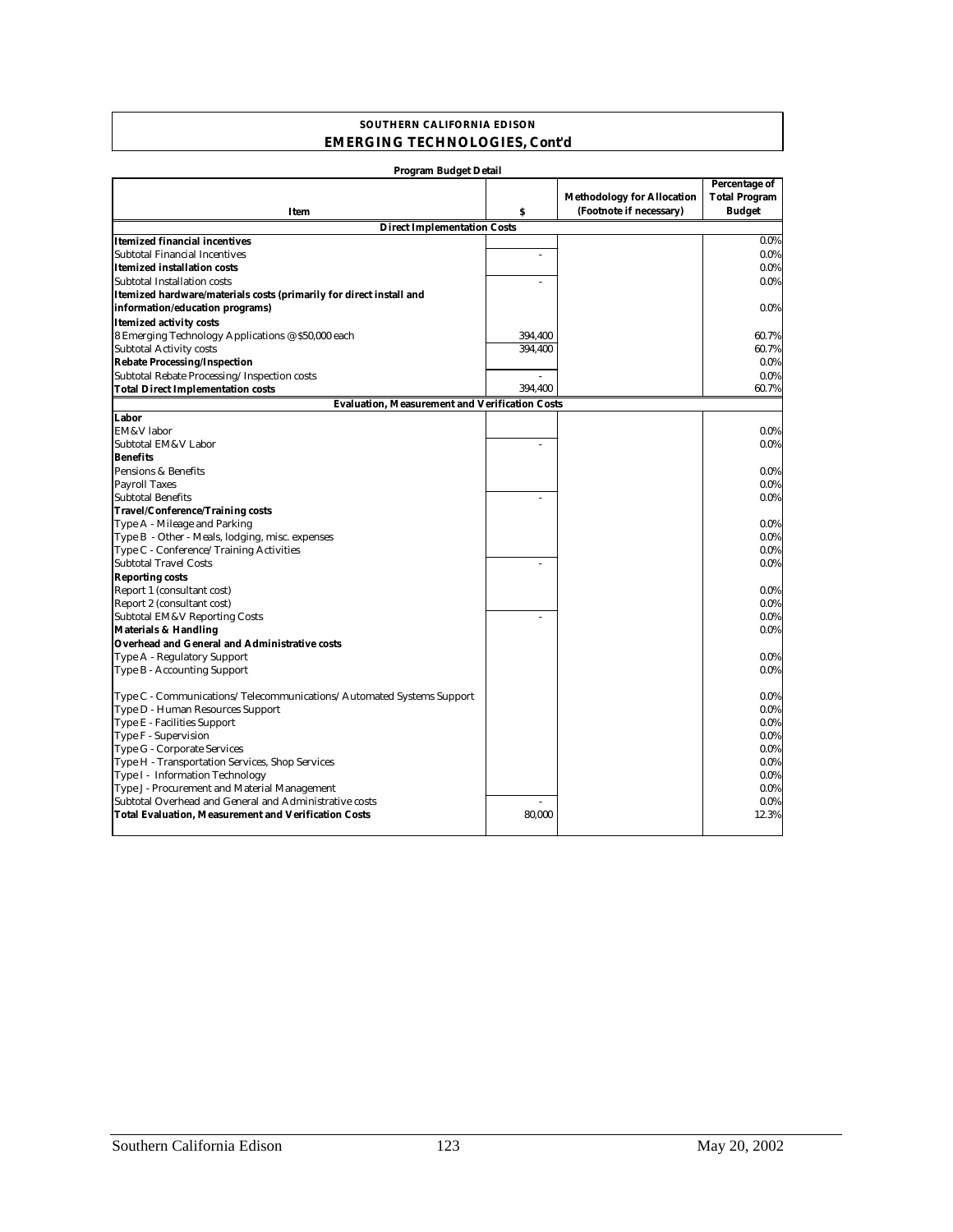**SOUTHERN CALIFORNIA EDISON**

**EMERGING TECHNOLOGIES, Cont'd**

**Program Budget Detail**

| Item | $ | Methodology for Allocation (Footnote if necessary) | Percentage of Total Program Budget |
|---|---|---|---|
| **Direct Implementation Costs** | | | |
| **Itemized financial incentives** | | | 0.0% |
| Subtotal Financial Incentives | - | | 0.0% |
| **Itemized installation costs** | | | 0.0% |
| Subtotal Installation costs | - | | 0.0% |
| **Itemized hardware/materials costs (primarily for direct install and information/education programs)** | | | 0.0% |
| **Itemized activity costs** | | | |
| 8 Emerging Technology Applications @ $50,000 each | 394,400 | | 60.7% |
| Subtotal Activity costs | 394,400 | | 60.7% |
| **Rebate Processing/Inspection** | | | 0.0% |
| Subtotal Rebate Processing/ Inspection costs | - | | 0.0% |
| **Total Direct Implementation costs** | 394,400 | | 60.7% |
| **Evaluation, Measurement and Verification Costs** | | | |
| **Labor** | | | |
| EM&V labor | | | 0.0% |
| Subtotal EM&V Labor | - | | 0.0% |
| **Benefits** | | | |
| Pensions & Benefits | | | 0.0% |
| Payroll Taxes | | | 0.0% |
| Subtotal Benefits | - | | 0.0% |
| **Travel/Conference/Training costs** | | | |
| Type A - Mileage and Parking | | | 0.0% |
| Type B - Other - Meals, lodging, misc. expenses | | | 0.0% |
| Type C - Conference/ Training Activities | | | 0.0% |
| Subtotal Travel Costs | - | | 0.0% |
| **Reporting costs** | | | |
| Report 1 (consultant cost) | | | 0.0% |
| Report 2 (consultant cost) | | | 0.0% |
| Subtotal EM&V Reporting Costs | - | | 0.0% |
| **Materials & Handling** | | | 0.0% |
| **Overhead and General and Administrative costs** | | | |
| Type A - Regulatory Support | | | 0.0% |
| Type B - Accounting Support | | | 0.0% |
| Type C - Communications/ Telecommunications/ Automated Systems Support | | | 0.0% |
| Type D - Human Resources Support | | | 0.0% |
| Type E - Facilities Support | | | 0.0% |
| Type F - Supervision | | | 0.0% |
| Type G - Corporate Services | | | 0.0% |
| Type H - Transportation Services, Shop Services | | | 0.0% |
| Type I - Information Technology | | | 0.0% |
| Type J - Procurement and Material Management | | | 0.0% |
| Subtotal Overhead and General and Administrative costs | - | | 0.0% |
| **Total Evaluation, Measurement and Verification Costs** | 80,000 | | 12.3% |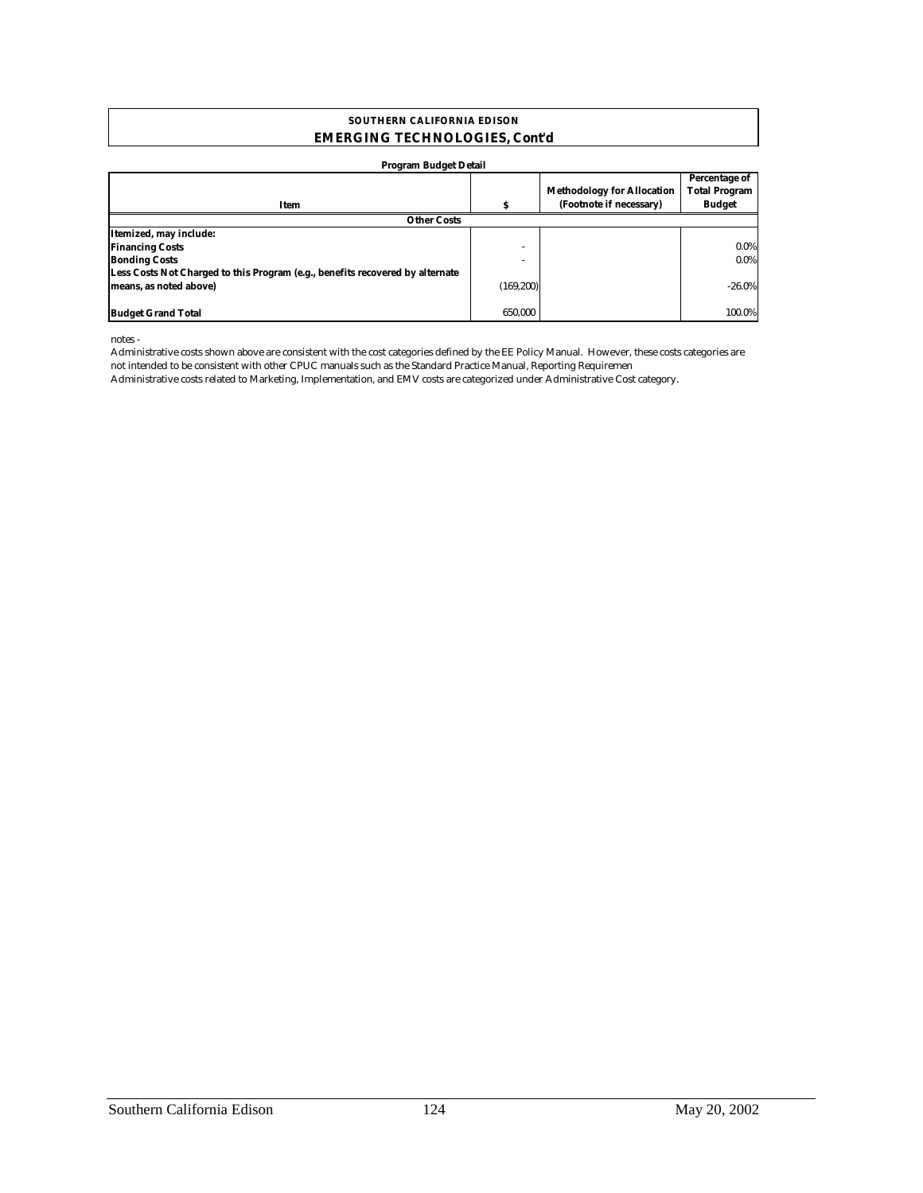**SOUTHERN CALIFORNIA EDISON**

**EMERGING TECHNOLOGIES, Cont'd**

**Program Budget Detail**

| Item | $ | Methodology for Allocation (Footnote if necessary) | Percentage of Total Program Budget |
|---|---|---|---|
| **Other Costs** | | | |
| **Itemized, may include:** | | | |
| **Financing Costs** | - | | 0.0% |
| **Bonding Costs** | - | | 0.0% |
| **Less Costs Not Charged to this Program (e.g., benefits recovered by alternate means, as noted above)** | (169,200) | | -26.0% |
| **Budget Grand Total** | 650,000 | | 100.0% |

notes -

Administrative costs shown above are consistent with the cost categories defined by the EE Policy Manual. However, these costs categories are not intended to be consistent with other CPUC manuals such as the Standard Practice Manual, Reporting Requiremen

Administrative costs related to Marketing, Implementation, and EMV costs are categorized under Administrative Cost category.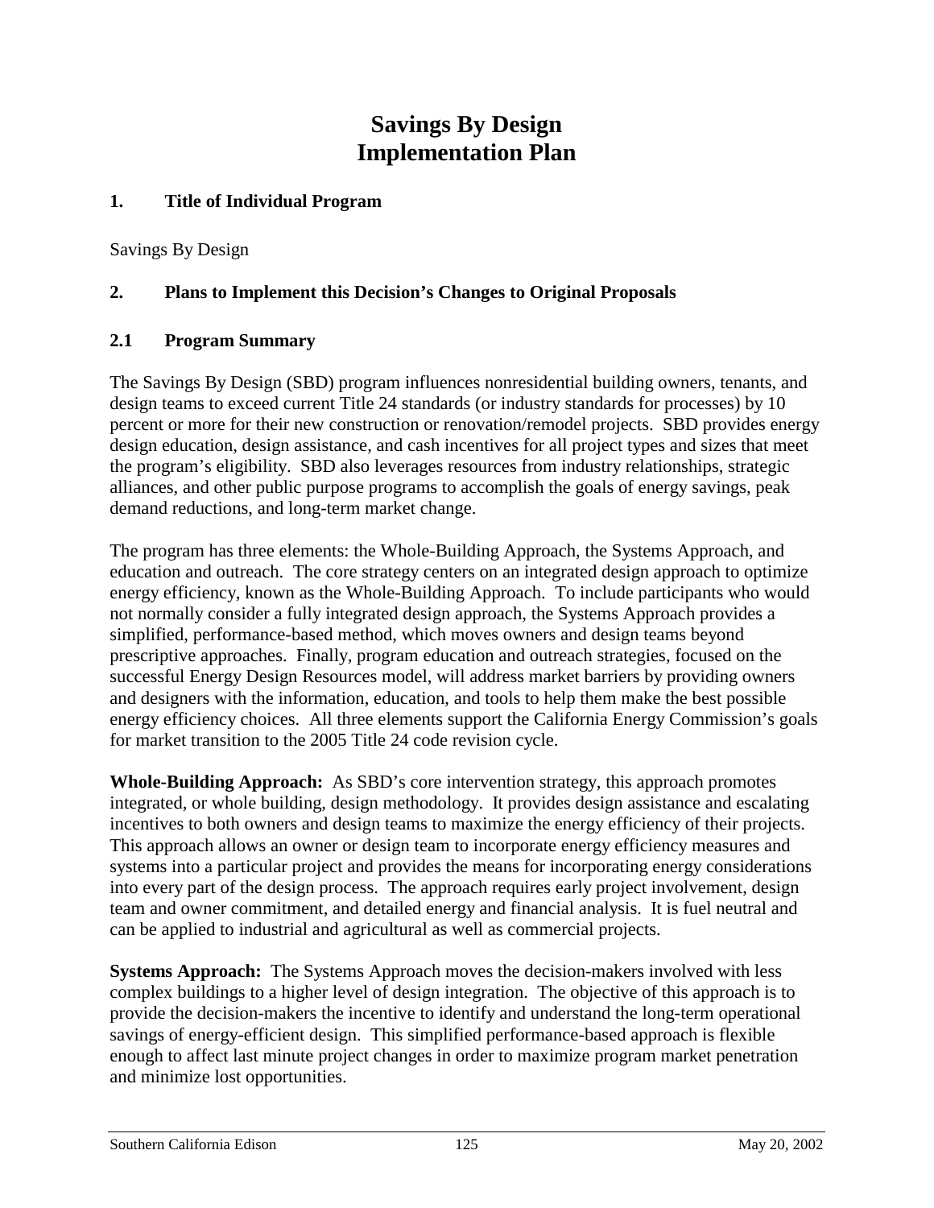# Savings By Design
# Implementation Plan

## 1. Title of Individual Program

Savings By Design

## 2. Plans to Implement this Decision's Changes to Original Proposals

### 2.1 Program Summary

The Savings By Design (SBD) program influences nonresidential building owners, tenants, and design teams to exceed current Title 24 standards (or industry standards for processes) by 10 percent or more for their new construction or renovation/remodel projects. SBD provides energy design education, design assistance, and cash incentives for all project types and sizes that meet the program's eligibility. SBD also leverages resources from industry relationships, strategic alliances, and other public purpose programs to accomplish the goals of energy savings, peak demand reductions, and long-term market change.

The program has three elements: the Whole-Building Approach, the Systems Approach, and education and outreach. The core strategy centers on an integrated design approach to optimize energy efficiency, known as the Whole-Building Approach. To include participants who would not normally consider a fully integrated design approach, the Systems Approach provides a simplified, performance-based method, which moves owners and design teams beyond prescriptive approaches. Finally, program education and outreach strategies, focused on the successful Energy Design Resources model, will address market barriers by providing owners and designers with the information, education, and tools to help them make the best possible energy efficiency choices. All three elements support the California Energy Commission's goals for market transition to the 2005 Title 24 code revision cycle.

**Whole-Building Approach:** As SBD's core intervention strategy, this approach promotes integrated, or whole building, design methodology. It provides design assistance and escalating incentives to both owners and design teams to maximize the energy efficiency of their projects. This approach allows an owner or design team to incorporate energy efficiency measures and systems into a particular project and provides the means for incorporating energy considerations into every part of the design process. The approach requires early project involvement, design team and owner commitment, and detailed energy and financial analysis. It is fuel neutral and can be applied to industrial and agricultural as well as commercial projects.

**Systems Approach:** The Systems Approach moves the decision-makers involved with less complex buildings to a higher level of design integration. The objective of this approach is to provide the decision-makers the incentive to identify and understand the long-term operational savings of energy-efficient design. This simplified performance-based approach is flexible enough to affect last minute project changes in order to maximize program market penetration and minimize lost opportunities.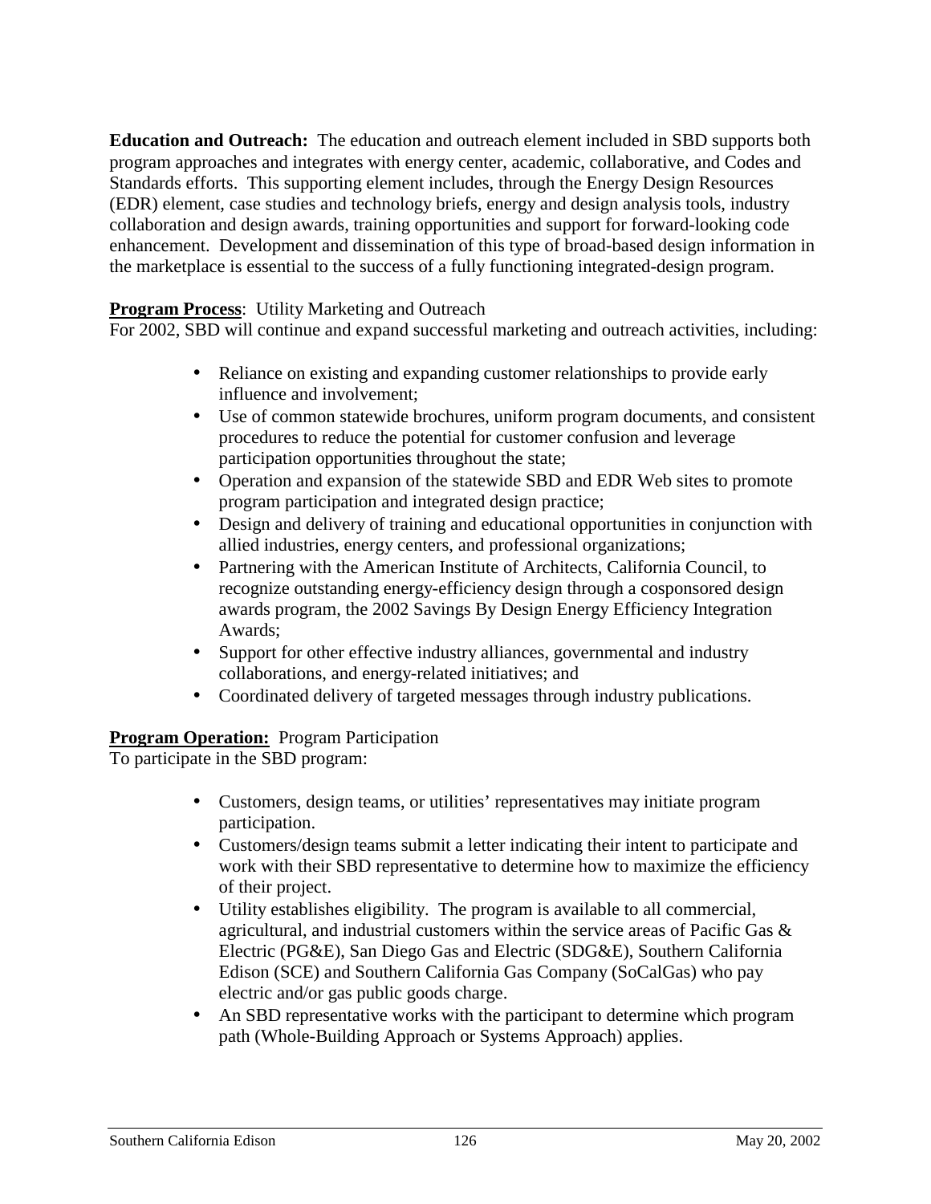**Education and Outreach:** The education and outreach element included in SBD supports both program approaches and integrates with energy center, academic, collaborative, and Codes and Standards efforts. This supporting element includes, through the Energy Design Resources (EDR) element, case studies and technology briefs, energy and design analysis tools, industry collaboration and design awards, training opportunities and support for forward-looking code enhancement. Development and dissemination of this type of broad-based design information in the marketplace is essential to the success of a fully functioning integrated-design program.

**Program Process**: Utility Marketing and Outreach
For 2002, SBD will continue and expand successful marketing and outreach activities, including:

- Reliance on existing and expanding customer relationships to provide early influence and involvement;
- Use of common statewide brochures, uniform program documents, and consistent procedures to reduce the potential for customer confusion and leverage participation opportunities throughout the state;
- Operation and expansion of the statewide SBD and EDR Web sites to promote program participation and integrated design practice;
- Design and delivery of training and educational opportunities in conjunction with allied industries, energy centers, and professional organizations;
- Partnering with the American Institute of Architects, California Council, to recognize outstanding energy-efficiency design through a cosponsored design awards program, the 2002 Savings By Design Energy Efficiency Integration Awards;
- Support for other effective industry alliances, governmental and industry collaborations, and energy-related initiatives; and
- Coordinated delivery of targeted messages through industry publications.

**Program Operation:** Program Participation
To participate in the SBD program:

- Customers, design teams, or utilities' representatives may initiate program participation.
- Customers/design teams submit a letter indicating their intent to participate and work with their SBD representative to determine how to maximize the efficiency of their project.
- Utility establishes eligibility. The program is available to all commercial, agricultural, and industrial customers within the service areas of Pacific Gas & Electric (PG&E), San Diego Gas and Electric (SDG&E), Southern California Edison (SCE) and Southern California Gas Company (SoCalGas) who pay electric and/or gas public goods charge.
- An SBD representative works with the participant to determine which program path (Whole-Building Approach or Systems Approach) applies.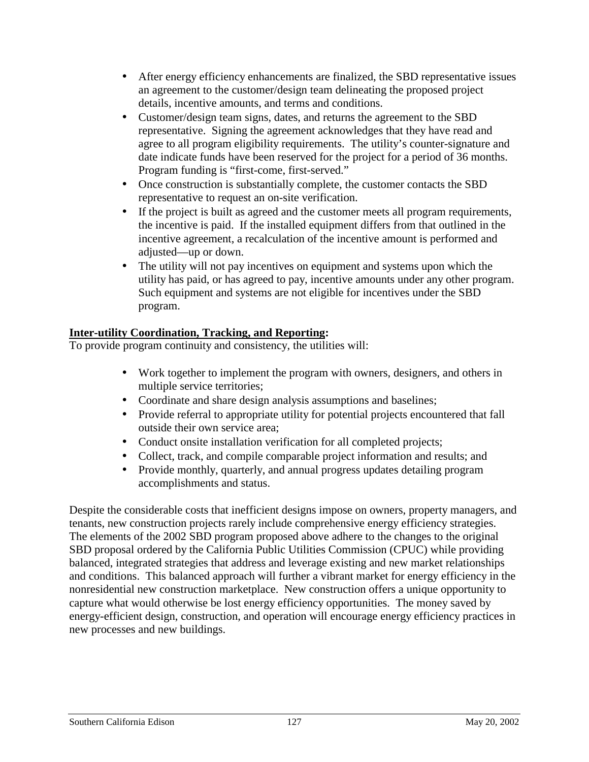- After energy efficiency enhancements are finalized, the SBD representative issues an agreement to the customer/design team delineating the proposed project details, incentive amounts, and terms and conditions.
- Customer/design team signs, dates, and returns the agreement to the SBD representative. Signing the agreement acknowledges that they have read and agree to all program eligibility requirements. The utility's counter-signature and date indicate funds have been reserved for the project for a period of 36 months. Program funding is "first-come, first-served."
- Once construction is substantially complete, the customer contacts the SBD representative to request an on-site verification.
- If the project is built as agreed and the customer meets all program requirements, the incentive is paid. If the installed equipment differs from that outlined in the incentive agreement, a recalculation of the incentive amount is performed and adjusted—up or down.
- The utility will not pay incentives on equipment and systems upon which the utility has paid, or has agreed to pay, incentive amounts under any other program. Such equipment and systems are not eligible for incentives under the SBD program.

**Inter-utility Coordination, Tracking, and Reporting:**
To provide program continuity and consistency, the utilities will:

- Work together to implement the program with owners, designers, and others in multiple service territories;
- Coordinate and share design analysis assumptions and baselines;
- Provide referral to appropriate utility for potential projects encountered that fall outside their own service area;
- Conduct onsite installation verification for all completed projects;
- Collect, track, and compile comparable project information and results; and
- Provide monthly, quarterly, and annual progress updates detailing program accomplishments and status.

Despite the considerable costs that inefficient designs impose on owners, property managers, and tenants, new construction projects rarely include comprehensive energy efficiency strategies. The elements of the 2002 SBD program proposed above adhere to the changes to the original SBD proposal ordered by the California Public Utilities Commission (CPUC) while providing balanced, integrated strategies that address and leverage existing and new market relationships and conditions. This balanced approach will further a vibrant market for energy efficiency in the nonresidential new construction marketplace. New construction offers a unique opportunity to capture what would otherwise be lost energy efficiency opportunities. The money saved by energy-efficient design, construction, and operation will encourage energy efficiency practices in new processes and new buildings.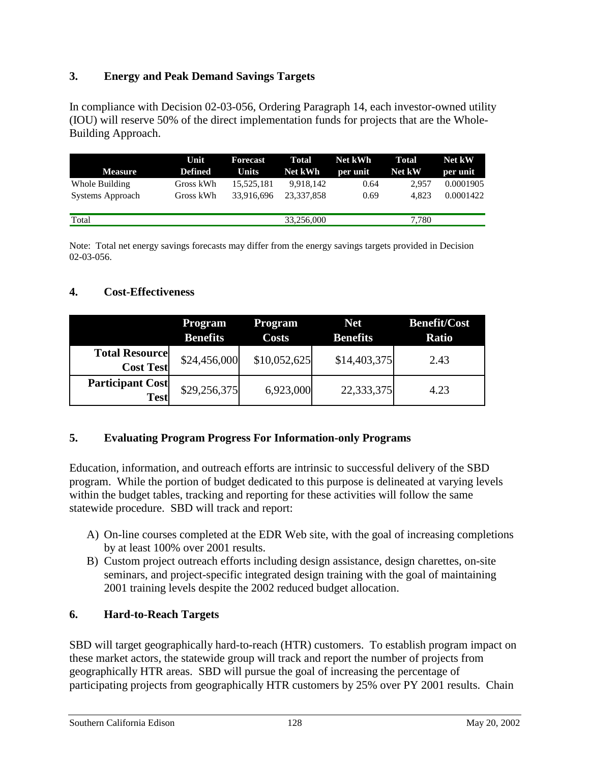## 3. Energy and Peak Demand Savings Targets

In compliance with Decision 02-03-056, Ordering Paragraph 14, each investor-owned utility (IOU) will reserve 50% of the direct implementation funds for projects that are the Whole-Building Approach.

| Measure | Unit Defined | Forecast Units | Total Net kWh | Net kWh per unit | Total Net kW | Net kW per unit |
|---|---|---|---|---|---|---|
| Whole Building | Gross kWh | 15,525,181 | 9,918,142 | 0.64 | 2,957 | 0.0001905 |
| Systems Approach | Gross kWh | 33,916,696 | 23,337,858 | 0.69 | 4,823 | 0.0001422 |
| Total | | | 33,256,000 | | 7,780 | |

Note: Total net energy savings forecasts may differ from the energy savings targets provided in Decision 02-03-056.

## 4. Cost-Effectiveness

| | Program Benefits | Program Costs | Net Benefits | Benefit/Cost Ratio |
|---|---|---|---|---|
| **Total Resource Cost Test** | $24,456,000 | $10,052,625 | $14,403,375 | 2.43 |
| **Participant Cost Test** | $29,256,375 | 6,923,000 | 22,333,375 | 4.23 |

## 5. Evaluating Program Progress For Information-only Programs

Education, information, and outreach efforts are intrinsic to successful delivery of the SBD program. While the portion of budget dedicated to this purpose is delineated at varying levels within the budget tables, tracking and reporting for these activities will follow the same statewide procedure. SBD will track and report:

A) On-line courses completed at the EDR Web site, with the goal of increasing completions by at least 100% over 2001 results.

B) Custom project outreach efforts including design assistance, design charettes, on-site seminars, and project-specific integrated design training with the goal of maintaining 2001 training levels despite the 2002 reduced budget allocation.

## 6. Hard-to-Reach Targets

SBD will target geographically hard-to-reach (HTR) customers. To establish program impact on these market actors, the statewide group will track and report the number of projects from geographically HTR areas. SBD will pursue the goal of increasing the percentage of participating projects from geographically HTR customers by 25% over PY 2001 results. Chain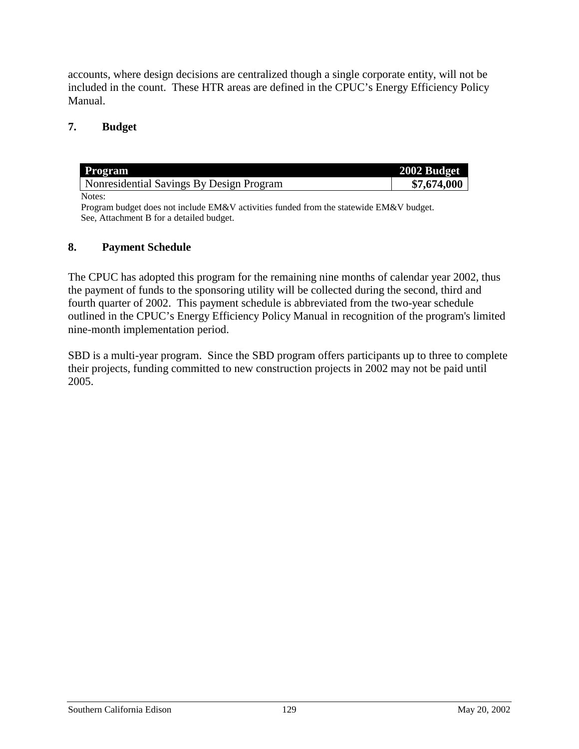accounts, where design decisions are centralized though a single corporate entity, will not be included in the count. These HTR areas are defined in the CPUC's Energy Efficiency Policy Manual.

## 7. Budget

| Program | 2002 Budget |
|---|---|
| Nonresidential Savings By Design Program | **$7,674,000** |

Notes:
Program budget does not include EM&V activities funded from the statewide EM&V budget.
See, Attachment B for a detailed budget.

## 8. Payment Schedule

The CPUC has adopted this program for the remaining nine months of calendar year 2002, thus the payment of funds to the sponsoring utility will be collected during the second, third and fourth quarter of 2002. This payment schedule is abbreviated from the two-year schedule outlined in the CPUC's Energy Efficiency Policy Manual in recognition of the program's limited nine-month implementation period.

SBD is a multi-year program. Since the SBD program offers participants up to three to complete their projects, funding committed to new construction projects in 2002 may not be paid until 2005.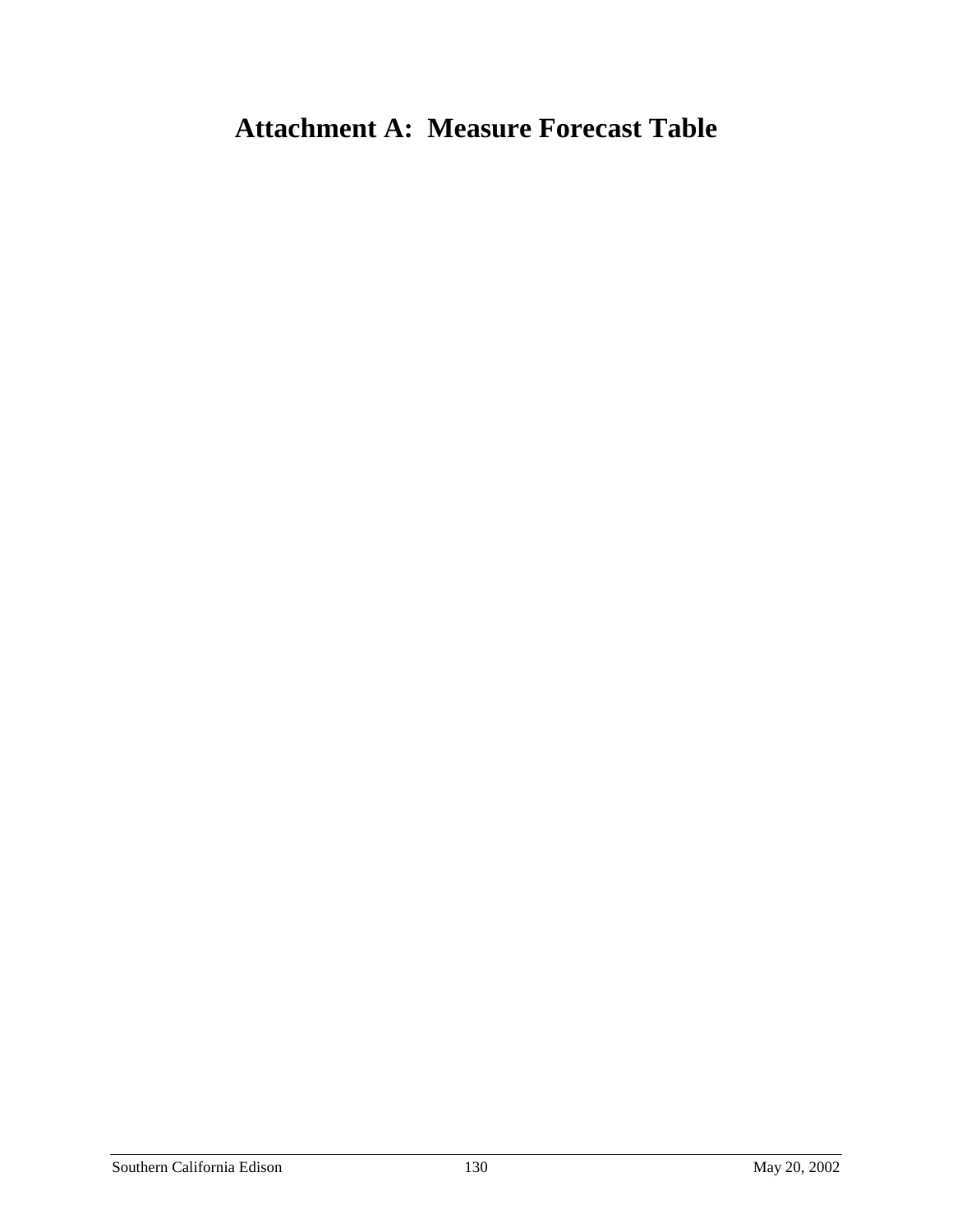# Attachment A: Measure Forecast Table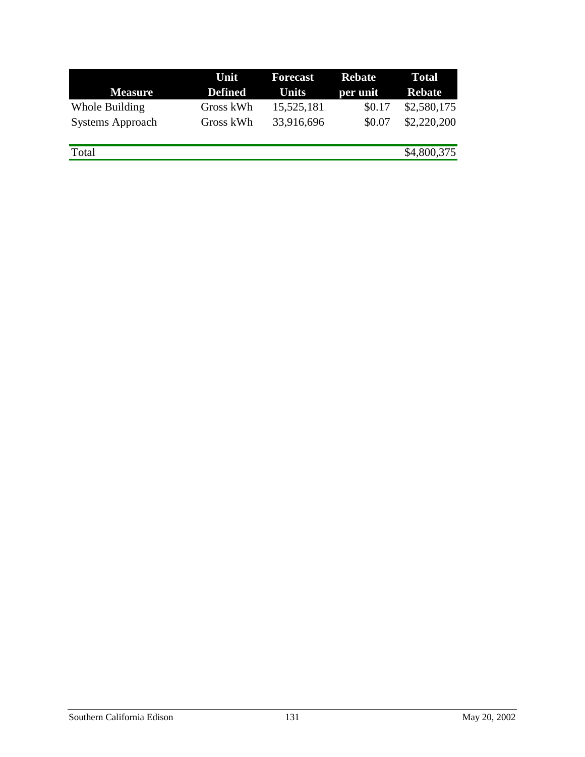| Measure | Unit Defined | Forecast Units | Rebate per unit | Total Rebate |
|---|---|---|---|---|
| Whole Building | Gross kWh | 15,525,181 | $0.17 | $2,580,175 |
| Systems Approach | Gross kWh | 33,916,696 | $0.07 | $2,220,200 |
| Total | | | | $4,800,375 |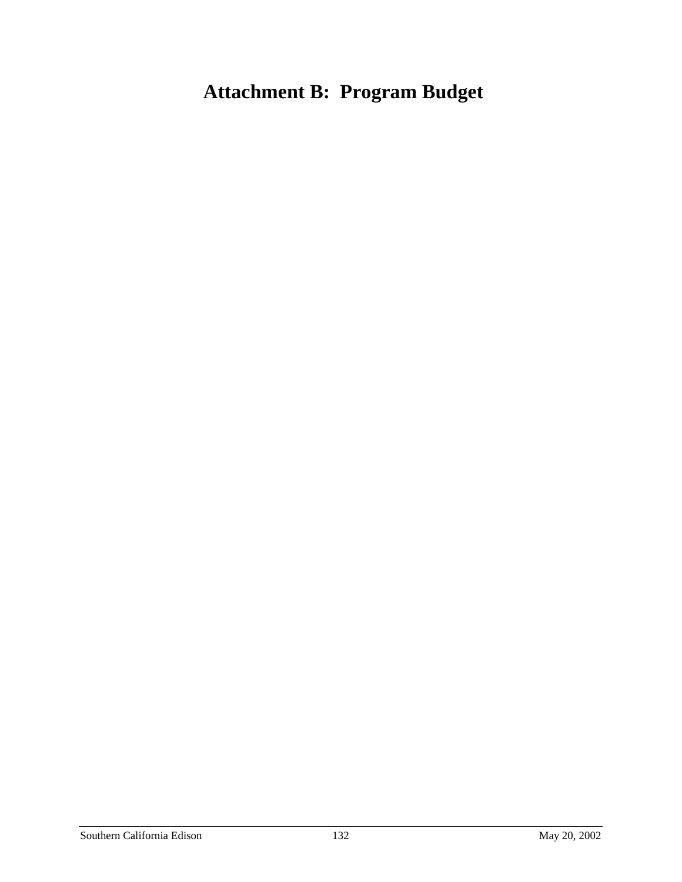# Attachment B: Program Budget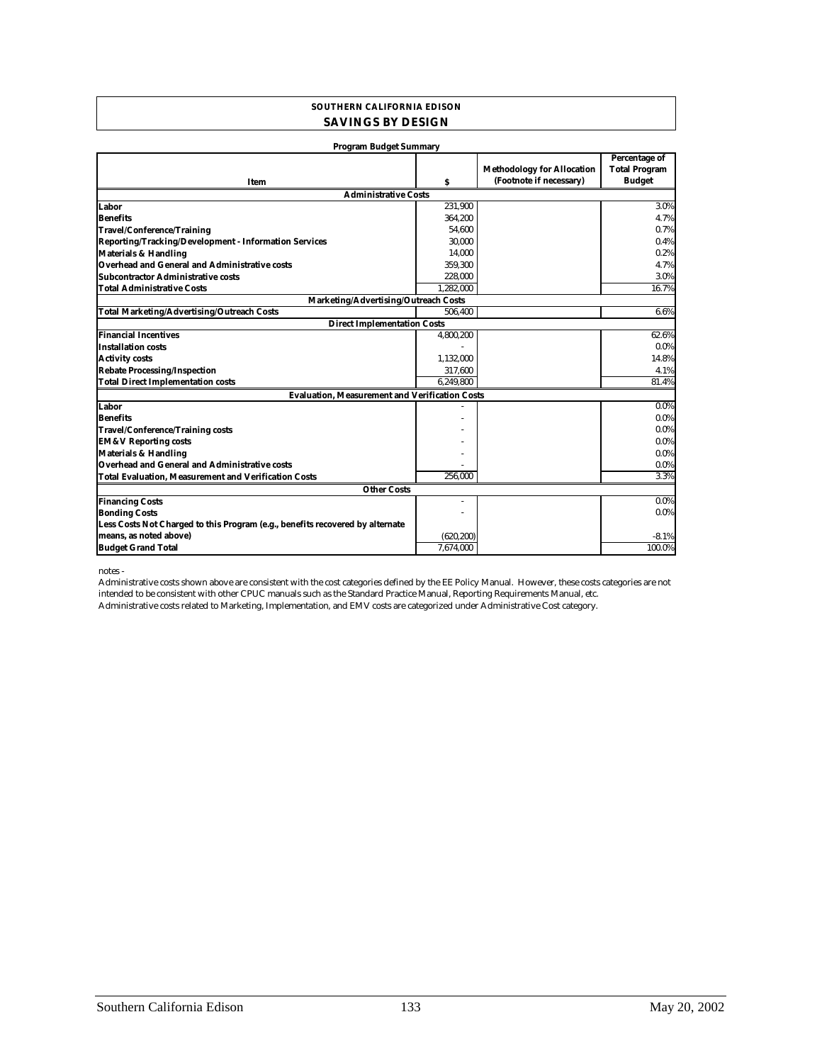**SOUTHERN CALIFORNIA EDISON**

**SAVINGS BY DESIGN**

**Program Budget Summary**

| Item | $ | Methodology for Allocation (Footnote if necessary) | Percentage of Total Program Budget |
|---|---|---|---|
| **Administrative Costs** | | | |
| Labor | 231,900 | | 3.0% |
| Benefits | 364,200 | | 4.7% |
| Travel/Conference/Training | 54,600 | | 0.7% |
| Reporting/Tracking/Development - Information Services | 30,000 | | 0.4% |
| Materials & Handling | 14,000 | | 0.2% |
| Overhead and General and Administrative costs | 359,300 | | 4.7% |
| Subcontractor Administrative costs | 228,000 | | 3.0% |
| Total Administrative Costs | 1,282,000 | | 16.7% |
| **Marketing/Advertising/Outreach Costs** | | | |
| Total Marketing/Advertising/Outreach Costs | 506,400 | | 6.6% |
| **Direct Implementation Costs** | | | |
| Financial Incentives | 4,800,200 | | 62.6% |
| Installation costs | - | | 0.0% |
| Activity costs | 1,132,000 | | 14.8% |
| Rebate Processing/Inspection | 317,600 | | 4.1% |
| Total Direct Implementation costs | 6,249,800 | | 81.4% |
| **Evaluation, Measurement and Verification Costs** | | | |
| Labor | - | | 0.0% |
| Benefits | - | | 0.0% |
| Travel/Conference/Training costs | - | | 0.0% |
| EM&V Reporting costs | - | | 0.0% |
| Materials & Handling | - | | 0.0% |
| Overhead and General and Administrative costs | - | | 0.0% |
| Total Evaluation, Measurement and Verification Costs | 256,000 | | 3.3% |
| **Other Costs** | | | |
| Financing Costs | - | | 0.0% |
| Bonding Costs | - | | 0.0% |
| Less Costs Not Charged to this Program (e.g., benefits recovered by alternate means, as noted above) | (620,200) | | -8.1% |
| Budget Grand Total | 7,674,000 | | 100.0% |

notes -

Administrative costs shown above are consistent with the cost categories defined by the EE Policy Manual. However, these costs categories are not intended to be consistent with other CPUC manuals such as the Standard Practice Manual, Reporting Requirements Manual, etc.

Administrative costs related to Marketing, Implementation, and EMV costs are categorized under Administrative Cost category.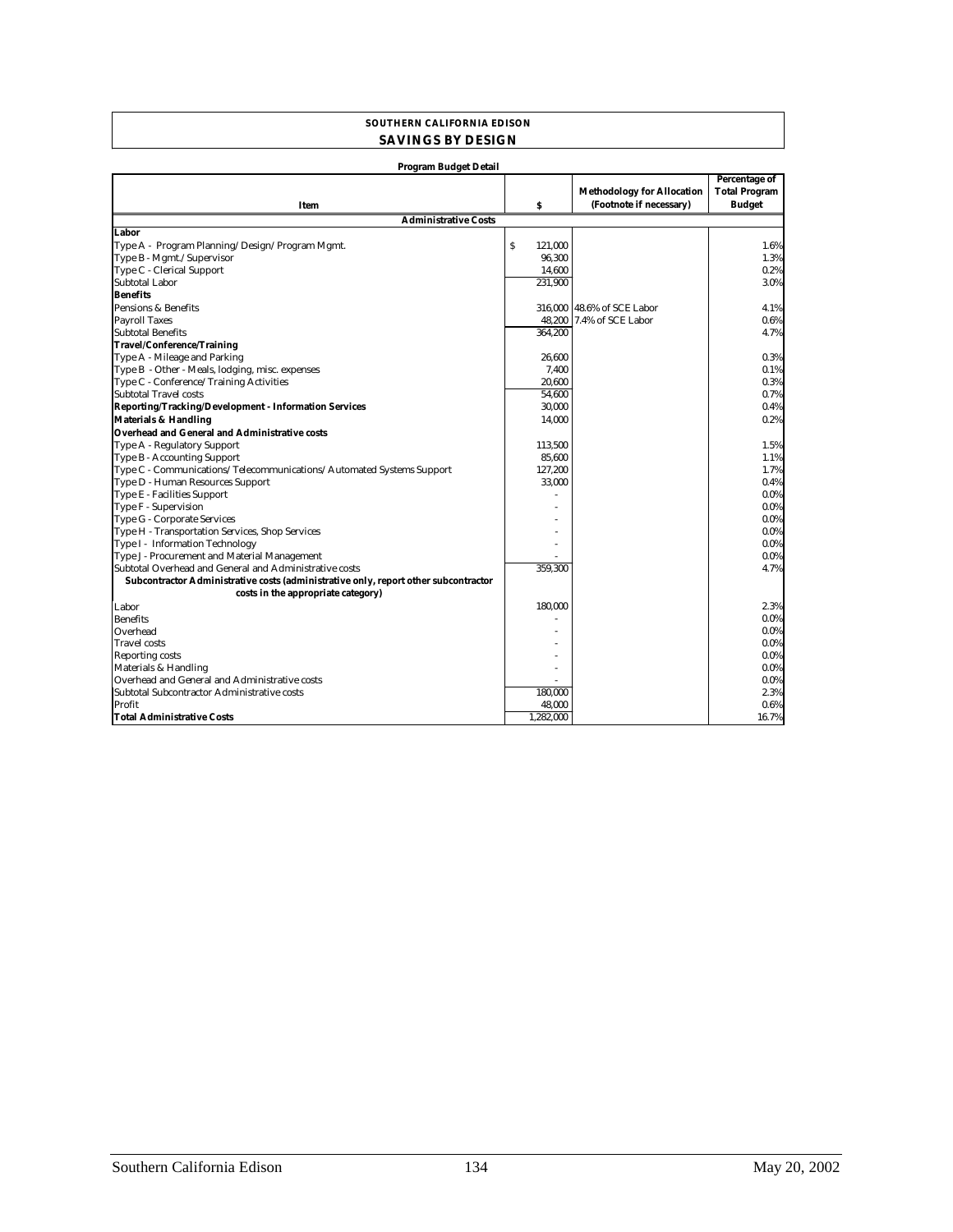**SOUTHERN CALIFORNIA EDISON**

**SAVINGS BY DESIGN**

**Program Budget Detail**

| Item | $ | Methodology for Allocation (Footnote if necessary) | Percentage of Total Program Budget |
|---|---|---|---|
| **Administrative Costs** | | | |
| **Labor** | | | |
| Type A - Program Planning/Design/Program Mgmt. | $ 121,000 | | 1.6% |
| Type B - Mgmt./Supervisor | 96,300 | | 1.3% |
| Type C - Clerical Support | 14,600 | | 0.2% |
| Subtotal Labor | 231,900 | | 3.0% |
| **Benefits** | | | |
| Pensions & Benefits | 316,000 | 48.6% of SCE Labor | 4.1% |
| Payroll Taxes | 48,200 | 7.4% of SCE Labor | 0.6% |
| Subtotal Benefits | 364,200 | | 4.7% |
| **Travel/Conference/Training** | | | |
| Type A - Mileage and Parking | 26,600 | | 0.3% |
| Type B - Other - Meals, lodging, misc. expenses | 7,400 | | 0.1% |
| Type C - Conference/Training Activities | 20,600 | | 0.3% |
| Subtotal Travel costs | 54,600 | | 0.7% |
| **Reporting/Tracking/Development - Information Services** | 30,000 | | 0.4% |
| **Materials & Handling** | 14,000 | | 0.2% |
| **Overhead and General and Administrative costs** | | | |
| Type A - Regulatory Support | 113,500 | | 1.5% |
| Type B - Accounting Support | 85,600 | | 1.1% |
| Type C - Communications/Telecommunications/Automated Systems Support | 127,200 | | 1.7% |
| Type D - Human Resources Support | 33,000 | | 0.4% |
| Type E - Facilities Support | - | | 0.0% |
| Type F - Supervision | - | | 0.0% |
| Type G - Corporate Services | - | | 0.0% |
| Type H - Transportation Services, Shop Services | - | | 0.0% |
| Type I - Information Technology | - | | 0.0% |
| Type J - Procurement and Material Management | - | | 0.0% |
| Subtotal Overhead and General and Administrative costs | 359,300 | | 4.7% |
| **Subcontractor Administrative costs (administrative only, report other subcontractor costs in the appropriate category)** | | | |
| Labor | 180,000 | | 2.3% |
| Benefits | - | | 0.0% |
| Overhead | - | | 0.0% |
| Travel costs | - | | 0.0% |
| Reporting costs | - | | 0.0% |
| Materials & Handling | - | | 0.0% |
| Overhead and General and Administrative costs | - | | 0.0% |
| Subtotal Subcontractor Administrative costs | 180,000 | | 2.3% |
| Profit | 48,000 | | 0.6% |
| **Total Administrative Costs** | 1,282,000 | | 16.7% |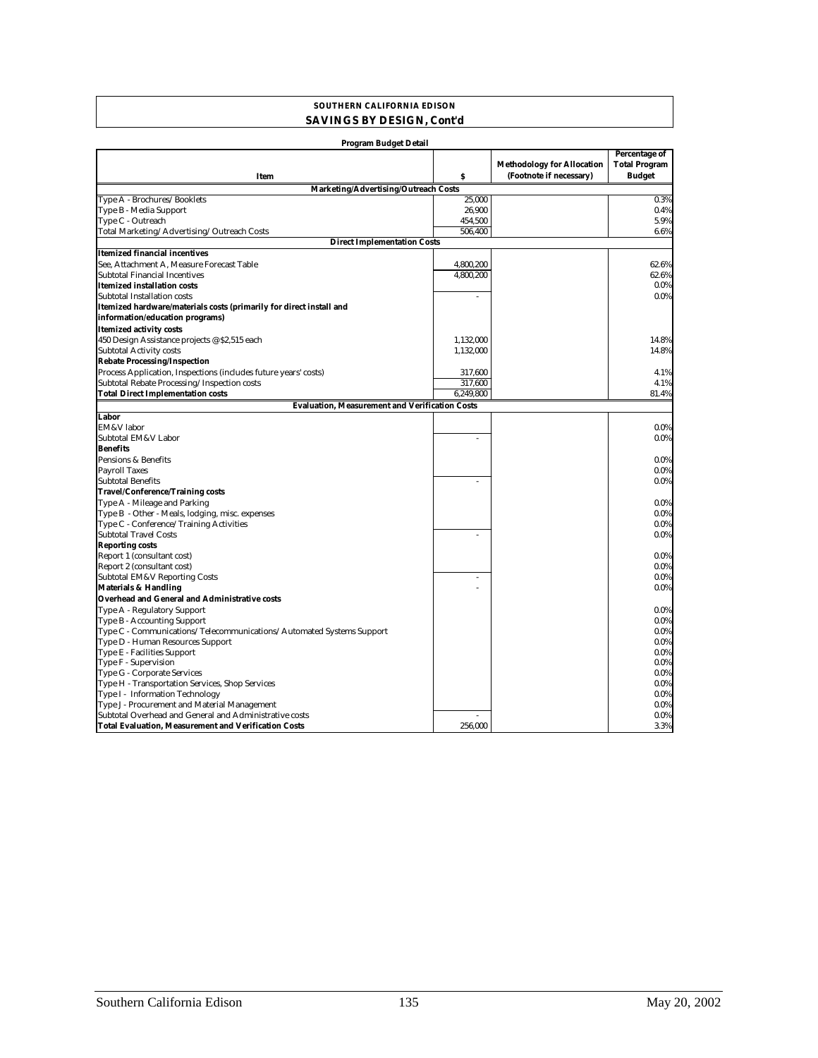**SOUTHERN CALIFORNIA EDISON**

**SAVINGS BY DESIGN, Cont'd**

**Program Budget Detail**

| Item | $ | Methodology for Allocation (Footnote if necessary) | Percentage of Total Program Budget |
|---|---|---|---|
| **Marketing/Advertising/Outreach Costs** | | | |
| Type A - Brochures/Booklets | 25,000 | | 0.3% |
| Type B - Media Support | 26,900 | | 0.4% |
| Type C - Outreach | 454,500 | | 5.9% |
| Total Marketing/Advertising/Outreach Costs | 506,400 | | 6.6% |
| **Direct Implementation Costs** | | | |
| **Itemized financial incentives** | | | |
| See, Attachment A, Measure Forecast Table | 4,800,200 | | 62.6% |
| Subtotal Financial Incentives | 4,800,200 | | 62.6% |
| **Itemized installation costs** | | | 0.0% |
| Subtotal Installation costs | - | | 0.0% |
| **Itemized hardware/materials costs (primarily for direct install and information/education programs)** | | | |
| **Itemized activity costs** | | | |
| 450 Design Assistance projects @$2,515 each | 1,132,000 | | 14.8% |
| Subtotal Activity costs | 1,132,000 | | 14.8% |
| **Rebate Processing/Inspection** | | | |
| Process Application, Inspections (includes future years' costs) | 317,600 | | 4.1% |
| Subtotal Rebate Processing/Inspection costs | 317,600 | | 4.1% |
| **Total Direct Implementation costs** | 6,249,800 | | 81.4% |
| **Evaluation, Measurement and Verification Costs** | | | |
| **Labor** | | | |
| EM&V labor | | | 0.0% |
| Subtotal EM&V Labor | - | | 0.0% |
| **Benefits** | | | |
| Pensions & Benefits | | | 0.0% |
| Payroll Taxes | | | 0.0% |
| Subtotal Benefits | - | | 0.0% |
| **Travel/Conference/Training costs** | | | |
| Type A - Mileage and Parking | | | 0.0% |
| Type B - Other - Meals, lodging, misc. expenses | | | 0.0% |
| Type C - Conference/Training Activities | | | 0.0% |
| Subtotal Travel Costs | - | | 0.0% |
| **Reporting costs** | | | |
| Report 1 (consultant cost) | | | 0.0% |
| Report 2 (consultant cost) | | | 0.0% |
| Subtotal EM&V Reporting Costs | - | | 0.0% |
| **Materials & Handling** | - | | 0.0% |
| **Overhead and General and Administrative costs** | | | |
| Type A - Regulatory Support | | | 0.0% |
| Type B - Accounting Support | | | 0.0% |
| Type C - Communications/Telecommunications/Automated Systems Support | | | 0.0% |
| Type D - Human Resources Support | | | 0.0% |
| Type E - Facilities Support | | | 0.0% |
| Type F - Supervision | | | 0.0% |
| Type G - Corporate Services | | | 0.0% |
| Type H - Transportation Services, Shop Services | | | 0.0% |
| Type I - Information Technology | | | 0.0% |
| Type J - Procurement and Material Management | | | 0.0% |
| Subtotal Overhead and General and Administrative costs | - | | 0.0% |
| **Total Evaluation, Measurement and Verification Costs** | 256,000 | | 3.3% |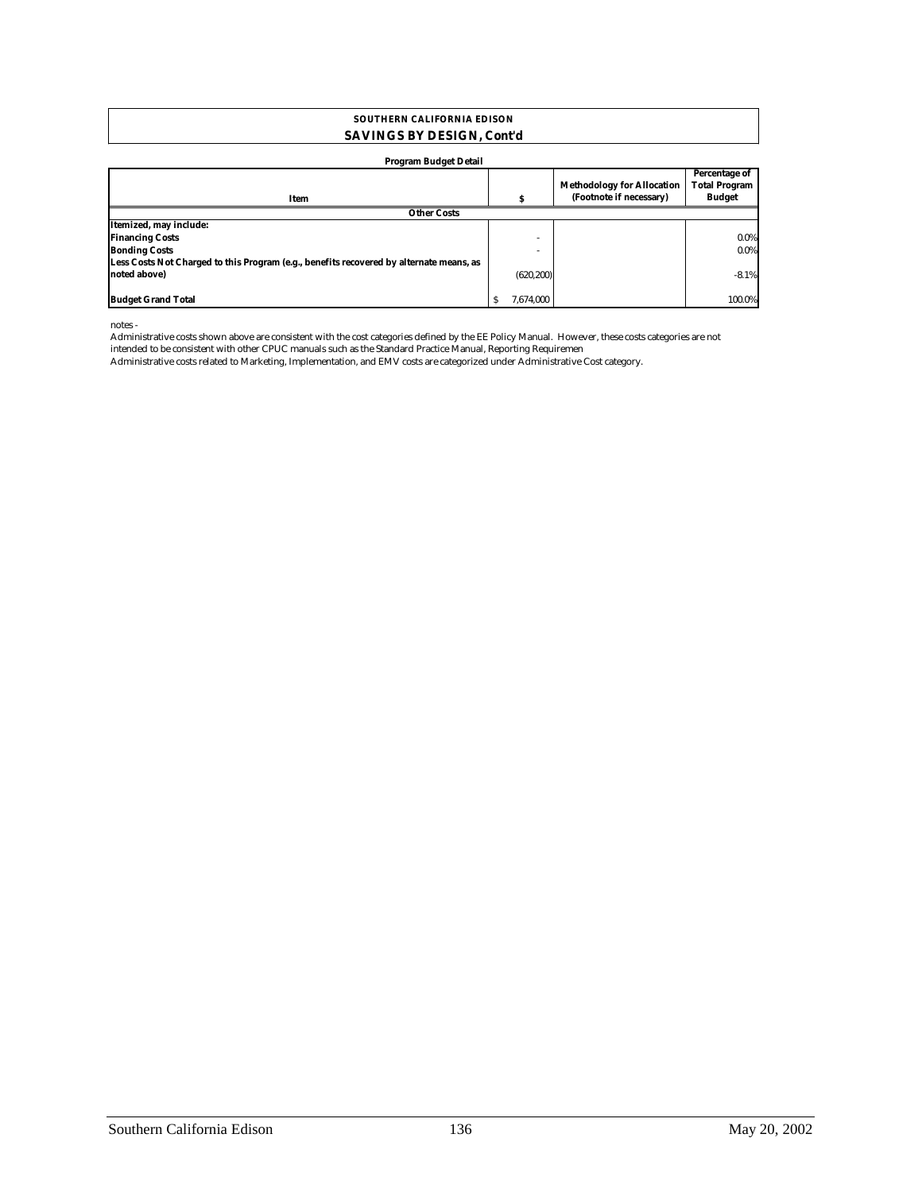**SOUTHERN CALIFORNIA EDISON**

**SAVINGS BY DESIGN, Cont'd**

**Program Budget Detail**

| Item | $ | Methodology for Allocation (Footnote if necessary) | Percentage of Total Program Budget |
|---|---|---|---|
| **Other Costs** | | | |
| **Itemized, may include:** | | | |
| **Financing Costs** | - | | 0.0% |
| **Bonding Costs** | - | | 0.0% |
| **Less Costs Not Charged to this Program (e.g., benefits recovered by alternate means, as noted above)** | (620,200) | | -8.1% |
| **Budget Grand Total** | $ 7,674,000 | | 100.0% |

notes -

Administrative costs shown above are consistent with the cost categories defined by the EE Policy Manual. However, these costs categories are not intended to be consistent with other CPUC manuals such as the Standard Practice Manual, Reporting Requiremen

Administrative costs related to Marketing, Implementation, and EMV costs are categorized under Administrative Cost category.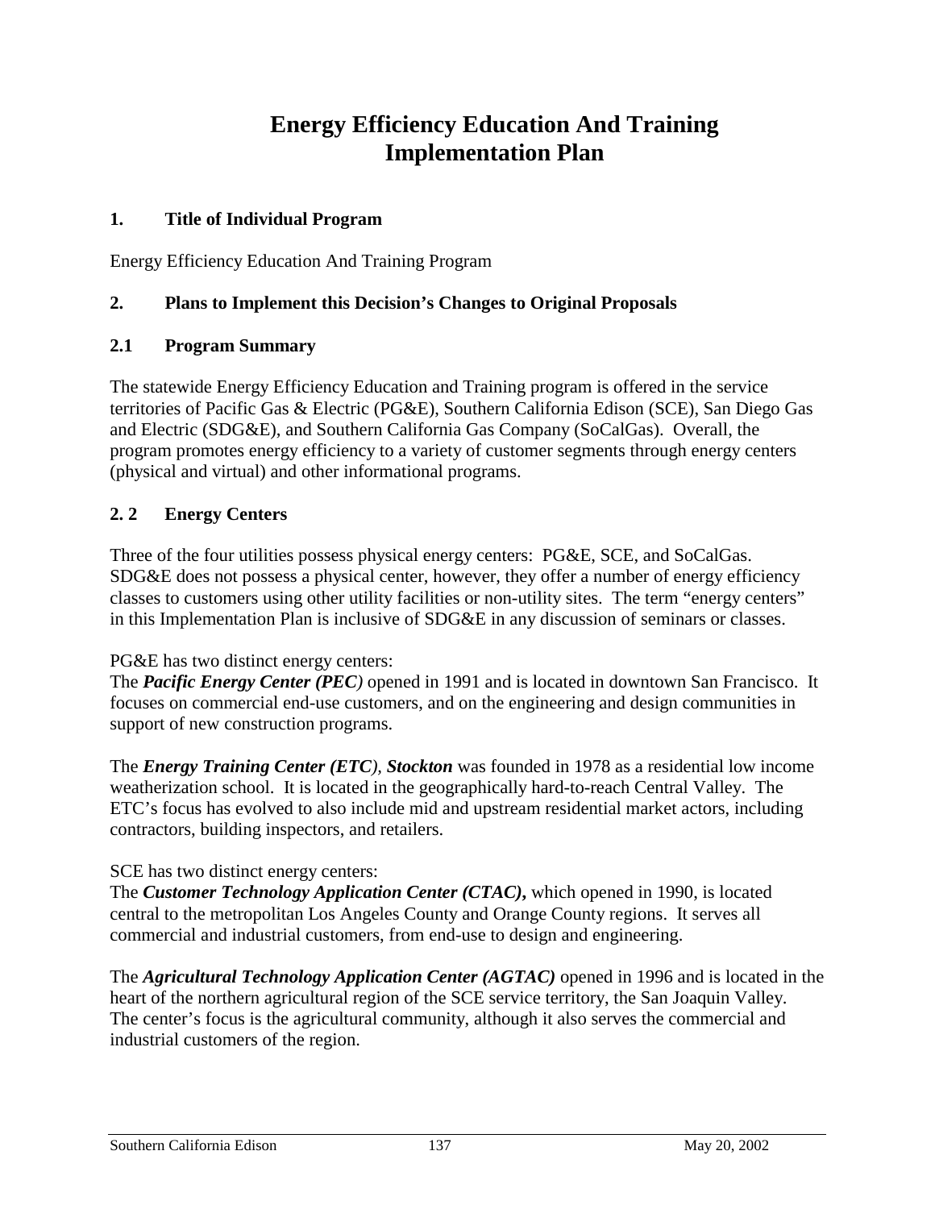# Energy Efficiency Education And Training Implementation Plan

## 1. Title of Individual Program

Energy Efficiency Education And Training Program

## 2. Plans to Implement this Decision's Changes to Original Proposals

### 2.1 Program Summary

The statewide Energy Efficiency Education and Training program is offered in the service territories of Pacific Gas & Electric (PG&E), Southern California Edison (SCE), San Diego Gas and Electric (SDG&E), and Southern California Gas Company (SoCalGas). Overall, the program promotes energy efficiency to a variety of customer segments through energy centers (physical and virtual) and other informational programs.

### 2. 2 Energy Centers

Three of the four utilities possess physical energy centers: PG&E, SCE, and SoCalGas. SDG&E does not possess a physical center, however, they offer a number of energy efficiency classes to customers using other utility facilities or non-utility sites. The term "energy centers" in this Implementation Plan is inclusive of SDG&E in any discussion of seminars or classes.

PG&E has two distinct energy centers:
The ***Pacific Energy Center (PEC)*** opened in 1991 and is located in downtown San Francisco. It focuses on commercial end-use customers, and on the engineering and design communities in support of new construction programs.

The ***Energy Training Center (ETC), Stockton*** was founded in 1978 as a residential low income weatherization school. It is located in the geographically hard-to-reach Central Valley. The ETC's focus has evolved to also include mid and upstream residential market actors, including contractors, building inspectors, and retailers.

SCE has two distinct energy centers:
The ***Customer Technology Application Center (CTAC),*** which opened in 1990, is located central to the metropolitan Los Angeles County and Orange County regions. It serves all commercial and industrial customers, from end-use to design and engineering.

The ***Agricultural Technology Application Center (AGTAC)*** opened in 1996 and is located in the heart of the northern agricultural region of the SCE service territory, the San Joaquin Valley. The center's focus is the agricultural community, although it also serves the commercial and industrial customers of the region.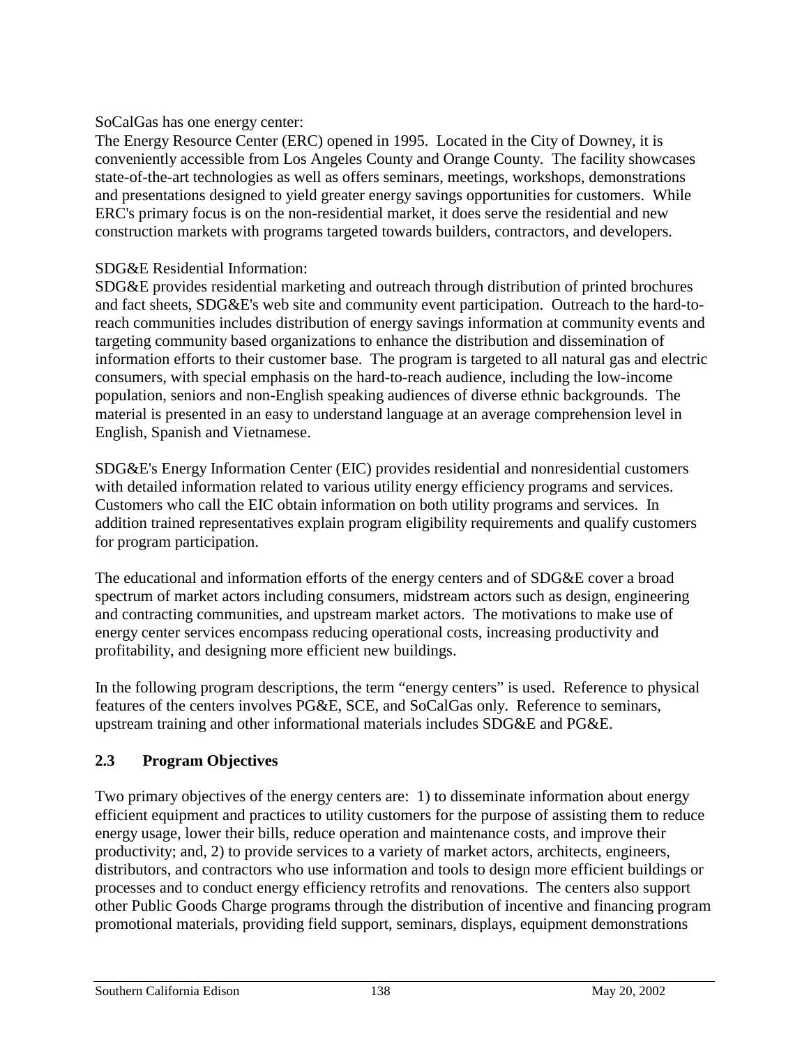SoCalGas has one energy center:
The Energy Resource Center (ERC) opened in 1995. Located in the City of Downey, it is conveniently accessible from Los Angeles County and Orange County. The facility showcases state-of-the-art technologies as well as offers seminars, meetings, workshops, demonstrations and presentations designed to yield greater energy savings opportunities for customers. While ERC's primary focus is on the non-residential market, it does serve the residential and new construction markets with programs targeted towards builders, contractors, and developers.

SDG&E Residential Information:
SDG&E provides residential marketing and outreach through distribution of printed brochures and fact sheets, SDG&E's web site and community event participation. Outreach to the hard-to-reach communities includes distribution of energy savings information at community events and targeting community based organizations to enhance the distribution and dissemination of information efforts to their customer base. The program is targeted to all natural gas and electric consumers, with special emphasis on the hard-to-reach audience, including the low-income population, seniors and non-English speaking audiences of diverse ethnic backgrounds. The material is presented in an easy to understand language at an average comprehension level in English, Spanish and Vietnamese.

SDG&E's Energy Information Center (EIC) provides residential and nonresidential customers with detailed information related to various utility energy efficiency programs and services. Customers who call the EIC obtain information on both utility programs and services. In addition trained representatives explain program eligibility requirements and qualify customers for program participation.

The educational and information efforts of the energy centers and of SDG&E cover a broad spectrum of market actors including consumers, midstream actors such as design, engineering and contracting communities, and upstream market actors. The motivations to make use of energy center services encompass reducing operational costs, increasing productivity and profitability, and designing more efficient new buildings.

In the following program descriptions, the term "energy centers" is used. Reference to physical features of the centers involves PG&E, SCE, and SoCalGas only. Reference to seminars, upstream training and other informational materials includes SDG&E and PG&E.

## 2.3 Program Objectives

Two primary objectives of the energy centers are: 1) to disseminate information about energy efficient equipment and practices to utility customers for the purpose of assisting them to reduce energy usage, lower their bills, reduce operation and maintenance costs, and improve their productivity; and, 2) to provide services to a variety of market actors, architects, engineers, distributors, and contractors who use information and tools to design more efficient buildings or processes and to conduct energy efficiency retrofits and renovations. The centers also support other Public Goods Charge programs through the distribution of incentive and financing program promotional materials, providing field support, seminars, displays, equipment demonstrations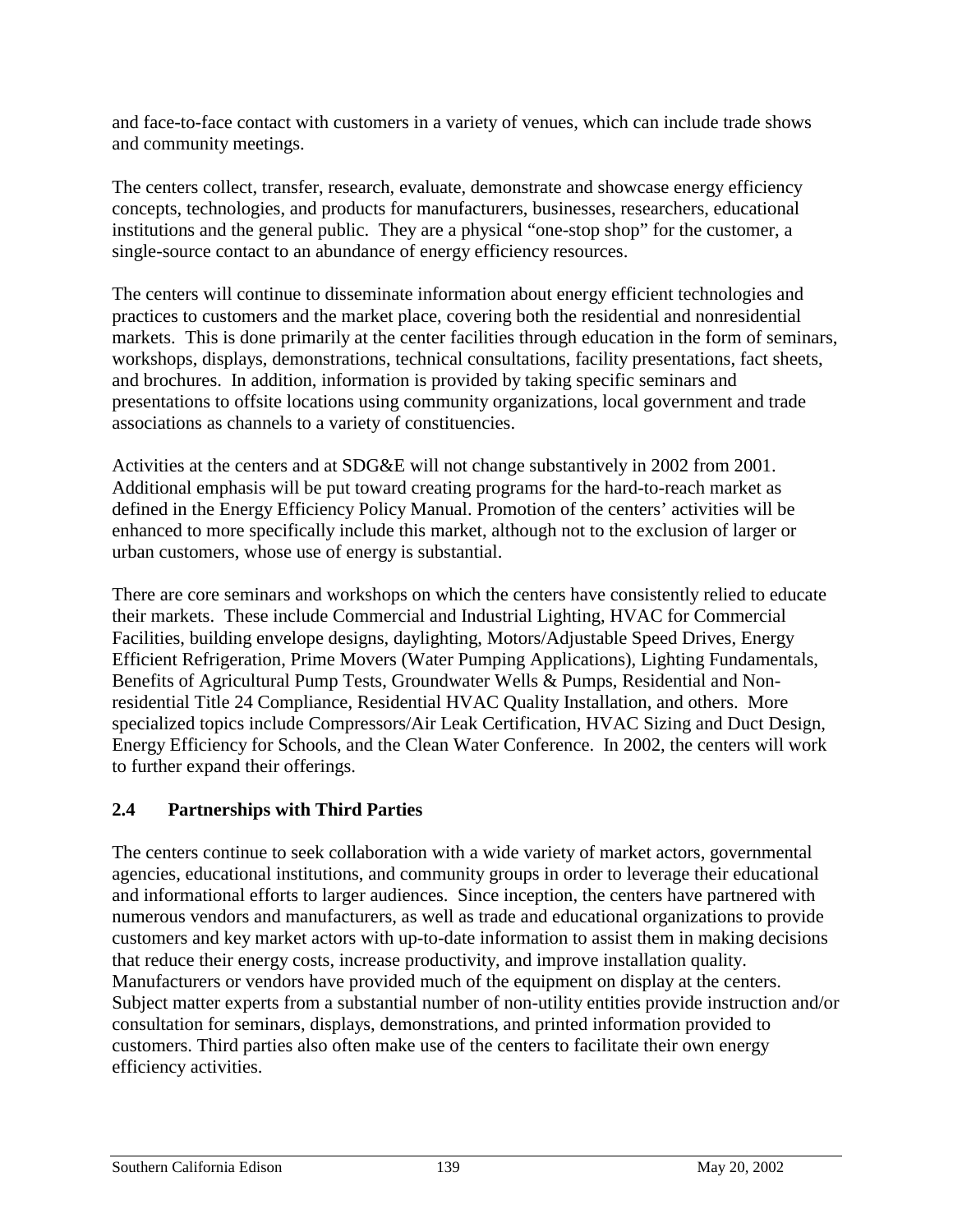and face-to-face contact with customers in a variety of venues, which can include trade shows and community meetings.

The centers collect, transfer, research, evaluate, demonstrate and showcase energy efficiency concepts, technologies, and products for manufacturers, businesses, researchers, educational institutions and the general public. They are a physical "one-stop shop" for the customer, a single-source contact to an abundance of energy efficiency resources.

The centers will continue to disseminate information about energy efficient technologies and practices to customers and the market place, covering both the residential and nonresidential markets. This is done primarily at the center facilities through education in the form of seminars, workshops, displays, demonstrations, technical consultations, facility presentations, fact sheets, and brochures. In addition, information is provided by taking specific seminars and presentations to offsite locations using community organizations, local government and trade associations as channels to a variety of constituencies.

Activities at the centers and at SDG&E will not change substantively in 2002 from 2001. Additional emphasis will be put toward creating programs for the hard-to-reach market as defined in the Energy Efficiency Policy Manual. Promotion of the centers' activities will be enhanced to more specifically include this market, although not to the exclusion of larger or urban customers, whose use of energy is substantial.

There are core seminars and workshops on which the centers have consistently relied to educate their markets. These include Commercial and Industrial Lighting, HVAC for Commercial Facilities, building envelope designs, daylighting, Motors/Adjustable Speed Drives, Energy Efficient Refrigeration, Prime Movers (Water Pumping Applications), Lighting Fundamentals, Benefits of Agricultural Pump Tests, Groundwater Wells & Pumps, Residential and Non-residential Title 24 Compliance, Residential HVAC Quality Installation, and others. More specialized topics include Compressors/Air Leak Certification, HVAC Sizing and Duct Design, Energy Efficiency for Schools, and the Clean Water Conference. In 2002, the centers will work to further expand their offerings.

### 2.4 Partnerships with Third Parties

The centers continue to seek collaboration with a wide variety of market actors, governmental agencies, educational institutions, and community groups in order to leverage their educational and informational efforts to larger audiences. Since inception, the centers have partnered with numerous vendors and manufacturers, as well as trade and educational organizations to provide customers and key market actors with up-to-date information to assist them in making decisions that reduce their energy costs, increase productivity, and improve installation quality. Manufacturers or vendors have provided much of the equipment on display at the centers. Subject matter experts from a substantial number of non-utility entities provide instruction and/or consultation for seminars, displays, demonstrations, and printed information provided to customers. Third parties also often make use of the centers to facilitate their own energy efficiency activities.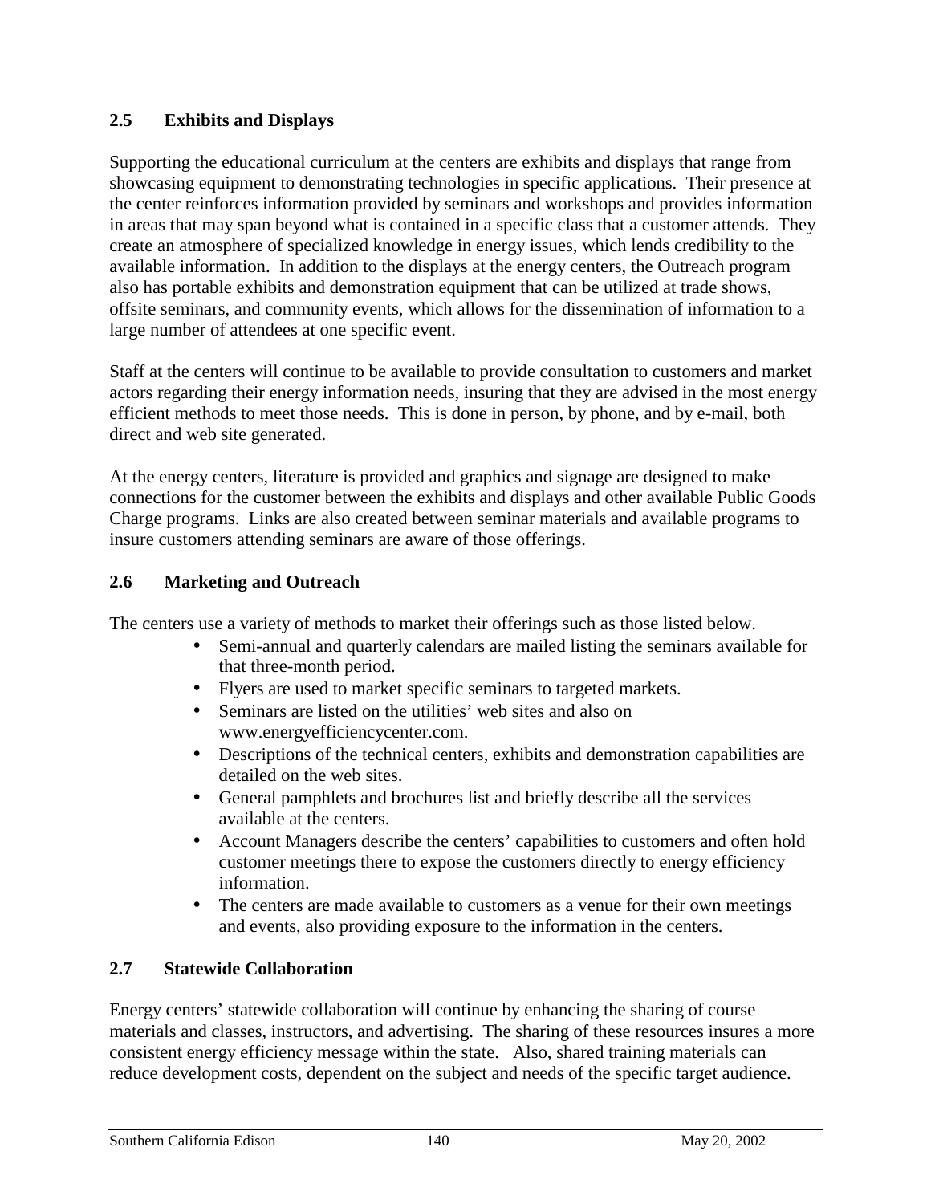### 2.5 Exhibits and Displays

Supporting the educational curriculum at the centers are exhibits and displays that range from showcasing equipment to demonstrating technologies in specific applications. Their presence at the center reinforces information provided by seminars and workshops and provides information in areas that may span beyond what is contained in a specific class that a customer attends. They create an atmosphere of specialized knowledge in energy issues, which lends credibility to the available information. In addition to the displays at the energy centers, the Outreach program also has portable exhibits and demonstration equipment that can be utilized at trade shows, offsite seminars, and community events, which allows for the dissemination of information to a large number of attendees at one specific event.

Staff at the centers will continue to be available to provide consultation to customers and market actors regarding their energy information needs, insuring that they are advised in the most energy efficient methods to meet those needs. This is done in person, by phone, and by e-mail, both direct and web site generated.

At the energy centers, literature is provided and graphics and signage are designed to make connections for the customer between the exhibits and displays and other available Public Goods Charge programs. Links are also created between seminar materials and available programs to insure customers attending seminars are aware of those offerings.

### 2.6 Marketing and Outreach

The centers use a variety of methods to market their offerings such as those listed below.

- Semi-annual and quarterly calendars are mailed listing the seminars available for that three-month period.
- Flyers are used to market specific seminars to targeted markets.
- Seminars are listed on the utilities' web sites and also on www.energyefficiencycenter.com.
- Descriptions of the technical centers, exhibits and demonstration capabilities are detailed on the web sites.
- General pamphlets and brochures list and briefly describe all the services available at the centers.
- Account Managers describe the centers' capabilities to customers and often hold customer meetings there to expose the customers directly to energy efficiency information.
- The centers are made available to customers as a venue for their own meetings and events, also providing exposure to the information in the centers.

### 2.7 Statewide Collaboration

Energy centers' statewide collaboration will continue by enhancing the sharing of course materials and classes, instructors, and advertising. The sharing of these resources insures a more consistent energy efficiency message within the state. Also, shared training materials can reduce development costs, dependent on the subject and needs of the specific target audience.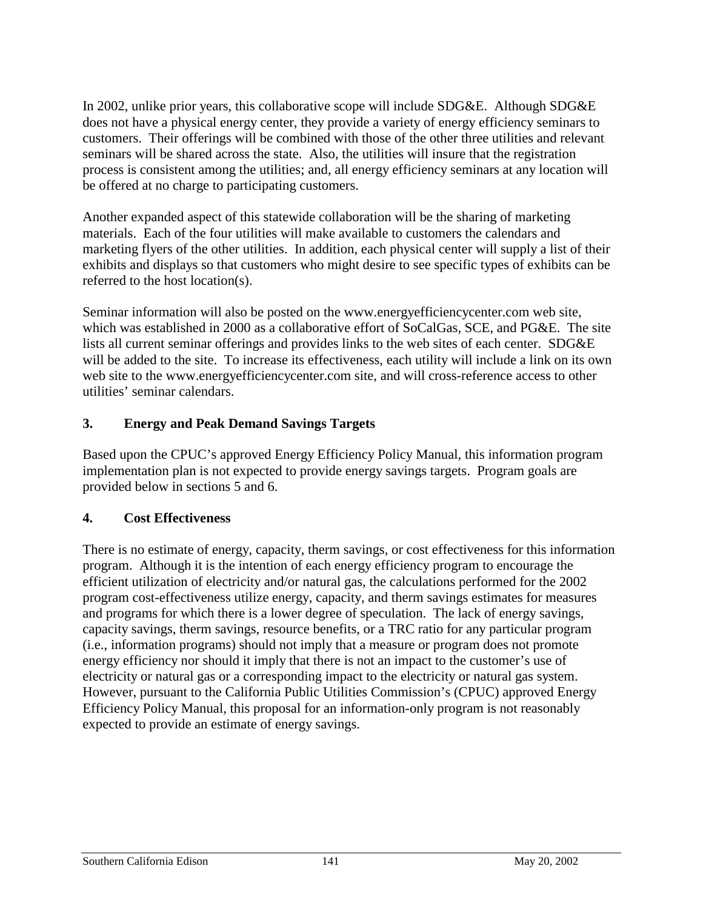In 2002, unlike prior years, this collaborative scope will include SDG&E. Although SDG&E does not have a physical energy center, they provide a variety of energy efficiency seminars to customers. Their offerings will be combined with those of the other three utilities and relevant seminars will be shared across the state. Also, the utilities will insure that the registration process is consistent among the utilities; and, all energy efficiency seminars at any location will be offered at no charge to participating customers.

Another expanded aspect of this statewide collaboration will be the sharing of marketing materials. Each of the four utilities will make available to customers the calendars and marketing flyers of the other utilities. In addition, each physical center will supply a list of their exhibits and displays so that customers who might desire to see specific types of exhibits can be referred to the host location(s).

Seminar information will also be posted on the www.energyefficiencycenter.com web site, which was established in 2000 as a collaborative effort of SoCalGas, SCE, and PG&E. The site lists all current seminar offerings and provides links to the web sites of each center. SDG&E will be added to the site. To increase its effectiveness, each utility will include a link on its own web site to the www.energyefficiencycenter.com site, and will cross-reference access to other utilities' seminar calendars.

## 3. Energy and Peak Demand Savings Targets

Based upon the CPUC's approved Energy Efficiency Policy Manual, this information program implementation plan is not expected to provide energy savings targets. Program goals are provided below in sections 5 and 6.

## 4. Cost Effectiveness

There is no estimate of energy, capacity, therm savings, or cost effectiveness for this information program. Although it is the intention of each energy efficiency program to encourage the efficient utilization of electricity and/or natural gas, the calculations performed for the 2002 program cost-effectiveness utilize energy, capacity, and therm savings estimates for measures and programs for which there is a lower degree of speculation. The lack of energy savings, capacity savings, therm savings, resource benefits, or a TRC ratio for any particular program (i.e., information programs) should not imply that a measure or program does not promote energy efficiency nor should it imply that there is not an impact to the customer's use of electricity or natural gas or a corresponding impact to the electricity or natural gas system. However, pursuant to the California Public Utilities Commission's (CPUC) approved Energy Efficiency Policy Manual, this proposal for an information-only program is not reasonably expected to provide an estimate of energy savings.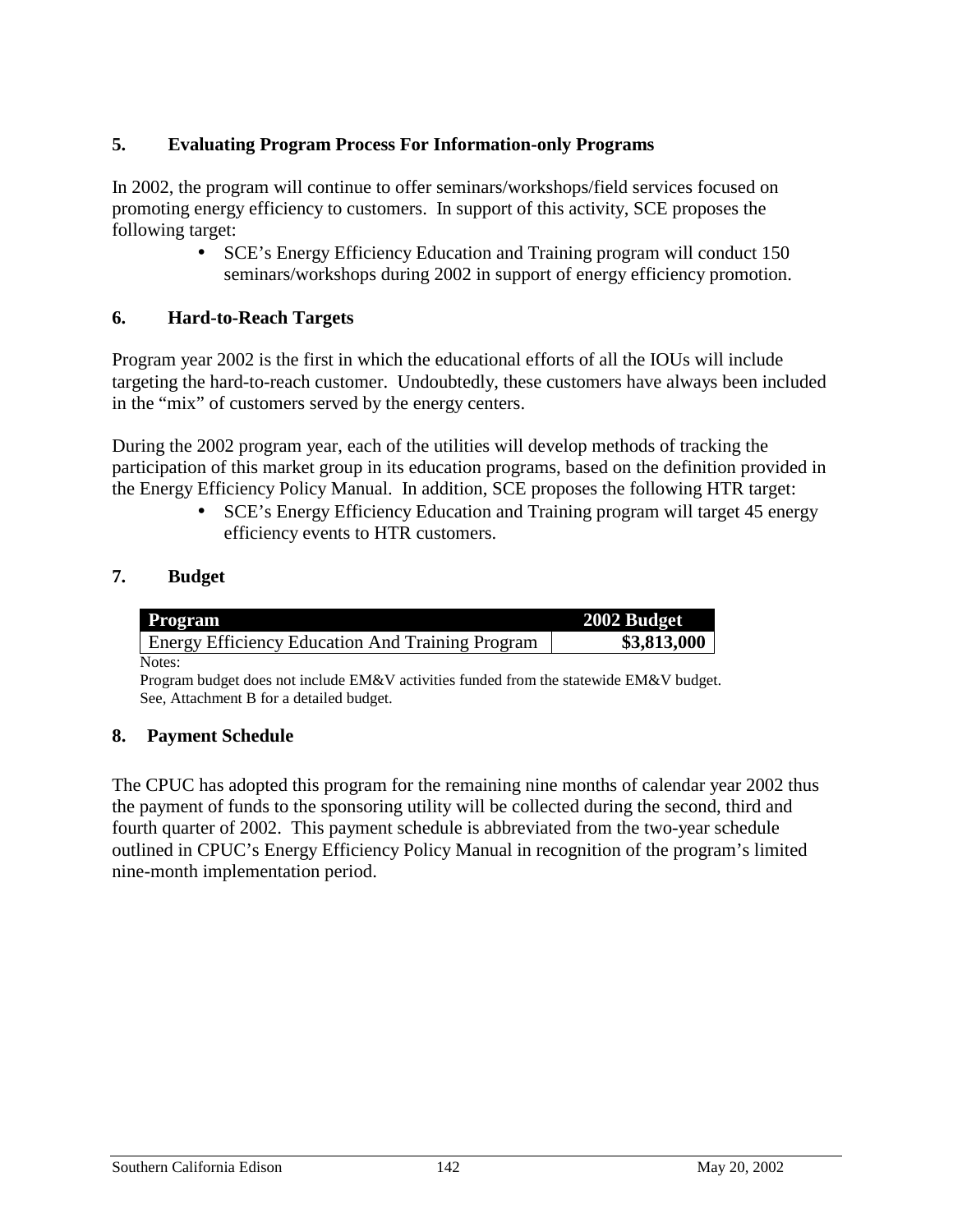## 5. Evaluating Program Process For Information-only Programs

In 2002, the program will continue to offer seminars/workshops/field services focused on promoting energy efficiency to customers. In support of this activity, SCE proposes the following target:

- SCE's Energy Efficiency Education and Training program will conduct 150 seminars/workshops during 2002 in support of energy efficiency promotion.

## 6. Hard-to-Reach Targets

Program year 2002 is the first in which the educational efforts of all the IOUs will include targeting the hard-to-reach customer. Undoubtedly, these customers have always been included in the "mix" of customers served by the energy centers.

During the 2002 program year, each of the utilities will develop methods of tracking the participation of this market group in its education programs, based on the definition provided in the Energy Efficiency Policy Manual. In addition, SCE proposes the following HTR target:

- SCE's Energy Efficiency Education and Training program will target 45 energy efficiency events to HTR customers.

## 7. Budget

| Program | 2002 Budget |
| --- | --- |
| Energy Efficiency Education And Training Program | **$3,813,000** |

Notes:
Program budget does not include EM&V activities funded from the statewide EM&V budget.
See, Attachment B for a detailed budget.

## 8. Payment Schedule

The CPUC has adopted this program for the remaining nine months of calendar year 2002 thus the payment of funds to the sponsoring utility will be collected during the second, third and fourth quarter of 2002. This payment schedule is abbreviated from the two-year schedule outlined in CPUC's Energy Efficiency Policy Manual in recognition of the program's limited nine-month implementation period.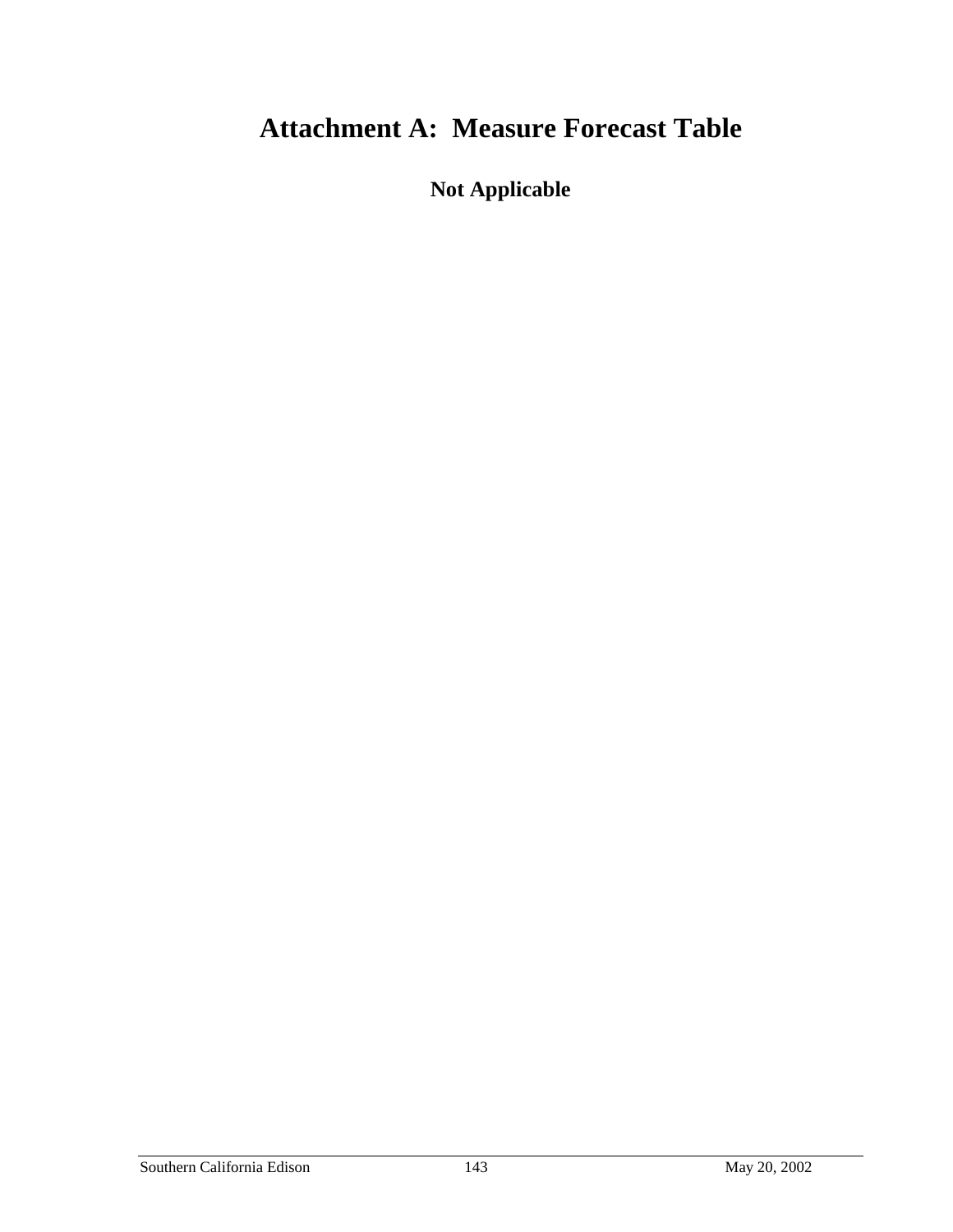# Attachment A: Measure Forecast Table

**Not Applicable**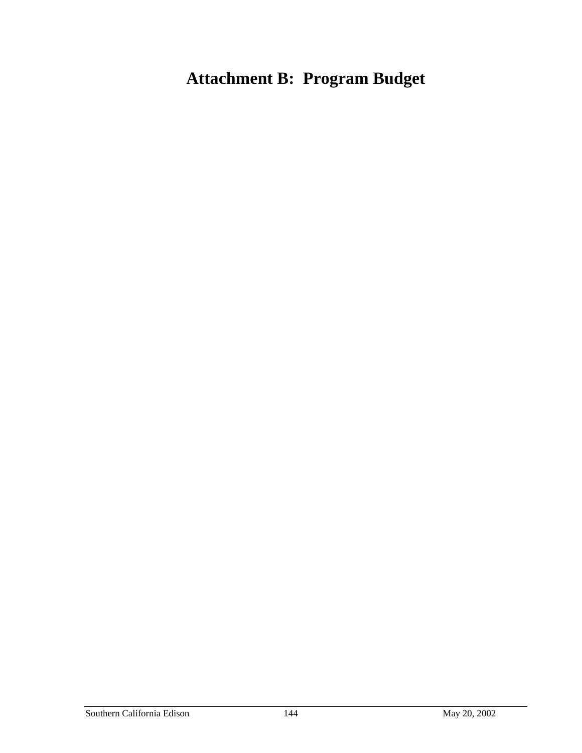# Attachment B: Program Budget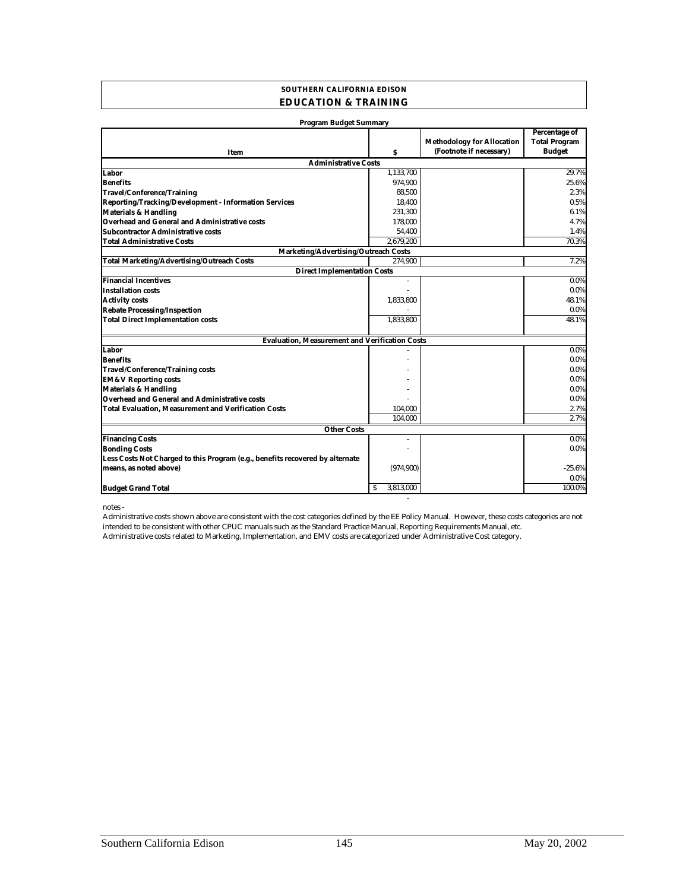**SOUTHERN CALIFORNIA EDISON**

**EDUCATION & TRAINING**

**Program Budget Summary**

| Item | $ | Methodology for Allocation (Footnote if necessary) | Percentage of Total Program Budget |
|---|---|---|---|
| **Administrative Costs** | | | |
| **Labor** | 1,133,700 | | 29.7% |
| **Benefits** | 974,900 | | 25.6% |
| **Travel/Conference/Training** | 88,500 | | 2.3% |
| **Reporting/Tracking/Development - Information Services** | 18,400 | | 0.5% |
| **Materials & Handling** | 231,300 | | 6.1% |
| **Overhead and General and Administrative costs** | 178,000 | | 4.7% |
| **Subcontractor Administrative costs** | 54,400 | | 1.4% |
| **Total Administrative Costs** | 2,679,200 | | 70.3% |
| **Marketing/Advertising/Outreach Costs** | | | |
| **Total Marketing/Advertising/Outreach Costs** | 274,900 | | 7.2% |
| **Direct Implementation Costs** | | | |
| **Financial Incentives** | - | | 0.0% |
| **Installation costs** | - | | 0.0% |
| **Activity costs** | 1,833,800 | | 48.1% |
| **Rebate Processing/Inspection** | - | | 0.0% |
| **Total Direct Implementation costs** | 1,833,800 | | 48.1% |
| **Evaluation, Measurement and Verification Costs** | | | |
| **Labor** | - | | 0.0% |
| **Benefits** | - | | 0.0% |
| **Travel/Conference/Training costs** | - | | 0.0% |
| **EM&V Reporting costs** | - | | 0.0% |
| **Materials & Handling** | - | | 0.0% |
| **Overhead and General and Administrative costs** | - | | 0.0% |
| **Total Evaluation, Measurement and Verification Costs** | 104,000 | | 2.7% |
| | 104,000 | | 2.7% |
| **Other Costs** | | | |
| **Financing Costs** | - | | 0.0% |
| **Bonding Costs** | - | | 0.0% |
| **Less Costs Not Charged to this Program (e.g., benefits recovered by alternate means, as noted above)** | (974,900) | | -25.6% |
| | | | 0.0% |
| **Budget Grand Total** | $ 3,813,000 | | 100.0% |
| | - | | |

notes -

Administrative costs shown above are consistent with the cost categories defined by the EE Policy Manual. However, these costs categories are not intended to be consistent with other CPUC manuals such as the Standard Practice Manual, Reporting Requirements Manual, etc.

Administrative costs related to Marketing, Implementation, and EMV costs are categorized under Administrative Cost category.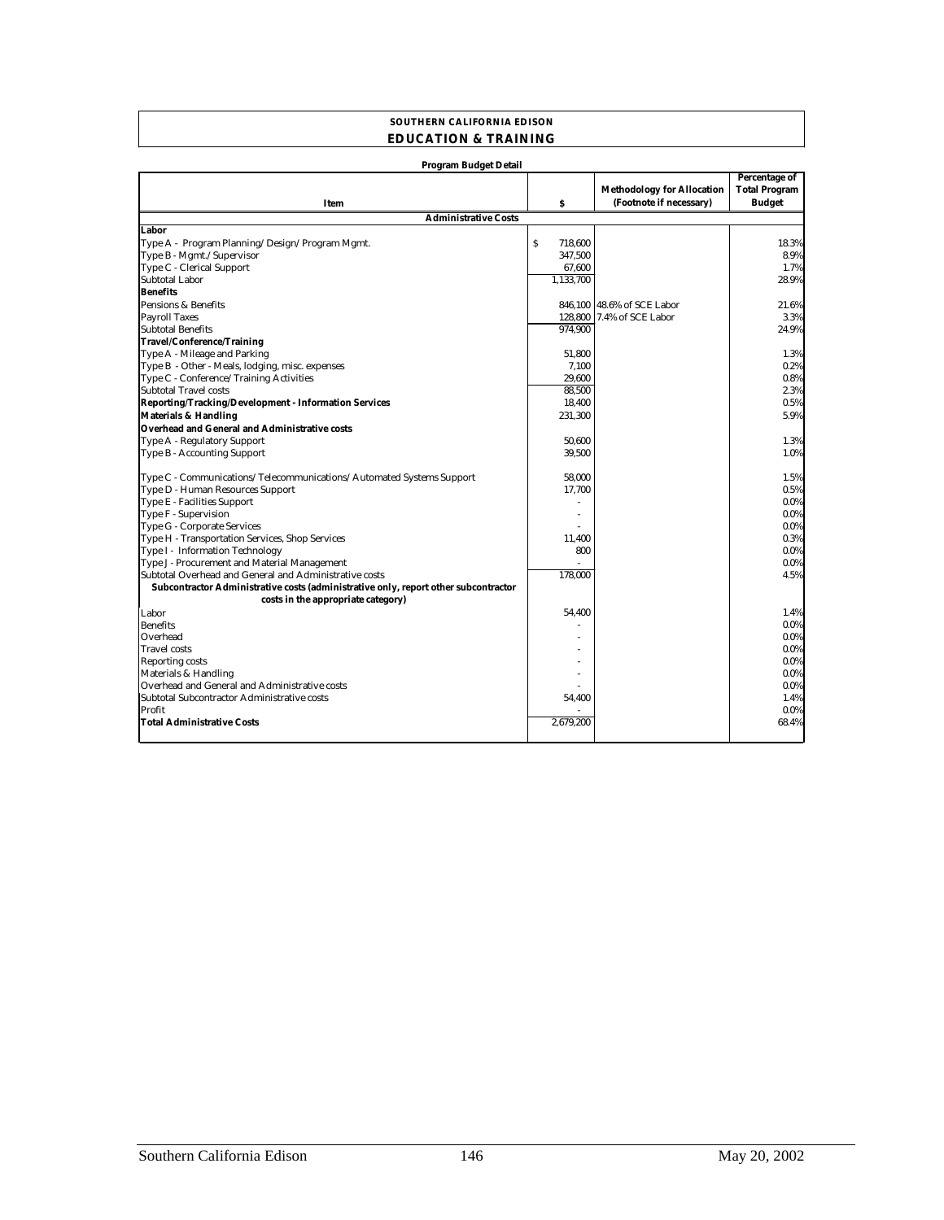**SOUTHERN CALIFORNIA EDISON**

**EDUCATION & TRAINING**

**Program Budget Detail**

| Item | $ | Methodology for Allocation (Footnote if necessary) | Percentage of Total Program Budget |
|---|---|---|---|
| **Administrative Costs** | | | |
| **Labor** | | | |
| Type A - Program Planning/Design/Program Mgmt. | $ 718,600 | | 18.3% |
| Type B - Mgmt./Supervisor | 347,500 | | 8.9% |
| Type C - Clerical Support | 67,600 | | 1.7% |
| Subtotal Labor | 1,133,700 | | 28.9% |
| **Benefits** | | | |
| Pensions & Benefits | 846,100 | 48.6% of SCE Labor | 21.6% |
| Payroll Taxes | 128,800 | 7.4% of SCE Labor | 3.3% |
| Subtotal Benefits | 974,900 | | 24.9% |
| **Travel/Conference/Training** | | | |
| Type A - Mileage and Parking | 51,800 | | 1.3% |
| Type B - Other - Meals, lodging, misc. expenses | 7,100 | | 0.2% |
| Type C - Conference/Training Activities | 29,600 | | 0.8% |
| Subtotal Travel costs | 88,500 | | 2.3% |
| **Reporting/Tracking/Development - Information Services** | 18,400 | | 0.5% |
| **Materials & Handling** | 231,300 | | 5.9% |
| **Overhead and General and Administrative costs** | | | |
| Type A - Regulatory Support | 50,600 | | 1.3% |
| Type B - Accounting Support | 39,500 | | 1.0% |
| Type C - Communications/Telecommunications/Automated Systems Support | 58,000 | | 1.5% |
| Type D - Human Resources Support | 17,700 | | 0.5% |
| Type E - Facilities Support | - | | 0.0% |
| Type F - Supervision | - | | 0.0% |
| Type G - Corporate Services | - | | 0.0% |
| Type H - Transportation Services, Shop Services | 11,400 | | 0.3% |
| Type I - Information Technology | 800 | | 0.0% |
| Type J - Procurement and Material Management | - | | 0.0% |
| Subtotal Overhead and General and Administrative costs | 178,000 | | 4.5% |
| **Subcontractor Administrative costs (administrative only, report other subcontractor costs in the appropriate category)** | | | |
| Labor | 54,400 | | 1.4% |
| Benefits | - | | 0.0% |
| Overhead | - | | 0.0% |
| Travel costs | - | | 0.0% |
| Reporting costs | - | | 0.0% |
| Materials & Handling | - | | 0.0% |
| Overhead and General and Administrative costs | - | | 0.0% |
| Subtotal Subcontractor Administrative costs | 54,400 | | 1.4% |
| Profit | - | | 0.0% |
| **Total Administrative Costs** | 2,679,200 | | 68.4% |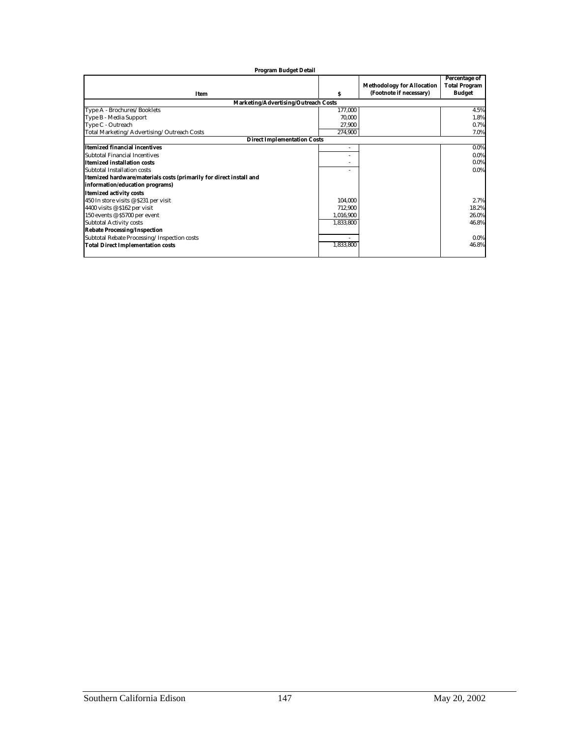**Program Budget Detail**

| Item | $ | Methodology for Allocation (Footnote if necessary) | Percentage of Total Program Budget |
|---|---|---|---|
| **Marketing/Advertising/Outreach Costs** | | | |
| Type A - Brochures/ Booklets | 177,000 | | 4.5% |
| Type B - Media Support | 70,000 | | 1.8% |
| Type C - Outreach | 27,900 | | 0.7% |
| Total Marketing/ Advertising/ Outreach Costs | 274,900 | | 7.0% |
| **Direct Implementation Costs** | | | |
| **Itemized financial incentives** | - | | 0.0% |
| Subtotal Financial Incentives | - | | 0.0% |
| **Itemized installation costs** | - | | 0.0% |
| Subtotal Installation costs | - | | 0.0% |
| **Itemized hardware/materials costs (primarily for direct install and information/education programs)** | | | |
| **Itemized activity costs** | | | |
| 450 In store visits @ $231 per visit | 104,000 | | 2.7% |
| 4400 visits @ $162 per visit | 712,900 | | 18.2% |
| 150 events @ $5700 per event | 1,016,900 | | 26.0% |
| Subtotal Activity costs | 1,833,800 | | 46.8% |
| **Rebate Processing/Inspection** | | | |
| Subtotal Rebate Processing/ Inspection costs | - | | 0.0% |
| **Total Direct Implementation costs** | 1,833,800 | | 46.8% |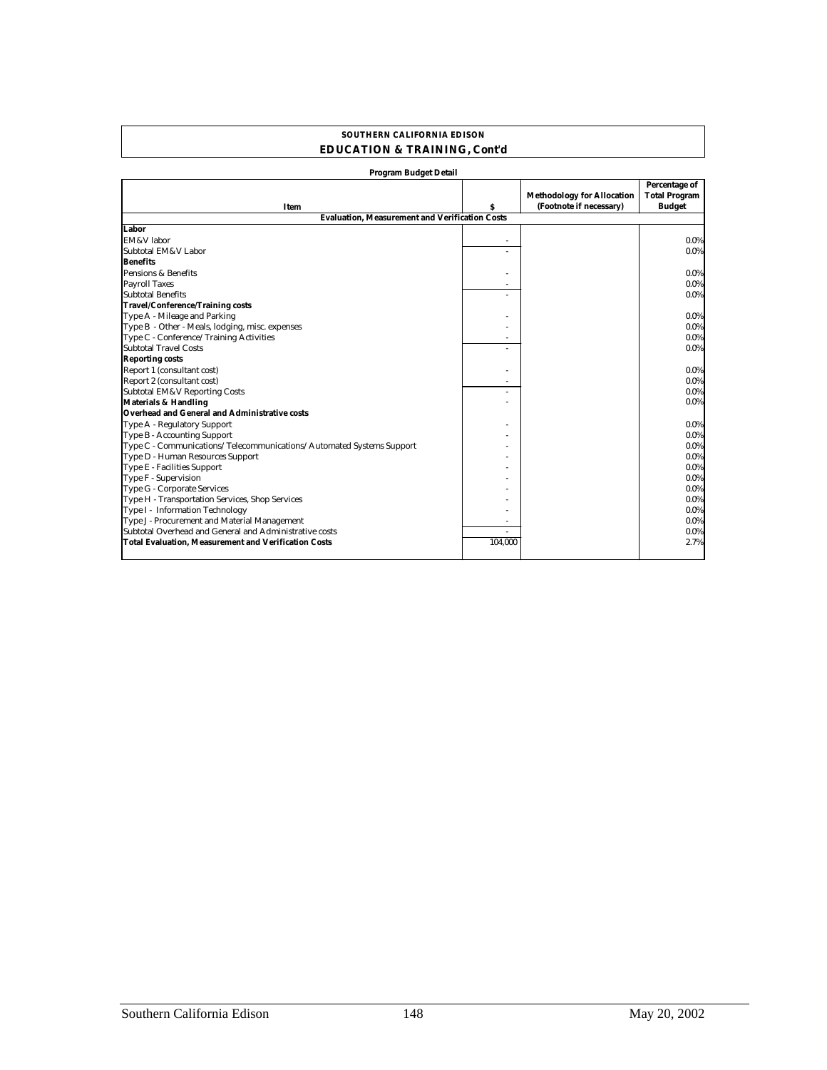**SOUTHERN CALIFORNIA EDISON**

**EDUCATION & TRAINING, Cont'd**

**Program Budget Detail**

| Item | $ | Methodology for Allocation (Footnote if necessary) | Percentage of Total Program Budget |
|---|---|---|---|
| **Evaluation, Measurement and Verification Costs** | | | |
| **Labor** | | | |
| EM&V labor | - | | 0.0% |
| Subtotal EM&V Labor | - | | 0.0% |
| **Benefits** | | | |
| Pensions & Benefits | - | | 0.0% |
| Payroll Taxes | - | | 0.0% |
| Subtotal Benefits | - | | 0.0% |
| **Travel/Conference/Training costs** | | | |
| Type A - Mileage and Parking | - | | 0.0% |
| Type B - Other - Meals, lodging, misc. expenses | - | | 0.0% |
| Type C - Conference/ Training Activities | - | | 0.0% |
| Subtotal Travel Costs | - | | 0.0% |
| **Reporting costs** | | | |
| Report 1 (consultant cost) | - | | 0.0% |
| Report 2 (consultant cost) | - | | 0.0% |
| Subtotal EM&V Reporting Costs | - | | 0.0% |
| **Materials & Handling** | - | | 0.0% |
| **Overhead and General and Administrative costs** | | | |
| Type A - Regulatory Support | - | | 0.0% |
| Type B - Accounting Support | - | | 0.0% |
| Type C - Communications/ Telecommunications/ Automated Systems Support | - | | 0.0% |
| Type D - Human Resources Support | - | | 0.0% |
| Type E - Facilities Support | - | | 0.0% |
| Type F - Supervision | - | | 0.0% |
| Type G - Corporate Services | - | | 0.0% |
| Type H - Transportation Services, Shop Services | - | | 0.0% |
| Type I - Information Technology | - | | 0.0% |
| Type J - Procurement and Material Management | - | | 0.0% |
| Subtotal Overhead and General and Administrative costs | - | | 0.0% |
| **Total Evaluation, Measurement and Verification Costs** | 104,000 | | 2.7% |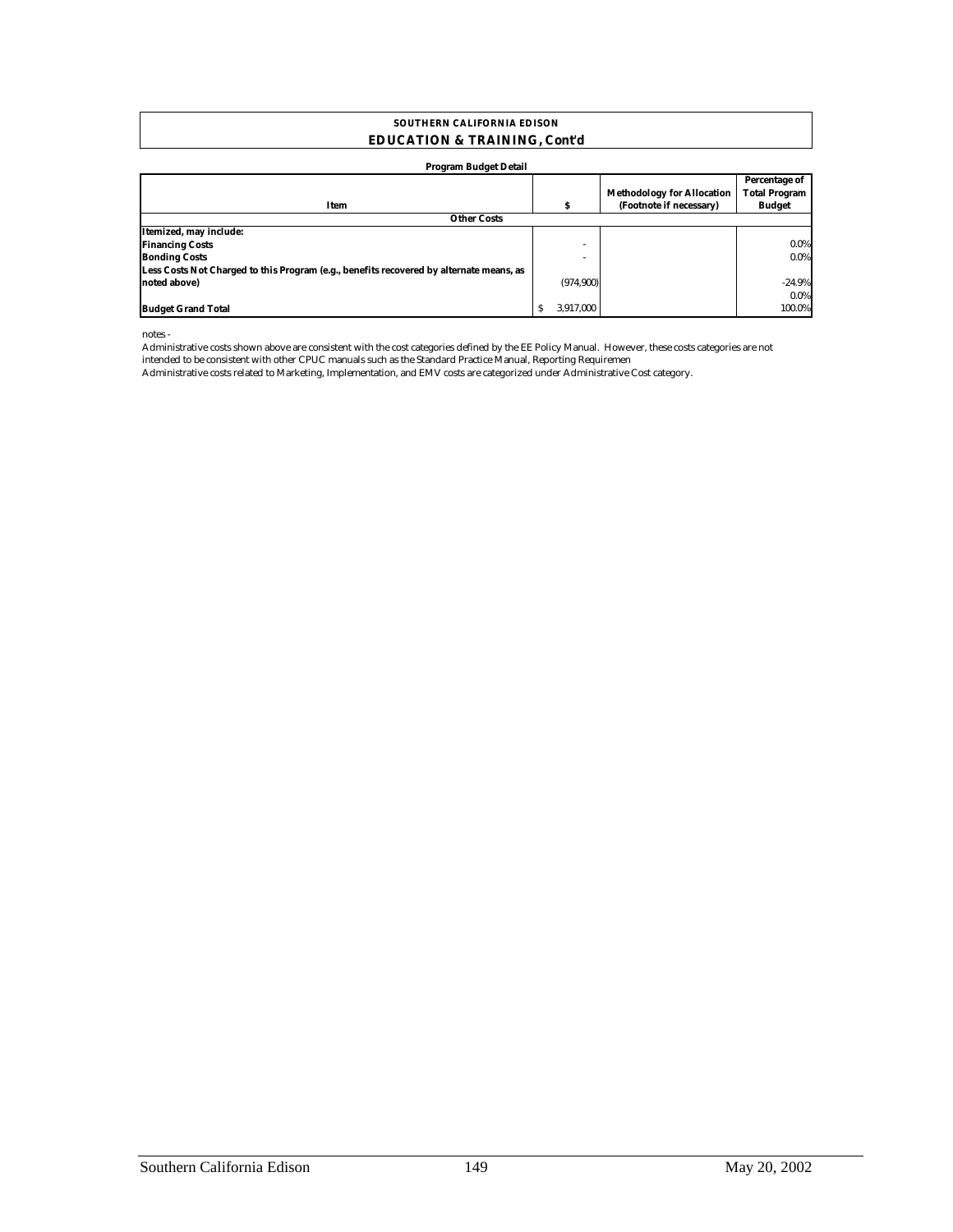**SOUTHERN CALIFORNIA EDISON**

**EDUCATION & TRAINING, Cont'd**

**Program Budget Detail**

| Item | $ | Methodology for Allocation (Footnote if necessary) | Percentage of Total Program Budget |
|---|---|---|---|
| **Other Costs** | | | |
| **Itemized, may include:** | | | |
| **Financing Costs** | - | | 0.0% |
| **Bonding Costs** | - | | 0.0% |
| **Less Costs Not Charged to this Program (e.g., benefits recovered by alternate means, as noted above)** | (974,900) | | -24.9% |
| | | | 0.0% |
| **Budget Grand Total** | $ 3,917,000 | | 100.0% |

notes -

Administrative costs shown above are consistent with the cost categories defined by the EE Policy Manual. However, these costs categories are not intended to be consistent with other CPUC manuals such as the Standard Practice Manual, Reporting Requiremen

Administrative costs related to Marketing, Implementation, and EMV costs are categorized under Administrative Cost category.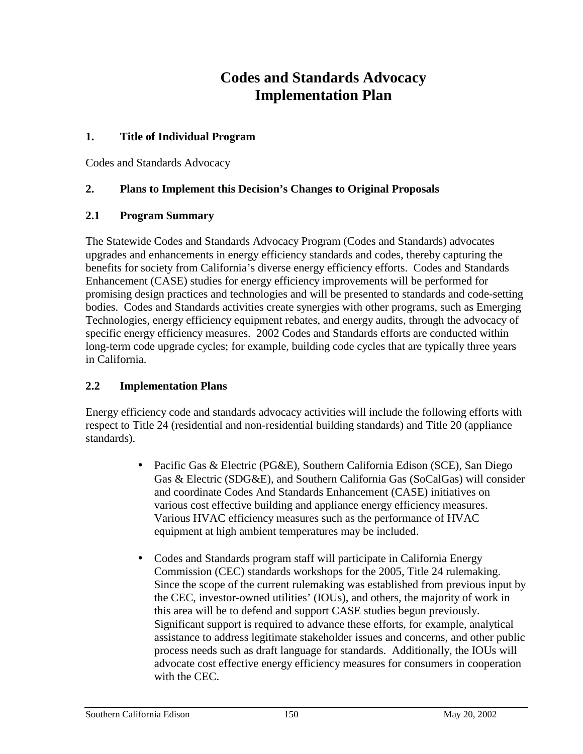# Codes and Standards Advocacy Implementation Plan

## 1. Title of Individual Program

Codes and Standards Advocacy

## 2. Plans to Implement this Decision's Changes to Original Proposals

### 2.1 Program Summary

The Statewide Codes and Standards Advocacy Program (Codes and Standards) advocates upgrades and enhancements in energy efficiency standards and codes, thereby capturing the benefits for society from California's diverse energy efficiency efforts. Codes and Standards Enhancement (CASE) studies for energy efficiency improvements will be performed for promising design practices and technologies and will be presented to standards and code-setting bodies. Codes and Standards activities create synergies with other programs, such as Emerging Technologies, energy efficiency equipment rebates, and energy audits, through the advocacy of specific energy efficiency measures. 2002 Codes and Standards efforts are conducted within long-term code upgrade cycles; for example, building code cycles that are typically three years in California.

### 2.2 Implementation Plans

Energy efficiency code and standards advocacy activities will include the following efforts with respect to Title 24 (residential and non-residential building standards) and Title 20 (appliance standards).

- Pacific Gas & Electric (PG&E), Southern California Edison (SCE), San Diego Gas & Electric (SDG&E), and Southern California Gas (SoCalGas) will consider and coordinate Codes And Standards Enhancement (CASE) initiatives on various cost effective building and appliance energy efficiency measures. Various HVAC efficiency measures such as the performance of HVAC equipment at high ambient temperatures may be included.

- Codes and Standards program staff will participate in California Energy Commission (CEC) standards workshops for the 2005, Title 24 rulemaking. Since the scope of the current rulemaking was established from previous input by the CEC, investor-owned utilities' (IOUs), and others, the majority of work in this area will be to defend and support CASE studies begun previously. Significant support is required to advance these efforts, for example, analytical assistance to address legitimate stakeholder issues and concerns, and other public process needs such as draft language for standards. Additionally, the IOUs will advocate cost effective energy efficiency measures for consumers in cooperation with the CEC.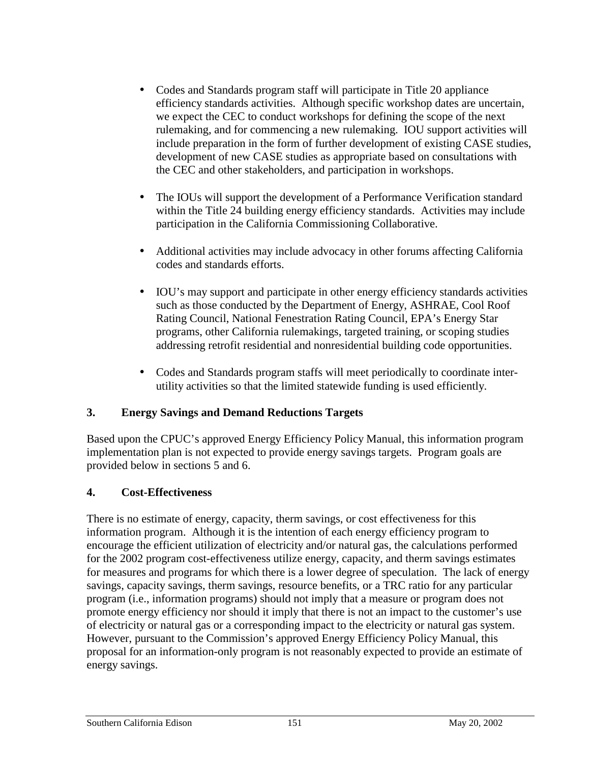- Codes and Standards program staff will participate in Title 20 appliance efficiency standards activities. Although specific workshop dates are uncertain, we expect the CEC to conduct workshops for defining the scope of the next rulemaking, and for commencing a new rulemaking. IOU support activities will include preparation in the form of further development of existing CASE studies, development of new CASE studies as appropriate based on consultations with the CEC and other stakeholders, and participation in workshops.

- The IOUs will support the development of a Performance Verification standard within the Title 24 building energy efficiency standards. Activities may include participation in the California Commissioning Collaborative.

- Additional activities may include advocacy in other forums affecting California codes and standards efforts.

- IOU's may support and participate in other energy efficiency standards activities such as those conducted by the Department of Energy, ASHRAE, Cool Roof Rating Council, National Fenestration Rating Council, EPA's Energy Star programs, other California rulemakings, targeted training, or scoping studies addressing retrofit residential and nonresidential building code opportunities.

- Codes and Standards program staffs will meet periodically to coordinate inter-utility activities so that the limited statewide funding is used efficiently.

### 3. Energy Savings and Demand Reductions Targets

Based upon the CPUC's approved Energy Efficiency Policy Manual, this information program implementation plan is not expected to provide energy savings targets. Program goals are provided below in sections 5 and 6.

### 4. Cost-Effectiveness

There is no estimate of energy, capacity, therm savings, or cost effectiveness for this information program. Although it is the intention of each energy efficiency program to encourage the efficient utilization of electricity and/or natural gas, the calculations performed for the 2002 program cost-effectiveness utilize energy, capacity, and therm savings estimates for measures and programs for which there is a lower degree of speculation. The lack of energy savings, capacity savings, therm savings, resource benefits, or a TRC ratio for any particular program (i.e., information programs) should not imply that a measure or program does not promote energy efficiency nor should it imply that there is not an impact to the customer's use of electricity or natural gas or a corresponding impact to the electricity or natural gas system. However, pursuant to the Commission's approved Energy Efficiency Policy Manual, this proposal for an information-only program is not reasonably expected to provide an estimate of energy savings.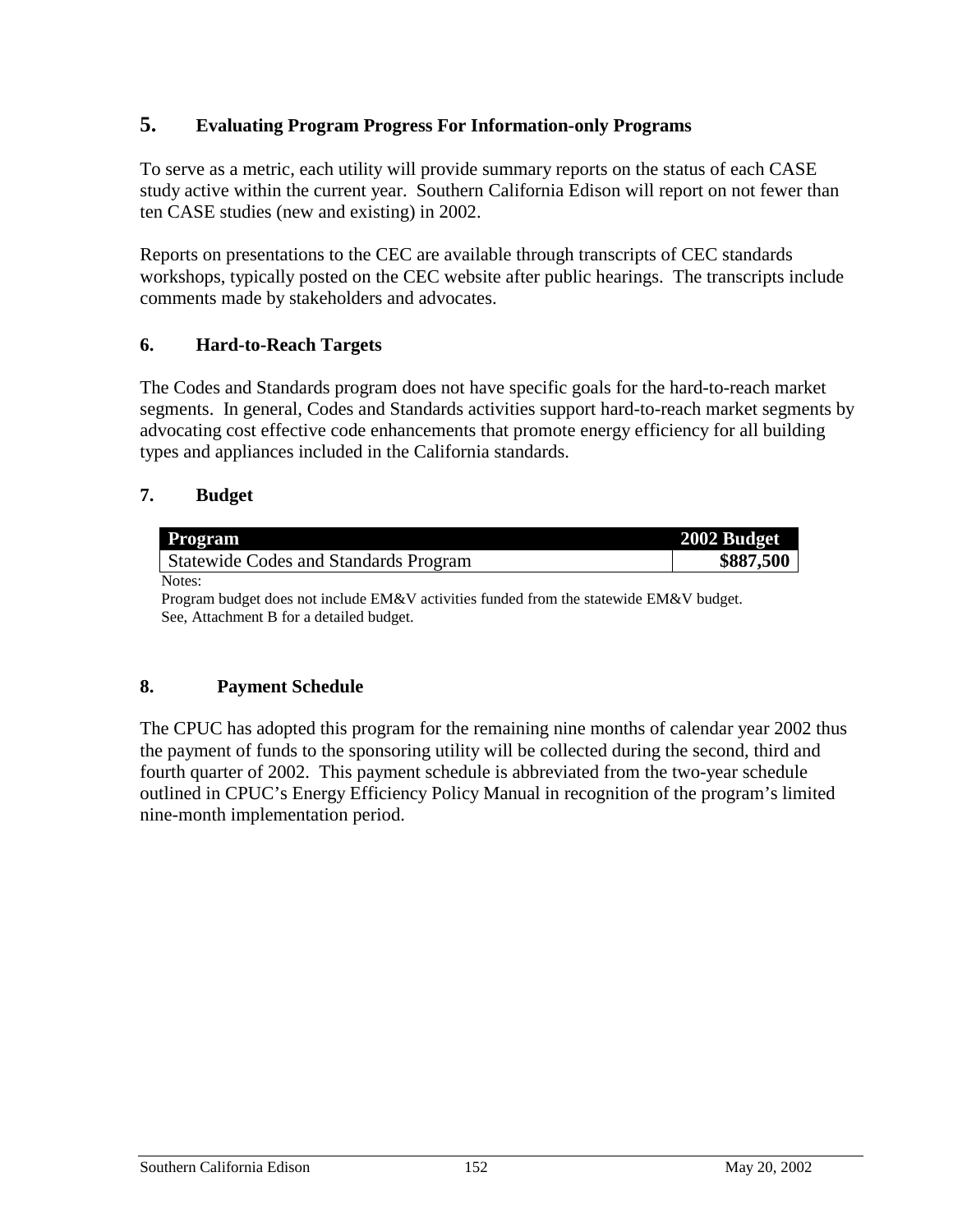## 5. Evaluating Program Progress For Information-only Programs

To serve as a metric, each utility will provide summary reports on the status of each CASE study active within the current year. Southern California Edison will report on not fewer than ten CASE studies (new and existing) in 2002.

Reports on presentations to the CEC are available through transcripts of CEC standards workshops, typically posted on the CEC website after public hearings. The transcripts include comments made by stakeholders and advocates.

## 6. Hard-to-Reach Targets

The Codes and Standards program does not have specific goals for the hard-to-reach market segments. In general, Codes and Standards activities support hard-to-reach market segments by advocating cost effective code enhancements that promote energy efficiency for all building types and appliances included in the California standards.

## 7. Budget

| Program | 2002 Budget |
|---|---|
| Statewide Codes and Standards Program | **$887,500** |

Notes:
Program budget does not include EM&V activities funded from the statewide EM&V budget.
See, Attachment B for a detailed budget.

## 8. Payment Schedule

The CPUC has adopted this program for the remaining nine months of calendar year 2002 thus the payment of funds to the sponsoring utility will be collected during the second, third and fourth quarter of 2002. This payment schedule is abbreviated from the two-year schedule outlined in CPUC's Energy Efficiency Policy Manual in recognition of the program's limited nine-month implementation period.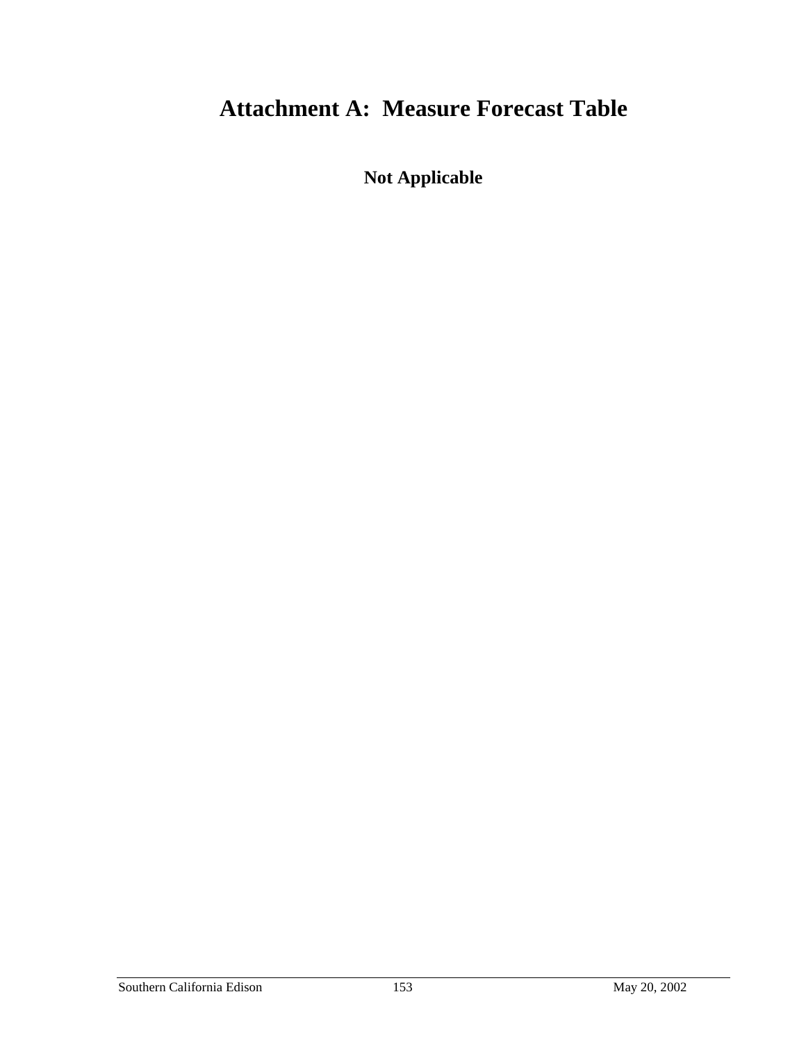# Attachment A: Measure Forecast Table

**Not Applicable**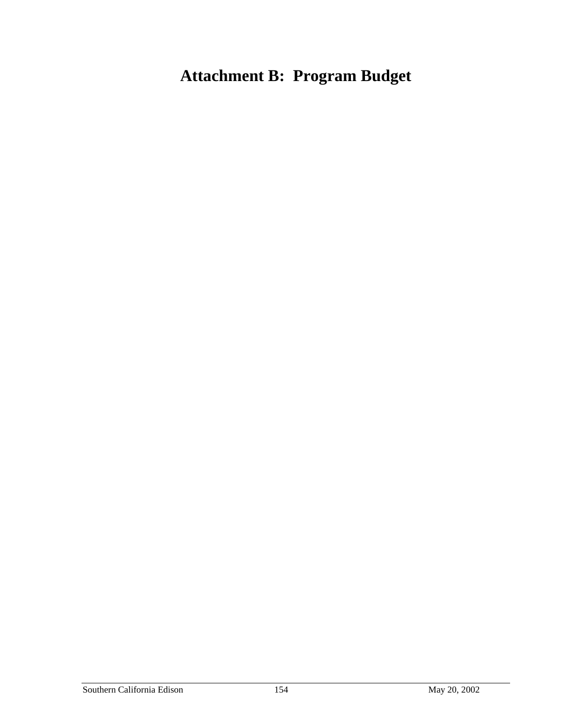# Attachment B: Program Budget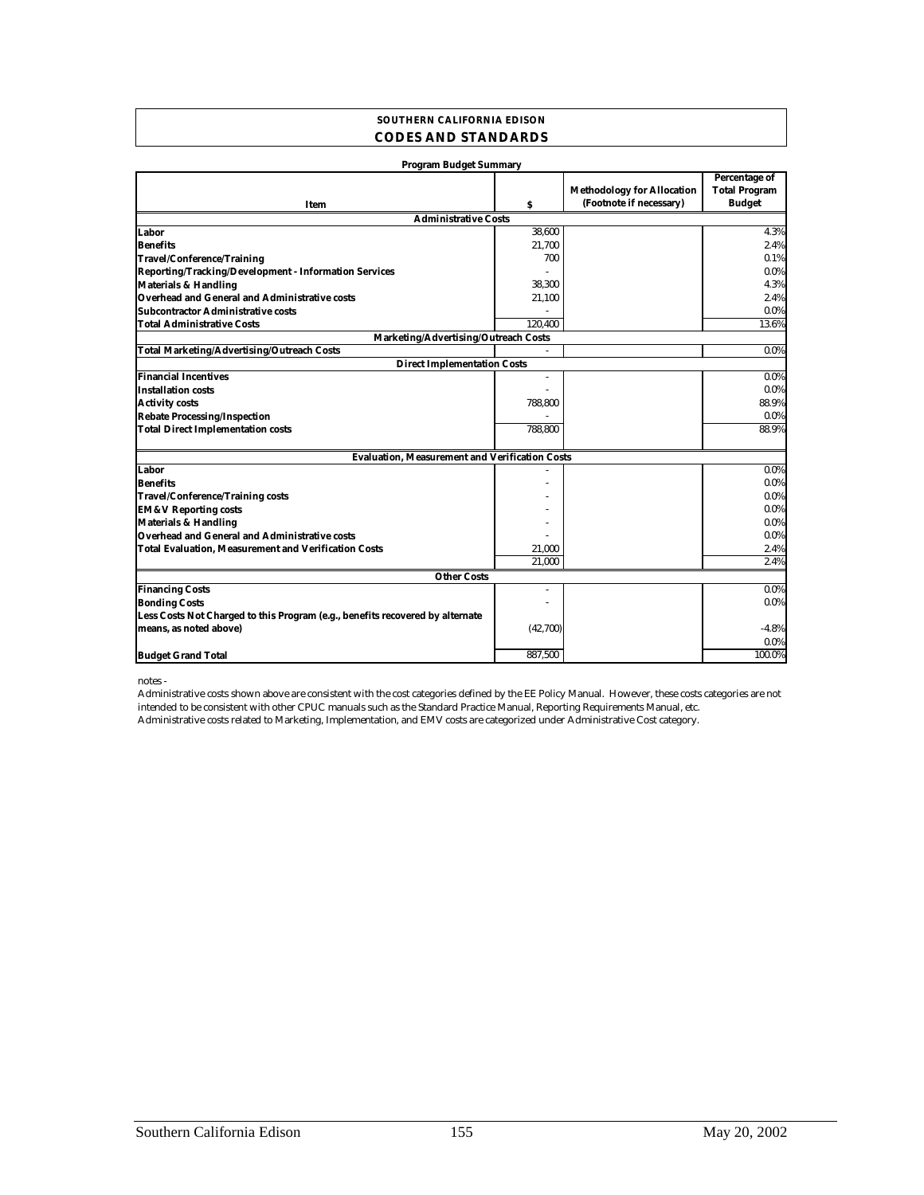**SOUTHERN CALIFORNIA EDISON**

**CODES AND STANDARDS**

**Program Budget Summary**

| Item | $ | Methodology for Allocation (Footnote if necessary) | Percentage of Total Program Budget |
|---|---|---|---|
| **Administrative Costs** | | | |
| **Labor** | 38,600 | | 4.3% |
| **Benefits** | 21,700 | | 2.4% |
| **Travel/Conference/Training** | 700 | | 0.1% |
| **Reporting/Tracking/Development - Information Services** | - | | 0.0% |
| **Materials & Handling** | 38,300 | | 4.3% |
| **Overhead and General and Administrative costs** | 21,100 | | 2.4% |
| **Subcontractor Administrative costs** | - | | 0.0% |
| **Total Administrative Costs** | 120,400 | | 13.6% |
| **Marketing/Advertising/Outreach Costs** | | | |
| **Total Marketing/Advertising/Outreach Costs** | - | | 0.0% |
| **Direct Implementation Costs** | | | |
| **Financial Incentives** | - | | 0.0% |
| **Installation costs** | - | | 0.0% |
| **Activity costs** | 788,800 | | 88.9% |
| **Rebate Processing/Inspection** | - | | 0.0% |
| **Total Direct Implementation costs** | 788,800 | | 88.9% |
| **Evaluation, Measurement and Verification Costs** | | | |
| **Labor** | - | | 0.0% |
| **Benefits** | - | | 0.0% |
| **Travel/Conference/Training costs** | - | | 0.0% |
| **EM&V Reporting costs** | - | | 0.0% |
| **Materials & Handling** | - | | 0.0% |
| **Overhead and General and Administrative costs** | - | | 0.0% |
| **Total Evaluation, Measurement and Verification Costs** | 21,000 | | 2.4% |
| | 21,000 | | 2.4% |
| **Other Costs** | | | |
| **Financing Costs** | - | | 0.0% |
| **Bonding Costs** | - | | 0.0% |
| **Less Costs Not Charged to this Program (e.g., benefits recovered by alternate means, as noted above)** | (42,700) | | -4.8% |
| | | | 0.0% |
| **Budget Grand Total** | 887,500 | | 100.0% |

notes -

Administrative costs shown above are consistent with the cost categories defined by the EE Policy Manual. However, these costs categories are not intended to be consistent with other CPUC manuals such as the Standard Practice Manual, Reporting Requirements Manual, etc.

Administrative costs related to Marketing, Implementation, and EMV costs are categorized under Administrative Cost category.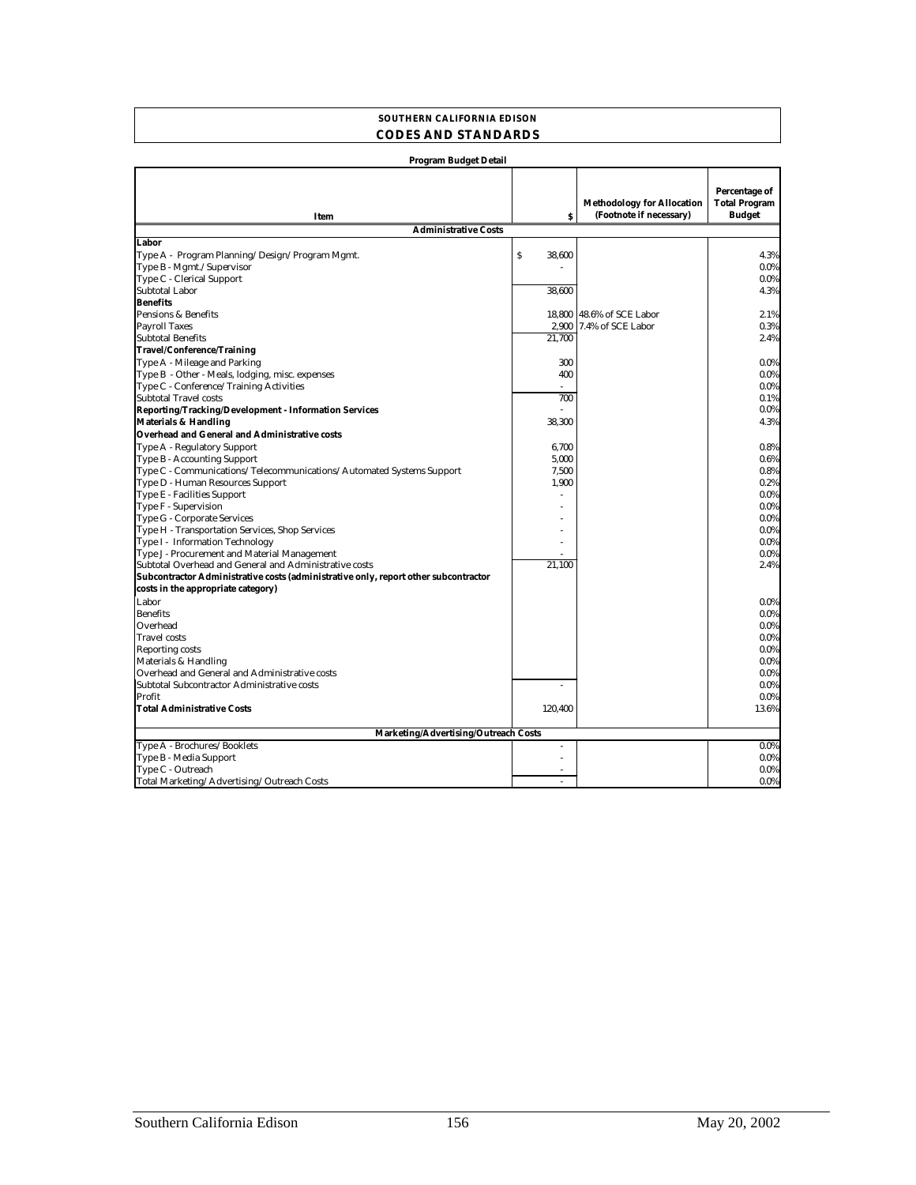**SOUTHERN CALIFORNIA EDISON**

**CODES AND STANDARDS**

**Program Budget Detail**

| Item | $ | Methodology for Allocation (Footnote if necessary) | Percentage of Total Program Budget |
|---|---|---|---|
| **Administrative Costs** | | | |
| **Labor** | | | |
| Type A - Program Planning/Design/Program Mgmt. | $ 38,600 | | 4.3% |
| Type B - Mgmt./Supervisor | - | | 0.0% |
| Type C - Clerical Support | | | 0.0% |
| Subtotal Labor | 38,600 | | 4.3% |
| **Benefits** | | | |
| Pensions & Benefits | 18,800 | 48.6% of SCE Labor | 2.1% |
| Payroll Taxes | 2,900 | 7.4% of SCE Labor | 0.3% |
| Subtotal Benefits | 21,700 | | 2.4% |
| **Travel/Conference/Training** | | | |
| Type A - Mileage and Parking | 300 | | 0.0% |
| Type B - Other - Meals, lodging, misc. expenses | 400 | | 0.0% |
| Type C - Conference/Training Activities | - | | 0.0% |
| Subtotal Travel costs | 700 | | 0.1% |
| **Reporting/Tracking/Development - Information Services** | - | | 0.0% |
| **Materials & Handling** | 38,300 | | 4.3% |
| **Overhead and General and Administrative costs** | | | |
| Type A - Regulatory Support | 6,700 | | 0.8% |
| Type B - Accounting Support | 5,000 | | 0.6% |
| Type C - Communications/Telecommunications/Automated Systems Support | 7,500 | | 0.8% |
| Type D - Human Resources Support | 1,900 | | 0.2% |
| Type E - Facilities Support | - | | 0.0% |
| Type F - Supervision | - | | 0.0% |
| Type G - Corporate Services | - | | 0.0% |
| Type H - Transportation Services, Shop Services | - | | 0.0% |
| Type I - Information Technology | - | | 0.0% |
| Type J - Procurement and Material Management | - | | 0.0% |
| Subtotal Overhead and General and Administrative costs | 21,100 | | 2.4% |
| **Subcontractor Administrative costs (administrative only, report other subcontractor costs in the appropriate category)** | | | |
| Labor | | | 0.0% |
| Benefits | | | 0.0% |
| Overhead | | | 0.0% |
| Travel costs | | | 0.0% |
| Reporting costs | | | 0.0% |
| Materials & Handling | | | 0.0% |
| Overhead and General and Administrative costs | | | 0.0% |
| Subtotal Subcontractor Administrative costs | - | | 0.0% |
| Profit | | | 0.0% |
| **Total Administrative Costs** | 120,400 | | 13.6% |
| **Marketing/Advertising/Outreach Costs** | | | |
| Type A - Brochures/Booklets | - | | 0.0% |
| Type B - Media Support | - | | 0.0% |
| Type C - Outreach | - | | 0.0% |
| Total Marketing/Advertising/Outreach Costs | - | | 0.0% |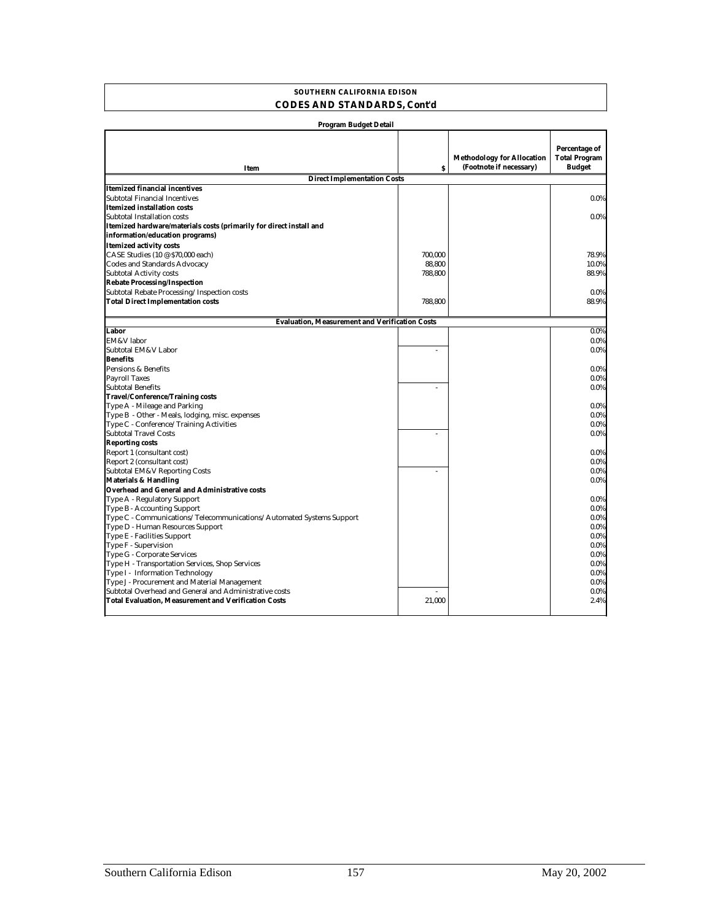**SOUTHERN CALIFORNIA EDISON**

**CODES AND STANDARDS, Cont'd**

**Program Budget Detail**

| Item | $ | Methodology for Allocation (Footnote if necessary) | Percentage of Total Program Budget |
|---|---|---|---|
| **Direct Implementation Costs** | | | |
| **Itemized financial incentives** | | | |
| Subtotal Financial Incentives | | | 0.0% |
| **Itemized installation costs** | | | |
| Subtotal Installation costs | | | 0.0% |
| **Itemized hardware/materials costs (primarily for direct install and information/education programs)** | | | |
| **Itemized activity costs** | | | |
| CASE Studies (10 @ $70,000 each) | 700,000 | | 78.9% |
| Codes and Standards Advocacy | 88,800 | | 10.0% |
| Subtotal Activity costs | 788,800 | | 88.9% |
| **Rebate Processing/Inspection** | | | |
| Subtotal Rebate Processing/ Inspection costs | | | 0.0% |
| **Total Direct Implementation costs** | 788,800 | | 88.9% |
| **Evaluation, Measurement and Verification Costs** | | | |
| **Labor** | | | 0.0% |
| EM&V labor | | | 0.0% |
| Subtotal EM&V Labor | - | | 0.0% |
| **Benefits** | | | |
| Pensions & Benefits | | | 0.0% |
| Payroll Taxes | | | 0.0% |
| Subtotal Benefits | - | | 0.0% |
| **Travel/Conference/Training costs** | | | |
| Type A - Mileage and Parking | | | 0.0% |
| Type B - Other - Meals, lodging, misc. expenses | | | 0.0% |
| Type C - Conference/ Training Activities | | | 0.0% |
| Subtotal Travel Costs | - | | 0.0% |
| **Reporting costs** | | | |
| Report 1 (consultant cost) | | | 0.0% |
| Report 2 (consultant cost) | | | 0.0% |
| Subtotal EM&V Reporting Costs | - | | 0.0% |
| **Materials & Handling** | | | 0.0% |
| **Overhead and General and Administrative costs** | | | |
| Type A - Regulatory Support | | | 0.0% |
| Type B - Accounting Support | | | 0.0% |
| Type C - Communications/ Telecommunications/ Automated Systems Support | | | 0.0% |
| Type D - Human Resources Support | | | 0.0% |
| Type E - Facilities Support | | | 0.0% |
| Type F - Supervision | | | 0.0% |
| Type G - Corporate Services | | | 0.0% |
| Type H - Transportation Services, Shop Services | | | 0.0% |
| Type I - Information Technology | | | 0.0% |
| Type J - Procurement and Material Management | | | 0.0% |
| Subtotal Overhead and General and Administrative costs | - | | 0.0% |
| **Total Evaluation, Measurement and Verification Costs** | 21,000 | | 2.4% |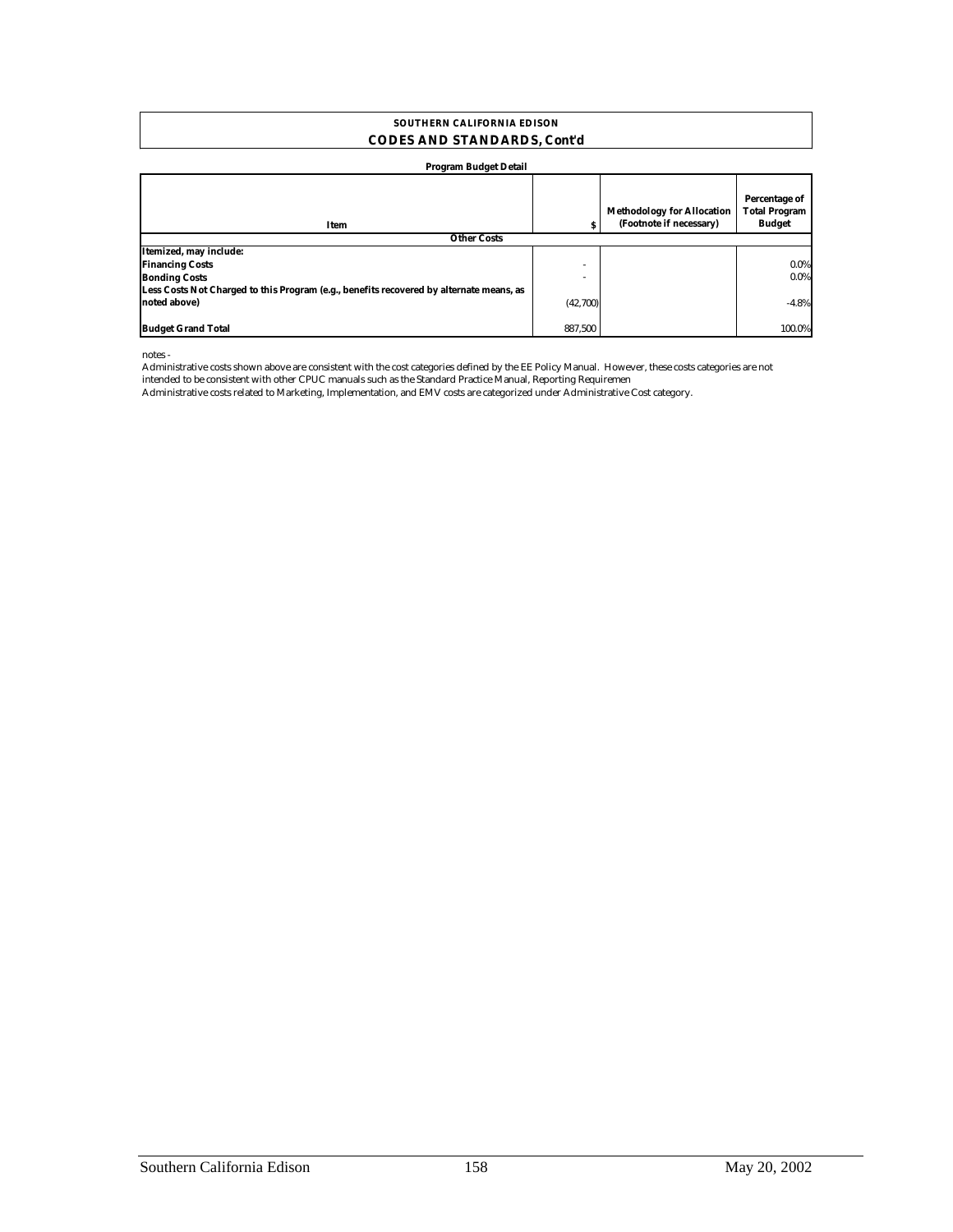**SOUTHERN CALIFORNIA EDISON**

**CODES AND STANDARDS, Cont'd**

**Program Budget Detail**

| Item | $ | Methodology for Allocation (Footnote if necessary) | Percentage of Total Program Budget |
|---|---|---|---|
| **Other Costs** | | | |
| **Itemized, may include:** | | | |
| **Financing Costs** | - | | 0.0% |
| **Bonding Costs** | - | | 0.0% |
| **Less Costs Not Charged to this Program (e.g., benefits recovered by alternate means, as noted above)** | (42,700) | | -4.8% |
| **Budget Grand Total** | 887,500 | | 100.0% |

notes -

Administrative costs shown above are consistent with the cost categories defined by the EE Policy Manual. However, these costs categories are not intended to be consistent with other CPUC manuals such as the Standard Practice Manual, Reporting Requiremen

Administrative costs related to Marketing, Implementation, and EMV costs are categorized under Administrative Cost category.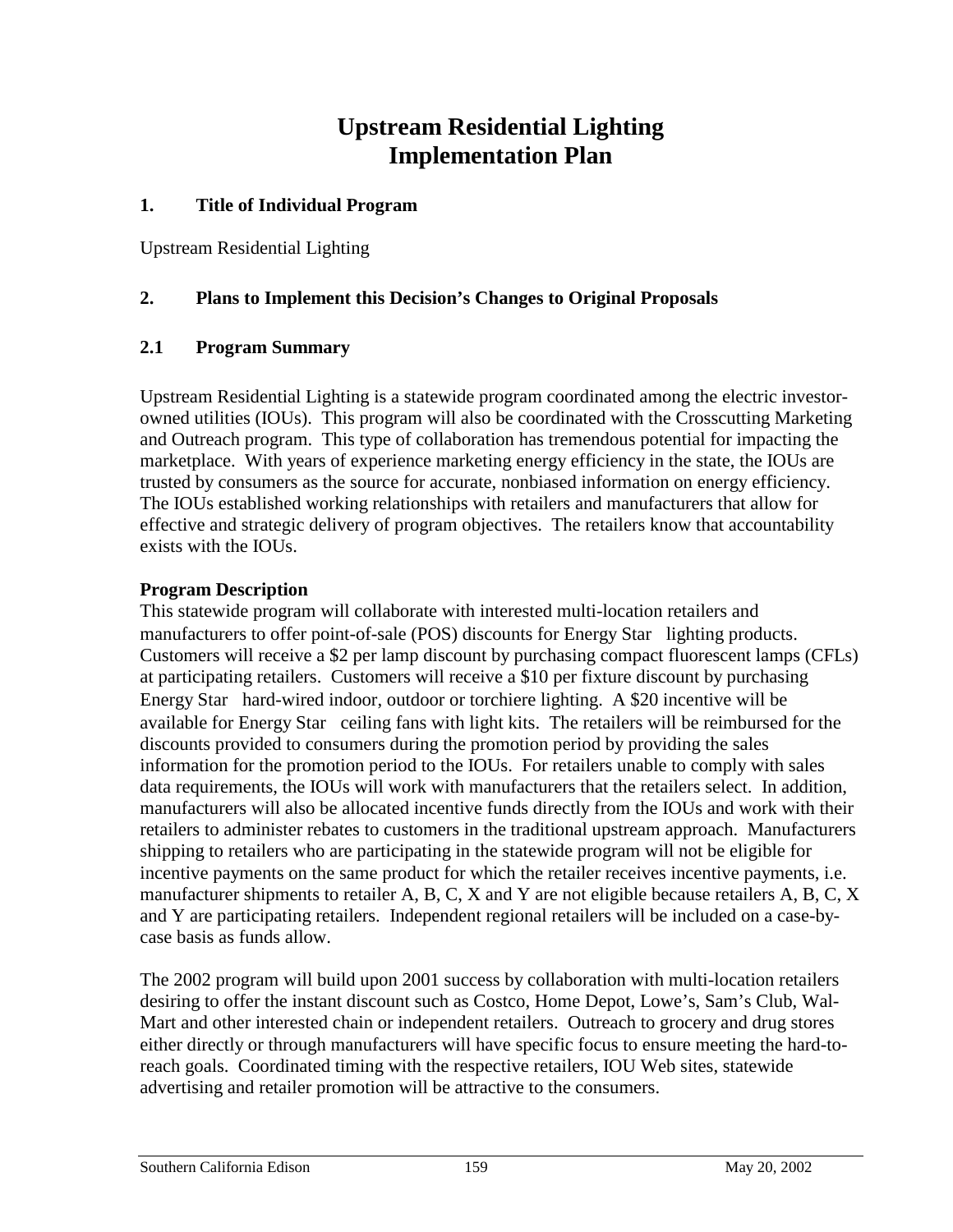# Upstream Residential Lighting Implementation Plan

## 1. Title of Individual Program

Upstream Residential Lighting

## 2. Plans to Implement this Decision's Changes to Original Proposals

### 2.1 Program Summary

Upstream Residential Lighting is a statewide program coordinated among the electric investor-owned utilities (IOUs). This program will also be coordinated with the Crosscutting Marketing and Outreach program. This type of collaboration has tremendous potential for impacting the marketplace. With years of experience marketing energy efficiency in the state, the IOUs are trusted by consumers as the source for accurate, nonbiased information on energy efficiency. The IOUs established working relationships with retailers and manufacturers that allow for effective and strategic delivery of program objectives. The retailers know that accountability exists with the IOUs.

**Program Description**

This statewide program will collaborate with interested multi-location retailers and manufacturers to offer point-of-sale (POS) discounts for Energy Star lighting products. Customers will receive a $2 per lamp discount by purchasing compact fluorescent lamps (CFLs) at participating retailers. Customers will receive a $10 per fixture discount by purchasing Energy Star hard-wired indoor, outdoor or torchiere lighting. A $20 incentive will be available for Energy Star ceiling fans with light kits. The retailers will be reimbursed for the discounts provided to consumers during the promotion period by providing the sales information for the promotion period to the IOUs. For retailers unable to comply with sales data requirements, the IOUs will work with manufacturers that the retailers select. In addition, manufacturers will also be allocated incentive funds directly from the IOUs and work with their retailers to administer rebates to customers in the traditional upstream approach. Manufacturers shipping to retailers who are participating in the statewide program will not be eligible for incentive payments on the same product for which the retailer receives incentive payments, i.e. manufacturer shipments to retailer A, B, C, X and Y are not eligible because retailers A, B, C, X and Y are participating retailers. Independent regional retailers will be included on a case-by-case basis as funds allow.

The 2002 program will build upon 2001 success by collaboration with multi-location retailers desiring to offer the instant discount such as Costco, Home Depot, Lowe's, Sam's Club, Wal-Mart and other interested chain or independent retailers. Outreach to grocery and drug stores either directly or through manufacturers will have specific focus to ensure meeting the hard-to-reach goals. Coordinated timing with the respective retailers, IOU Web sites, statewide advertising and retailer promotion will be attractive to the consumers.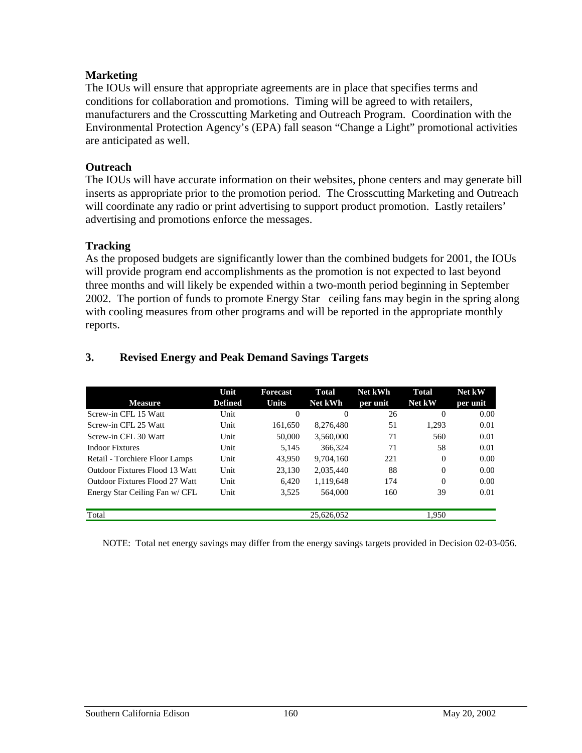### Marketing

The IOUs will ensure that appropriate agreements are in place that specifies terms and conditions for collaboration and promotions. Timing will be agreed to with retailers, manufacturers and the Crosscutting Marketing and Outreach Program. Coordination with the Environmental Protection Agency's (EPA) fall season "Change a Light" promotional activities are anticipated as well.

### Outreach

The IOUs will have accurate information on their websites, phone centers and may generate bill inserts as appropriate prior to the promotion period. The Crosscutting Marketing and Outreach will coordinate any radio or print advertising to support product promotion. Lastly retailers' advertising and promotions enforce the messages.

### Tracking

As the proposed budgets are significantly lower than the combined budgets for 2001, the IOUs will provide program end accomplishments as the promotion is not expected to last beyond three months and will likely be expended within a two-month period beginning in September 2002. The portion of funds to promote Energy Star ceiling fans may begin in the spring along with cooling measures from other programs and will be reported in the appropriate monthly reports.

## 3. Revised Energy and Peak Demand Savings Targets

| Measure | Unit Defined | Forecast Units | Total Net kWh | Net kWh per unit | Total Net kW | Net kW per unit |
|---|---|---|---|---|---|---|
| Screw-in CFL 15 Watt | Unit | 0 | 0 | 26 | 0 | 0.00 |
| Screw-in CFL 25 Watt | Unit | 161,650 | 8,276,480 | 51 | 1,293 | 0.01 |
| Screw-in CFL 30 Watt | Unit | 50,000 | 3,560,000 | 71 | 560 | 0.01 |
| Indoor Fixtures | Unit | 5,145 | 366,324 | 71 | 58 | 0.01 |
| Retail - Torchiere Floor Lamps | Unit | 43,950 | 9,704,160 | 221 | 0 | 0.00 |
| Outdoor Fixtures Flood 13 Watt | Unit | 23,130 | 2,035,440 | 88 | 0 | 0.00 |
| Outdoor Fixtures Flood 27 Watt | Unit | 6,420 | 1,119,648 | 174 | 0 | 0.00 |
| Energy Star Ceiling Fan w/ CFL | Unit | 3,525 | 564,000 | 160 | 39 | 0.01 |
| Total | | | 25,626,052 | | 1,950 | |

NOTE: Total net energy savings may differ from the energy savings targets provided in Decision 02-03-056.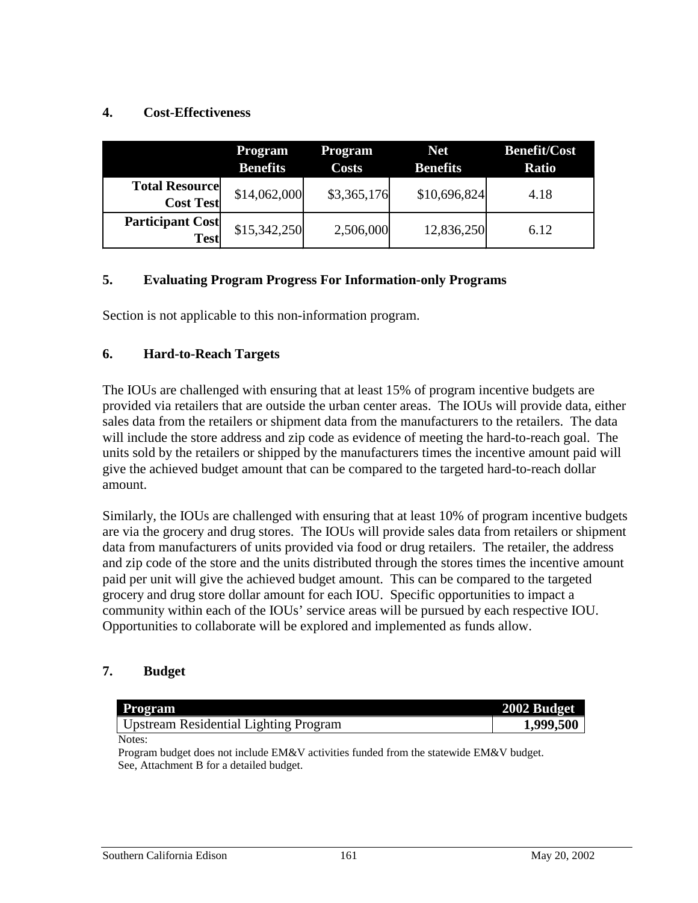## 4. Cost-Effectiveness

| | Program Benefits | Program Costs | Net Benefits | Benefit/Cost Ratio |
|---|---|---|---|---|
| **Total Resource Cost Test** | $14,062,000 | $3,365,176 | $10,696,824 | 4.18 |
| **Participant Cost Test** | $15,342,250 | 2,506,000 | 12,836,250 | 6.12 |

## 5. Evaluating Program Progress For Information-only Programs

Section is not applicable to this non-information program.

## 6. Hard-to-Reach Targets

The IOUs are challenged with ensuring that at least 15% of program incentive budgets are provided via retailers that are outside the urban center areas. The IOUs will provide data, either sales data from the retailers or shipment data from the manufacturers to the retailers. The data will include the store address and zip code as evidence of meeting the hard-to-reach goal. The units sold by the retailers or shipped by the manufacturers times the incentive amount paid will give the achieved budget amount that can be compared to the targeted hard-to-reach dollar amount.

Similarly, the IOUs are challenged with ensuring that at least 10% of program incentive budgets are via the grocery and drug stores. The IOUs will provide sales data from retailers or shipment data from manufacturers of units provided via food or drug retailers. The retailer, the address and zip code of the store and the units distributed through the stores times the incentive amount paid per unit will give the achieved budget amount. This can be compared to the targeted grocery and drug store dollar amount for each IOU. Specific opportunities to impact a community within each of the IOUs' service areas will be pursued by each respective IOU. Opportunities to collaborate will be explored and implemented as funds allow.

## 7. Budget

| Program | 2002 Budget |
|---|---|
| Upstream Residential Lighting Program | **1,999,500** |

Notes:

Program budget does not include EM&V activities funded from the statewide EM&V budget.
See, Attachment B for a detailed budget.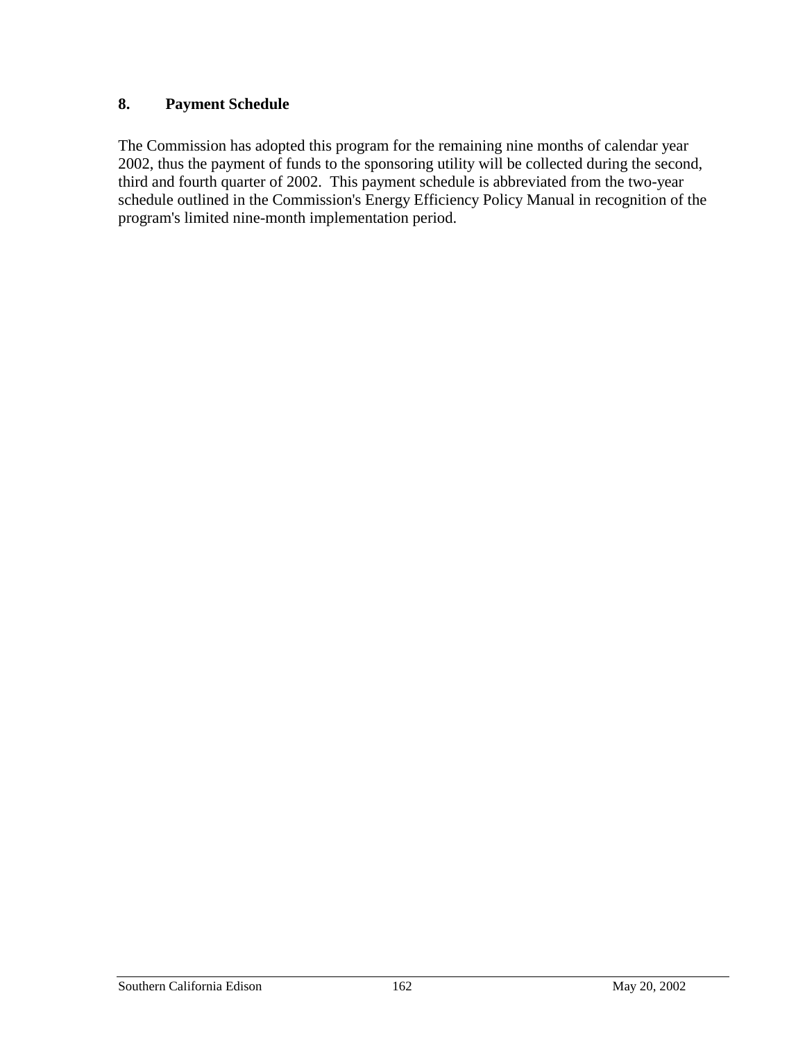## 8. Payment Schedule

The Commission has adopted this program for the remaining nine months of calendar year 2002, thus the payment of funds to the sponsoring utility will be collected during the second, third and fourth quarter of 2002. This payment schedule is abbreviated from the two-year schedule outlined in the Commission's Energy Efficiency Policy Manual in recognition of the program's limited nine-month implementation period.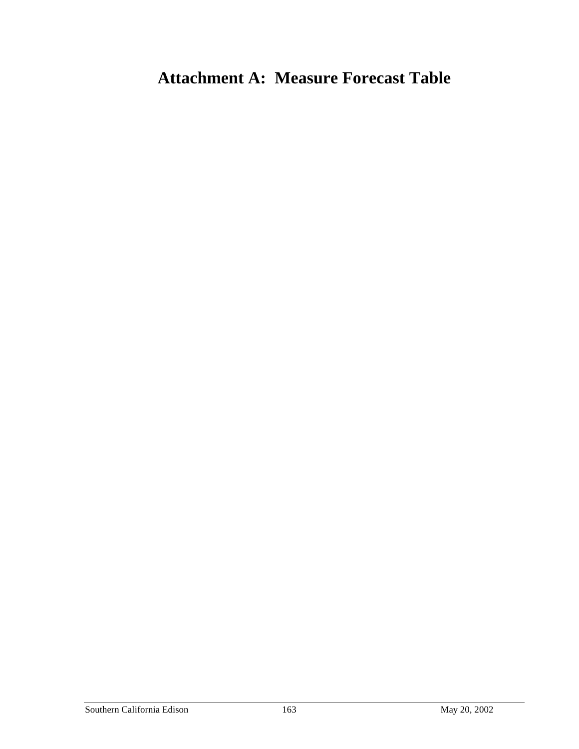# Attachment A: Measure Forecast Table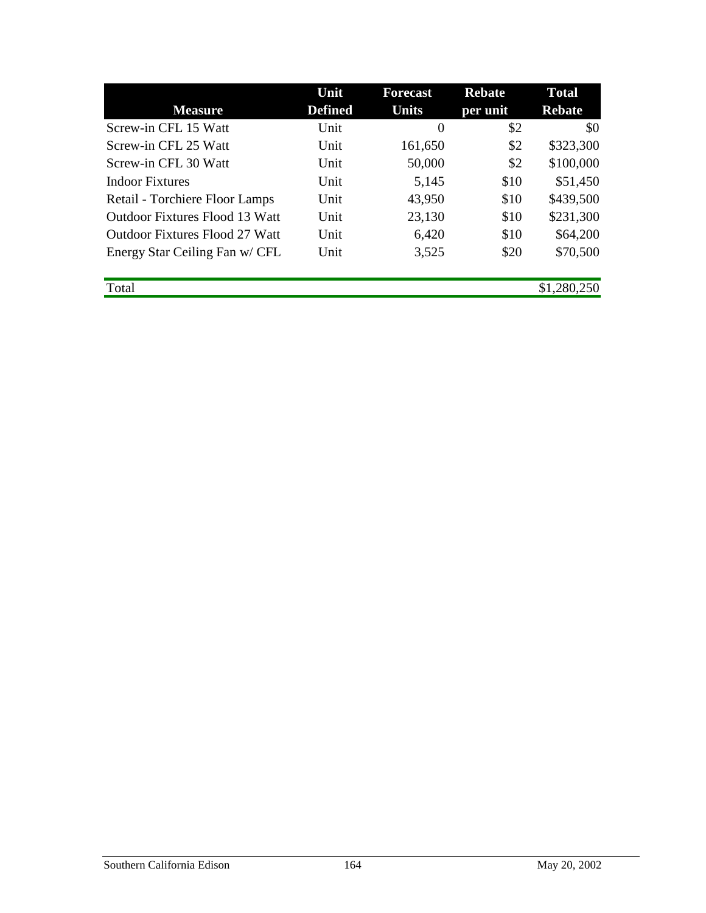| Measure | Unit Defined | Forecast Units | Rebate per unit | Total Rebate |
|---|---|---|---|---|
| Screw-in CFL 15 Watt | Unit | 0 | \$2 | \$0 |
| Screw-in CFL 25 Watt | Unit | 161,650 | \$2 | \$323,300 |
| Screw-in CFL 30 Watt | Unit | 50,000 | \$2 | \$100,000 |
| Indoor Fixtures | Unit | 5,145 | \$10 | \$51,450 |
| Retail - Torchiere Floor Lamps | Unit | 43,950 | \$10 | \$439,500 |
| Outdoor Fixtures Flood 13 Watt | Unit | 23,130 | \$10 | \$231,300 |
| Outdoor Fixtures Flood 27 Watt | Unit | 6,420 | \$10 | \$64,200 |
| Energy Star Ceiling Fan w/ CFL | Unit | 3,525 | \$20 | \$70,500 |
| Total | | | | \$1,280,250 |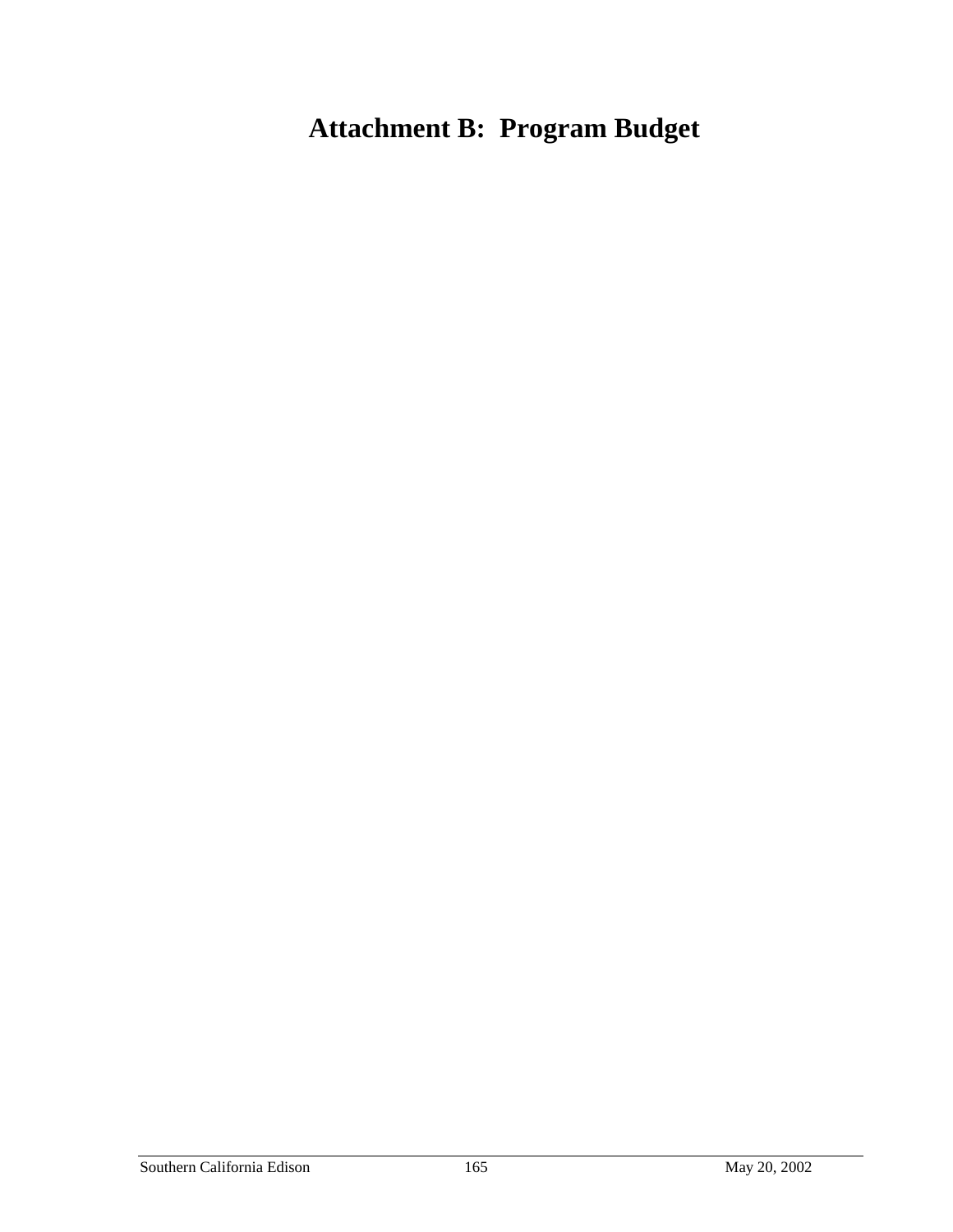# Attachment B: Program Budget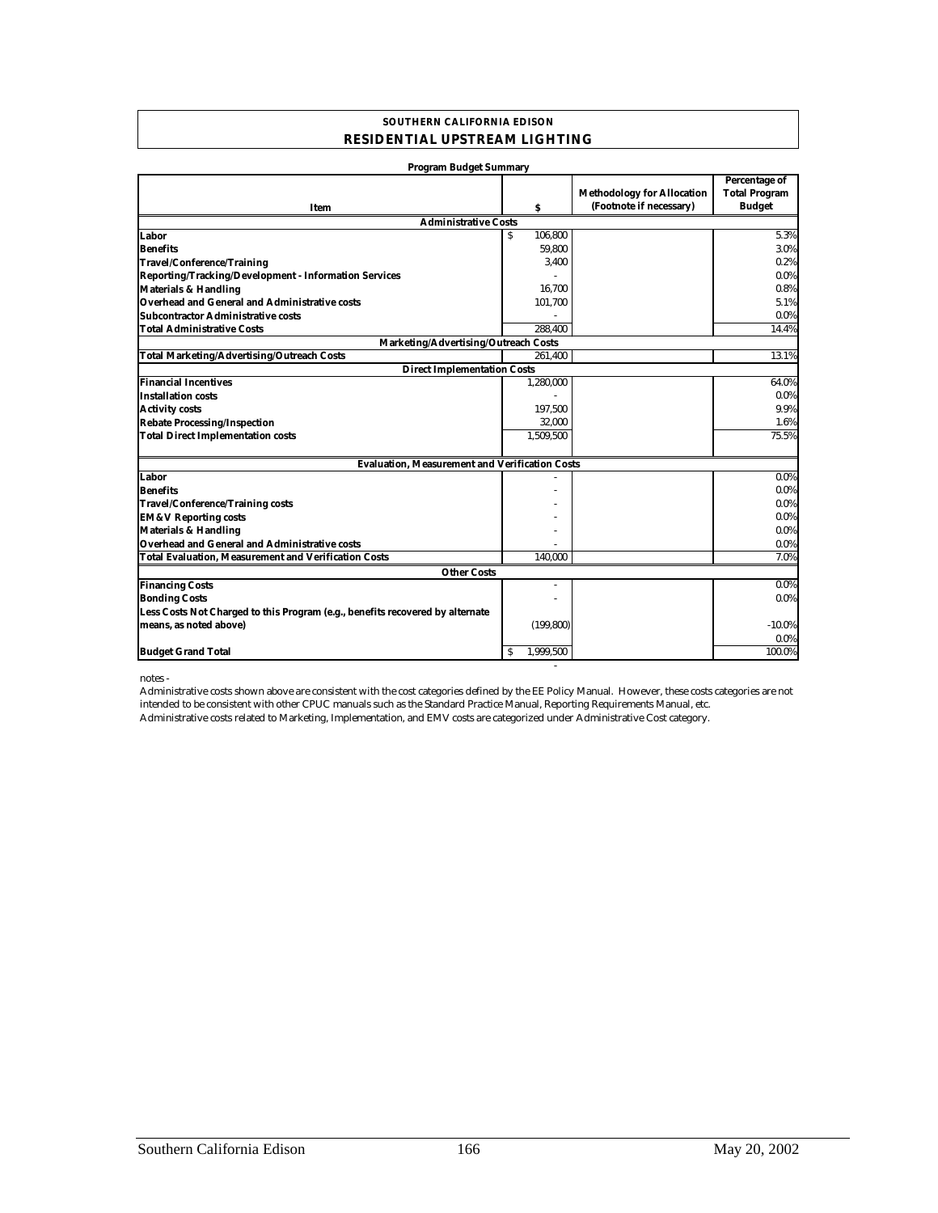**SOUTHERN CALIFORNIA EDISON**

## RESIDENTIAL UPSTREAM LIGHTING

**Program Budget Summary**

| Item | $ | Methodology for Allocation (Footnote if necessary) | Percentage of Total Program Budget |
|---|---|---|---|
| **Administrative Costs** | | | |
| **Labor** | $ 106,800 | | 5.3% |
| **Benefits** | 59,800 | | 3.0% |
| **Travel/Conference/Training** | 3,400 | | 0.2% |
| **Reporting/Tracking/Development - Information Services** | - | | 0.0% |
| **Materials & Handling** | 16,700 | | 0.8% |
| **Overhead and General and Administrative costs** | 101,700 | | 5.1% |
| **Subcontractor Administrative costs** | - | | 0.0% |
| **Total Administrative Costs** | 288,400 | | 14.4% |
| **Marketing/Advertising/Outreach Costs** | | | |
| **Total Marketing/Advertising/Outreach Costs** | 261,400 | | 13.1% |
| **Direct Implementation Costs** | | | |
| **Financial Incentives** | 1,280,000 | | 64.0% |
| **Installation costs** | - | | 0.0% |
| **Activity costs** | 197,500 | | 9.9% |
| **Rebate Processing/Inspection** | 32,000 | | 1.6% |
| **Total Direct Implementation costs** | 1,509,500 | | 75.5% |
| **Evaluation, Measurement and Verification Costs** | | | |
| **Labor** | - | | 0.0% |
| **Benefits** | - | | 0.0% |
| **Travel/Conference/Training costs** | - | | 0.0% |
| **EM&V Reporting costs** | - | | 0.0% |
| **Materials & Handling** | - | | 0.0% |
| **Overhead and General and Administrative costs** | - | | 0.0% |
| **Total Evaluation, Measurement and Verification Costs** | 140,000 | | 7.0% |
| **Other Costs** | | | |
| **Financing Costs** | - | | 0.0% |
| **Bonding Costs** | - | | 0.0% |
| **Less Costs Not Charged to this Program (e.g., benefits recovered by alternate means, as noted above)** | (199,800) | | -10.0% |
| | | | 0.0% |
| **Budget Grand Total** | $ 1,999,500 | | 100.0% |

notes -

Administrative costs shown above are consistent with the cost categories defined by the EE Policy Manual. However, these costs categories are not intended to be consistent with other CPUC manuals such as the Standard Practice Manual, Reporting Requirements Manual, etc.

Administrative costs related to Marketing, Implementation, and EMV costs are categorized under Administrative Cost category.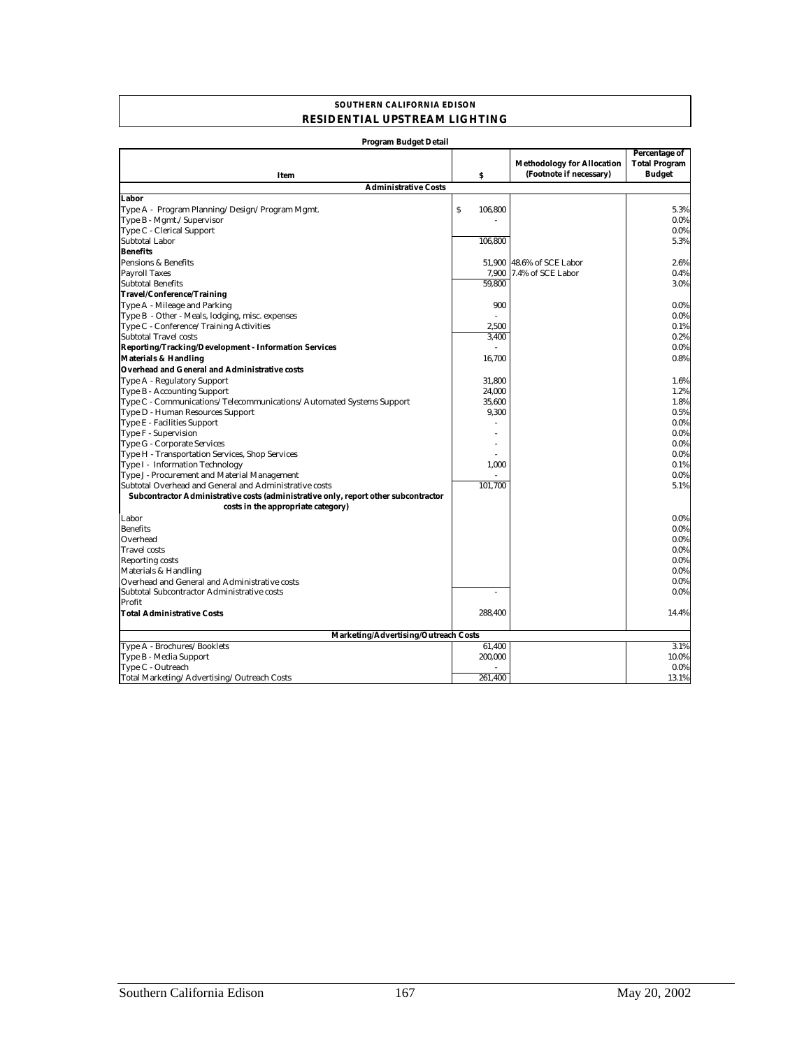**SOUTHERN CALIFORNIA EDISON**

**RESIDENTIAL UPSTREAM LIGHTING**

**Program Budget Detail**

| Item | $ | Methodology for Allocation (Footnote if necessary) | Percentage of Total Program Budget |
|---|---|---|---|
| **Administrative Costs** | | | |
| **Labor** | | | |
| Type A - Program Planning/Design/Program Mgmt. | $ 106,800 | | 5.3% |
| Type B - Mgmt./Supervisor | - | | 0.0% |
| Type C - Clerical Support | | | 0.0% |
| Subtotal Labor | 106,800 | | 5.3% |
| **Benefits** | | | |
| Pensions & Benefits | 51,900 | 48.6% of SCE Labor | 2.6% |
| Payroll Taxes | 7,900 | 7.4% of SCE Labor | 0.4% |
| Subtotal Benefits | 59,800 | | 3.0% |
| **Travel/Conference/Training** | | | |
| Type A - Mileage and Parking | 900 | | 0.0% |
| Type B - Other - Meals, lodging, misc. expenses | - | | 0.0% |
| Type C - Conference/Training Activities | 2,500 | | 0.1% |
| Subtotal Travel costs | 3,400 | | 0.2% |
| **Reporting/Tracking/Development - Information Services** | - | | 0.0% |
| **Materials & Handling** | 16,700 | | 0.8% |
| **Overhead and General and Administrative costs** | | | |
| Type A - Regulatory Support | 31,800 | | 1.6% |
| Type B - Accounting Support | 24,000 | | 1.2% |
| Type C - Communications/Telecommunications/Automated Systems Support | 35,600 | | 1.8% |
| Type D - Human Resources Support | 9,300 | | 0.5% |
| Type E - Facilities Support | - | | 0.0% |
| Type F - Supervision | - | | 0.0% |
| Type G - Corporate Services | - | | 0.0% |
| Type H - Transportation Services, Shop Services | - | | 0.0% |
| Type I - Information Technology | 1,000 | | 0.1% |
| Type J - Procurement and Material Management | - | | 0.0% |
| Subtotal Overhead and General and Administrative costs | 101,700 | | 5.1% |
| **Subcontractor Administrative costs (administrative only, report other subcontractor costs in the appropriate category)** | | | |
| Labor | | | 0.0% |
| Benefits | | | 0.0% |
| Overhead | | | 0.0% |
| Travel costs | | | 0.0% |
| Reporting costs | | | 0.0% |
| Materials & Handling | | | 0.0% |
| Overhead and General and Administrative costs | | | 0.0% |
| Subtotal Subcontractor Administrative costs | - | | 0.0% |
| Profit | | | |
| **Total Administrative Costs** | 288,400 | | 14.4% |
| **Marketing/Advertising/Outreach Costs** | | | |
| Type A - Brochures/Booklets | 61,400 | | 3.1% |
| Type B - Media Support | 200,000 | | 10.0% |
| Type C - Outreach | - | | 0.0% |
| Total Marketing/Advertising/Outreach Costs | 261,400 | | 13.1% |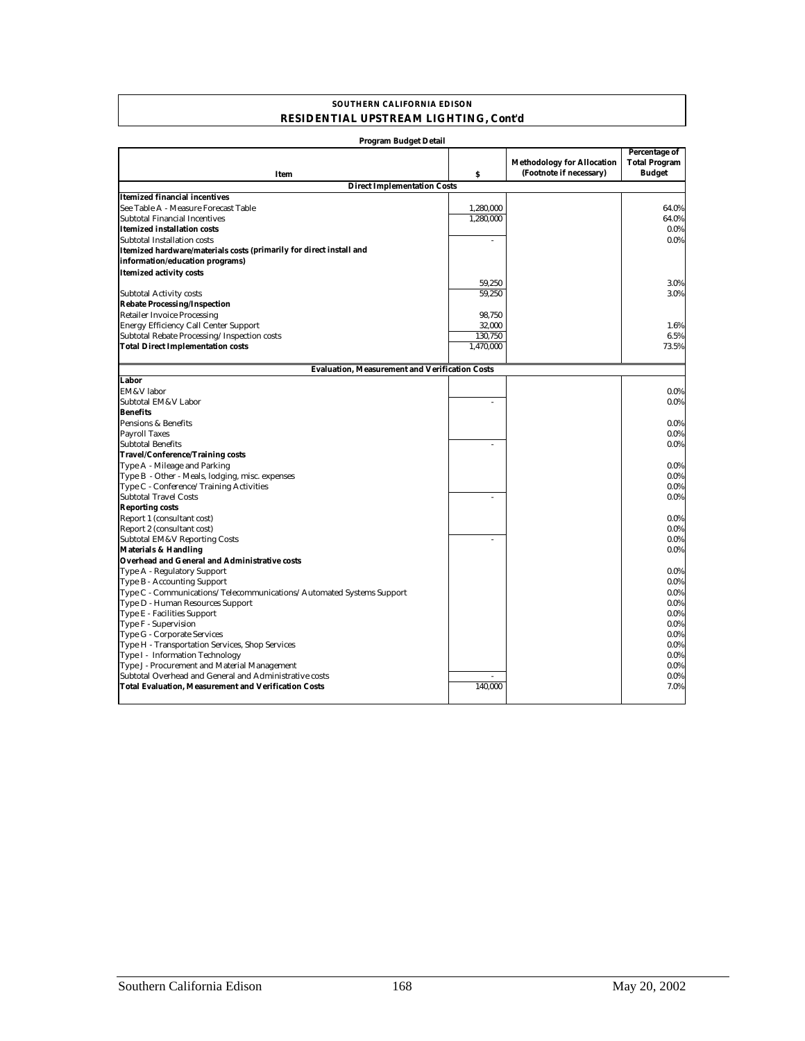**SOUTHERN CALIFORNIA EDISON**

**RESIDENTIAL UPSTREAM LIGHTING, Cont'd**

**Program Budget Detail**

| Item | $ | Methodology for Allocation (Footnote if necessary) | Percentage of Total Program Budget |
|---|---|---|---|
| **Direct Implementation Costs** | | | |
| **Itemized financial incentives** | | | |
| See Table A - Measure Forecast Table | 1,280,000 | | 64.0% |
| Subtotal Financial Incentives | 1,280,000 | | 64.0% |
| **Itemized installation costs** | | | 0.0% |
| Subtotal Installation costs | - | | 0.0% |
| **Itemized hardware/materials costs (primarily for direct install and information/education programs)** | | | |
| **Itemized activity costs** | | | |
| | 59,250 | | 3.0% |
| Subtotal Activity costs | 59,250 | | 3.0% |
| **Rebate Processing/Inspection** | | | |
| Retailer Invoice Processing | 98,750 | | |
| Energy Efficiency Call Center Support | 32,000 | | 1.6% |
| Subtotal Rebate Processing/Inspection costs | 130,750 | | 6.5% |
| **Total Direct Implementation costs** | 1,470,000 | | 73.5% |
| **Evaluation, Measurement and Verification Costs** | | | |
| **Labor** | | | |
| EM&V labor | | | 0.0% |
| Subtotal EM&V Labor | - | | 0.0% |
| **Benefits** | | | |
| Pensions & Benefits | | | 0.0% |
| Payroll Taxes | | | 0.0% |
| Subtotal Benefits | - | | 0.0% |
| **Travel/Conference/Training costs** | | | |
| Type A - Mileage and Parking | | | 0.0% |
| Type B - Other - Meals, lodging, misc. expenses | | | 0.0% |
| Type C - Conference/Training Activities | | | 0.0% |
| Subtotal Travel Costs | - | | 0.0% |
| **Reporting costs** | | | |
| Report 1 (consultant cost) | | | 0.0% |
| Report 2 (consultant cost) | | | 0.0% |
| Subtotal EM&V Reporting Costs | - | | 0.0% |
| **Materials & Handling** | | | 0.0% |
| **Overhead and General and Administrative costs** | | | |
| Type A - Regulatory Support | | | 0.0% |
| Type B - Accounting Support | | | 0.0% |
| Type C - Communications/Telecommunications/Automated Systems Support | | | 0.0% |
| Type D - Human Resources Support | | | 0.0% |
| Type E - Facilities Support | | | 0.0% |
| Type F - Supervision | | | 0.0% |
| Type G - Corporate Services | | | 0.0% |
| Type H - Transportation Services, Shop Services | | | 0.0% |
| Type I - Information Technology | | | 0.0% |
| Type J - Procurement and Material Management | | | 0.0% |
| Subtotal Overhead and General and Administrative costs | - | | 0.0% |
| **Total Evaluation, Measurement and Verification Costs** | 140,000 | | 7.0% |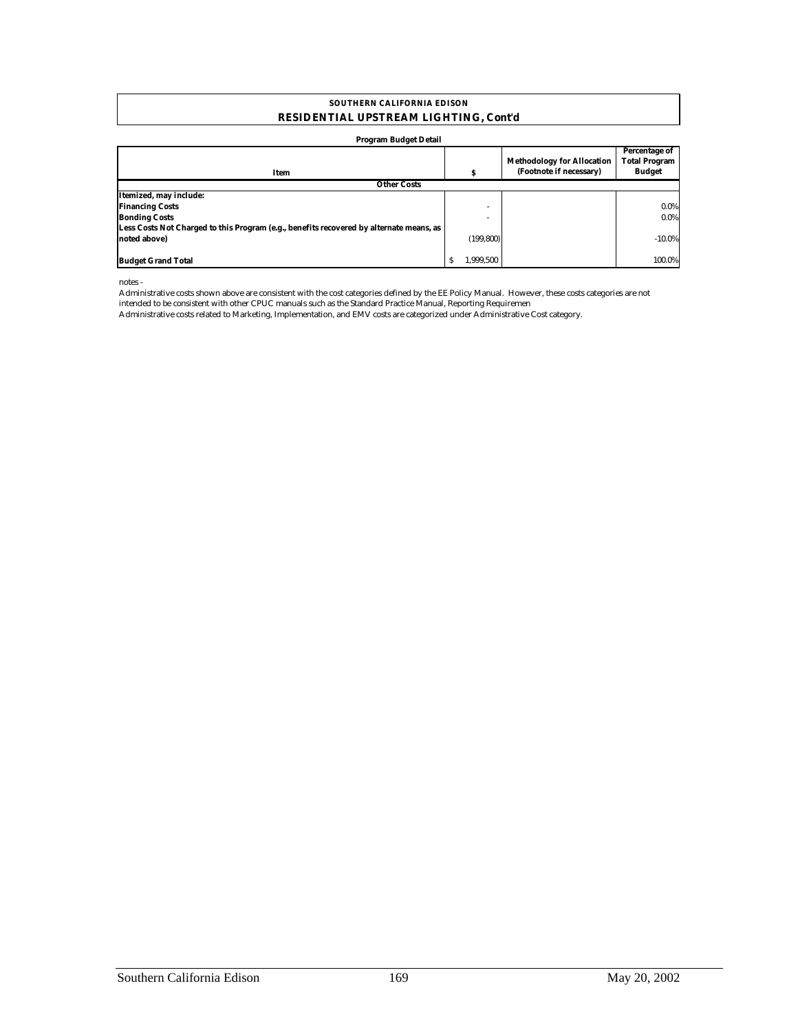**SOUTHERN CALIFORNIA EDISON**

**RESIDENTIAL UPSTREAM LIGHTING, Cont'd**

**Program Budget Detail**

| Item | $ | Methodology for Allocation (Footnote if necessary) | Percentage of Total Program Budget |
|---|---|---|---|
| **Other Costs** | | | |
| **Itemized, may include:** | | | |
| **Financing Costs** | - | | 0.0% |
| **Bonding Costs** | - | | 0.0% |
| **Less Costs Not Charged to this Program (e.g., benefits recovered by alternate means, as noted above)** | (199,800) | | -10.0% |
| **Budget Grand Total** | $ 1,999,500 | | 100.0% |

notes -

Administrative costs shown above are consistent with the cost categories defined by the EE Policy Manual. However, these costs categories are not intended to be consistent with other CPUC manuals such as the Standard Practice Manual, Reporting Requiremen

Administrative costs related to Marketing, Implementation, and EMV costs are categorized under Administrative Cost category.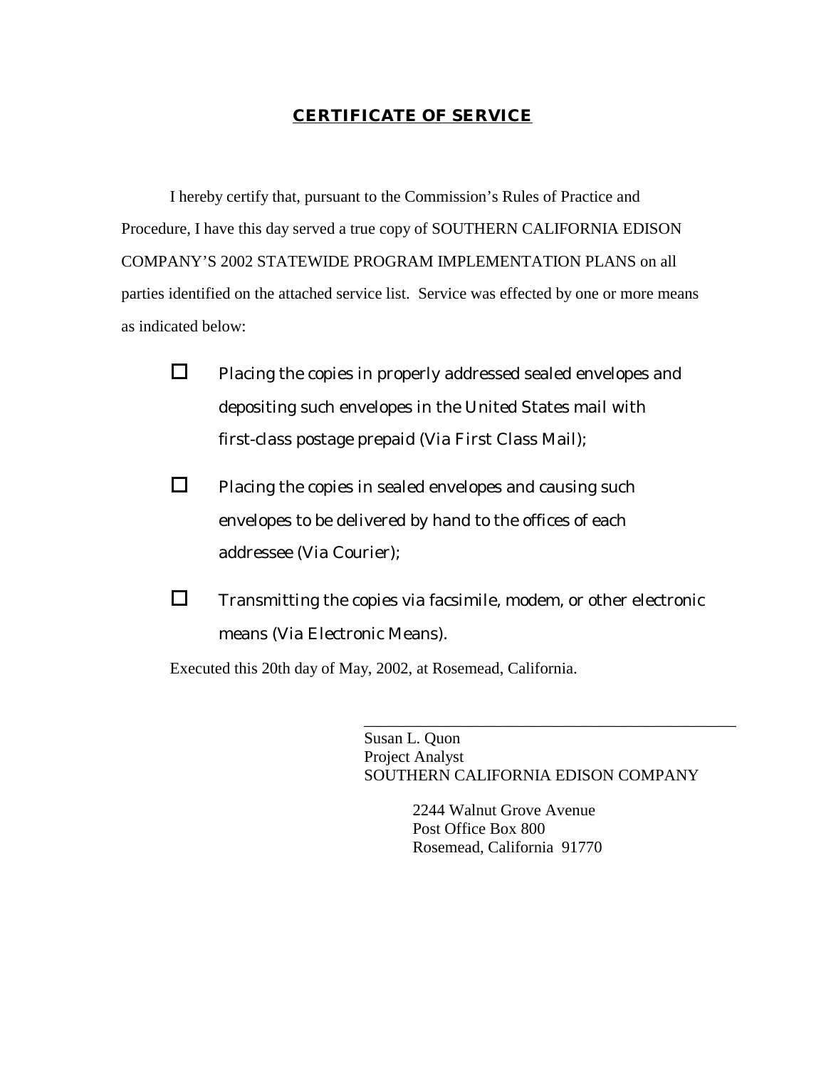# **CERTIFICATE OF SERVICE**

I hereby certify that, pursuant to the Commission's Rules of Practice and Procedure, I have this day served a true copy of SOUTHERN CALIFORNIA EDISON COMPANY'S 2002 STATEWIDE PROGRAM IMPLEMENTATION PLANS on all parties identified on the attached service list. Service was effected by one or more means as indicated below:

- ☐ Placing the copies in properly addressed sealed envelopes and depositing such envelopes in the United States mail with first-class postage prepaid (Via First Class Mail);
- ☐ Placing the copies in sealed envelopes and causing such envelopes to be delivered by hand to the offices of each addressee (Via Courier);
- ☐ Transmitting the copies via facsimile, modem, or other electronic means (Via Electronic Means).

Executed this 20th day of May, 2002, at Rosemead, California.

\_\_\_\_\_\_\_\_\_\_\_\_\_\_\_\_\_\_\_\_\_\_\_\_\_\_\_\_\_\_\_\_\_\_\_\_\_\_\_\_\_\_\_\_

Susan L. Quon  
Project Analyst  
SOUTHERN CALIFORNIA EDISON COMPANY

2244 Walnut Grove Avenue  
Post Office Box 800  
Rosemead, California 91770